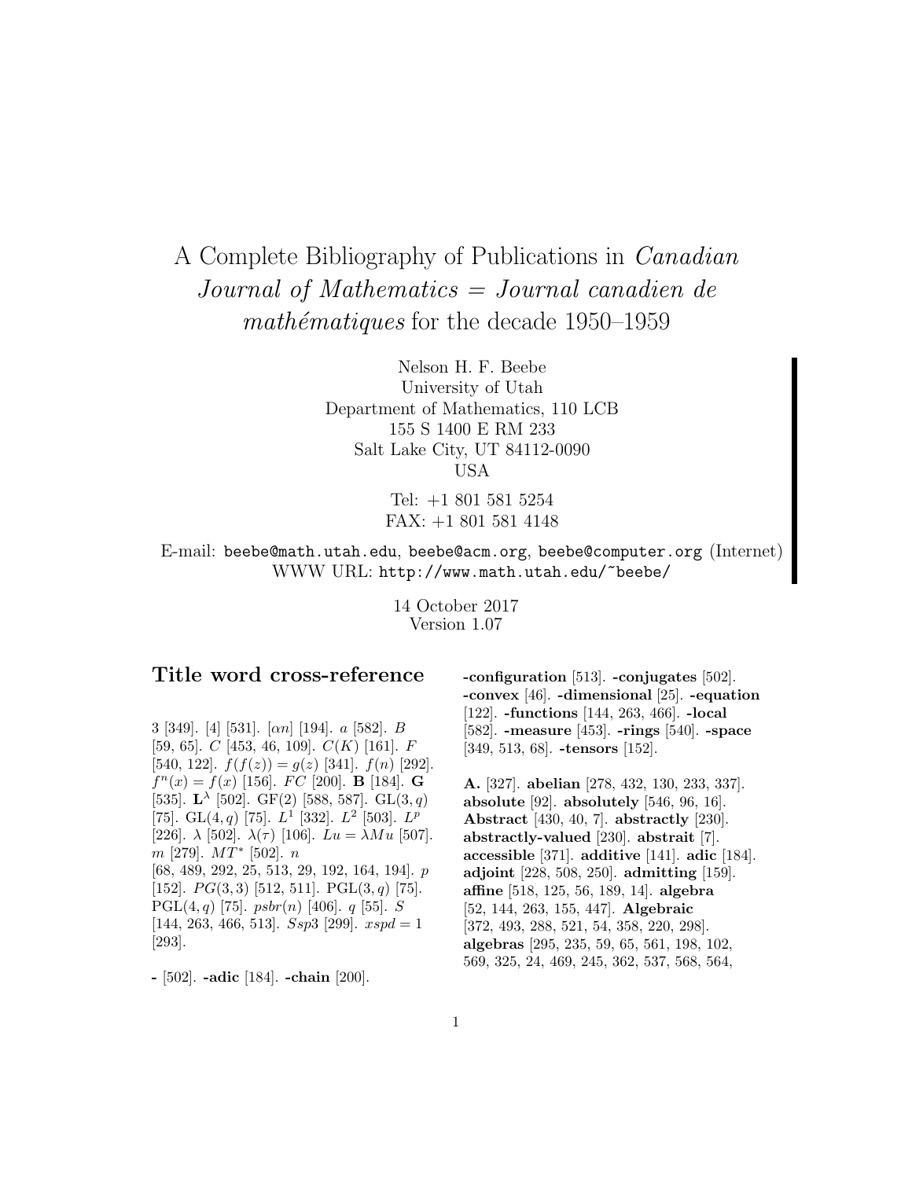# A Complete Bibliography of Publications in *Canadian Journal of Mathematics = Journal canadien de mathématiques* for the decade 1950–1959

Nelson H. F. Beebe
University of Utah
Department of Mathematics, 110 LCB
155 S 1400 E RM 233
Salt Lake City, UT 84112-0090
USA

Tel: +1 801 581 5254
FAX: +1 801 581 4148

E-mail: `beebe@math.utah.edu`, `beebe@acm.org`, `beebe@computer.org` (Internet)
WWW URL: `http://www.math.utah.edu/~beebe/`

14 October 2017
Version 1.07

## Title word cross-reference

3 [349]. [4] [531]. $[\alpha n]$ [194]. $a$ [582]. $B$ [59, 65]. $C$ [453, 46, 109]. $C(K)$ [161]. $F$ [540, 122]. $f(f(z)) = g(z)$ [341]. $f(n)$ [292]. $f^n(x) = f(x)$ [156]. $FC$ [200]. $\mathbf{B}$ [184]. $\mathbf{G}$ [535]. $\mathbf{L}^\lambda$ [502]. GF(2) [588, 587]. $\mathrm{GL}(3, q)$ [75]. $\mathrm{GL}(4, q)$ [75]. $L^1$ [332]. $L^2$ [503]. $L^p$ [226]. $\lambda$ [502]. $\lambda(\tau)$ [106]. $Lu = \lambda Mu$ [507]. $m$ [279]. $MT^*$ [502]. $n$ [68, 489, 292, 25, 513, 29, 192, 164, 194]. $p$ [152]. $PG(3, 3)$ [512, 511]. $\mathrm{PGL}(3, q)$ [75]. $\mathrm{PGL}(4, q)$ [75]. $psbr(n)$ [406]. $q$ [55]. $S$ [144, 263, 466, 513]. $Ssp3$ [299]. $xspd = 1$ [293].

**-** [502]. **-adic** [184]. **-chain** [200]. **-configuration** [513]. **-conjugates** [502]. **-convex** [46]. **-dimensional** [25]. **-equation** [122]. **-functions** [144, 263, 466]. **-local** [582]. **-measure** [453]. **-rings** [540]. **-space** [349, 513, 68]. **-tensors** [152].

**A.** [327]. **abelian** [278, 432, 130, 233, 337]. **absolute** [92]. **absolutely** [546, 96, 16]. **Abstract** [430, 40, 7]. **abstractly** [230]. **abstractly-valued** [230]. **abstrait** [7]. **accessible** [371]. **additive** [141]. **adic** [184]. **adjoint** [228, 508, 250]. **admitting** [159]. **affine** [518, 125, 56, 189, 14]. **algebra** [52, 144, 263, 155, 447]. **Algebraic** [372, 493, 288, 521, 54, 358, 220, 298]. **algebras** [295, 235, 59, 65, 561, 198, 102, 569, 325, 24, 469, 245, 362, 537, 568, 564,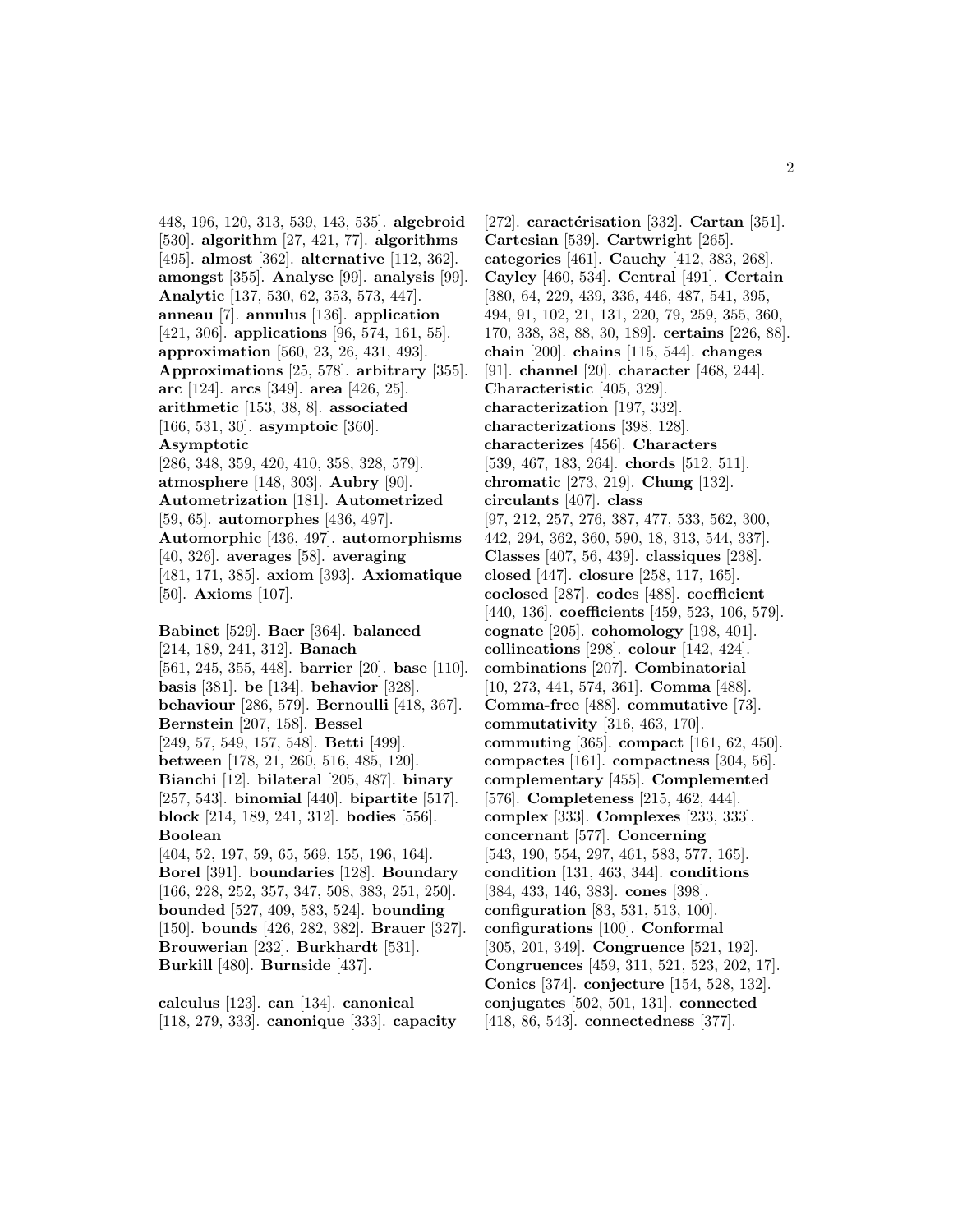448, 196, 120, 313, 539, 143, 535]. **algebroid** [530]. **algorithm** [27, 421, 77]. **algorithms** [495]. **almost** [362]. **alternative** [112, 362]. **amongst** [355]. **Analyse** [99]. **analysis** [99]. **Analytic** [137, 530, 62, 353, 573, 447]. **anneau** [7]. **annulus** [136]. **application** [421, 306]. **applications** [96, 574, 161, 55]. **approximation** [560, 23, 26, 431, 493]. **Approximations** [25, 578]. **arbitrary** [355]. **arc** [124]. **arcs** [349]. **area** [426, 25]. **arithmetic** [153, 38, 8]. **associated** [166, 531, 30]. **asymptoic** [360]. **Asymptotic** [286, 348, 359, 420, 410, 358, 328, 579]. **atmosphere** [148, 303]. **Aubry** [90]. **Autometrization** [181]. **Autometrized** [59, 65]. **automorphes** [436, 497]. **Automorphic** [436, 497]. **automorphisms** [40, 326]. **averages** [58]. **averaging** [481, 171, 385]. **axiom** [393]. **Axiomatique** [50]. **Axioms** [107].

**Babinet** [529]. **Baer** [364]. **balanced** [214, 189, 241, 312]. **Banach** [561, 245, 355, 448]. **barrier** [20]. **base** [110]. **basis** [381]. **be** [134]. **behavior** [328]. **behaviour** [286, 579]. **Bernoulli** [418, 367]. **Bernstein** [207, 158]. **Bessel** [249, 57, 549, 157, 548]. **Betti** [499]. **between** [178, 21, 260, 516, 485, 120]. **Bianchi** [12]. **bilateral** [205, 487]. **binary** [257, 543]. **binomial** [440]. **bipartite** [517]. **block** [214, 189, 241, 312]. **bodies** [556]. **Boolean** [404, 52, 197, 59, 65, 569, 155, 196, 164]. **Borel** [391]. **boundaries** [128]. **Boundary** [166, 228, 252, 357, 347, 508, 383, 251, 250]. **bounded** [527, 409, 583, 524]. **bounding** [150]. **bounds** [426, 282, 382]. **Brauer** [327]. **Brouwerian** [232]. **Burkhardt** [531]. **Burkill** [480]. **Burnside** [437].

**calculus** [123]. **can** [134]. **canonical** [118, 279, 333]. **canonique** [333]. **capacity** [272]. **caractérisation** [332]. **Cartan** [351]. **Cartesian** [539]. **Cartwright** [265]. **categories** [461]. **Cauchy** [412, 383, 268]. **Cayley** [460, 534]. **Central** [491]. **Certain** [380, 64, 229, 439, 336, 446, 487, 541, 395, 494, 91, 102, 21, 131, 220, 79, 259, 355, 360, 170, 338, 38, 88, 30, 189]. **certains** [226, 88]. **chain** [200]. **chains** [115, 544]. **changes** [91]. **channel** [20]. **character** [468, 244]. **Characteristic** [405, 329]. **characterization** [197, 332]. **characterizations** [398, 128]. **characterizes** [456]. **Characters** [539, 467, 183, 264]. **chords** [512, 511]. **chromatic** [273, 219]. **Chung** [132]. **circulants** [407]. **class** [97, 212, 257, 276, 387, 477, 533, 562, 300, 442, 294, 362, 360, 590, 18, 313, 544, 337]. **Classes** [407, 56, 439]. **classiques** [238]. **closed** [447]. **closure** [258, 117, 165]. **coclosed** [287]. **codes** [488]. **coefficient** [440, 136]. **coefficients** [459, 523, 106, 579]. **cognate** [205]. **cohomology** [198, 401]. **collineations** [298]. **colour** [142, 424]. **combinations** [207]. **Combinatorial** [10, 273, 441, 574, 361]. **Comma** [488]. **Comma-free** [488]. **commutative** [73]. **commutativity** [316, 463, 170]. **commuting** [365]. **compact** [161, 62, 450]. **compactes** [161]. **compactness** [304, 56]. **complementary** [455]. **Complemented** [576]. **Completeness** [215, 462, 444]. **complex** [333]. **Complexes** [233, 333]. **concernant** [577]. **Concerning** [543, 190, 554, 297, 461, 583, 577, 165]. **condition** [131, 463, 344]. **conditions** [384, 433, 146, 383]. **cones** [398]. **configuration** [83, 531, 513, 100]. **configurations** [100]. **Conformal** [305, 201, 349]. **Congruence** [521, 192]. **Congruences** [459, 311, 521, 523, 202, 17]. **Conics** [374]. **conjecture** [154, 528, 132]. **conjugates** [502, 501, 131]. **connected** [418, 86, 543]. **connectedness** [377].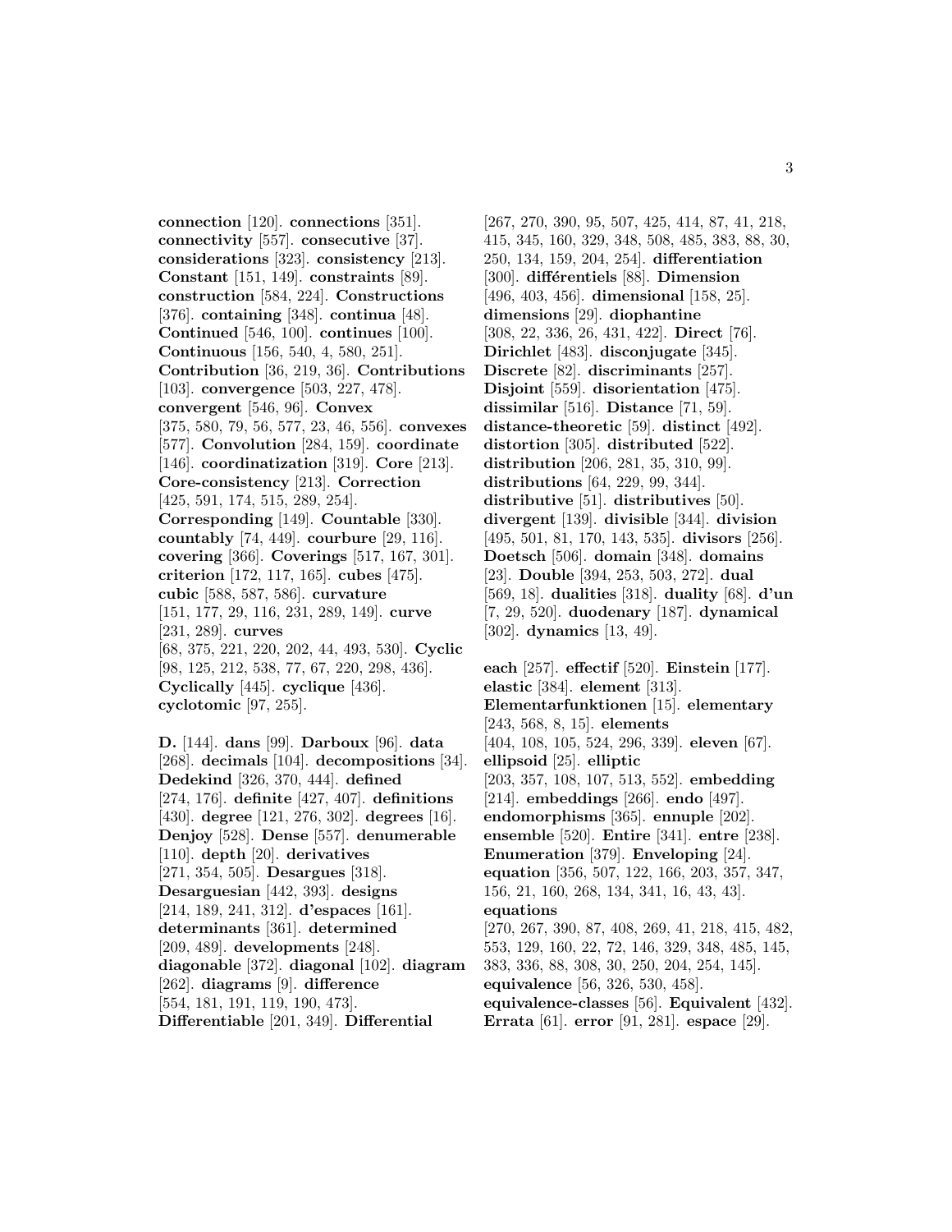**connection** [120]. **connections** [351]. **connectivity** [557]. **consecutive** [37]. **considerations** [323]. **consistency** [213]. **Constant** [151, 149]. **constraints** [89]. **construction** [584, 224]. **Constructions** [376]. **containing** [348]. **continua** [48]. **Continued** [546, 100]. **continues** [100]. **Continuous** [156, 540, 4, 580, 251]. **Contribution** [36, 219, 36]. **Contributions** [103]. **convergence** [503, 227, 478]. **convergent** [546, 96]. **Convex** [375, 580, 79, 56, 577, 23, 46, 556]. **convexes** [577]. **Convolution** [284, 159]. **coordinate** [146]. **coordinatization** [319]. **Core** [213]. **Core-consistency** [213]. **Correction** [425, 591, 174, 515, 289, 254]. **Corresponding** [149]. **Countable** [330]. **countably** [74, 449]. **courbure** [29, 116]. **covering** [366]. **Coverings** [517, 167, 301]. **criterion** [172, 117, 165]. **cubes** [475]. **cubic** [588, 587, 586]. **curvature** [151, 177, 29, 116, 231, 289, 149]. **curve** [231, 289]. **curves** [68, 375, 221, 220, 202, 44, 493, 530]. **Cyclic** [98, 125, 212, 538, 77, 67, 220, 298, 436]. **Cyclically** [445]. **cyclique** [436]. **cyclotomic** [97, 255].

**D.** [144]. **dans** [99]. **Darboux** [96]. **data** [268]. **decimals** [104]. **decompositions** [34]. **Dedekind** [326, 370, 444]. **defined** [274, 176]. **definite** [427, 407]. **definitions** [430]. **degree** [121, 276, 302]. **degrees** [16]. **Denjoy** [528]. **Dense** [557]. **denumerable** [110]. **depth** [20]. **derivatives** [271, 354, 505]. **Desargues** [318]. **Desarguesian** [442, 393]. **designs** [214, 189, 241, 312]. **d'espaces** [161]. **determinants** [361]. **determined** [209, 489]. **developments** [248]. **diagonable** [372]. **diagonal** [102]. **diagram** [262]. **diagrams** [9]. **difference** [554, 181, 191, 119, 190, 473]. **Differentiable** [201, 349]. **Differential** [267, 270, 390, 95, 507, 425, 414, 87, 41, 218, 415, 345, 160, 329, 348, 508, 485, 383, 88, 30, 250, 134, 159, 204, 254]. **differentiation** [300]. **différentiels** [88]. **Dimension** [496, 403, 456]. **dimensional** [158, 25]. **dimensions** [29]. **diophantine** [308, 22, 336, 26, 431, 422]. **Direct** [76]. **Dirichlet** [483]. **disconjugate** [345]. **Discrete** [82]. **discriminants** [257]. **Disjoint** [559]. **disorientation** [475]. **dissimilar** [516]. **Distance** [71, 59]. **distance-theoretic** [59]. **distinct** [492]. **distortion** [305]. **distributed** [522]. **distribution** [206, 281, 35, 310, 99]. **distributions** [64, 229, 99, 344]. **distributive** [51]. **distributives** [50]. **divergent** [139]. **divisible** [344]. **division** [495, 501, 81, 170, 143, 535]. **divisors** [256]. **Doetsch** [506]. **domain** [348]. **domains** [23]. **Double** [394, 253, 503, 272]. **dual** [569, 18]. **dualities** [318]. **duality** [68]. **d'un** [7, 29, 520]. **duodenary** [187]. **dynamical** [302]. **dynamics** [13, 49].

**each** [257]. **effectif** [520]. **Einstein** [177]. **elastic** [384]. **element** [313]. **Elementarfunktionen** [15]. **elementary** [243, 568, 8, 15]. **elements** [404, 108, 105, 524, 296, 339]. **eleven** [67]. **ellipsoid** [25]. **elliptic** [203, 357, 108, 107, 513, 552]. **embedding** [214]. **embeddings** [266]. **endo** [497]. **endomorphisms** [365]. **ennuple** [202]. **ensemble** [520]. **Entire** [341]. **entre** [238]. **Enumeration** [379]. **Enveloping** [24]. **equation** [356, 507, 122, 166, 203, 357, 347, 156, 21, 160, 268, 134, 341, 16, 43, 43]. **equations** [270, 267, 390, 87, 408, 269, 41, 218, 415, 482, 553, 129, 160, 22, 72, 146, 329, 348, 485, 145, 383, 336, 88, 308, 30, 250, 204, 254, 145]. **equivalence** [56, 326, 530, 458]. **equivalence-classes** [56]. **Equivalent** [432]. **Errata** [61]. **error** [91, 281]. **espace** [29].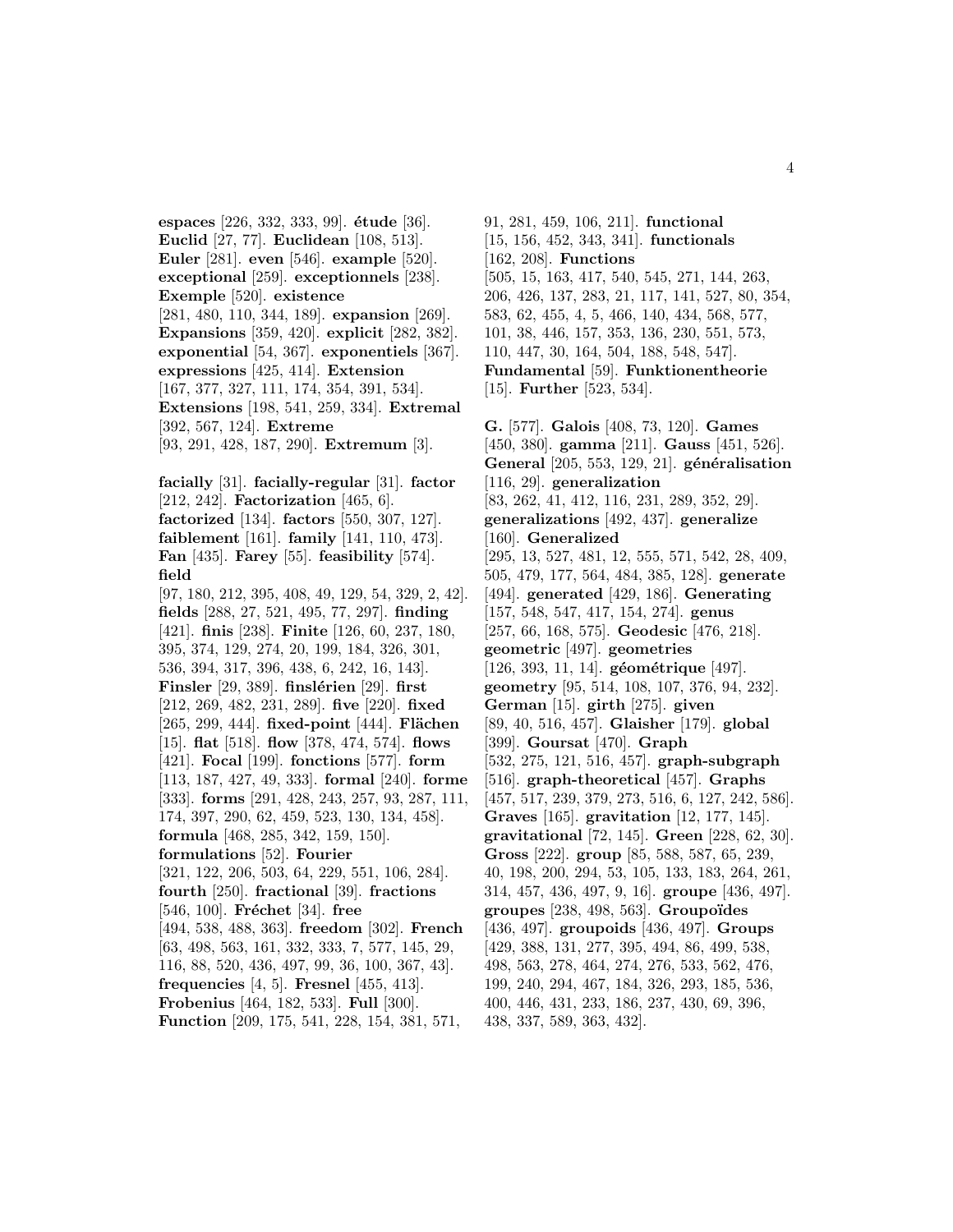**espaces** [226, 332, 333, 99]. **étude** [36]. **Euclid** [27, 77]. **Euclidean** [108, 513]. **Euler** [281]. **even** [546]. **example** [520]. **exceptional** [259]. **exceptionnels** [238]. **Exemple** [520]. **existence** [281, 480, 110, 344, 189]. **expansion** [269]. **Expansions** [359, 420]. **explicit** [282, 382]. **exponential** [54, 367]. **exponentiels** [367]. **expressions** [425, 414]. **Extension** [167, 377, 327, 111, 174, 354, 391, 534]. **Extensions** [198, 541, 259, 334]. **Extremal** [392, 567, 124]. **Extreme** [93, 291, 428, 187, 290]. **Extremum** [3].

**facially** [31]. **facially-regular** [31]. **factor** [212, 242]. **Factorization** [465, 6]. **factorized** [134]. **factors** [550, 307, 127]. **faiblement** [161]. **family** [141, 110, 473]. **Fan** [435]. **Farey** [55]. **feasibility** [574]. **field** [97, 180, 212, 395, 408, 49, 129, 54, 329, 2, 42]. **fields** [288, 27, 521, 495, 77, 297]. **finding** [421]. **finis** [238]. **Finite** [126, 60, 237, 180, 395, 374, 129, 274, 20, 199, 184, 326, 301, 536, 394, 317, 396, 438, 6, 242, 16, 143]. **Finsler** [29, 389]. **finslérien** [29]. **first** [212, 269, 482, 231, 289]. **five** [220]. **fixed** [265, 299, 444]. **fixed-point** [444]. **Flächen** [15]. **flat** [518]. **flow** [378, 474, 574]. **flows** [421]. **Focal** [199]. **fonctions** [577]. **form** [113, 187, 427, 49, 333]. **formal** [240]. **forme** [333]. **forms** [291, 428, 243, 257, 93, 287, 111, 174, 397, 290, 62, 459, 523, 130, 134, 458]. **formula** [468, 285, 342, 159, 150]. **formulations** [52]. **Fourier** [321, 122, 206, 503, 64, 229, 551, 106, 284]. **fourth** [250]. **fractional** [39]. **fractions** [546, 100]. **Fréchet** [34]. **free** [494, 538, 488, 363]. **freedom** [302]. **French** [63, 498, 563, 161, 332, 333, 7, 577, 145, 29, 116, 88, 520, 436, 497, 99, 36, 100, 367, 43]. **frequencies** [4, 5]. **Fresnel** [455, 413]. **Frobenius** [464, 182, 533]. **Full** [300]. **Function** [209, 175, 541, 228, 154, 381, 571, 91, 281, 459, 106, 211]. **functional** [15, 156, 452, 343, 341]. **functionals** [162, 208]. **Functions** [505, 15, 163, 417, 540, 545, 271, 144, 263, 206, 426, 137, 283, 21, 117, 141, 527, 80, 354, 583, 62, 455, 4, 5, 466, 140, 434, 568, 577, 101, 38, 446, 157, 353, 136, 230, 551, 573, 110, 447, 30, 164, 504, 188, 548, 547]. **Fundamental** [59]. **Funktionentheorie** [15]. **Further** [523, 534].

**G.** [577]. **Galois** [408, 73, 120]. **Games** [450, 380]. **gamma** [211]. **Gauss** [451, 526]. **General** [205, 553, 129, 21]. **généralisation** [116, 29]. **generalization** [83, 262, 41, 412, 116, 231, 289, 352, 29]. **generalizations** [492, 437]. **generalize** [160]. **Generalized** [295, 13, 527, 481, 12, 555, 571, 542, 28, 409, 505, 479, 177, 564, 484, 385, 128]. **generate** [494]. **generated** [429, 186]. **Generating** [157, 548, 547, 417, 154, 274]. **genus** [257, 66, 168, 575]. **Geodesic** [476, 218]. **geometric** [497]. **geometries** [126, 393, 11, 14]. **géométrique** [497]. **geometry** [95, 514, 108, 107, 376, 94, 232]. **German** [15]. **girth** [275]. **given** [89, 40, 516, 457]. **Glaisher** [179]. **global** [399]. **Goursat** [470]. **Graph** [532, 275, 121, 516, 457]. **graph-subgraph** [516]. **graph-theoretical** [457]. **Graphs** [457, 517, 239, 379, 273, 516, 6, 127, 242, 586]. **Graves** [165]. **gravitation** [12, 177, 145]. **gravitational** [72, 145]. **Green** [228, 62, 30]. **Gross** [222]. **group** [85, 588, 587, 65, 239, 40, 198, 200, 294, 53, 105, 133, 183, 264, 261, 314, 457, 436, 497, 9, 16]. **groupe** [436, 497]. **groupes** [238, 498, 563]. **Groupoïdes** [436, 497]. **groupoids** [436, 497]. **Groups** [429, 388, 131, 277, 395, 494, 86, 499, 538, 498, 563, 278, 464, 274, 276, 533, 562, 476, 199, 240, 294, 467, 184, 326, 293, 185, 536, 400, 446, 431, 233, 186, 237, 430, 69, 396, 438, 337, 589, 363, 432].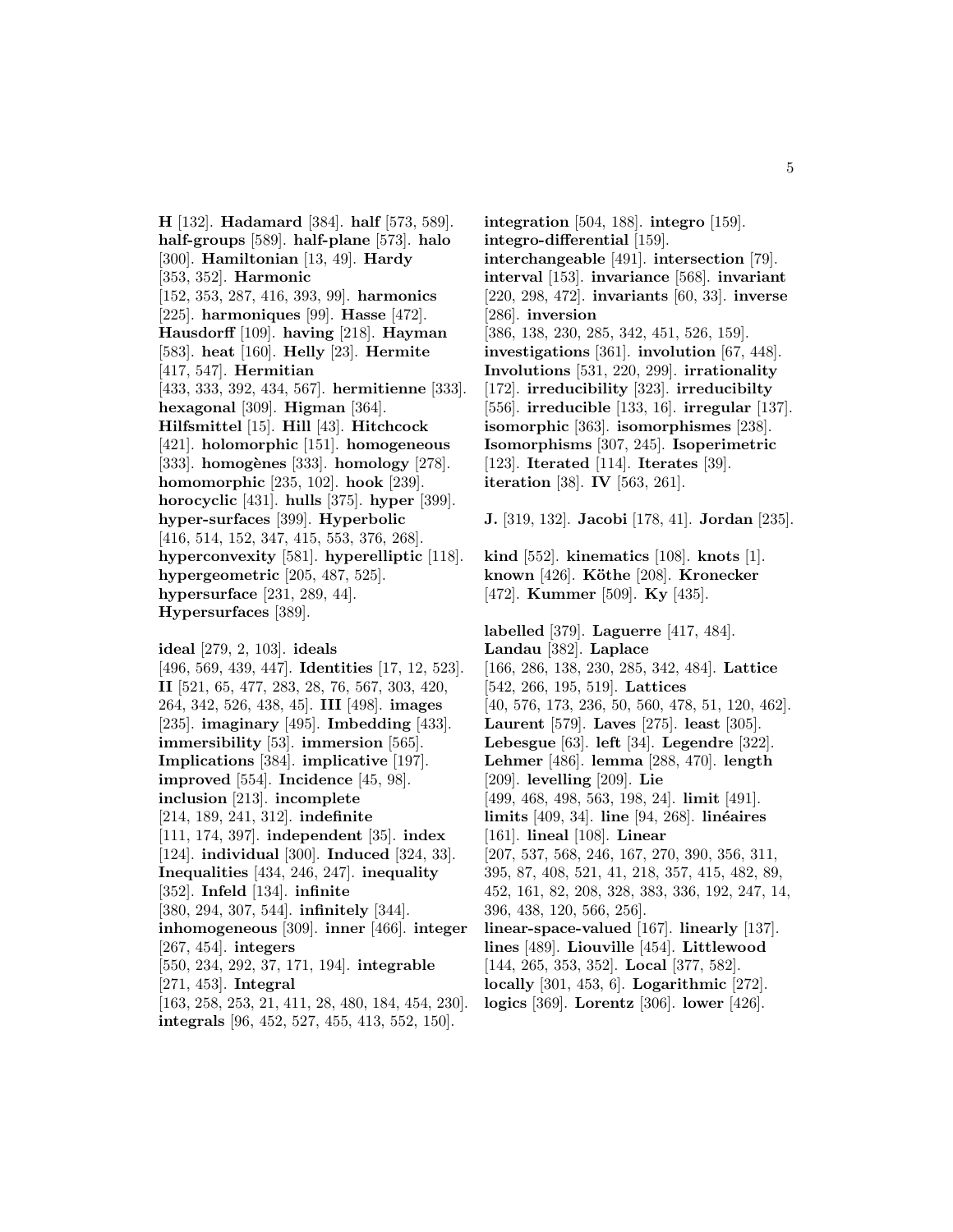**H** [132]. **Hadamard** [384]. **half** [573, 589]. **half-groups** [589]. **half-plane** [573]. **halo** [300]. **Hamiltonian** [13, 49]. **Hardy** [353, 352]. **Harmonic** [152, 353, 287, 416, 393, 99]. **harmonics** [225]. **harmoniques** [99]. **Hasse** [472]. **Hausdorff** [109]. **having** [218]. **Hayman** [583]. **heat** [160]. **Helly** [23]. **Hermite** [417, 547]. **Hermitian** [433, 333, 392, 434, 567]. **hermitienne** [333]. **hexagonal** [309]. **Higman** [364]. **Hilfsmittel** [15]. **Hill** [43]. **Hitchcock** [421]. **holomorphic** [151]. **homogeneous** [333]. **homogènes** [333]. **homology** [278]. **homomorphic** [235, 102]. **hook** [239]. **horocyclic** [431]. **hulls** [375]. **hyper** [399]. **hyper-surfaces** [399]. **Hyperbolic** [416, 514, 152, 347, 415, 553, 376, 268]. **hyperconvexity** [581]. **hyperelliptic** [118]. **hypergeometric** [205, 487, 525]. **hypersurface** [231, 289, 44]. **Hypersurfaces** [389].

**ideal** [279, 2, 103]. **ideals** [496, 569, 439, 447]. **Identities** [17, 12, 523]. **II** [521, 65, 477, 283, 28, 76, 567, 303, 420, 264, 342, 526, 438, 45]. **III** [498]. **images** [235]. **imaginary** [495]. **Imbedding** [433]. **immersibility** [53]. **immersion** [565]. **Implications** [384]. **implicative** [197]. **improved** [554]. **Incidence** [45, 98]. **inclusion** [213]. **incomplete** [214, 189, 241, 312]. **indefinite** [111, 174, 397]. **independent** [35]. **index** [124]. **individual** [300]. **Induced** [324, 33]. **Inequalities** [434, 246, 247]. **inequality** [352]. **Infeld** [134]. **infinite** [380, 294, 307, 544]. **infinitely** [344]. **inhomogeneous** [309]. **inner** [466]. **integer** [267, 454]. **integers** [550, 234, 292, 37, 171, 194]. **integrable** [271, 453]. **Integral** [163, 258, 253, 21, 411, 28, 480, 184, 454, 230]. **integrals** [96, 452, 527, 455, 413, 552, 150].

**integration** [504, 188]. **integro** [159]. **integro-differential** [159]. **interchangeable** [491]. **intersection** [79]. **interval** [153]. **invariance** [568]. **invariant** [220, 298, 472]. **invariants** [60, 33]. **inverse** [286]. **inversion** [386, 138, 230, 285, 342, 451, 526, 159]. **investigations** [361]. **involution** [67, 448]. **Involutions** [531, 220, 299]. **irrationality** [172]. **irreducibility** [323]. **irreducibilty** [556]. **irreducible** [133, 16]. **irregular** [137]. **isomorphic** [363]. **isomorphismes** [238]. **Isomorphisms** [307, 245]. **Isoperimetric** [123]. **Iterated** [114]. **Iterates** [39]. **iteration** [38]. **IV** [563, 261].

**J.** [319, 132]. **Jacobi** [178, 41]. **Jordan** [235].

**kind** [552]. **kinematics** [108]. **knots** [1]. **known** [426]. **Köthe** [208]. **Kronecker** [472]. **Kummer** [509]. **Ky** [435].

**labelled** [379]. **Laguerre** [417, 484]. **Landau** [382]. **Laplace** [166, 286, 138, 230, 285, 342, 484]. **Lattice** [542, 266, 195, 519]. **Lattices** [40, 576, 173, 236, 50, 560, 478, 51, 120, 462]. **Laurent** [579]. **Laves** [275]. **least** [305]. **Lebesgue** [63]. **left** [34]. **Legendre** [322]. **Lehmer** [486]. **lemma** [288, 470]. **length** [209]. **levelling** [209]. **Lie** [499, 468, 498, 563, 198, 24]. **limit** [491]. **limits** [409, 34]. **line** [94, 268]. **linéaires** [161]. **lineal** [108]. **Linear** [207, 537, 568, 246, 167, 270, 390, 356, 311, 395, 87, 408, 521, 41, 218, 357, 415, 482, 89, 452, 161, 82, 208, 328, 383, 336, 192, 247, 14, 396, 438, 120, 566, 256]. **linear-space-valued** [167]. **linearly** [137]. **lines** [489]. **Liouville** [454]. **Littlewood** [144, 265, 353, 352]. **Local** [377, 582]. **locally** [301, 453, 6]. **Logarithmic** [272]. **logics** [369]. **Lorentz** [306]. **lower** [426].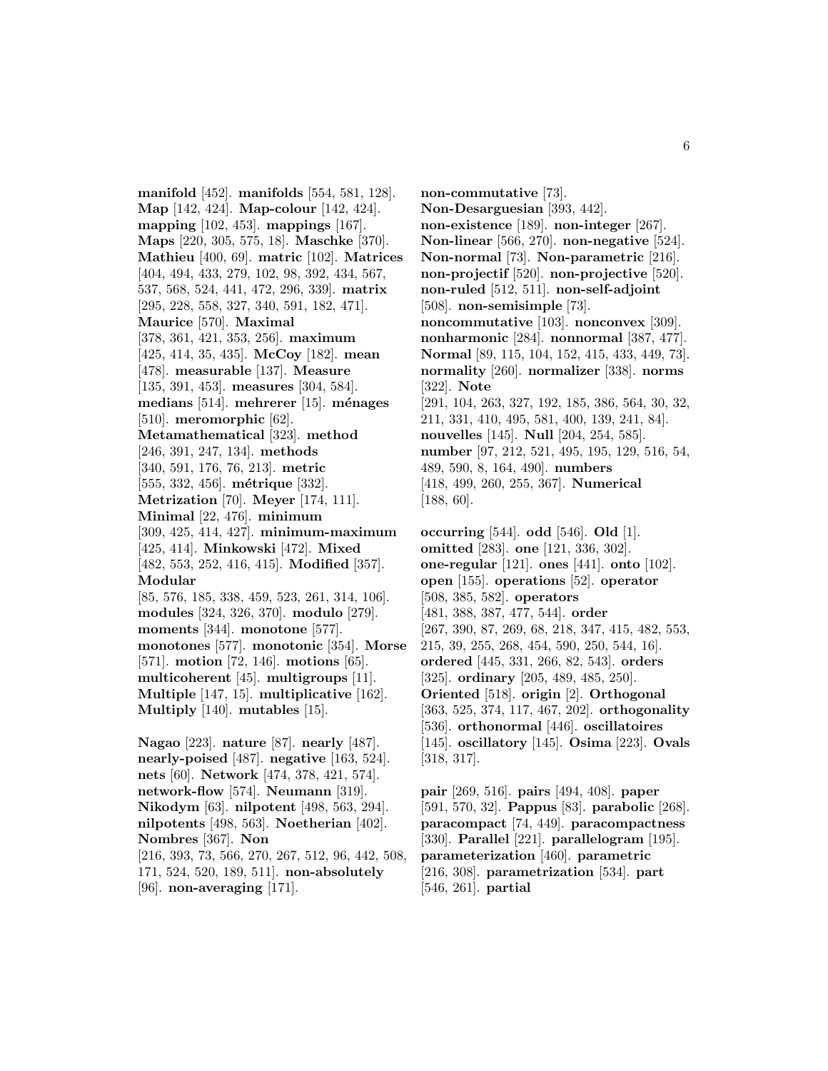**manifold** [452]. **manifolds** [554, 581, 128]. **Map** [142, 424]. **Map-colour** [142, 424]. **mapping** [102, 453]. **mappings** [167]. **Maps** [220, 305, 575, 18]. **Maschke** [370]. **Mathieu** [400, 69]. **matric** [102]. **Matrices** [404, 494, 433, 279, 102, 98, 392, 434, 567, 537, 568, 524, 441, 472, 296, 339]. **matrix** [295, 228, 558, 327, 340, 591, 182, 471]. **Maurice** [570]. **Maximal** [378, 361, 421, 353, 256]. **maximum** [425, 414, 35, 435]. **McCoy** [182]. **mean** [478]. **measurable** [137]. **Measure** [135, 391, 453]. **measures** [304, 584]. **medians** [514]. **mehrerer** [15]. **ménages** [510]. **meromorphic** [62]. **Metamathematical** [323]. **method** [246, 391, 247, 134]. **methods** [340, 591, 176, 76, 213]. **metric** [555, 332, 456]. **métrique** [332]. **Metrization** [70]. **Meyer** [174, 111]. **Minimal** [22, 476]. **minimum** [309, 425, 414, 427]. **minimum-maximum** [425, 414]. **Minkowski** [472]. **Mixed** [482, 553, 252, 416, 415]. **Modified** [357]. **Modular** [85, 576, 185, 338, 459, 523, 261, 314, 106]. **modules** [324, 326, 370]. **modulo** [279]. **moments** [344]. **monotone** [577]. **monotones** [577]. **monotonic** [354]. **Morse** [571]. **motion** [72, 146]. **motions** [65]. **multicoherent** [45]. **multigroups** [11]. **Multiple** [147, 15]. **multiplicative** [162]. **Multiply** [140]. **mutables** [15].

**Nagao** [223]. **nature** [87]. **nearly** [487]. **nearly-poised** [487]. **negative** [163, 524]. **nets** [60]. **Network** [474, 378, 421, 574]. **network-flow** [574]. **Neumann** [319]. **Nikodym** [63]. **nilpotent** [498, 563, 294]. **nilpotents** [498, 563]. **Noetherian** [402]. **Nombres** [367]. **Non** [216, 393, 73, 566, 270, 267, 512, 96, 442, 508, 171, 524, 520, 189, 511]. **non-absolutely** [96]. **non-averaging** [171]. **non-commutative** [73]. **Non-Desarguesian** [393, 442]. **non-existence** [189]. **non-integer** [267]. **Non-linear** [566, 270]. **non-negative** [524]. **Non-normal** [73]. **Non-parametric** [216]. **non-projectif** [520]. **non-projective** [520]. **non-ruled** [512, 511]. **non-self-adjoint** [508]. **non-semisimple** [73]. **noncommutative** [103]. **nonconvex** [309]. **nonharmonic** [284]. **nonnormal** [387, 477]. **Normal** [89, 115, 104, 152, 415, 433, 449, 73]. **normality** [260]. **normalizer** [338]. **norms** [322]. **Note** [291, 104, 263, 327, 192, 185, 386, 564, 30, 32, 211, 331, 410, 495, 581, 400, 139, 241, 84]. **nouvelles** [145]. **Null** [204, 254, 585]. **number** [97, 212, 521, 495, 195, 129, 516, 54, 489, 590, 8, 164, 490]. **numbers** [418, 499, 260, 255, 367]. **Numerical** [188, 60].

**occurring** [544]. **odd** [546]. **Old** [1]. **omitted** [283]. **one** [121, 336, 302]. **one-regular** [121]. **ones** [441]. **onto** [102]. **open** [155]. **operations** [52]. **operator** [508, 385, 582]. **operators** [481, 388, 387, 477, 544]. **order** [267, 390, 87, 269, 68, 218, 347, 415, 482, 553, 215, 39, 255, 268, 454, 590, 250, 544, 16]. **ordered** [445, 331, 266, 82, 543]. **orders** [325]. **ordinary** [205, 489, 485, 250]. **Oriented** [518]. **origin** [2]. **Orthogonal** [363, 525, 374, 117, 467, 202]. **orthogonality** [536]. **orthonormal** [446]. **oscillatoires** [145]. **oscillatory** [145]. **Osima** [223]. **Ovals** [318, 317].

**pair** [269, 516]. **pairs** [494, 408]. **paper** [591, 570, 32]. **Pappus** [83]. **parabolic** [268]. **paracompact** [74, 449]. **paracompactness** [330]. **Parallel** [221]. **parallelogram** [195]. **parameterization** [460]. **parametric** [216, 308]. **parametrization** [534]. **part** [546, 261]. **partial**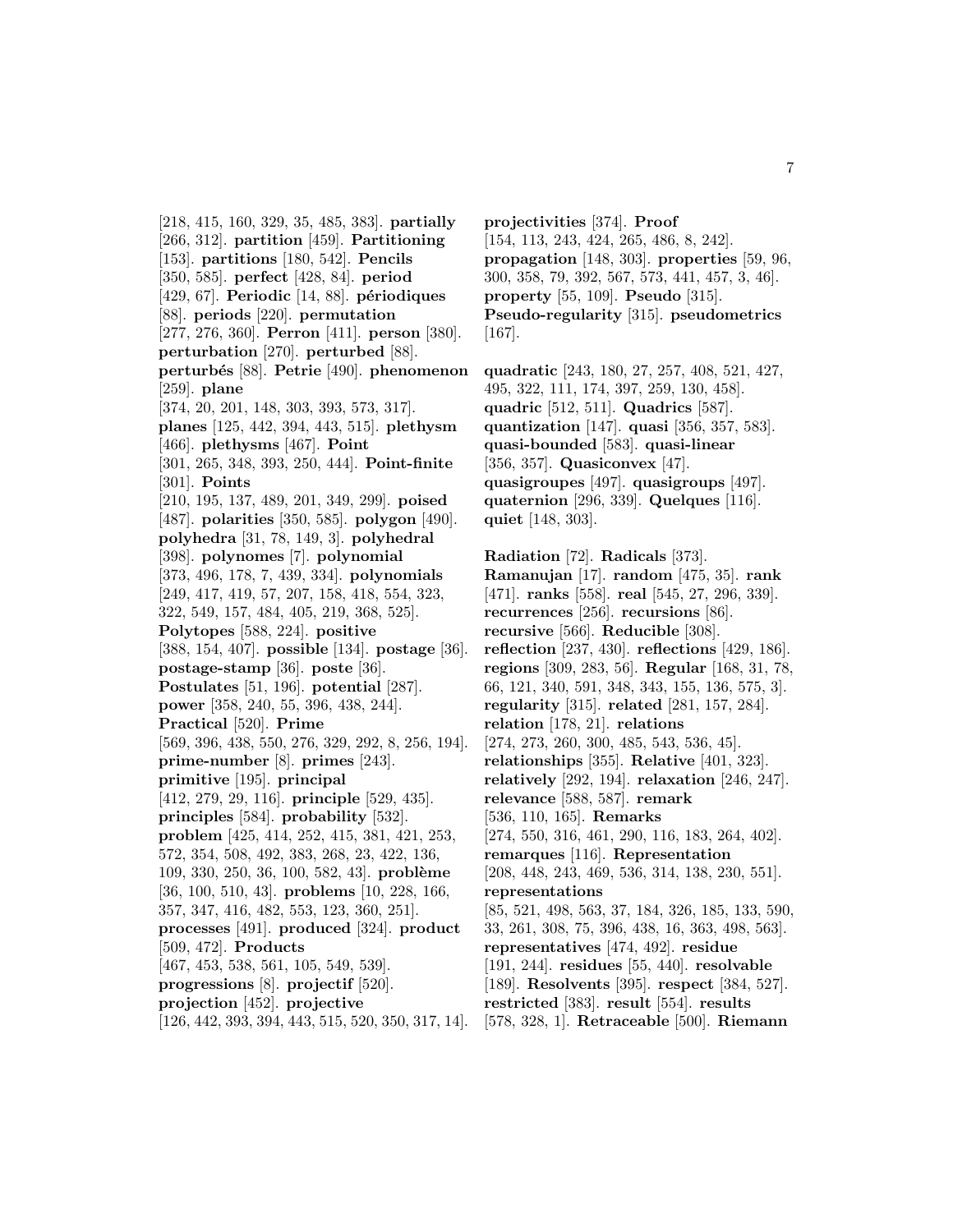[218, 415, 160, 329, 35, 485, 383]. **partially** [266, 312]. **partition** [459]. **Partitioning** [153]. **partitions** [180, 542]. **Pencils** [350, 585]. **perfect** [428, 84]. **period** [429, 67]. **Periodic** [14, 88]. **périodiques** [88]. **periods** [220]. **permutation** [277, 276, 360]. **Perron** [411]. **person** [380]. **perturbation** [270]. **perturbed** [88]. **perturbés** [88]. **Petrie** [490]. **phenomenon** [259]. **plane** [374, 20, 201, 148, 303, 393, 573, 317]. **planes** [125, 442, 394, 443, 515]. **plethysm** [466]. **plethysms** [467]. **Point** [301, 265, 348, 393, 250, 444]. **Point-finite** [301]. **Points** [210, 195, 137, 489, 201, 349, 299]. **poised** [487]. **polarities** [350, 585]. **polygon** [490]. **polyhedra** [31, 78, 149, 3]. **polyhedral** [398]. **polynomes** [7]. **polynomial** [373, 496, 178, 7, 439, 334]. **polynomials** [249, 417, 419, 57, 207, 158, 418, 554, 323, 322, 549, 157, 484, 405, 219, 368, 525]. **Polytopes** [588, 224]. **positive** [388, 154, 407]. **possible** [134]. **postage** [36]. **postage-stamp** [36]. **poste** [36]. **Postulates** [51, 196]. **potential** [287]. **power** [358, 240, 55, 396, 438, 244]. **Practical** [520]. **Prime** [569, 396, 438, 550, 276, 329, 292, 8, 256, 194]. **prime-number** [8]. **primes** [243]. **primitive** [195]. **principal** [412, 279, 29, 116]. **principle** [529, 435]. **principles** [584]. **probability** [532]. **problem** [425, 414, 252, 415, 381, 421, 253, 572, 354, 508, 492, 383, 268, 23, 422, 136, 109, 330, 250, 36, 100, 582, 43]. **problème** [36, 100, 510, 43]. **problems** [10, 228, 166, 357, 347, 416, 482, 553, 123, 360, 251]. **processes** [491]. **produced** [324]. **product** [509, 472]. **Products** [467, 453, 538, 561, 105, 549, 539]. **progressions** [8]. **projectif** [520]. **projection** [452]. **projective** [126, 442, 393, 394, 443, 515, 520, 350, 317, 14]. **projectivities** [374]. **Proof** [154, 113, 243, 424, 265, 486, 8, 242]. **propagation** [148, 303]. **properties** [59, 96, 300, 358, 79, 392, 567, 573, 441, 457, 3, 46]. **property** [55, 109]. **Pseudo** [315]. **Pseudo-regularity** [315]. **pseudometrics** [167].

**quadratic** [243, 180, 27, 257, 408, 521, 427, 495, 322, 111, 174, 397, 259, 130, 458]. **quadric** [512, 511]. **Quadrics** [587]. **quantization** [147]. **quasi** [356, 357, 583]. **quasi-bounded** [583]. **quasi-linear** [356, 357]. **Quasiconvex** [47]. **quasigroupes** [497]. **quasigroups** [497]. **quaternion** [296, 339]. **Quelques** [116]. **quiet** [148, 303].

**Radiation** [72]. **Radicals** [373]. **Ramanujan** [17]. **random** [475, 35]. **rank** [471]. **ranks** [558]. **real** [545, 27, 296, 339]. **recurrences** [256]. **recursions** [86]. **recursive** [566]. **Reducible** [308]. **reflection** [237, 430]. **reflections** [429, 186]. **regions** [309, 283, 56]. **Regular** [168, 31, 78, 66, 121, 340, 591, 348, 343, 155, 136, 575, 3]. **regularity** [315]. **related** [281, 157, 284]. **relation** [178, 21]. **relations** [274, 273, 260, 300, 485, 543, 536, 45]. **relationships** [355]. **Relative** [401, 323]. **relatively** [292, 194]. **relaxation** [246, 247]. **relevance** [588, 587]. **remark** [536, 110, 165]. **Remarks** [274, 550, 316, 461, 290, 116, 183, 264, 402]. **remarques** [116]. **Representation** [208, 448, 243, 469, 536, 314, 138, 230, 551]. **representations** [85, 521, 498, 563, 37, 184, 326, 185, 133, 590, 33, 261, 308, 75, 396, 438, 16, 363, 498, 563]. **representatives** [474, 492]. **residue** [191, 244]. **residues** [55, 440]. **resolvable** [189]. **Resolvents** [395]. **respect** [384, 527]. **restricted** [383]. **result** [554]. **results** [578, 328, 1]. **Retraceable** [500]. **Riemann**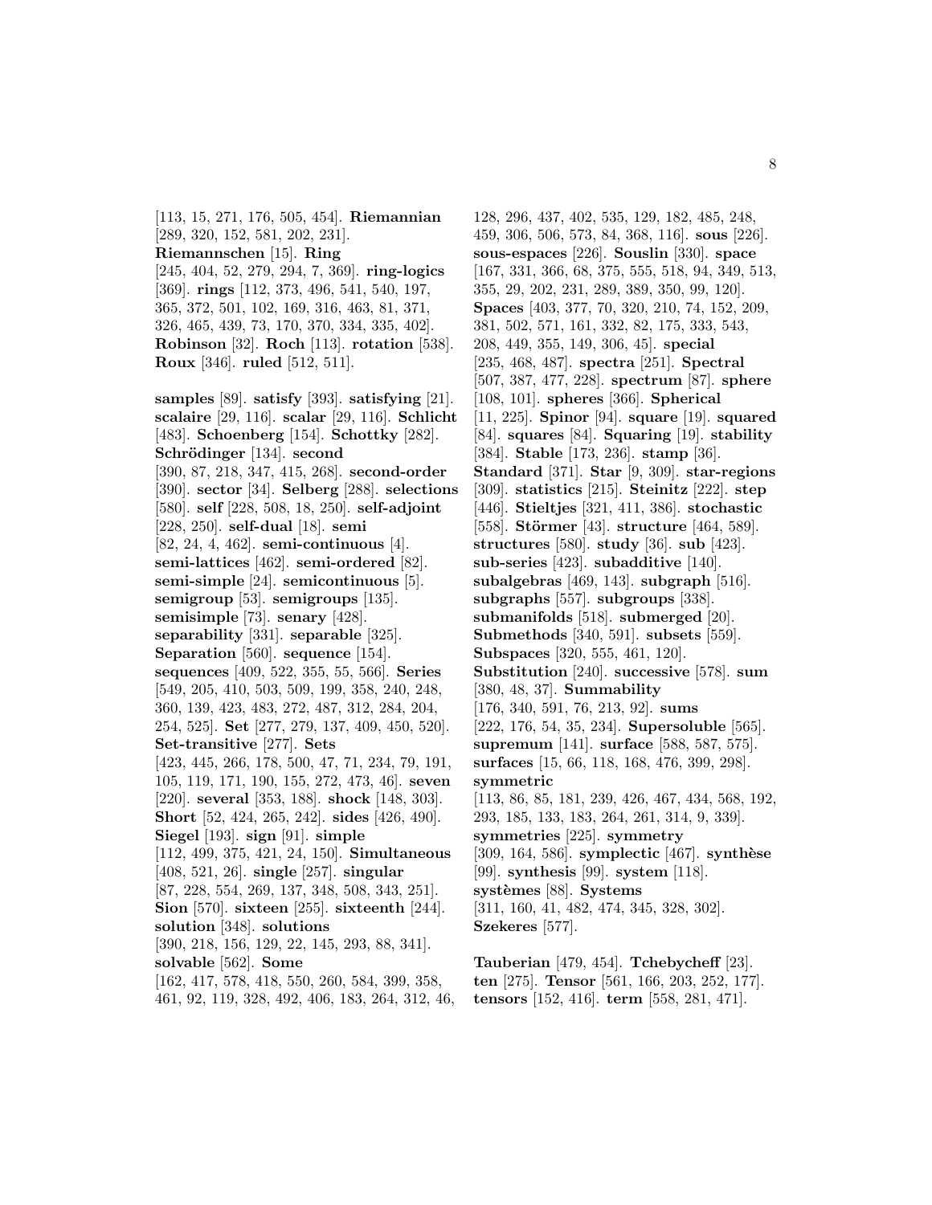[113, 15, 271, 176, 505, 454]. **Riemannian** [289, 320, 152, 581, 202, 231]. **Riemannschen** [15]. **Ring** [245, 404, 52, 279, 294, 7, 369]. **ring-logics** [369]. **rings** [112, 373, 496, 541, 540, 197, 365, 372, 501, 102, 169, 316, 463, 81, 371, 326, 465, 439, 73, 170, 370, 334, 335, 402]. **Robinson** [32]. **Roch** [113]. **rotation** [538]. **Roux** [346]. **ruled** [512, 511].

**samples** [89]. **satisfy** [393]. **satisfying** [21]. **scalaire** [29, 116]. **scalar** [29, 116]. **Schlicht** [483]. **Schoenberg** [154]. **Schottky** [282]. **Schrödinger** [134]. **second** [390, 87, 218, 347, 415, 268]. **second-order** [390]. **sector** [34]. **Selberg** [288]. **selections** [580]. **self** [228, 508, 18, 250]. **self-adjoint** [228, 250]. **self-dual** [18]. **semi** [82, 24, 4, 462]. **semi-continuous** [4]. **semi-lattices** [462]. **semi-ordered** [82]. **semi-simple** [24]. **semicontinuous** [5]. **semigroup** [53]. **semigroups** [135]. **semisimple** [73]. **senary** [428]. **separability** [331]. **separable** [325]. **Separation** [560]. **sequence** [154]. **sequences** [409, 522, 355, 55, 566]. **Series** [549, 205, 410, 503, 509, 199, 358, 240, 248, 360, 139, 423, 483, 272, 487, 312, 284, 204, 254, 525]. **Set** [277, 279, 137, 409, 450, 520]. **Set-transitive** [277]. **Sets** [423, 445, 266, 178, 500, 47, 71, 234, 79, 191, 105, 119, 171, 190, 155, 272, 473, 46]. **seven** [220]. **several** [353, 188]. **shock** [148, 303]. **Short** [52, 424, 265, 242]. **sides** [426, 490]. **Siegel** [193]. **sign** [91]. **simple** [112, 499, 375, 421, 24, 150]. **Simultaneous** [408, 521, 26]. **single** [257]. **singular** [87, 228, 554, 269, 137, 348, 508, 343, 251]. **Sion** [570]. **sixteen** [255]. **sixteenth** [244]. **solution** [348]. **solutions** [390, 218, 156, 129, 22, 145, 293, 88, 341]. **solvable** [562]. **Some** [162, 417, 578, 418, 550, 260, 584, 399, 358, 461, 92, 119, 328, 492, 406, 183, 264, 312, 46, 128, 296, 437, 402, 535, 129, 182, 485, 248, 459, 306, 506, 573, 84, 368, 116]. **sous** [226]. **sous-espaces** [226]. **Souslin** [330]. **space** [167, 331, 366, 68, 375, 555, 518, 94, 349, 513, 355, 29, 202, 231, 289, 389, 350, 99, 120]. **Spaces** [403, 377, 70, 320, 210, 74, 152, 209, 381, 502, 571, 161, 332, 82, 175, 333, 543, 208, 449, 355, 149, 306, 45]. **special** [235, 468, 487]. **spectra** [251]. **Spectral** [507, 387, 477, 228]. **spectrum** [87]. **sphere** [108, 101]. **spheres** [366]. **Spherical** [11, 225]. **Spinor** [94]. **square** [19]. **squared** [84]. **squares** [84]. **Squaring** [19]. **stability** [384]. **Stable** [173, 236]. **stamp** [36]. **Standard** [371]. **Star** [9, 309]. **star-regions** [309]. **statistics** [215]. **Steinitz** [222]. **step** [446]. **Stieltjes** [321, 411, 386]. **stochastic** [558]. **Störmer** [43]. **structure** [464, 589]. **structures** [580]. **study** [36]. **sub** [423]. **sub-series** [423]. **subadditive** [140]. **subalgebras** [469, 143]. **subgraph** [516]. **subgraphs** [557]. **subgroups** [338]. **submanifolds** [518]. **submerged** [20]. **Submethods** [340, 591]. **subsets** [559]. **Subspaces** [320, 555, 461, 120]. **Substitution** [240]. **successive** [578]. **sum** [380, 48, 37]. **Summability** [176, 340, 591, 76, 213, 92]. **sums** [222, 176, 54, 35, 234]. **Supersoluble** [565]. **supremum** [141]. **surface** [588, 587, 575]. **surfaces** [15, 66, 118, 168, 476, 399, 298]. **symmetric** [113, 86, 85, 181, 239, 426, 467, 434, 568, 192, 293, 185, 133, 183, 264, 261, 314, 9, 339]. **symmetries** [225]. **symmetry** [309, 164, 586]. **symplectic** [467]. **synthèse** [99]. **synthesis** [99]. **system** [118]. **systèmes** [88]. **Systems** [311, 160, 41, 482, 474, 345, 328, 302]. **Szekeres** [577].

**Tauberian** [479, 454]. **Tchebycheff** [23]. **ten** [275]. **Tensor** [561, 166, 203, 252, 177]. **tensors** [152, 416]. **term** [558, 281, 471].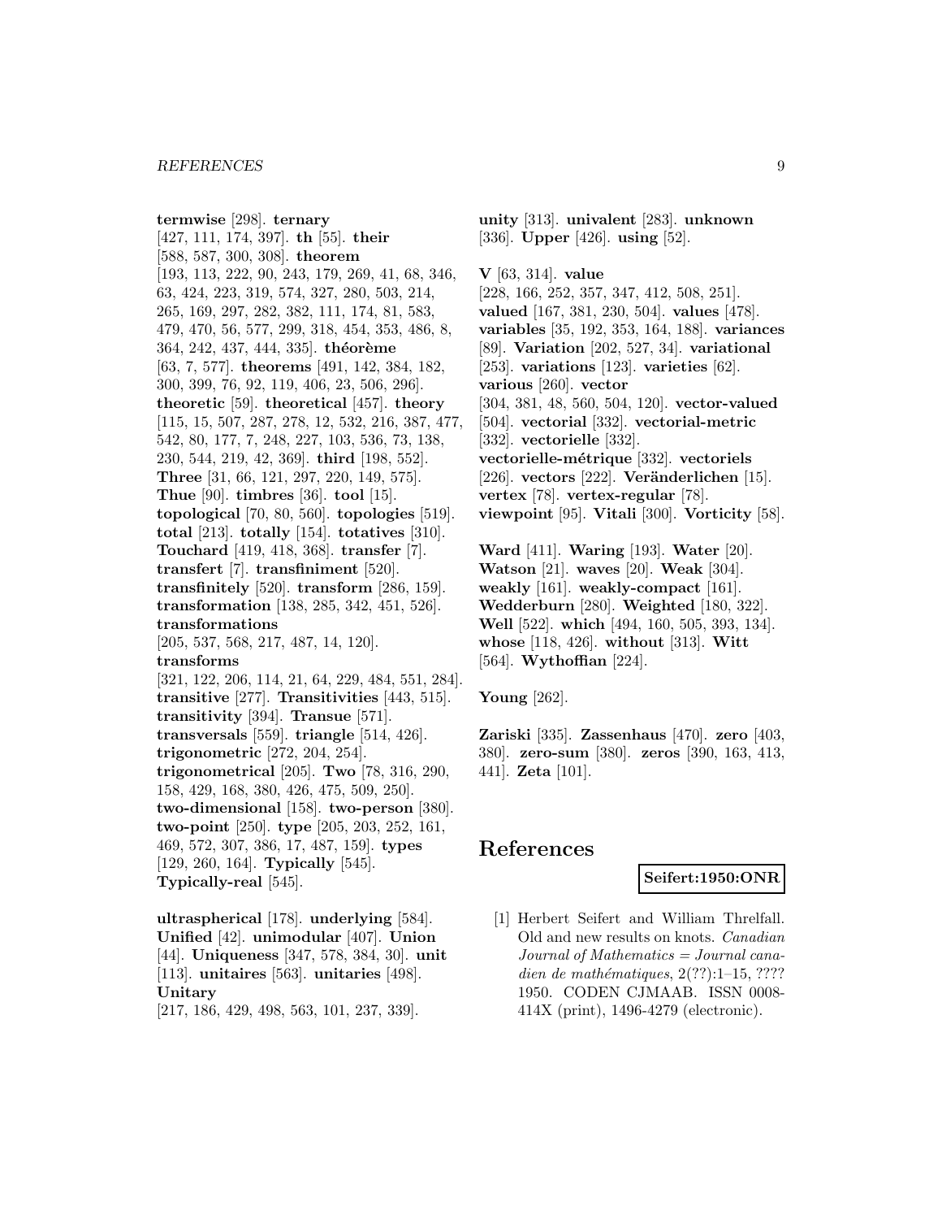**termwise** [298]. **ternary** [427, 111, 174, 397]. **th** [55]. **their** [588, 587, 300, 308]. **theorem** [193, 113, 222, 90, 243, 179, 269, 41, 68, 346, 63, 424, 223, 319, 574, 327, 280, 503, 214, 265, 169, 297, 282, 382, 111, 174, 81, 583, 479, 470, 56, 577, 299, 318, 454, 353, 486, 8, 364, 242, 437, 444, 335]. **théorème** [63, 7, 577]. **theorems** [491, 142, 384, 182, 300, 399, 76, 92, 119, 406, 23, 506, 296]. **theoretic** [59]. **theoretical** [457]. **theory** [115, 15, 507, 287, 278, 12, 532, 216, 387, 477, 542, 80, 177, 7, 248, 227, 103, 536, 73, 138, 230, 544, 219, 42, 369]. **third** [198, 552]. **Three** [31, 66, 121, 297, 220, 149, 575]. **Thue** [90]. **timbres** [36]. **tool** [15]. **topological** [70, 80, 560]. **topologies** [519]. **total** [213]. **totally** [154]. **totatives** [310]. **Touchard** [419, 418, 368]. **transfer** [7]. **transfert** [7]. **transfiniment** [520]. **transfinitely** [520]. **transform** [286, 159]. **transformation** [138, 285, 342, 451, 526]. **transformations** [205, 537, 568, 217, 487, 14, 120]. **transforms** [321, 122, 206, 114, 21, 64, 229, 484, 551, 284]. **transitive** [277]. **Transitivities** [443, 515]. **transitivity** [394]. **Transue** [571]. **transversals** [559]. **triangle** [514, 426]. **trigonometric** [272, 204, 254]. **trigonometrical** [205]. **Two** [78, 316, 290, 158, 429, 168, 380, 426, 475, 509, 250]. **two-dimensional** [158]. **two-person** [380]. **two-point** [250]. **type** [205, 203, 252, 161, 469, 572, 307, 386, 17, 487, 159]. **types** [129, 260, 164]. **Typically** [545]. **Typically-real** [545].

**ultraspherical** [178]. **underlying** [584]. **Unified** [42]. **unimodular** [407]. **Union** [44]. **Uniqueness** [347, 578, 384, 30]. **unit** [113]. **unitaires** [563]. **unitaries** [498]. **Unitary** [217, 186, 429, 498, 563, 101, 237, 339].

**unity** [313]. **univalent** [283]. **unknown** [336]. **Upper** [426]. **using** [52].

**V** [63, 314]. **value** [228, 166, 252, 357, 347, 412, 508, 251]. **valued** [167, 381, 230, 504]. **values** [478]. **variables** [35, 192, 353, 164, 188]. **variances** [89]. **Variation** [202, 527, 34]. **variational** [253]. **variations** [123]. **varieties** [62]. **various** [260]. **vector** [304, 381, 48, 560, 504, 120]. **vector-valued** [504]. **vectorial** [332]. **vectorial-metric** [332]. **vectorielle** [332]. **vectorielle-métrique** [332]. **vectoriels** [226]. **vectors** [222]. **Veränderlichen** [15]. **vertex** [78]. **vertex-regular** [78]. **viewpoint** [95]. **Vitali** [300]. **Vorticity** [58].

**Ward** [411]. **Waring** [193]. **Water** [20]. **Watson** [21]. **waves** [20]. **Weak** [304]. **weakly** [161]. **weakly-compact** [161]. **Wedderburn** [280]. **Weighted** [180, 322]. **Well** [522]. **which** [494, 160, 505, 393, 134]. **whose** [118, 426]. **without** [313]. **Witt** [564]. **Wythoffian** [224].

**Young** [262].

**Zariski** [335]. **Zassenhaus** [470]. **zero** [403, 380]. **zero-sum** [380]. **zeros** [390, 163, 413, 441]. **Zeta** [101].

# References

**Seifert:1950:ONR**

[1] Herbert Seifert and William Threlfall. Old and new results on knots. *Canadian Journal of Mathematics = Journal canadien de mathématiques*, 2(??):1–15, ???? 1950. CODEN CJMAAB. ISSN 0008-414X (print), 1496-4279 (electronic).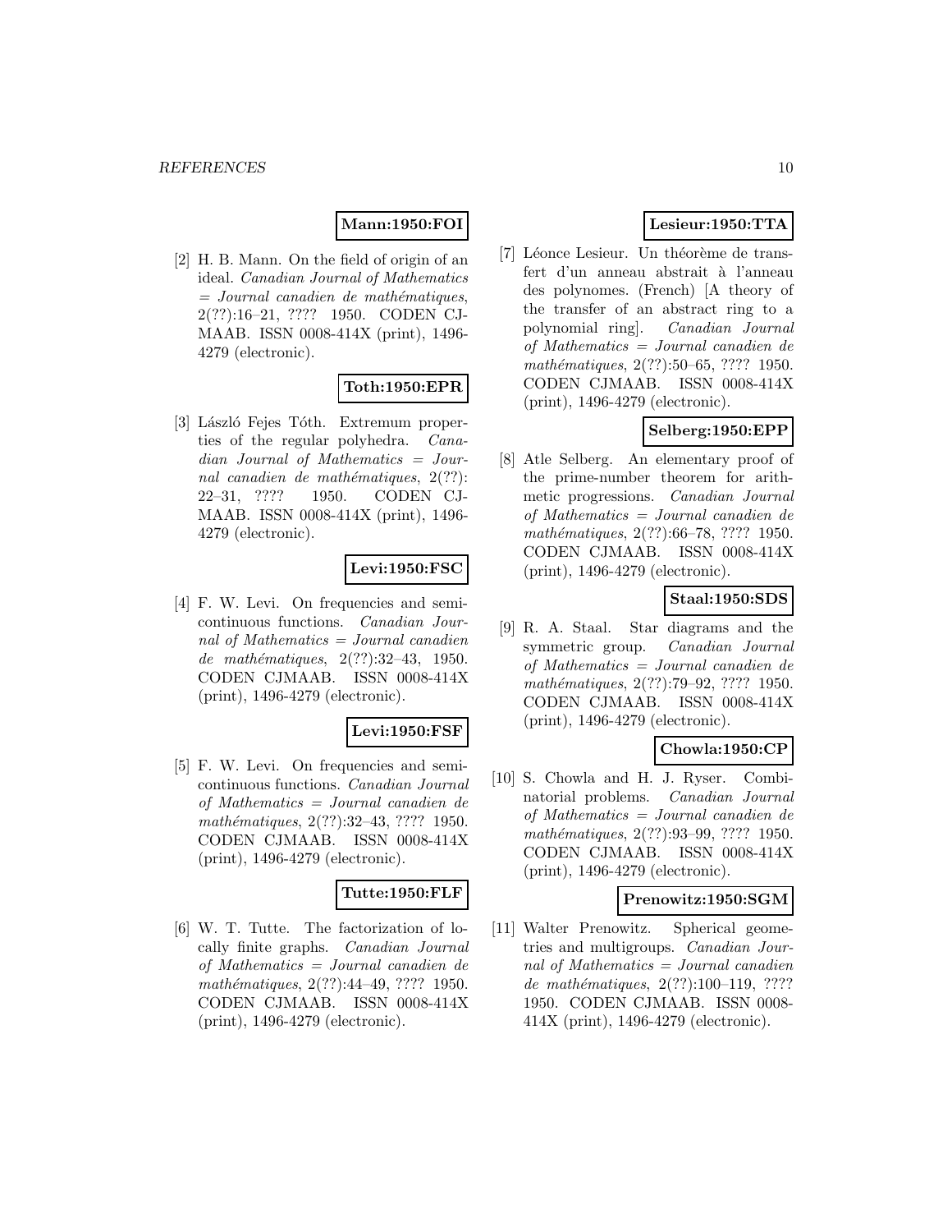**Mann:1950:FOI**

[2] H. B. Mann. On the field of origin of an ideal. *Canadian Journal of Mathematics = Journal canadien de mathématiques*, 2(??):16–21, ???? 1950. CODEN CJMAAB. ISSN 0008-414X (print), 1496-4279 (electronic).

**Toth:1950:EPR**

[3] László Fejes Tóth. Extremum properties of the regular polyhedra. *Canadian Journal of Mathematics = Journal canadien de mathématiques*, 2(??): 22–31, ???? 1950. CODEN CJMAAB. ISSN 0008-414X (print), 1496-4279 (electronic).

**Levi:1950:FSC**

[4] F. W. Levi. On frequencies and semicontinuous functions. *Canadian Journal of Mathematics = Journal canadien de mathématiques*, 2(??):32–43, 1950. CODEN CJMAAB. ISSN 0008-414X (print), 1496-4279 (electronic).

**Levi:1950:FSF**

[5] F. W. Levi. On frequencies and semicontinuous functions. *Canadian Journal of Mathematics = Journal canadien de mathématiques*, 2(??):32–43, ???? 1950. CODEN CJMAAB. ISSN 0008-414X (print), 1496-4279 (electronic).

**Tutte:1950:FLF**

[6] W. T. Tutte. The factorization of locally finite graphs. *Canadian Journal of Mathematics = Journal canadien de mathématiques*, 2(??):44–49, ???? 1950. CODEN CJMAAB. ISSN 0008-414X (print), 1496-4279 (electronic).

**Lesieur:1950:TTA**

[7] Léonce Lesieur. Un théorème de transfert d'un anneau abstrait à l'anneau des polynomes. (French) [A theory of the transfer of an abstract ring to a polynomial ring]. *Canadian Journal of Mathematics = Journal canadien de mathématiques*, 2(??):50–65, ???? 1950. CODEN CJMAAB. ISSN 0008-414X (print), 1496-4279 (electronic).

**Selberg:1950:EPP**

[8] Atle Selberg. An elementary proof of the prime-number theorem for arithmetic progressions. *Canadian Journal of Mathematics = Journal canadien de mathématiques*, 2(??):66–78, ???? 1950. CODEN CJMAAB. ISSN 0008-414X (print), 1496-4279 (electronic).

**Staal:1950:SDS**

[9] R. A. Staal. Star diagrams and the symmetric group. *Canadian Journal of Mathematics = Journal canadien de mathématiques*, 2(??):79–92, ???? 1950. CODEN CJMAAB. ISSN 0008-414X (print), 1496-4279 (electronic).

**Chowla:1950:CP**

[10] S. Chowla and H. J. Ryser. Combinatorial problems. *Canadian Journal of Mathematics = Journal canadien de mathématiques*, 2(??):93–99, ???? 1950. CODEN CJMAAB. ISSN 0008-414X (print), 1496-4279 (electronic).

**Prenowitz:1950:SGM**

[11] Walter Prenowitz. Spherical geometries and multigroups. *Canadian Journal of Mathematics = Journal canadien de mathématiques*, 2(??):100–119, ???? 1950. CODEN CJMAAB. ISSN 0008-414X (print), 1496-4279 (electronic).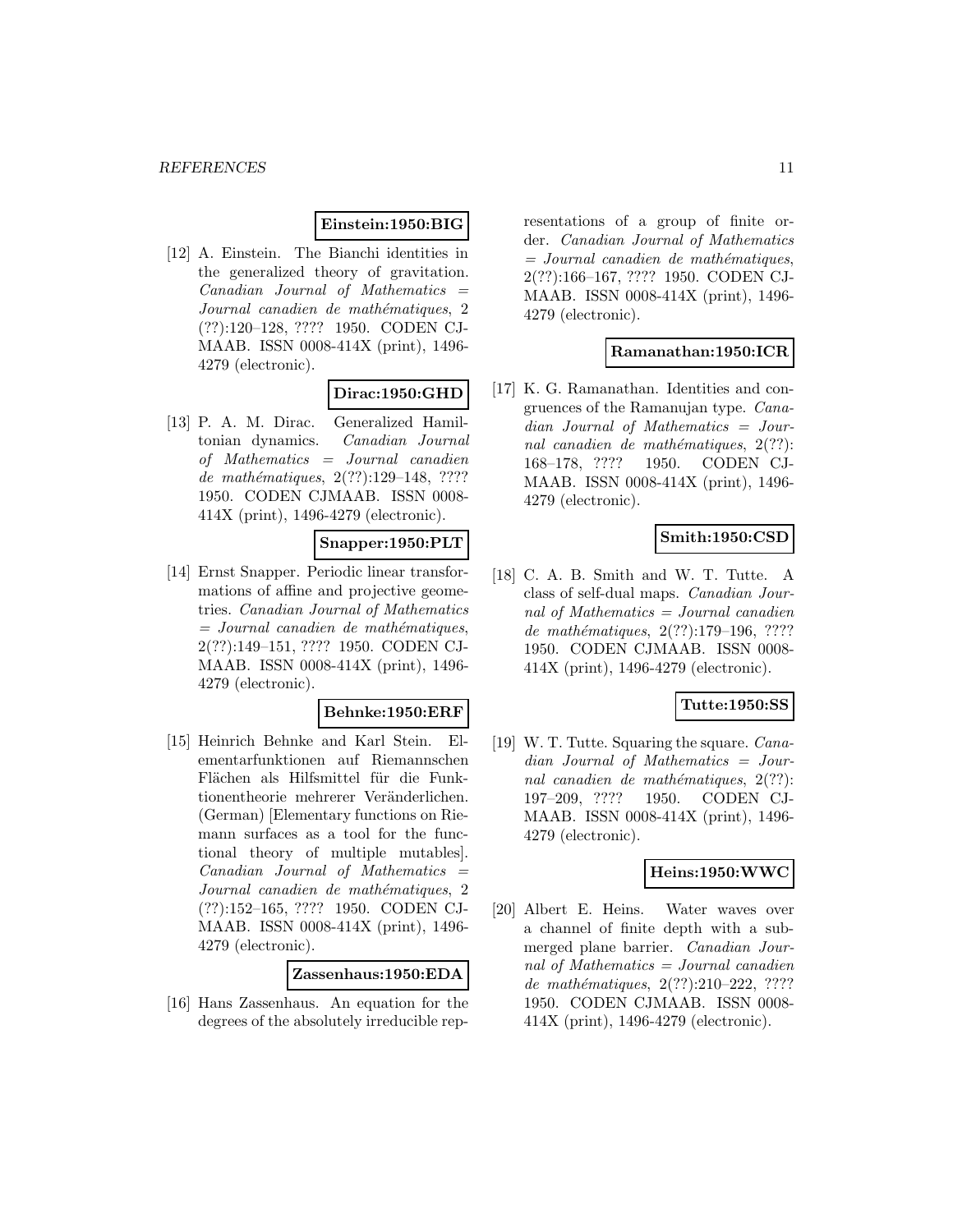**Einstein:1950:BIG**

[12] A. Einstein. The Bianchi identities in the generalized theory of gravitation. *Canadian Journal of Mathematics = Journal canadien de mathématiques*, 2 (??):120–128, ???? 1950. CODEN CJMAAB. ISSN 0008-414X (print), 1496-4279 (electronic).

**Dirac:1950:GHD**

[13] P. A. M. Dirac. Generalized Hamiltonian dynamics. *Canadian Journal of Mathematics = Journal canadien de mathématiques*, 2(??):129–148, ???? 1950. CODEN CJMAAB. ISSN 0008-414X (print), 1496-4279 (electronic).

**Snapper:1950:PLT**

[14] Ernst Snapper. Periodic linear transformations of affine and projective geometries. *Canadian Journal of Mathematics = Journal canadien de mathématiques*, 2(??):149–151, ???? 1950. CODEN CJMAAB. ISSN 0008-414X (print), 1496-4279 (electronic).

**Behnke:1950:ERF**

[15] Heinrich Behnke and Karl Stein. Elementarfunktionen auf Riemannschen Flächen als Hilfsmittel für die Funktionentheorie mehrerer Veränderlichen. (German) [Elementary functions on Riemann surfaces as a tool for the functional theory of multiple mutables]. *Canadian Journal of Mathematics = Journal canadien de mathématiques*, 2 (??):152–165, ???? 1950. CODEN CJMAAB. ISSN 0008-414X (print), 1496-4279 (electronic).

**Zassenhaus:1950:EDA**

[16] Hans Zassenhaus. An equation for the degrees of the absolutely irreducible representations of a group of finite order. *Canadian Journal of Mathematics = Journal canadien de mathématiques*, 2(??):166–167, ???? 1950. CODEN CJMAAB. ISSN 0008-414X (print), 1496-4279 (electronic).

**Ramanathan:1950:ICR**

[17] K. G. Ramanathan. Identities and congruences of the Ramanujan type. *Canadian Journal of Mathematics = Journal canadien de mathématiques*, 2(??): 168–178, ???? 1950. CODEN CJMAAB. ISSN 0008-414X (print), 1496-4279 (electronic).

**Smith:1950:CSD**

[18] C. A. B. Smith and W. T. Tutte. A class of self-dual maps. *Canadian Journal of Mathematics = Journal canadien de mathématiques*, 2(??):179–196, ???? 1950. CODEN CJMAAB. ISSN 0008-414X (print), 1496-4279 (electronic).

**Tutte:1950:SS**

[19] W. T. Tutte. Squaring the square. *Canadian Journal of Mathematics = Journal canadien de mathématiques*, 2(??): 197–209, ???? 1950. CODEN CJMAAB. ISSN 0008-414X (print), 1496-4279 (electronic).

**Heins:1950:WWC**

[20] Albert E. Heins. Water waves over a channel of finite depth with a submerged plane barrier. *Canadian Journal of Mathematics = Journal canadien de mathématiques*, 2(??):210–222, ???? 1950. CODEN CJMAAB. ISSN 0008-414X (print), 1496-4279 (electronic).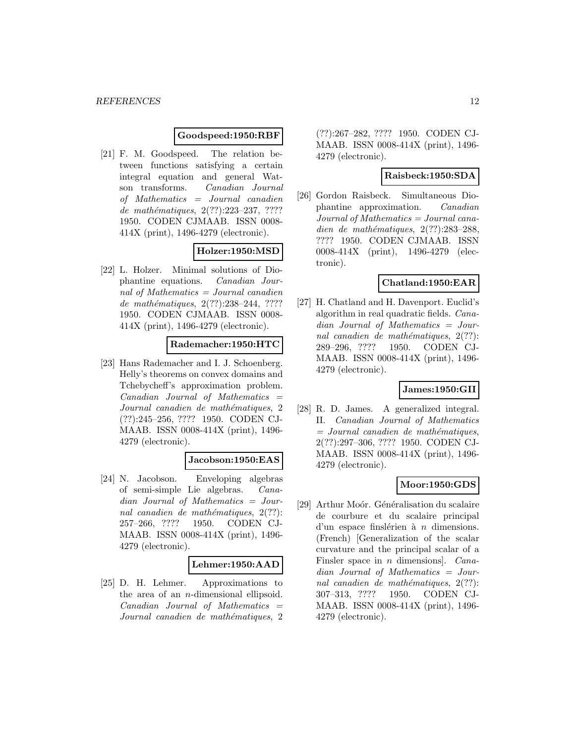**Goodspeed:1950:RBF**

[21] F. M. Goodspeed. The relation between functions satisfying a certain integral equation and general Watson transforms. *Canadian Journal of Mathematics = Journal canadien de mathématiques*, 2(??):223–237, ???? 1950. CODEN CJMAAB. ISSN 0008-414X (print), 1496-4279 (electronic).

**Holzer:1950:MSD**

[22] L. Holzer. Minimal solutions of Diophantine equations. *Canadian Journal of Mathematics = Journal canadien de mathématiques*, 2(??):238–244, ???? 1950. CODEN CJMAAB. ISSN 0008-414X (print), 1496-4279 (electronic).

**Rademacher:1950:HTC**

[23] Hans Rademacher and I. J. Schoenberg. Helly's theorems on convex domains and Tchebycheff's approximation problem. *Canadian Journal of Mathematics = Journal canadien de mathématiques*, 2(??):245–256, ???? 1950. CODEN CJMAAB. ISSN 0008-414X (print), 1496-4279 (electronic).

**Jacobson:1950:EAS**

[24] N. Jacobson. Enveloping algebras of semi-simple Lie algebras. *Canadian Journal of Mathematics = Journal canadien de mathématiques*, 2(??):257–266, ???? 1950. CODEN CJMAAB. ISSN 0008-414X (print), 1496-4279 (electronic).

**Lehmer:1950:AAD**

[25] D. H. Lehmer. Approximations to the area of an $n$-dimensional ellipsoid. *Canadian Journal of Mathematics = Journal canadien de mathématiques*, 2(??):267–282, ???? 1950. CODEN CJMAAB. ISSN 0008-414X (print), 1496-4279 (electronic).

**Raisbeck:1950:SDA**

[26] Gordon Raisbeck. Simultaneous Diophantine approximation. *Canadian Journal of Mathematics = Journal canadien de mathématiques*, 2(??):283–288, ???? 1950. CODEN CJMAAB. ISSN 0008-414X (print), 1496-4279 (electronic).

**Chatland:1950:EAR**

[27] H. Chatland and H. Davenport. Euclid's algorithm in real quadratic fields. *Canadian Journal of Mathematics = Journal canadien de mathématiques*, 2(??):289–296, ???? 1950. CODEN CJMAAB. ISSN 0008-414X (print), 1496-4279 (electronic).

**James:1950:GII**

[28] R. D. James. A generalized integral. II. *Canadian Journal of Mathematics = Journal canadien de mathématiques*, 2(??):297–306, ???? 1950. CODEN CJMAAB. ISSN 0008-414X (print), 1496-4279 (electronic).

**Moor:1950:GDS**

[29] Arthur Moór. Généralisation du scalaire de courbure et du scalaire principal d'un espace finslérien à $n$ dimensions. (French) [Generalization of the scalar curvature and the principal scalar of a Finsler space in $n$ dimensions]. *Canadian Journal of Mathematics = Journal canadien de mathématiques*, 2(??):307–313, ???? 1950. CODEN CJMAAB. ISSN 0008-414X (print), 1496-4279 (electronic).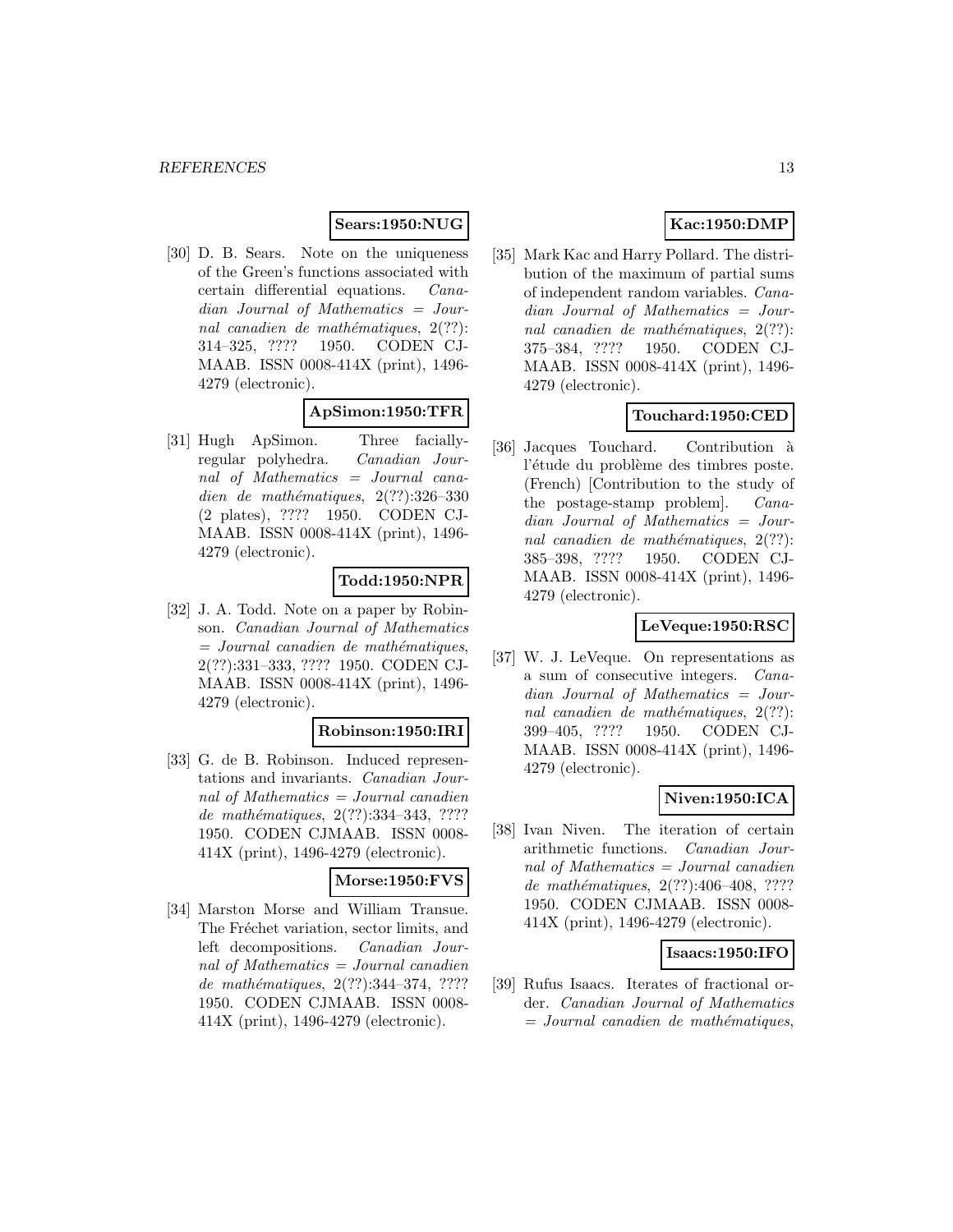**Sears:1950:NUG**

[30] D. B. Sears. Note on the uniqueness of the Green's functions associated with certain differential equations. *Canadian Journal of Mathematics = Journal canadien de mathématiques*, 2(??): 314–325, ???? 1950. CODEN CJMAAB. ISSN 0008-414X (print), 1496-4279 (electronic).

**ApSimon:1950:TFR**

[31] Hugh ApSimon. Three facially-regular polyhedra. *Canadian Journal of Mathematics = Journal canadien de mathématiques*, 2(??):326–330 (2 plates), ???? 1950. CODEN CJMAAB. ISSN 0008-414X (print), 1496-4279 (electronic).

**Todd:1950:NPR**

[32] J. A. Todd. Note on a paper by Robinson. *Canadian Journal of Mathematics = Journal canadien de mathématiques*, 2(??):331–333, ???? 1950. CODEN CJMAAB. ISSN 0008-414X (print), 1496-4279 (electronic).

**Robinson:1950:IRI**

[33] G. de B. Robinson. Induced representations and invariants. *Canadian Journal of Mathematics = Journal canadien de mathématiques*, 2(??):334–343, ???? 1950. CODEN CJMAAB. ISSN 0008-414X (print), 1496-4279 (electronic).

**Morse:1950:FVS**

[34] Marston Morse and William Transue. The Fréchet variation, sector limits, and left decompositions. *Canadian Journal of Mathematics = Journal canadien de mathématiques*, 2(??):344–374, ???? 1950. CODEN CJMAAB. ISSN 0008-414X (print), 1496-4279 (electronic).

**Kac:1950:DMP**

[35] Mark Kac and Harry Pollard. The distribution of the maximum of partial sums of independent random variables. *Canadian Journal of Mathematics = Journal canadien de mathématiques*, 2(??): 375–384, ???? 1950. CODEN CJMAAB. ISSN 0008-414X (print), 1496-4279 (electronic).

**Touchard:1950:CED**

[36] Jacques Touchard. Contribution à l'étude du problème des timbres poste. (French) [Contribution to the study of the postage-stamp problem]. *Canadian Journal of Mathematics = Journal canadien de mathématiques*, 2(??): 385–398, ???? 1950. CODEN CJMAAB. ISSN 0008-414X (print), 1496-4279 (electronic).

**LeVeque:1950:RSC**

[37] W. J. LeVeque. On representations as a sum of consecutive integers. *Canadian Journal of Mathematics = Journal canadien de mathématiques*, 2(??): 399–405, ???? 1950. CODEN CJMAAB. ISSN 0008-414X (print), 1496-4279 (electronic).

**Niven:1950:ICA**

[38] Ivan Niven. The iteration of certain arithmetic functions. *Canadian Journal of Mathematics = Journal canadien de mathématiques*, 2(??):406–408, ???? 1950. CODEN CJMAAB. ISSN 0008-414X (print), 1496-4279 (electronic).

**Isaacs:1950:IFO**

[39] Rufus Isaacs. Iterates of fractional order. *Canadian Journal of Mathematics = Journal canadien de mathématiques*,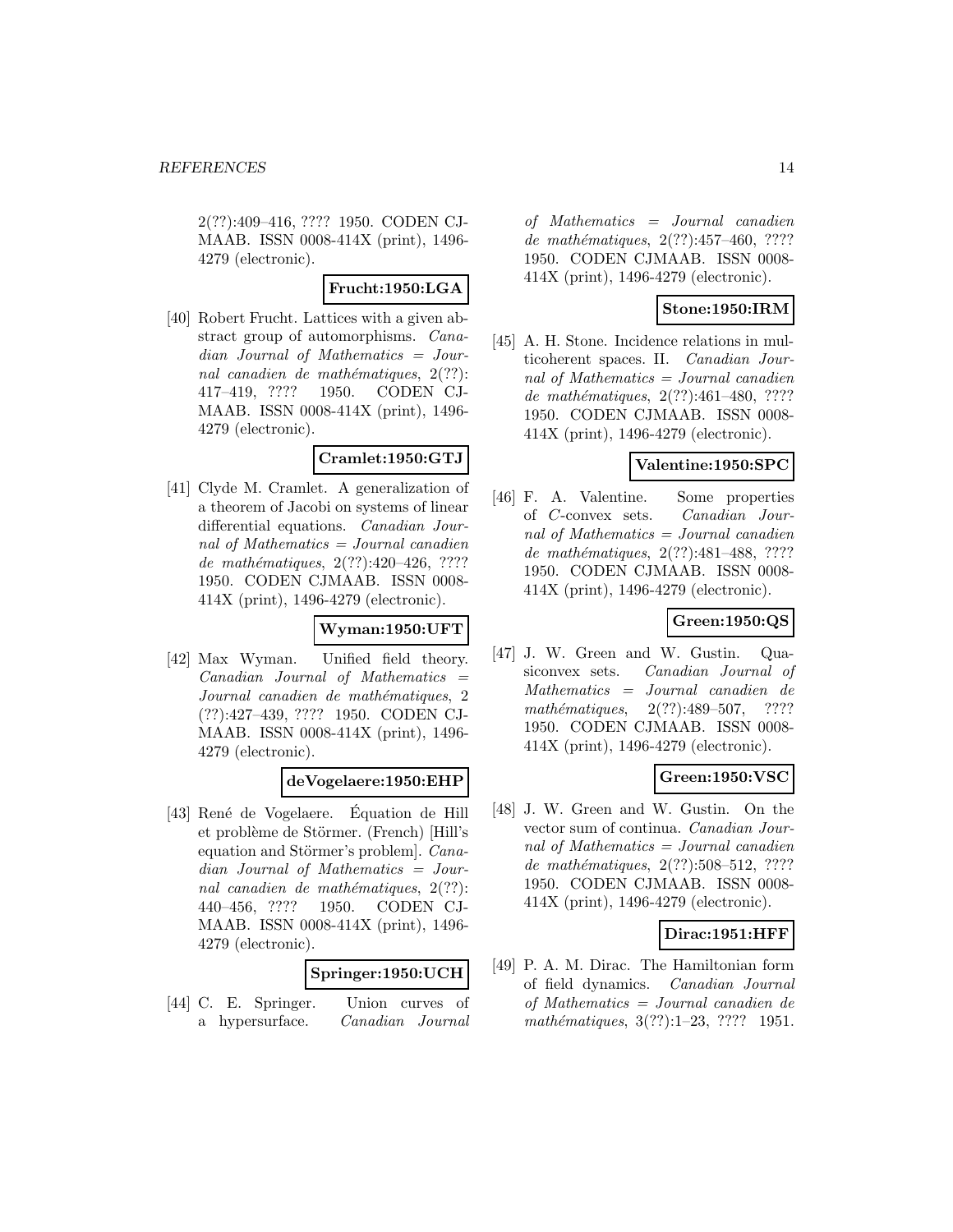2(??):409–416, ???? 1950. CODEN CJMAAB. ISSN 0008-414X (print), 1496-4279 (electronic).

**Frucht:1950:LGA**

[40] Robert Frucht. Lattices with a given abstract group of automorphisms. *Canadian Journal of Mathematics = Journal canadien de mathématiques*, 2(??): 417–419, ???? 1950. CODEN CJMAAB. ISSN 0008-414X (print), 1496-4279 (electronic).

**Cramlet:1950:GTJ**

[41] Clyde M. Cramlet. A generalization of a theorem of Jacobi on systems of linear differential equations. *Canadian Journal of Mathematics = Journal canadien de mathématiques*, 2(??):420–426, ???? 1950. CODEN CJMAAB. ISSN 0008-414X (print), 1496-4279 (electronic).

**Wyman:1950:UFT**

[42] Max Wyman. Unified field theory. *Canadian Journal of Mathematics = Journal canadien de mathématiques*, 2 (??):427–439, ???? 1950. CODEN CJMAAB. ISSN 0008-414X (print), 1496-4279 (electronic).

**deVogelaere:1950:EHP**

[43] René de Vogelaere. Équation de Hill et problème de Störmer. (French) [Hill's equation and Störmer's problem]. *Canadian Journal of Mathematics = Journal canadien de mathématiques*, 2(??): 440–456, ???? 1950. CODEN CJMAAB. ISSN 0008-414X (print), 1496-4279 (electronic).

**Springer:1950:UCH**

[44] C. E. Springer. Union curves of a hypersurface. *Canadian Journal of Mathematics = Journal canadien de mathématiques*, 2(??):457–460, ???? 1950. CODEN CJMAAB. ISSN 0008-414X (print), 1496-4279 (electronic).

**Stone:1950:IRM**

[45] A. H. Stone. Incidence relations in multicoherent spaces. II. *Canadian Journal of Mathematics = Journal canadien de mathématiques*, 2(??):461–480, ???? 1950. CODEN CJMAAB. ISSN 0008-414X (print), 1496-4279 (electronic).

**Valentine:1950:SPC**

[46] F. A. Valentine. Some properties of $C$-convex sets. *Canadian Journal of Mathematics = Journal canadien de mathématiques*, 2(??):481–488, ???? 1950. CODEN CJMAAB. ISSN 0008-414X (print), 1496-4279 (electronic).

**Green:1950:QS**

[47] J. W. Green and W. Gustin. Quasiconvex sets. *Canadian Journal of Mathematics = Journal canadien de mathématiques*, 2(??):489–507, ???? 1950. CODEN CJMAAB. ISSN 0008-414X (print), 1496-4279 (electronic).

**Green:1950:VSC**

[48] J. W. Green and W. Gustin. On the vector sum of continua. *Canadian Journal of Mathematics = Journal canadien de mathématiques*, 2(??):508–512, ???? 1950. CODEN CJMAAB. ISSN 0008-414X (print), 1496-4279 (electronic).

**Dirac:1951:HFF**

[49] P. A. M. Dirac. The Hamiltonian form of field dynamics. *Canadian Journal of Mathematics = Journal canadien de mathématiques*, 3(??):1–23, ???? 1951.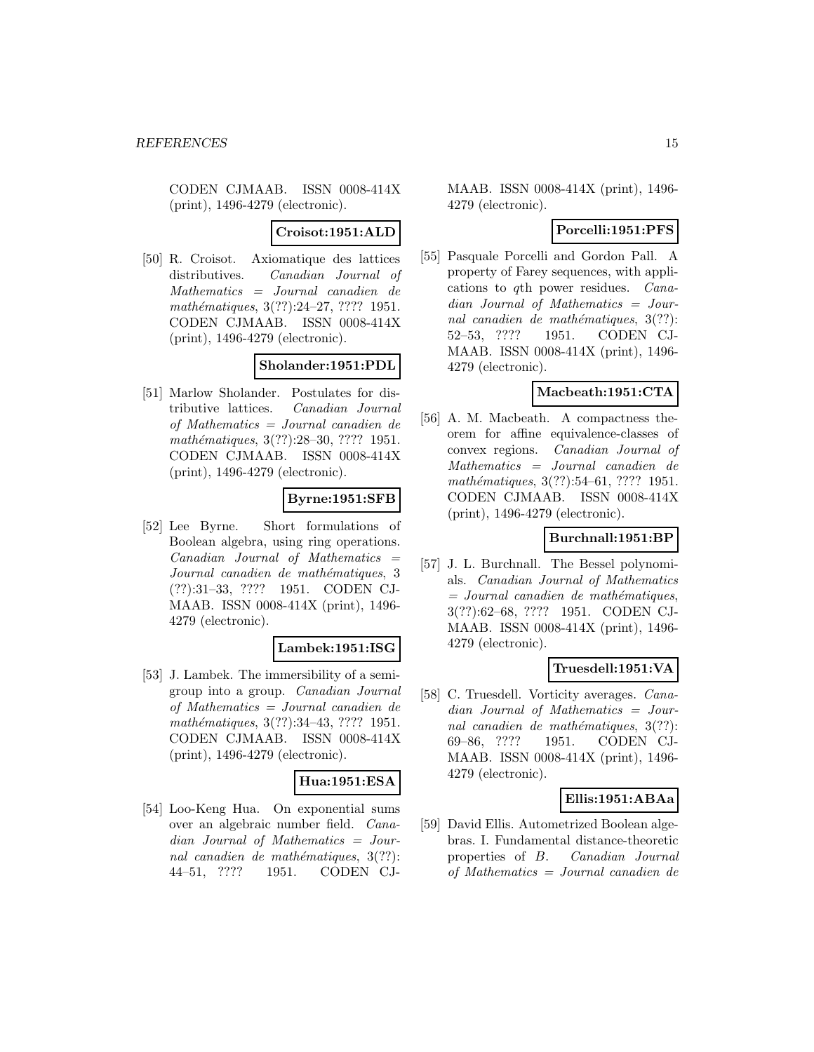CODEN CJMAAB. ISSN 0008-414X (print), 1496-4279 (electronic).

**Croisot:1951:ALD**

[50] R. Croisot. Axiomatique des lattices distributives. *Canadian Journal of Mathematics = Journal canadien de mathématiques*, 3(??):24–27, ???? 1951. CODEN CJMAAB. ISSN 0008-414X (print), 1496-4279 (electronic).

**Sholander:1951:PDL**

[51] Marlow Sholander. Postulates for distributive lattices. *Canadian Journal of Mathematics = Journal canadien de mathématiques*, 3(??):28–30, ???? 1951. CODEN CJMAAB. ISSN 0008-414X (print), 1496-4279 (electronic).

**Byrne:1951:SFB**

[52] Lee Byrne. Short formulations of Boolean algebra, using ring operations. *Canadian Journal of Mathematics = Journal canadien de mathématiques*, 3 (??):31–33, ???? 1951. CODEN CJMAAB. ISSN 0008-414X (print), 1496-4279 (electronic).

**Lambek:1951:ISG**

[53] J. Lambek. The immersibility of a semigroup into a group. *Canadian Journal of Mathematics = Journal canadien de mathématiques*, 3(??):34–43, ???? 1951. CODEN CJMAAB. ISSN 0008-414X (print), 1496-4279 (electronic).

**Hua:1951:ESA**

[54] Loo-Keng Hua. On exponential sums over an algebraic number field. *Canadian Journal of Mathematics = Journal canadien de mathématiques*, 3(??): 44–51, ???? 1951. CODEN CJMAAB. ISSN 0008-414X (print), 1496-4279 (electronic).

**Porcelli:1951:PFS**

[55] Pasquale Porcelli and Gordon Pall. A property of Farey sequences, with applications to $q$th power residues. *Canadian Journal of Mathematics = Journal canadien de mathématiques*, 3(??): 52–53, ???? 1951. CODEN CJMAAB. ISSN 0008-414X (print), 1496-4279 (electronic).

**Macbeath:1951:CTA**

[56] A. M. Macbeath. A compactness theorem for affine equivalence-classes of convex regions. *Canadian Journal of Mathematics = Journal canadien de mathématiques*, 3(??):54–61, ???? 1951. CODEN CJMAAB. ISSN 0008-414X (print), 1496-4279 (electronic).

**Burchnall:1951:BP**

[57] J. L. Burchnall. The Bessel polynomials. *Canadian Journal of Mathematics = Journal canadien de mathématiques*, 3(??):62–68, ???? 1951. CODEN CJMAAB. ISSN 0008-414X (print), 1496-4279 (electronic).

**Truesdell:1951:VA**

[58] C. Truesdell. Vorticity averages. *Canadian Journal of Mathematics = Journal canadien de mathématiques*, 3(??): 69–86, ???? 1951. CODEN CJMAAB. ISSN 0008-414X (print), 1496-4279 (electronic).

**Ellis:1951:ABAa**

[59] David Ellis. Autometrized Boolean algebras. I. Fundamental distance-theoretic properties of $B$. *Canadian Journal of Mathematics = Journal canadien de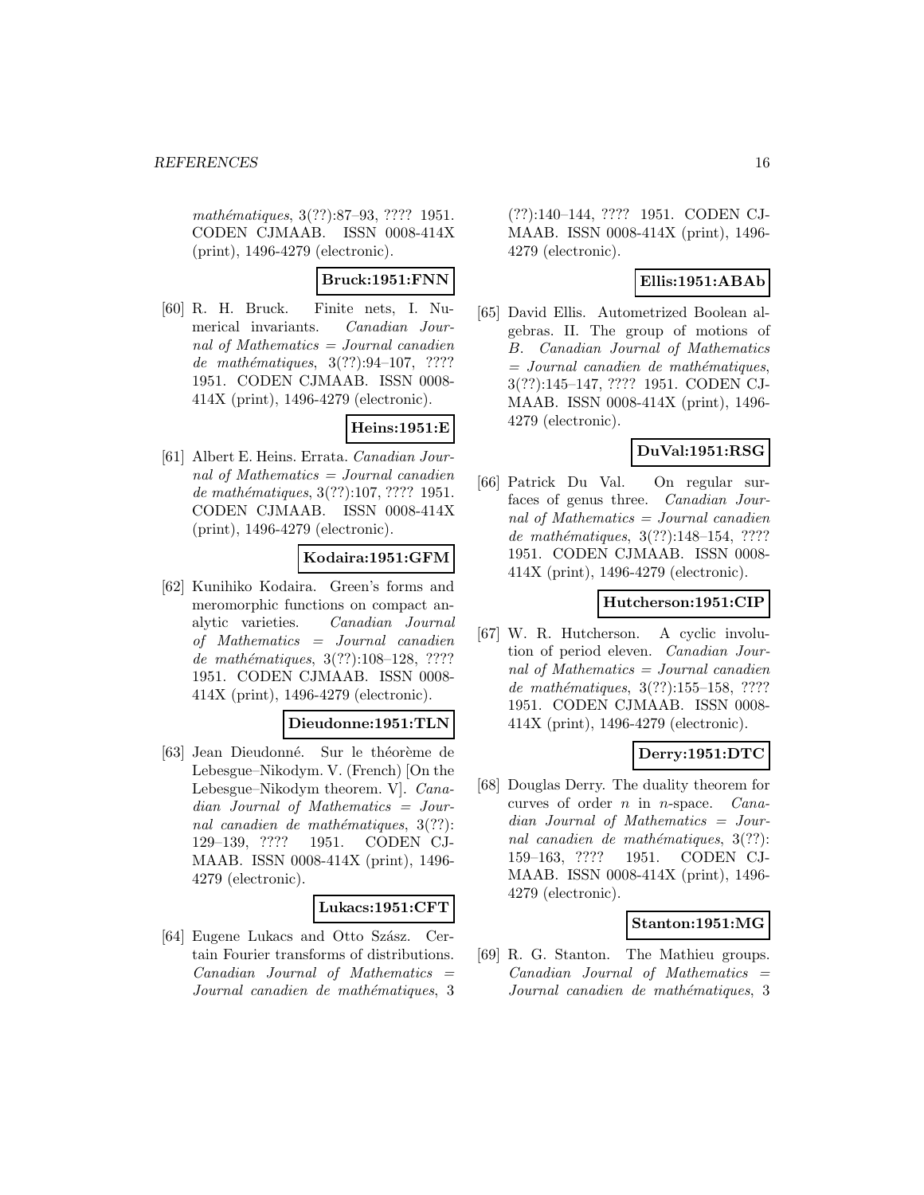*mathématiques*, 3(??):87–93, ???? 1951. CODEN CJMAAB. ISSN 0008-414X (print), 1496-4279 (electronic).

**Bruck:1951:FNN**

[60] R. H. Bruck. Finite nets, I. Numerical invariants. *Canadian Journal of Mathematics = Journal canadien de mathématiques*, 3(??):94–107, ???? 1951. CODEN CJMAAB. ISSN 0008-414X (print), 1496-4279 (electronic).

**Heins:1951:E**

[61] Albert E. Heins. Errata. *Canadian Journal of Mathematics = Journal canadien de mathématiques*, 3(??):107, ???? 1951. CODEN CJMAAB. ISSN 0008-414X (print), 1496-4279 (electronic).

**Kodaira:1951:GFM**

[62] Kunihiko Kodaira. Green's forms and meromorphic functions on compact analytic varieties. *Canadian Journal of Mathematics = Journal canadien de mathématiques*, 3(??):108–128, ???? 1951. CODEN CJMAAB. ISSN 0008-414X (print), 1496-4279 (electronic).

**Dieudonne:1951:TLN**

[63] Jean Dieudonné. Sur le théorème de Lebesgue–Nikodym. V. (French) [On the Lebesgue–Nikodym theorem. V]. *Canadian Journal of Mathematics = Journal canadien de mathématiques*, 3(??): 129–139, ???? 1951. CODEN CJMAAB. ISSN 0008-414X (print), 1496-4279 (electronic).

**Lukacs:1951:CFT**

[64] Eugene Lukacs and Otto Szász. Certain Fourier transforms of distributions. *Canadian Journal of Mathematics = Journal canadien de mathématiques*, 3 (??):140–144, ???? 1951. CODEN CJMAAB. ISSN 0008-414X (print), 1496-4279 (electronic).

**Ellis:1951:ABAb**

[65] David Ellis. Autometrized Boolean algebras. II. The group of motions of $B$. *Canadian Journal of Mathematics = Journal canadien de mathématiques*, 3(??):145–147, ???? 1951. CODEN CJMAAB. ISSN 0008-414X (print), 1496-4279 (electronic).

**DuVal:1951:RSG**

[66] Patrick Du Val. On regular surfaces of genus three. *Canadian Journal of Mathematics = Journal canadien de mathématiques*, 3(??):148–154, ???? 1951. CODEN CJMAAB. ISSN 0008-414X (print), 1496-4279 (electronic).

**Hutcherson:1951:CIP**

[67] W. R. Hutcherson. A cyclic involution of period eleven. *Canadian Journal of Mathematics = Journal canadien de mathématiques*, 3(??):155–158, ???? 1951. CODEN CJMAAB. ISSN 0008-414X (print), 1496-4279 (electronic).

**Derry:1951:DTC**

[68] Douglas Derry. The duality theorem for curves of order $n$ in $n$-space. *Canadian Journal of Mathematics = Journal canadien de mathématiques*, 3(??): 159–163, ???? 1951. CODEN CJMAAB. ISSN 0008-414X (print), 1496-4279 (electronic).

**Stanton:1951:MG**

[69] R. G. Stanton. The Mathieu groups. *Canadian Journal of Mathematics = Journal canadien de mathématiques*, 3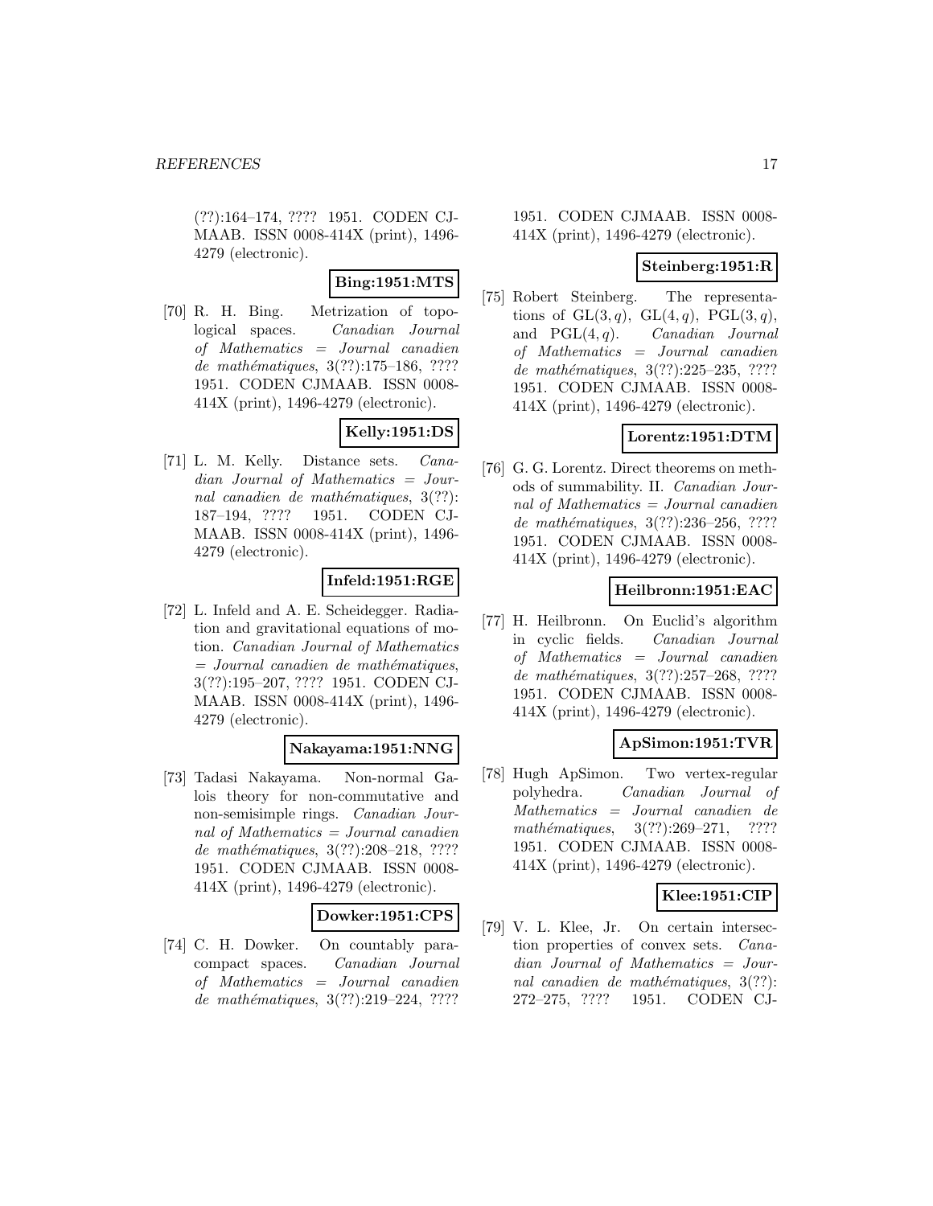(??):164–174, ???? 1951. CODEN CJMAAB. ISSN 0008-414X (print), 1496-4279 (electronic).

**Bing:1951:MTS**

[70] R. H. Bing. Metrization of topological spaces. *Canadian Journal of Mathematics = Journal canadien de mathématiques*, 3(??):175–186, ???? 1951. CODEN CJMAAB. ISSN 0008-414X (print), 1496-4279 (electronic).

**Kelly:1951:DS**

[71] L. M. Kelly. Distance sets. *Canadian Journal of Mathematics = Journal canadien de mathématiques*, 3(??):187–194, ???? 1951. CODEN CJMAAB. ISSN 0008-414X (print), 1496-4279 (electronic).

**Infeld:1951:RGE**

[72] L. Infeld and A. E. Scheidegger. Radiation and gravitational equations of motion. *Canadian Journal of Mathematics = Journal canadien de mathématiques*, 3(??):195–207, ???? 1951. CODEN CJMAAB. ISSN 0008-414X (print), 1496-4279 (electronic).

**Nakayama:1951:NNG**

[73] Tadasi Nakayama. Non-normal Galois theory for non-commutative and non-semisimple rings. *Canadian Journal of Mathematics = Journal canadien de mathématiques*, 3(??):208–218, ???? 1951. CODEN CJMAAB. ISSN 0008-414X (print), 1496-4279 (electronic).

**Dowker:1951:CPS**

[74] C. H. Dowker. On countably paracompact spaces. *Canadian Journal of Mathematics = Journal canadien de mathématiques*, 3(??):219–224, ???? 1951. CODEN CJMAAB. ISSN 0008-414X (print), 1496-4279 (electronic).

**Steinberg:1951:R**

[75] Robert Steinberg. The representations of $\mathrm{GL}(3, q)$, $\mathrm{GL}(4, q)$, $\mathrm{PGL}(3, q)$, and $\mathrm{PGL}(4, q)$. *Canadian Journal of Mathematics = Journal canadien de mathématiques*, 3(??):225–235, ???? 1951. CODEN CJMAAB. ISSN 0008-414X (print), 1496-4279 (electronic).

**Lorentz:1951:DTM**

[76] G. G. Lorentz. Direct theorems on methods of summability. II. *Canadian Journal of Mathematics = Journal canadien de mathématiques*, 3(??):236–256, ???? 1951. CODEN CJMAAB. ISSN 0008-414X (print), 1496-4279 (electronic).

**Heilbronn:1951:EAC**

[77] H. Heilbronn. On Euclid's algorithm in cyclic fields. *Canadian Journal of Mathematics = Journal canadien de mathématiques*, 3(??):257–268, ???? 1951. CODEN CJMAAB. ISSN 0008-414X (print), 1496-4279 (electronic).

**ApSimon:1951:TVR**

[78] Hugh ApSimon. Two vertex-regular polyhedra. *Canadian Journal of Mathematics = Journal canadien de mathématiques*, 3(??):269–271, ???? 1951. CODEN CJMAAB. ISSN 0008-414X (print), 1496-4279 (electronic).

**Klee:1951:CIP**

[79] V. L. Klee, Jr. On certain intersection properties of convex sets. *Canadian Journal of Mathematics = Journal canadien de mathématiques*, 3(??):272–275, ???? 1951. CODEN CJ-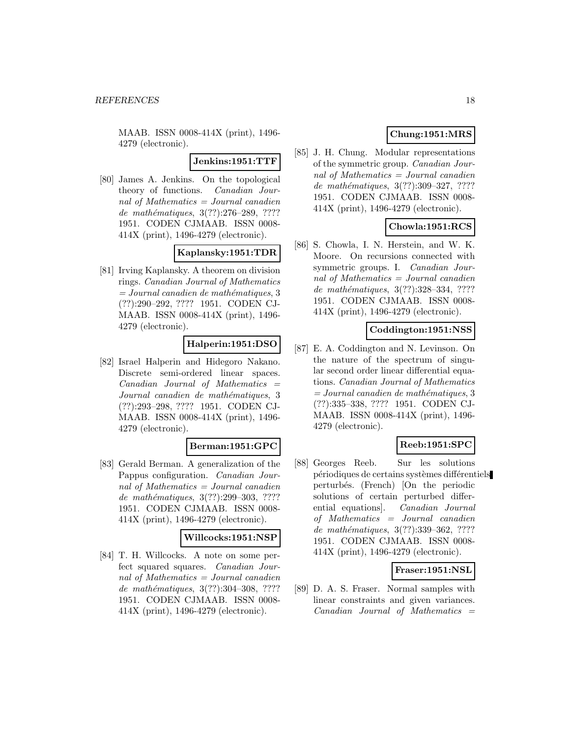MAAB. ISSN 0008-414X (print), 1496-4279 (electronic).

**Jenkins:1951:TTF**

[80] James A. Jenkins. On the topological theory of functions. *Canadian Journal of Mathematics = Journal canadien de mathématiques*, 3(??):276–289, ???? 1951. CODEN CJMAAB. ISSN 0008-414X (print), 1496-4279 (electronic).

**Kaplansky:1951:TDR**

[81] Irving Kaplansky. A theorem on division rings. *Canadian Journal of Mathematics = Journal canadien de mathématiques*, 3 (??):290–292, ???? 1951. CODEN CJMAAB. ISSN 0008-414X (print), 1496-4279 (electronic).

**Halperin:1951:DSO**

[82] Israel Halperin and Hidegoro Nakano. Discrete semi-ordered linear spaces. *Canadian Journal of Mathematics = Journal canadien de mathématiques*, 3 (??):293–298, ???? 1951. CODEN CJMAAB. ISSN 0008-414X (print), 1496-4279 (electronic).

**Berman:1951:GPC**

[83] Gerald Berman. A generalization of the Pappus configuration. *Canadian Journal of Mathematics = Journal canadien de mathématiques*, 3(??):299–303, ???? 1951. CODEN CJMAAB. ISSN 0008-414X (print), 1496-4279 (electronic).

**Willcocks:1951:NSP**

[84] T. H. Willcocks. A note on some perfect squared squares. *Canadian Journal of Mathematics = Journal canadien de mathématiques*, 3(??):304–308, ???? 1951. CODEN CJMAAB. ISSN 0008-414X (print), 1496-4279 (electronic).

**Chung:1951:MRS**

[85] J. H. Chung. Modular representations of the symmetric group. *Canadian Journal of Mathematics = Journal canadien de mathématiques*, 3(??):309–327, ???? 1951. CODEN CJMAAB. ISSN 0008-414X (print), 1496-4279 (electronic).

**Chowla:1951:RCS**

[86] S. Chowla, I. N. Herstein, and W. K. Moore. On recursions connected with symmetric groups. I. *Canadian Journal of Mathematics = Journal canadien de mathématiques*, 3(??):328–334, ???? 1951. CODEN CJMAAB. ISSN 0008-414X (print), 1496-4279 (electronic).

**Coddington:1951:NSS**

[87] E. A. Coddington and N. Levinson. On the nature of the spectrum of singular second order linear differential equations. *Canadian Journal of Mathematics = Journal canadien de mathématiques*, 3 (??):335–338, ???? 1951. CODEN CJMAAB. ISSN 0008-414X (print), 1496-4279 (electronic).

**Reeb:1951:SPC**

[88] Georges Reeb. Sur les solutions périodiques de certains systèmes différentiels perturbés. (French) [On the periodic solutions of certain perturbed differential equations]. *Canadian Journal of Mathematics = Journal canadien de mathématiques*, 3(??):339–362, ???? 1951. CODEN CJMAAB. ISSN 0008-414X (print), 1496-4279 (electronic).

**Fraser:1951:NSL**

[89] D. A. S. Fraser. Normal samples with linear constraints and given variances. *Canadian Journal of Mathematics =*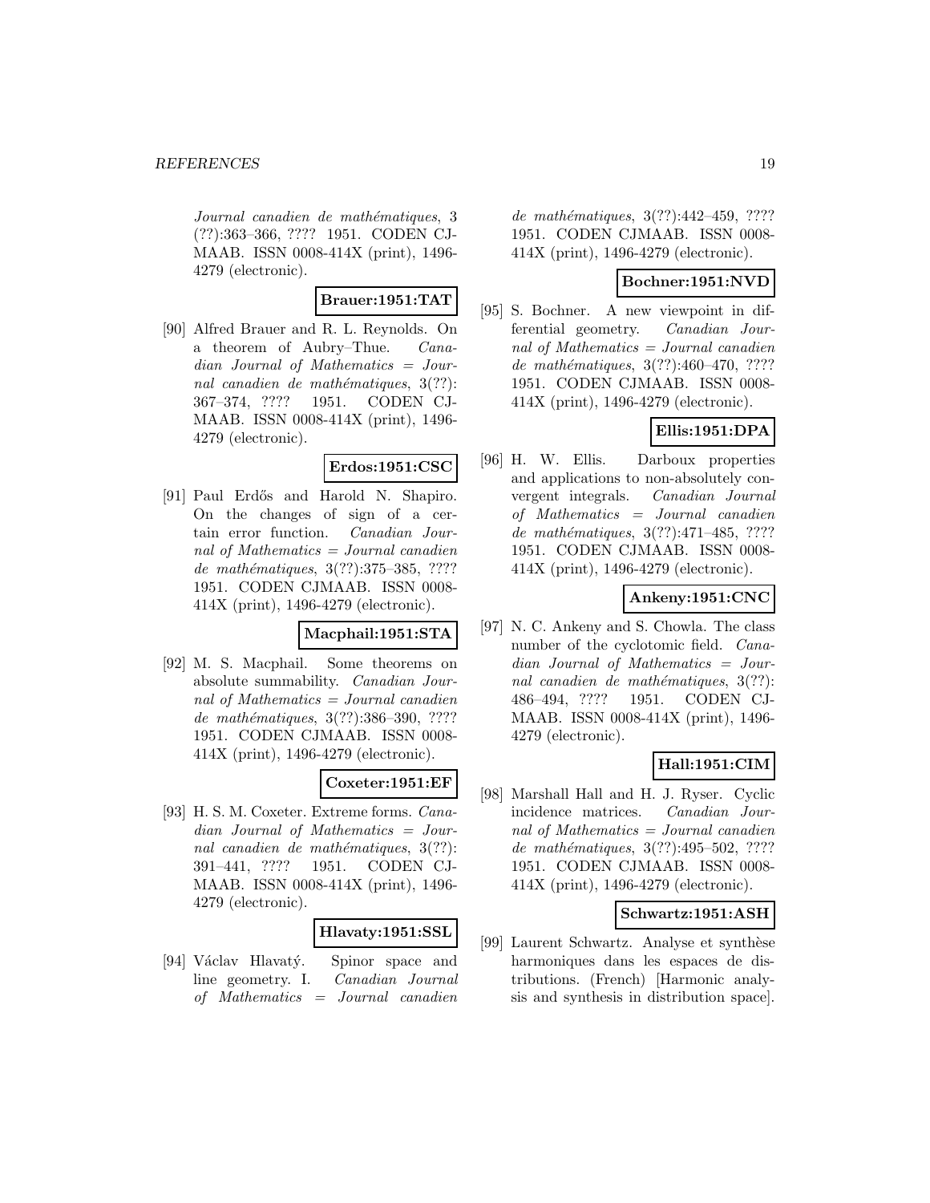*Journal canadien de mathématiques*, 3 (??):363–366, ???? 1951. CODEN CJMAAB. ISSN 0008-414X (print), 1496-4279 (electronic).

**Brauer:1951:TAT**

[90] Alfred Brauer and R. L. Reynolds. On a theorem of Aubry–Thue. *Canadian Journal of Mathematics = Journal canadien de mathématiques*, 3(??): 367–374, ???? 1951. CODEN CJMAAB. ISSN 0008-414X (print), 1496-4279 (electronic).

**Erdos:1951:CSC**

[91] Paul Erdős and Harold N. Shapiro. On the changes of sign of a certain error function. *Canadian Journal of Mathematics = Journal canadien de mathématiques*, 3(??):375–385, ???? 1951. CODEN CJMAAB. ISSN 0008-414X (print), 1496-4279 (electronic).

**Macphail:1951:STA**

[92] M. S. Macphail. Some theorems on absolute summability. *Canadian Journal of Mathematics = Journal canadien de mathématiques*, 3(??):386–390, ???? 1951. CODEN CJMAAB. ISSN 0008-414X (print), 1496-4279 (electronic).

**Coxeter:1951:EF**

[93] H. S. M. Coxeter. Extreme forms. *Canadian Journal of Mathematics = Journal canadien de mathématiques*, 3(??): 391–441, ???? 1951. CODEN CJMAAB. ISSN 0008-414X (print), 1496-4279 (electronic).

**Hlavaty:1951:SSL**

[94] Václav Hlavatý. Spinor space and line geometry. I. *Canadian Journal of Mathematics = Journal canadien de mathématiques*, 3(??):442–459, ???? 1951. CODEN CJMAAB. ISSN 0008-414X (print), 1496-4279 (electronic).

**Bochner:1951:NVD**

[95] S. Bochner. A new viewpoint in differential geometry. *Canadian Journal of Mathematics = Journal canadien de mathématiques*, 3(??):460–470, ???? 1951. CODEN CJMAAB. ISSN 0008-414X (print), 1496-4279 (electronic).

**Ellis:1951:DPA**

[96] H. W. Ellis. Darboux properties and applications to non-absolutely convergent integrals. *Canadian Journal of Mathematics = Journal canadien de mathématiques*, 3(??):471–485, ???? 1951. CODEN CJMAAB. ISSN 0008-414X (print), 1496-4279 (electronic).

**Ankeny:1951:CNC**

[97] N. C. Ankeny and S. Chowla. The class number of the cyclotomic field. *Canadian Journal of Mathematics = Journal canadien de mathématiques*, 3(??): 486–494, ???? 1951. CODEN CJMAAB. ISSN 0008-414X (print), 1496-4279 (electronic).

**Hall:1951:CIM**

[98] Marshall Hall and H. J. Ryser. Cyclic incidence matrices. *Canadian Journal of Mathematics = Journal canadien de mathématiques*, 3(??):495–502, ???? 1951. CODEN CJMAAB. ISSN 0008-414X (print), 1496-4279 (electronic).

**Schwartz:1951:ASH**

[99] Laurent Schwartz. Analyse et synthèse harmoniques dans les espaces de distributions. (French) [Harmonic analysis and synthesis in distribution space].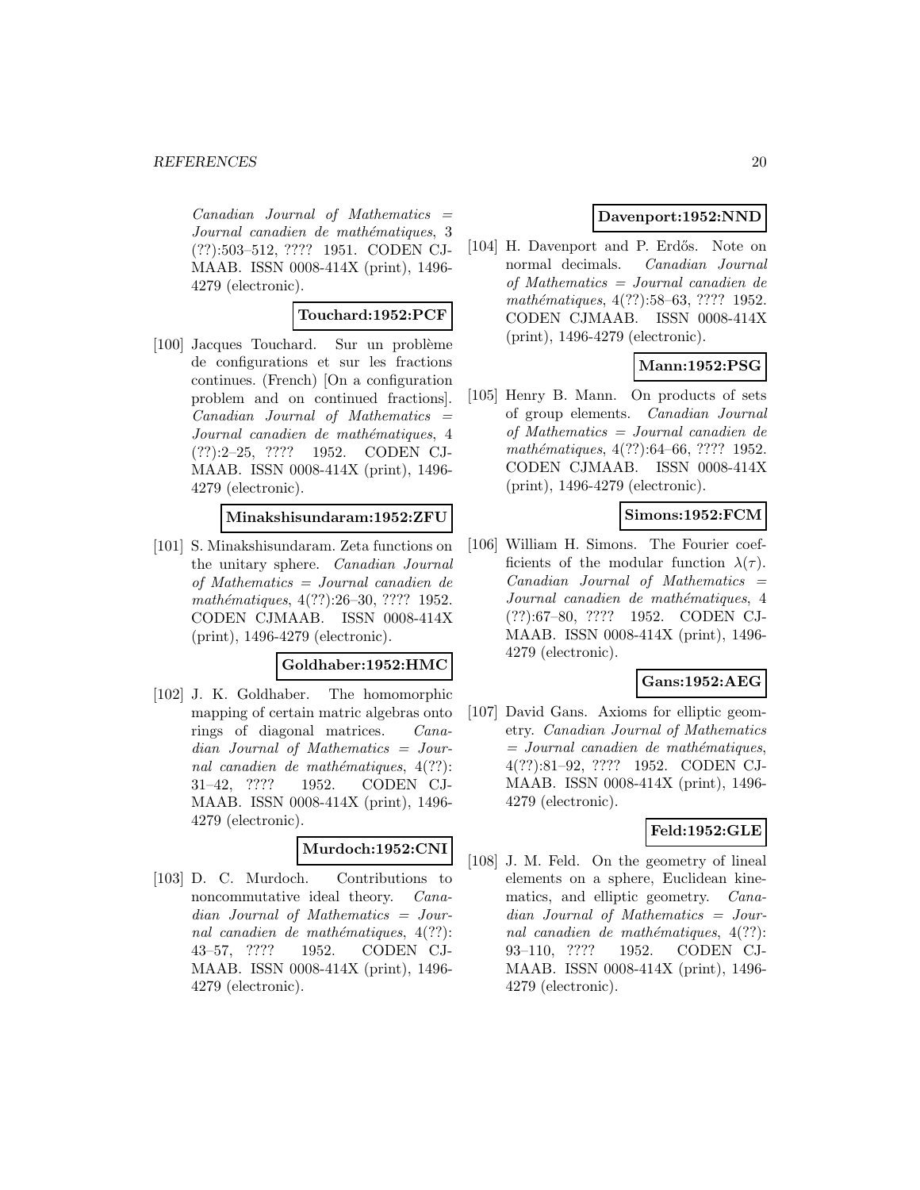*Canadian Journal of Mathematics = Journal canadien de mathématiques*, 3 (??):503–512, ???? 1951. CODEN CJMAAB. ISSN 0008-414X (print), 1496-4279 (electronic).

**Touchard:1952:PCF**

[100] Jacques Touchard. Sur un problème de configurations et sur les fractions continues. (French) [On a configuration problem and on continued fractions]. *Canadian Journal of Mathematics = Journal canadien de mathématiques*, 4 (??):2–25, ???? 1952. CODEN CJMAAB. ISSN 0008-414X (print), 1496-4279 (electronic).

**Minakshisundaram:1952:ZFU**

[101] S. Minakshisundaram. Zeta functions on the unitary sphere. *Canadian Journal of Mathematics = Journal canadien de mathématiques*, 4(??):26–30, ???? 1952. CODEN CJMAAB. ISSN 0008-414X (print), 1496-4279 (electronic).

**Goldhaber:1952:HMC**

[102] J. K. Goldhaber. The homomorphic mapping of certain matric algebras onto rings of diagonal matrices. *Canadian Journal of Mathematics = Journal canadien de mathématiques*, 4(??): 31–42, ???? 1952. CODEN CJMAAB. ISSN 0008-414X (print), 1496-4279 (electronic).

**Murdoch:1952:CNI**

[103] D. C. Murdoch. Contributions to noncommutative ideal theory. *Canadian Journal of Mathematics = Journal canadien de mathématiques*, 4(??): 43–57, ???? 1952. CODEN CJMAAB. ISSN 0008-414X (print), 1496-4279 (electronic).

**Davenport:1952:NND**

[104] H. Davenport and P. Erdős. Note on normal decimals. *Canadian Journal of Mathematics = Journal canadien de mathématiques*, 4(??):58–63, ???? 1952. CODEN CJMAAB. ISSN 0008-414X (print), 1496-4279 (electronic).

**Mann:1952:PSG**

[105] Henry B. Mann. On products of sets of group elements. *Canadian Journal of Mathematics = Journal canadien de mathématiques*, 4(??):64–66, ???? 1952. CODEN CJMAAB. ISSN 0008-414X (print), 1496-4279 (electronic).

**Simons:1952:FCM**

[106] William H. Simons. The Fourier coefficients of the modular function $\lambda(\tau)$. *Canadian Journal of Mathematics = Journal canadien de mathématiques*, 4 (??):67–80, ???? 1952. CODEN CJMAAB. ISSN 0008-414X (print), 1496-4279 (electronic).

**Gans:1952:AEG**

[107] David Gans. Axioms for elliptic geometry. *Canadian Journal of Mathematics = Journal canadien de mathématiques*, 4(??):81–92, ???? 1952. CODEN CJMAAB. ISSN 0008-414X (print), 1496-4279 (electronic).

**Feld:1952:GLE**

[108] J. M. Feld. On the geometry of lineal elements on a sphere, Euclidean kinematics, and elliptic geometry. *Canadian Journal of Mathematics = Journal canadien de mathématiques*, 4(??): 93–110, ???? 1952. CODEN CJMAAB. ISSN 0008-414X (print), 1496-4279 (electronic).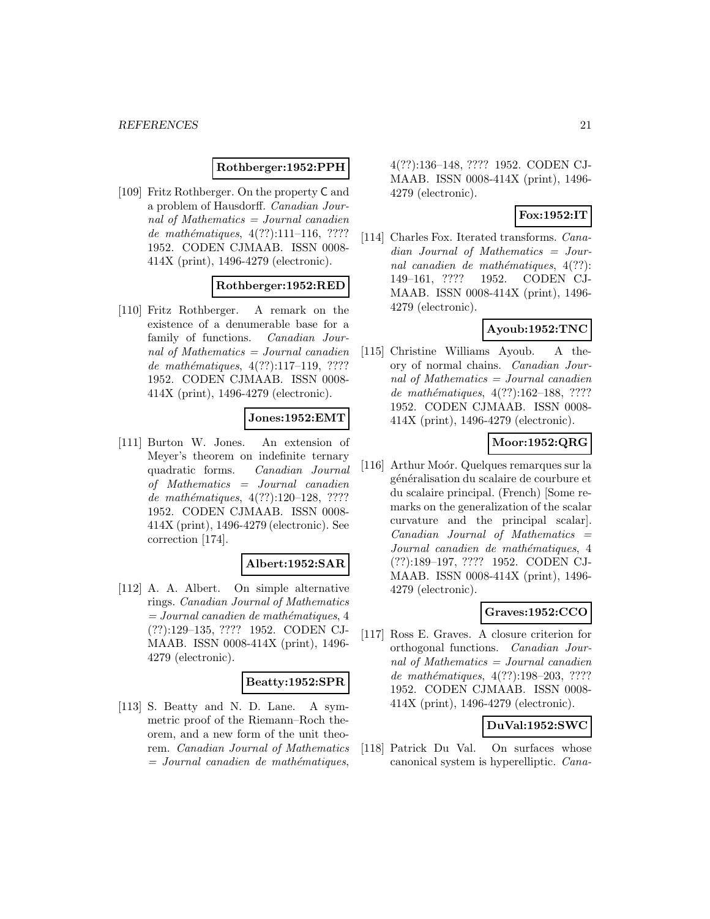**Rothberger:1952:PPH**

[109] Fritz Rothberger. On the property C and a problem of Hausdorff. *Canadian Journal of Mathematics = Journal canadien de mathématiques*, 4(??):111–116, ???? 1952. CODEN CJMAAB. ISSN 0008-414X (print), 1496-4279 (electronic).

**Rothberger:1952:RED**

[110] Fritz Rothberger. A remark on the existence of a denumerable base for a family of functions. *Canadian Journal of Mathematics = Journal canadien de mathématiques*, 4(??):117–119, ???? 1952. CODEN CJMAAB. ISSN 0008-414X (print), 1496-4279 (electronic).

**Jones:1952:EMT**

[111] Burton W. Jones. An extension of Meyer's theorem on indefinite ternary quadratic forms. *Canadian Journal of Mathematics = Journal canadien de mathématiques*, 4(??):120–128, ???? 1952. CODEN CJMAAB. ISSN 0008-414X (print), 1496-4279 (electronic). See correction [174].

**Albert:1952:SAR**

[112] A. A. Albert. On simple alternative rings. *Canadian Journal of Mathematics = Journal canadien de mathématiques*, 4 (??):129–135, ???? 1952. CODEN CJMAAB. ISSN 0008-414X (print), 1496-4279 (electronic).

**Beatty:1952:SPR**

[113] S. Beatty and N. D. Lane. A symmetric proof of the Riemann–Roch theorem, and a new form of the unit theorem. *Canadian Journal of Mathematics = Journal canadien de mathématiques*, 4(??):136–148, ???? 1952. CODEN CJMAAB. ISSN 0008-414X (print), 1496-4279 (electronic).

**Fox:1952:IT**

[114] Charles Fox. Iterated transforms. *Canadian Journal of Mathematics = Journal canadien de mathématiques*, 4(??): 149–161, ???? 1952. CODEN CJMAAB. ISSN 0008-414X (print), 1496-4279 (electronic).

**Ayoub:1952:TNC**

[115] Christine Williams Ayoub. A theory of normal chains. *Canadian Journal of Mathematics = Journal canadien de mathématiques*, 4(??):162–188, ???? 1952. CODEN CJMAAB. ISSN 0008-414X (print), 1496-4279 (electronic).

**Moor:1952:QRG**

[116] Arthur Moór. Quelques remarques sur la généralisation du scalaire de courbure et du scalaire principal. (French) [Some remarks on the generalization of the scalar curvature and the principal scalar]. *Canadian Journal of Mathematics = Journal canadien de mathématiques*, 4 (??):189–197, ???? 1952. CODEN CJMAAB. ISSN 0008-414X (print), 1496-4279 (electronic).

**Graves:1952:CCO**

[117] Ross E. Graves. A closure criterion for orthogonal functions. *Canadian Journal of Mathematics = Journal canadien de mathématiques*, 4(??):198–203, ???? 1952. CODEN CJMAAB. ISSN 0008-414X (print), 1496-4279 (electronic).

**DuVal:1952:SWC**

[118] Patrick Du Val. On surfaces whose canonical system is hyperelliptic. *Cana-*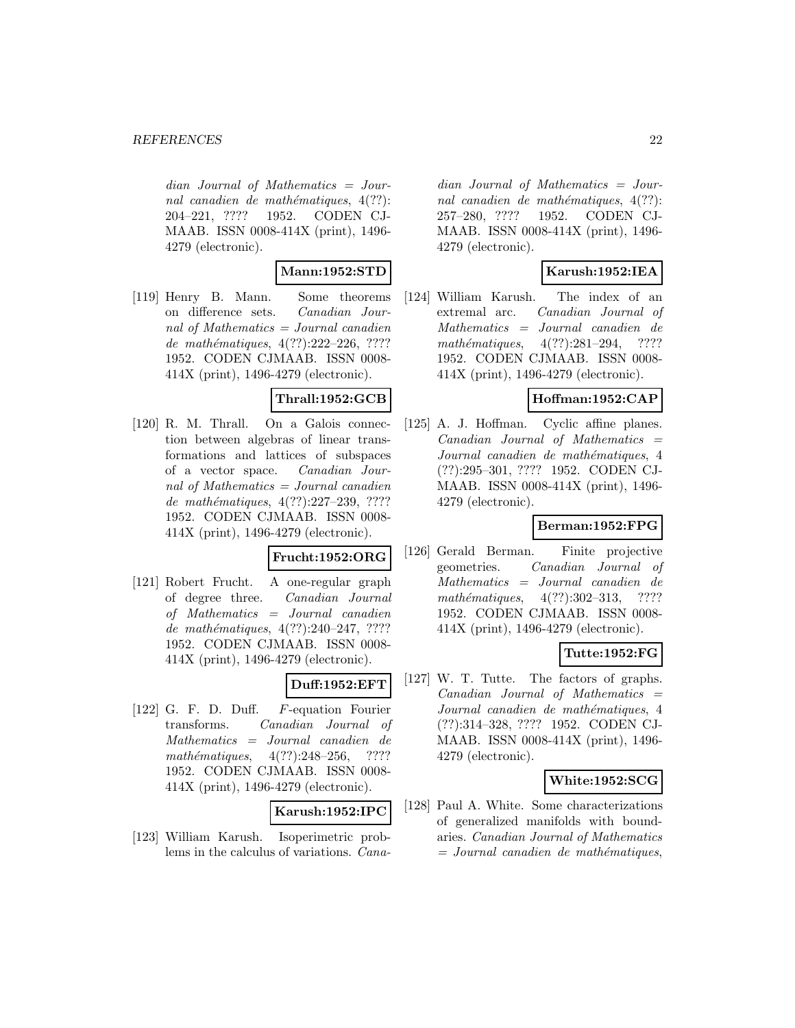*dian Journal of Mathematics = Journal canadien de mathématiques*, 4(??): 204–221, ???? 1952. CODEN CJMAAB. ISSN 0008-414X (print), 1496-4279 (electronic).

**Mann:1952:STD**

[119] Henry B. Mann. Some theorems on difference sets. *Canadian Journal of Mathematics = Journal canadien de mathématiques*, 4(??):222–226, ???? 1952. CODEN CJMAAB. ISSN 0008-414X (print), 1496-4279 (electronic).

**Thrall:1952:GCB**

[120] R. M. Thrall. On a Galois connection between algebras of linear transformations and lattices of subspaces of a vector space. *Canadian Journal of Mathematics = Journal canadien de mathématiques*, 4(??):227–239, ???? 1952. CODEN CJMAAB. ISSN 0008-414X (print), 1496-4279 (electronic).

**Frucht:1952:ORG**

[121] Robert Frucht. A one-regular graph of degree three. *Canadian Journal of Mathematics = Journal canadien de mathématiques*, 4(??):240–247, ???? 1952. CODEN CJMAAB. ISSN 0008-414X (print), 1496-4279 (electronic).

**Duff:1952:EFT**

[122] G. F. D. Duff. $F$-equation Fourier transforms. *Canadian Journal of Mathematics = Journal canadien de mathématiques*, 4(??):248–256, ???? 1952. CODEN CJMAAB. ISSN 0008-414X (print), 1496-4279 (electronic).

**Karush:1952:IPC**

[123] William Karush. Isoperimetric problems in the calculus of variations. *Canadian Journal of Mathematics = Journal canadien de mathématiques*, 4(??): 257–280, ???? 1952. CODEN CJMAAB. ISSN 0008-414X (print), 1496-4279 (electronic).

**Karush:1952:IEA**

[124] William Karush. The index of an extremal arc. *Canadian Journal of Mathematics = Journal canadien de mathématiques*, 4(??):281–294, ???? 1952. CODEN CJMAAB. ISSN 0008-414X (print), 1496-4279 (electronic).

**Hoffman:1952:CAP**

[125] A. J. Hoffman. Cyclic affine planes. *Canadian Journal of Mathematics = Journal canadien de mathématiques*, 4 (??):295–301, ???? 1952. CODEN CJMAAB. ISSN 0008-414X (print), 1496-4279 (electronic).

**Berman:1952:FPG**

[126] Gerald Berman. Finite projective geometries. *Canadian Journal of Mathematics = Journal canadien de mathématiques*, 4(??):302–313, ???? 1952. CODEN CJMAAB. ISSN 0008-414X (print), 1496-4279 (electronic).

**Tutte:1952:FG**

[127] W. T. Tutte. The factors of graphs. *Canadian Journal of Mathematics = Journal canadien de mathématiques*, 4 (??):314–328, ???? 1952. CODEN CJMAAB. ISSN 0008-414X (print), 1496-4279 (electronic).

**White:1952:SCG**

[128] Paul A. White. Some characterizations of generalized manifolds with boundaries. *Canadian Journal of Mathematics = Journal canadien de mathématiques*,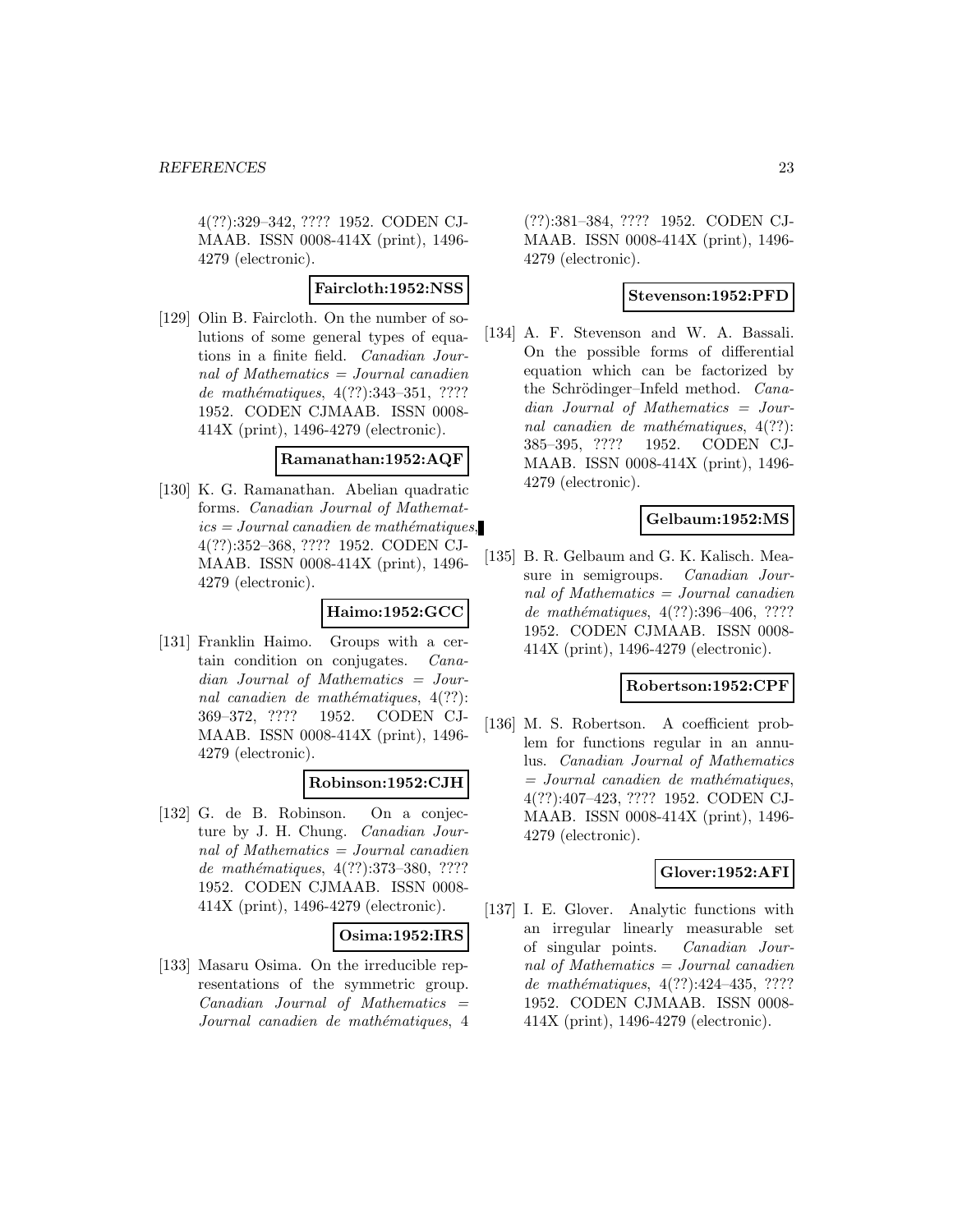4(??):329–342, ???? 1952. CODEN CJMAAB. ISSN 0008-414X (print), 1496-4279 (electronic).

**Faircloth:1952:NSS**

[129] Olin B. Faircloth. On the number of solutions of some general types of equations in a finite field. *Canadian Journal of Mathematics = Journal canadien de mathématiques*, 4(??):343–351, ???? 1952. CODEN CJMAAB. ISSN 0008-414X (print), 1496-4279 (electronic).

**Ramanathan:1952:AQF**

[130] K. G. Ramanathan. Abelian quadratic forms. *Canadian Journal of Mathematics = Journal canadien de mathématiques*, 4(??):352–368, ???? 1952. CODEN CJMAAB. ISSN 0008-414X (print), 1496-4279 (electronic).

**Haimo:1952:GCC**

[131] Franklin Haimo. Groups with a certain condition on conjugates. *Canadian Journal of Mathematics = Journal canadien de mathématiques*, 4(??):369–372, ???? 1952. CODEN CJMAAB. ISSN 0008-414X (print), 1496-4279 (electronic).

**Robinson:1952:CJH**

[132] G. de B. Robinson. On a conjecture by J. H. Chung. *Canadian Journal of Mathematics = Journal canadien de mathématiques*, 4(??):373–380, ???? 1952. CODEN CJMAAB. ISSN 0008-414X (print), 1496-4279 (electronic).

**Osima:1952:IRS**

[133] Masaru Osima. On the irreducible representations of the symmetric group. *Canadian Journal of Mathematics = Journal canadien de mathématiques*, 4(??):381–384, ???? 1952. CODEN CJMAAB. ISSN 0008-414X (print), 1496-4279 (electronic).

**Stevenson:1952:PFD**

[134] A. F. Stevenson and W. A. Bassali. On the possible forms of differential equation which can be factorized by the Schrödinger–Infeld method. *Canadian Journal of Mathematics = Journal canadien de mathématiques*, 4(??):385–395, ???? 1952. CODEN CJMAAB. ISSN 0008-414X (print), 1496-4279 (electronic).

**Gelbaum:1952:MS**

[135] B. R. Gelbaum and G. K. Kalisch. Measure in semigroups. *Canadian Journal of Mathematics = Journal canadien de mathématiques*, 4(??):396–406, ???? 1952. CODEN CJMAAB. ISSN 0008-414X (print), 1496-4279 (electronic).

**Robertson:1952:CPF**

[136] M. S. Robertson. A coefficient problem for functions regular in an annulus. *Canadian Journal of Mathematics = Journal canadien de mathématiques*, 4(??):407–423, ???? 1952. CODEN CJMAAB. ISSN 0008-414X (print), 1496-4279 (electronic).

**Glover:1952:AFI**

[137] I. E. Glover. Analytic functions with an irregular linearly measurable set of singular points. *Canadian Journal of Mathematics = Journal canadien de mathématiques*, 4(??):424–435, ???? 1952. CODEN CJMAAB. ISSN 0008-414X (print), 1496-4279 (electronic).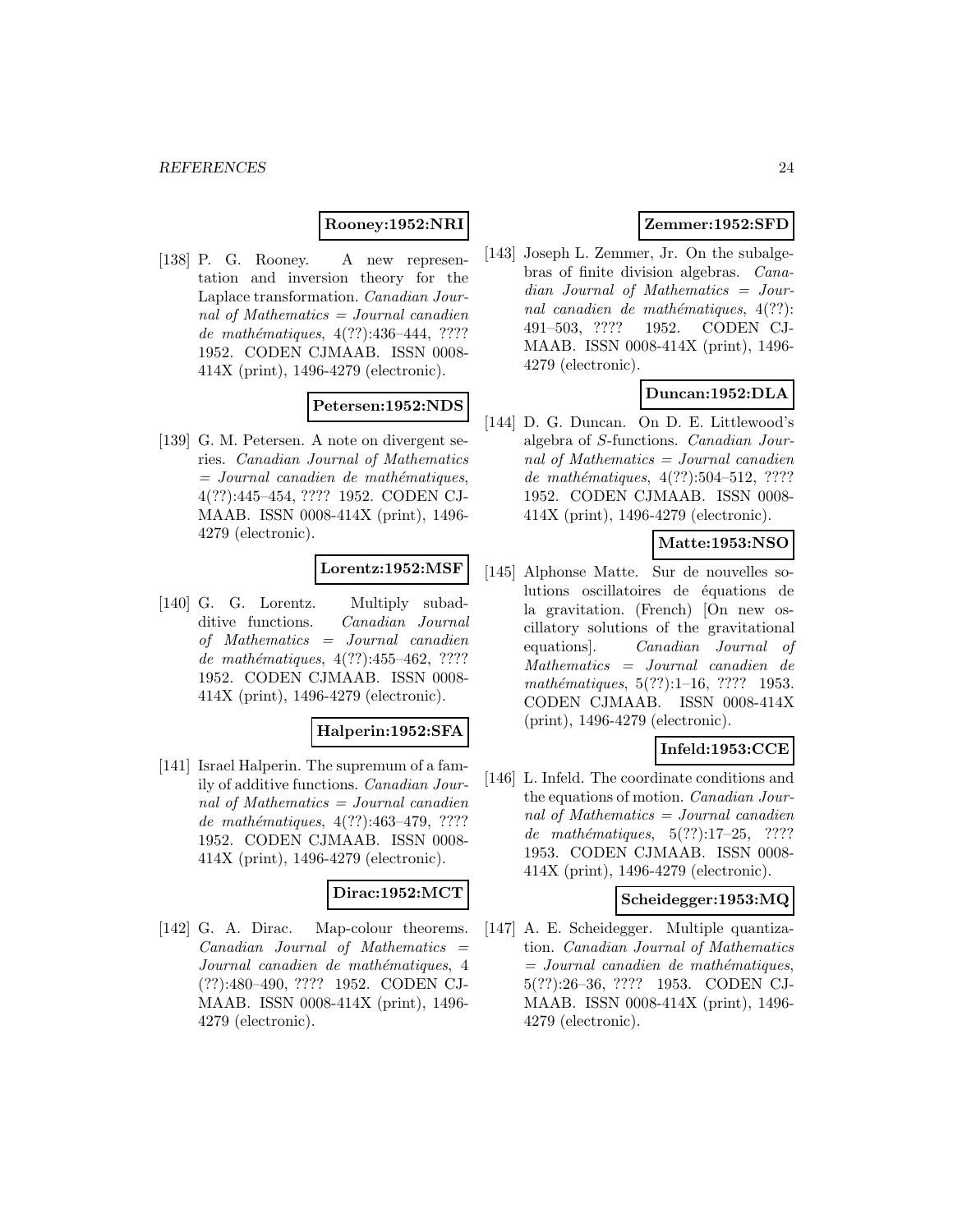**Rooney:1952:NRI**

[138] P. G. Rooney. A new representation and inversion theory for the Laplace transformation. *Canadian Journal of Mathematics = Journal canadien de mathématiques*, 4(??):436–444, ???? 1952. CODEN CJMAAB. ISSN 0008-414X (print), 1496-4279 (electronic).

**Petersen:1952:NDS**

[139] G. M. Petersen. A note on divergent series. *Canadian Journal of Mathematics = Journal canadien de mathématiques*, 4(??):445–454, ???? 1952. CODEN CJMAAB. ISSN 0008-414X (print), 1496-4279 (electronic).

**Lorentz:1952:MSF**

[140] G. G. Lorentz. Multiply subadditive functions. *Canadian Journal of Mathematics = Journal canadien de mathématiques*, 4(??):455–462, ???? 1952. CODEN CJMAAB. ISSN 0008-414X (print), 1496-4279 (electronic).

**Halperin:1952:SFA**

[141] Israel Halperin. The supremum of a family of additive functions. *Canadian Journal of Mathematics = Journal canadien de mathématiques*, 4(??):463–479, ???? 1952. CODEN CJMAAB. ISSN 0008-414X (print), 1496-4279 (electronic).

**Dirac:1952:MCT**

[142] G. A. Dirac. Map-colour theorems. *Canadian Journal of Mathematics = Journal canadien de mathématiques*, 4 (??):480–490, ???? 1952. CODEN CJMAAB. ISSN 0008-414X (print), 1496-4279 (electronic).

**Zemmer:1952:SFD**

[143] Joseph L. Zemmer, Jr. On the subalgebras of finite division algebras. *Canadian Journal of Mathematics = Journal canadien de mathématiques*, 4(??): 491–503, ???? 1952. CODEN CJMAAB. ISSN 0008-414X (print), 1496-4279 (electronic).

**Duncan:1952:DLA**

[144] D. G. Duncan. On D. E. Littlewood's algebra of *S*-functions. *Canadian Journal of Mathematics = Journal canadien de mathématiques*, 4(??):504–512, ???? 1952. CODEN CJMAAB. ISSN 0008-414X (print), 1496-4279 (electronic).

**Matte:1953:NSO**

[145] Alphonse Matte. Sur de nouvelles solutions oscillatoires de équations de la gravitation. (French) [On new oscillatory solutions of the gravitational equations]. *Canadian Journal of Mathematics = Journal canadien de mathématiques*, 5(??):1–16, ???? 1953. CODEN CJMAAB. ISSN 0008-414X (print), 1496-4279 (electronic).

**Infeld:1953:CCE**

[146] L. Infeld. The coordinate conditions and the equations of motion. *Canadian Journal of Mathematics = Journal canadien de mathématiques*, 5(??):17–25, ???? 1953. CODEN CJMAAB. ISSN 0008-414X (print), 1496-4279 (electronic).

**Scheidegger:1953:MQ**

[147] A. E. Scheidegger. Multiple quantization. *Canadian Journal of Mathematics = Journal canadien de mathématiques*, 5(??):26–36, ???? 1953. CODEN CJMAAB. ISSN 0008-414X (print), 1496-4279 (electronic).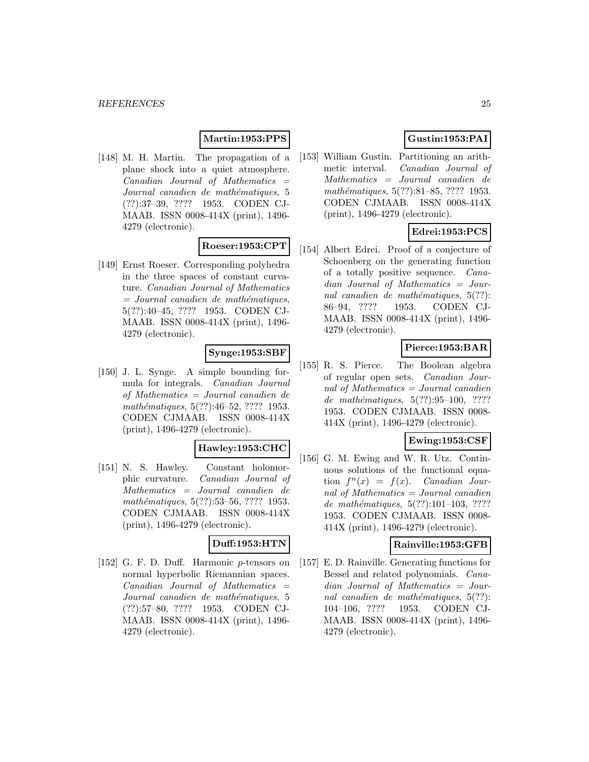**Martin:1953:PPS**

[148] M. H. Martin. The propagation of a plane shock into a quiet atmosphere. *Canadian Journal of Mathematics = Journal canadien de mathématiques*, 5 (??):37–39, ???? 1953. CODEN CJMAAB. ISSN 0008-414X (print), 1496-4279 (electronic).

**Roeser:1953:CPT**

[149] Ernst Roeser. Corresponding polyhedra in the three spaces of constant curvature. *Canadian Journal of Mathematics = Journal canadien de mathématiques*, 5(??):40–45, ???? 1953. CODEN CJMAAB. ISSN 0008-414X (print), 1496-4279 (electronic).

**Synge:1953:SBF**

[150] J. L. Synge. A simple bounding formula for integrals. *Canadian Journal of Mathematics = Journal canadien de mathématiques*, 5(??):46–52, ???? 1953. CODEN CJMAAB. ISSN 0008-414X (print), 1496-4279 (electronic).

**Hawley:1953:CHC**

[151] N. S. Hawley. Constant holomorphic curvature. *Canadian Journal of Mathematics = Journal canadien de mathématiques*, 5(??):53–56, ???? 1953. CODEN CJMAAB. ISSN 0008-414X (print), 1496-4279 (electronic).

**Duff:1953:HTN**

[152] G. F. D. Duff. Harmonic $p$-tensors on normal hyperbolic Riemannian spaces. *Canadian Journal of Mathematics = Journal canadien de mathématiques*, 5 (??):57–80, ???? 1953. CODEN CJMAAB. ISSN 0008-414X (print), 1496-4279 (electronic).

**Gustin:1953:PAI**

[153] William Gustin. Partitioning an arithmetic interval. *Canadian Journal of Mathematics = Journal canadien de mathématiques*, 5(??):81–85, ???? 1953. CODEN CJMAAB. ISSN 0008-414X (print), 1496-4279 (electronic).

**Edrei:1953:PCS**

[154] Albert Edrei. Proof of a conjecture of Schoenberg on the generating function of a totally positive sequence. *Canadian Journal of Mathematics = Journal canadien de mathématiques*, 5(??): 86–94, ???? 1953. CODEN CJMAAB. ISSN 0008-414X (print), 1496-4279 (electronic).

**Pierce:1953:BAR**

[155] R. S. Pierce. The Boolean algebra of regular open sets. *Canadian Journal of Mathematics = Journal canadien de mathématiques*, 5(??):95–100, ???? 1953. CODEN CJMAAB. ISSN 0008-414X (print), 1496-4279 (electronic).

**Ewing:1953:CSF**

[156] G. M. Ewing and W. R. Utz. Continuous solutions of the functional equation $f^n(x) = f(x)$. *Canadian Journal of Mathematics = Journal canadien de mathématiques*, 5(??):101–103, ???? 1953. CODEN CJMAAB. ISSN 0008-414X (print), 1496-4279 (electronic).

**Rainville:1953:GFB**

[157] E. D. Rainville. Generating functions for Bessel and related polynomials. *Canadian Journal of Mathematics = Journal canadien de mathématiques*, 5(??): 104–106, ???? 1953. CODEN CJMAAB. ISSN 0008-414X (print), 1496-4279 (electronic).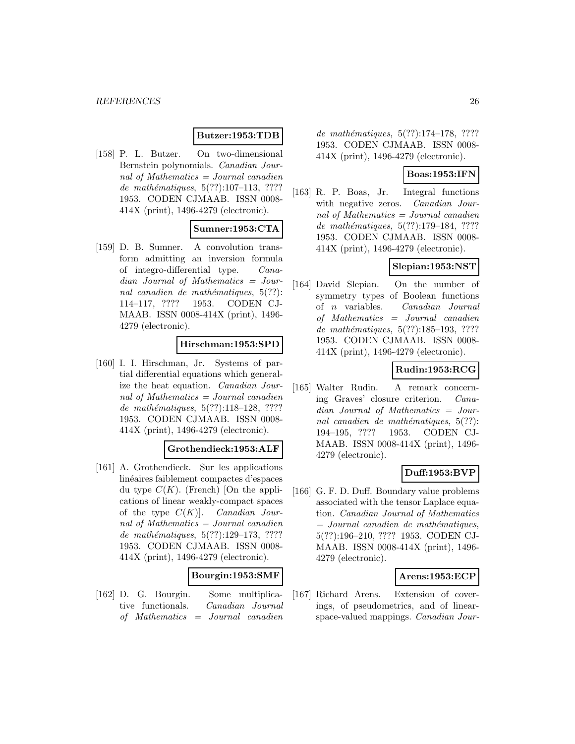**Butzer:1953:TDB**

[158] P. L. Butzer. On two-dimensional Bernstein polynomials. *Canadian Journal of Mathematics = Journal canadien de mathématiques*, 5(??):107–113, ???? 1953. CODEN CJMAAB. ISSN 0008-414X (print), 1496-4279 (electronic).

**Sumner:1953:CTA**

[159] D. B. Sumner. A convolution transform admitting an inversion formula of integro-differential type. *Canadian Journal of Mathematics = Journal canadien de mathématiques*, 5(??): 114–117, ???? 1953. CODEN CJMAAB. ISSN 0008-414X (print), 1496-4279 (electronic).

**Hirschman:1953:SPD**

[160] I. I. Hirschman, Jr. Systems of partial differential equations which generalize the heat equation. *Canadian Journal of Mathematics = Journal canadien de mathématiques*, 5(??):118–128, ???? 1953. CODEN CJMAAB. ISSN 0008-414X (print), 1496-4279 (electronic).

**Grothendieck:1953:ALF**

[161] A. Grothendieck. Sur les applications linéaires faiblement compactes d'espaces du type $C(K)$. (French) [On the applications of linear weakly-compact spaces of the type $C(K)$]. *Canadian Journal of Mathematics = Journal canadien de mathématiques*, 5(??):129–173, ???? 1953. CODEN CJMAAB. ISSN 0008-414X (print), 1496-4279 (electronic).

**Bourgin:1953:SMF**

[162] D. G. Bourgin. Some multiplicative functionals. *Canadian Journal of Mathematics = Journal canadien de mathématiques*, 5(??):174–178, ???? 1953. CODEN CJMAAB. ISSN 0008-414X (print), 1496-4279 (electronic).

**Boas:1953:IFN**

[163] R. P. Boas, Jr. Integral functions with negative zeros. *Canadian Journal of Mathematics = Journal canadien de mathématiques*, 5(??):179–184, ???? 1953. CODEN CJMAAB. ISSN 0008-414X (print), 1496-4279 (electronic).

**Slepian:1953:NST**

[164] David Slepian. On the number of symmetry types of Boolean functions of $n$ variables. *Canadian Journal of Mathematics = Journal canadien de mathématiques*, 5(??):185–193, ???? 1953. CODEN CJMAAB. ISSN 0008-414X (print), 1496-4279 (electronic).

**Rudin:1953:RCG**

[165] Walter Rudin. A remark concerning Graves' closure criterion. *Canadian Journal of Mathematics = Journal canadien de mathématiques*, 5(??): 194–195, ???? 1953. CODEN CJMAAB. ISSN 0008-414X (print), 1496-4279 (electronic).

**Duff:1953:BVP**

[166] G. F. D. Duff. Boundary value problems associated with the tensor Laplace equation. *Canadian Journal of Mathematics = Journal canadien de mathématiques*, 5(??):196–210, ???? 1953. CODEN CJMAAB. ISSN 0008-414X (print), 1496-4279 (electronic).

**Arens:1953:ECP**

[167] Richard Arens. Extension of coverings, of pseudometrics, and of linear-space-valued mappings. *Canadian Jour-*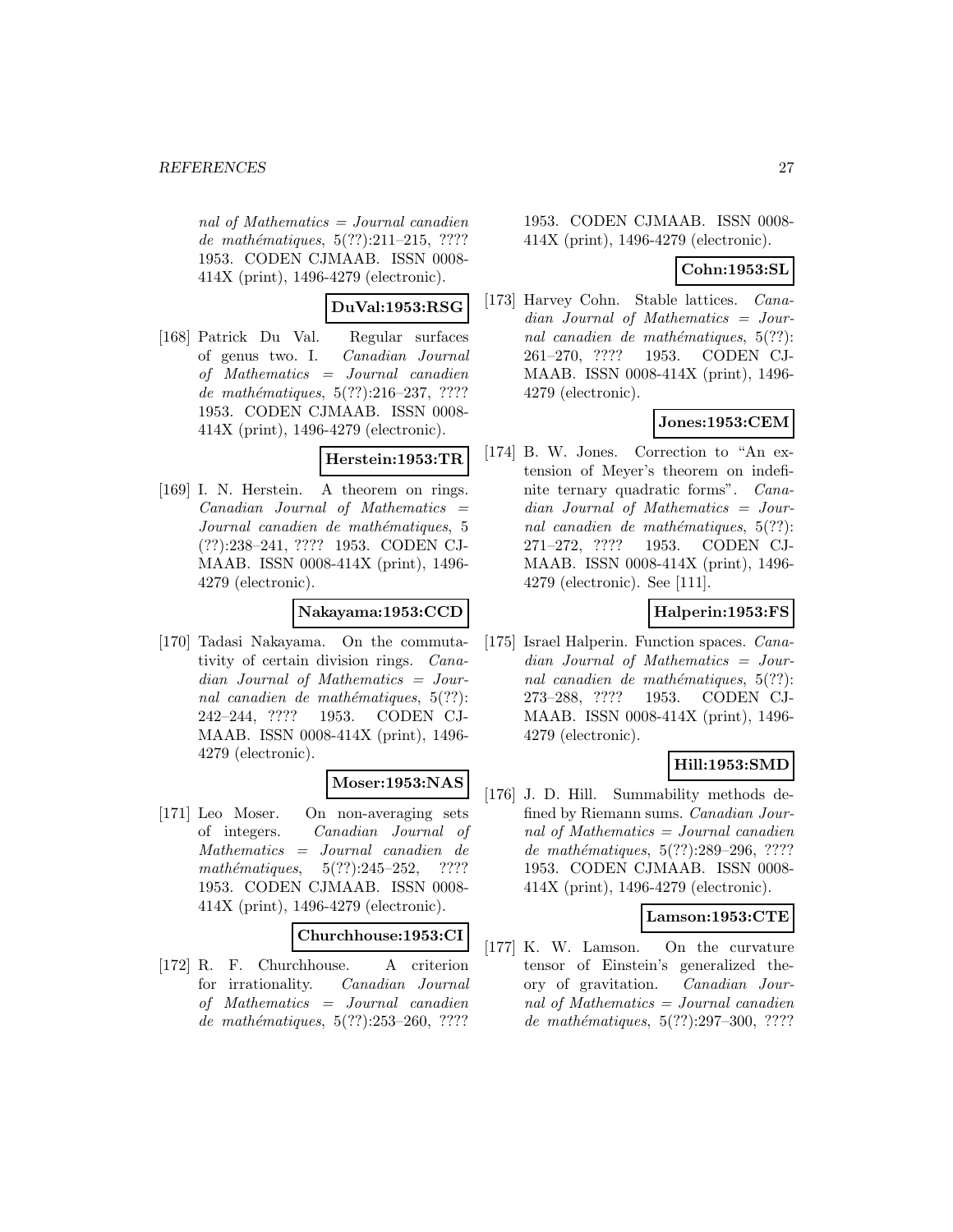*nal of Mathematics = Journal canadien de mathématiques*, 5(??):211–215, ???? 1953. CODEN CJMAAB. ISSN 0008-414X (print), 1496-4279 (electronic).

**DuVal:1953:RSG**

[168] Patrick Du Val. Regular surfaces of genus two. I. *Canadian Journal of Mathematics = Journal canadien de mathématiques*, 5(??):216–237, ???? 1953. CODEN CJMAAB. ISSN 0008-414X (print), 1496-4279 (electronic).

**Herstein:1953:TR**

[169] I. N. Herstein. A theorem on rings. *Canadian Journal of Mathematics = Journal canadien de mathématiques*, 5 (??):238–241, ???? 1953. CODEN CJMAAB. ISSN 0008-414X (print), 1496-4279 (electronic).

**Nakayama:1953:CCD**

[170] Tadasi Nakayama. On the commutativity of certain division rings. *Canadian Journal of Mathematics = Journal canadien de mathématiques*, 5(??):242–244, ???? 1953. CODEN CJMAAB. ISSN 0008-414X (print), 1496-4279 (electronic).

**Moser:1953:NAS**

[171] Leo Moser. On non-averaging sets of integers. *Canadian Journal of Mathematics = Journal canadien de mathématiques*, 5(??):245–252, ???? 1953. CODEN CJMAAB. ISSN 0008-414X (print), 1496-4279 (electronic).

**Churchhouse:1953:CI**

[172] R. F. Churchhouse. A criterion for irrationality. *Canadian Journal of Mathematics = Journal canadien de mathématiques*, 5(??):253–260, ???? 1953. CODEN CJMAAB. ISSN 0008-414X (print), 1496-4279 (electronic).

**Cohn:1953:SL**

[173] Harvey Cohn. Stable lattices. *Canadian Journal of Mathematics = Journal canadien de mathématiques*, 5(??):261–270, ???? 1953. CODEN CJMAAB. ISSN 0008-414X (print), 1496-4279 (electronic).

**Jones:1953:CEM**

[174] B. W. Jones. Correction to "An extension of Meyer's theorem on indefinite ternary quadratic forms". *Canadian Journal of Mathematics = Journal canadien de mathématiques*, 5(??):271–272, ???? 1953. CODEN CJMAAB. ISSN 0008-414X (print), 1496-4279 (electronic). See [111].

**Halperin:1953:FS**

[175] Israel Halperin. Function spaces. *Canadian Journal of Mathematics = Journal canadien de mathématiques*, 5(??):273–288, ???? 1953. CODEN CJMAAB. ISSN 0008-414X (print), 1496-4279 (electronic).

**Hill:1953:SMD**

[176] J. D. Hill. Summability methods defined by Riemann sums. *Canadian Journal of Mathematics = Journal canadien de mathématiques*, 5(??):289–296, ???? 1953. CODEN CJMAAB. ISSN 0008-414X (print), 1496-4279 (electronic).

**Lamson:1953:CTE**

[177] K. W. Lamson. On the curvature tensor of Einstein's generalized theory of gravitation. *Canadian Journal of Mathematics = Journal canadien de mathématiques*, 5(??):297–300, ????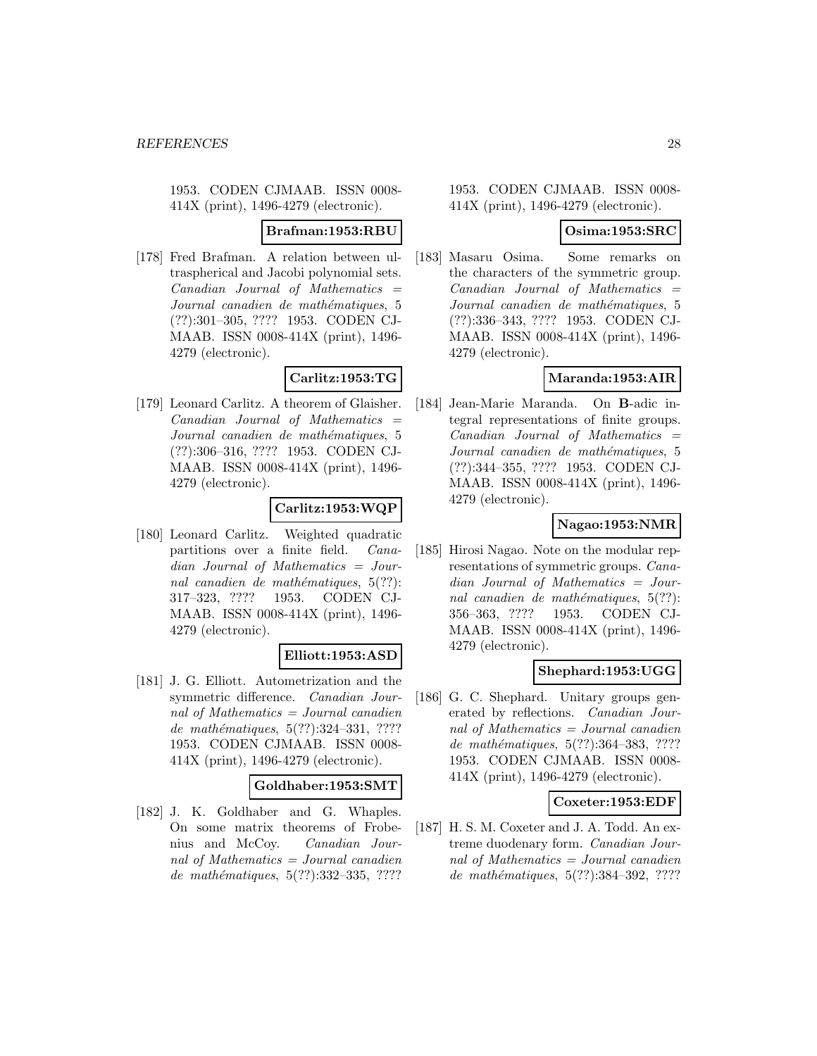1953. CODEN CJMAAB. ISSN 0008-414X (print), 1496-4279 (electronic).

**Brafman:1953:RBU**

[178] Fred Brafman. A relation between ultraspherical and Jacobi polynomial sets. *Canadian Journal of Mathematics = Journal canadien de mathématiques*, 5 (??):301–305, ???? 1953. CODEN CJMAAB. ISSN 0008-414X (print), 1496-4279 (electronic).

**Carlitz:1953:TG**

[179] Leonard Carlitz. A theorem of Glaisher. *Canadian Journal of Mathematics = Journal canadien de mathématiques*, 5 (??):306–316, ???? 1953. CODEN CJMAAB. ISSN 0008-414X (print), 1496-4279 (electronic).

**Carlitz:1953:WQP**

[180] Leonard Carlitz. Weighted quadratic partitions over a finite field. *Canadian Journal of Mathematics = Journal canadien de mathématiques*, 5(??): 317–323, ???? 1953. CODEN CJMAAB. ISSN 0008-414X (print), 1496-4279 (electronic).

**Elliott:1953:ASD**

[181] J. G. Elliott. Autometrization and the symmetric difference. *Canadian Journal of Mathematics = Journal canadien de mathématiques*, 5(??):324–331, ???? 1953. CODEN CJMAAB. ISSN 0008-414X (print), 1496-4279 (electronic).

**Goldhaber:1953:SMT**

[182] J. K. Goldhaber and G. Whaples. On some matrix theorems of Frobenius and McCoy. *Canadian Journal of Mathematics = Journal canadien de mathématiques*, 5(??):332–335, ???? 1953. CODEN CJMAAB. ISSN 0008-414X (print), 1496-4279 (electronic).

**Osima:1953:SRC**

[183] Masaru Osima. Some remarks on the characters of the symmetric group. *Canadian Journal of Mathematics = Journal canadien de mathématiques*, 5 (??):336–343, ???? 1953. CODEN CJMAAB. ISSN 0008-414X (print), 1496-4279 (electronic).

**Maranda:1953:AIR**

[184] Jean-Marie Maranda. On **B**-adic integral representations of finite groups. *Canadian Journal of Mathematics = Journal canadien de mathématiques*, 5 (??):344–355, ???? 1953. CODEN CJMAAB. ISSN 0008-414X (print), 1496-4279 (electronic).

**Nagao:1953:NMR**

[185] Hirosi Nagao. Note on the modular representations of symmetric groups. *Canadian Journal of Mathematics = Journal canadien de mathématiques*, 5(??): 356–363, ???? 1953. CODEN CJMAAB. ISSN 0008-414X (print), 1496-4279 (electronic).

**Shephard:1953:UGG**

[186] G. C. Shephard. Unitary groups generated by reflections. *Canadian Journal of Mathematics = Journal canadien de mathématiques*, 5(??):364–383, ???? 1953. CODEN CJMAAB. ISSN 0008-414X (print), 1496-4279 (electronic).

**Coxeter:1953:EDF**

[187] H. S. M. Coxeter and J. A. Todd. An extreme duodenary form. *Canadian Journal of Mathematics = Journal canadien de mathématiques*, 5(??):384–392, ????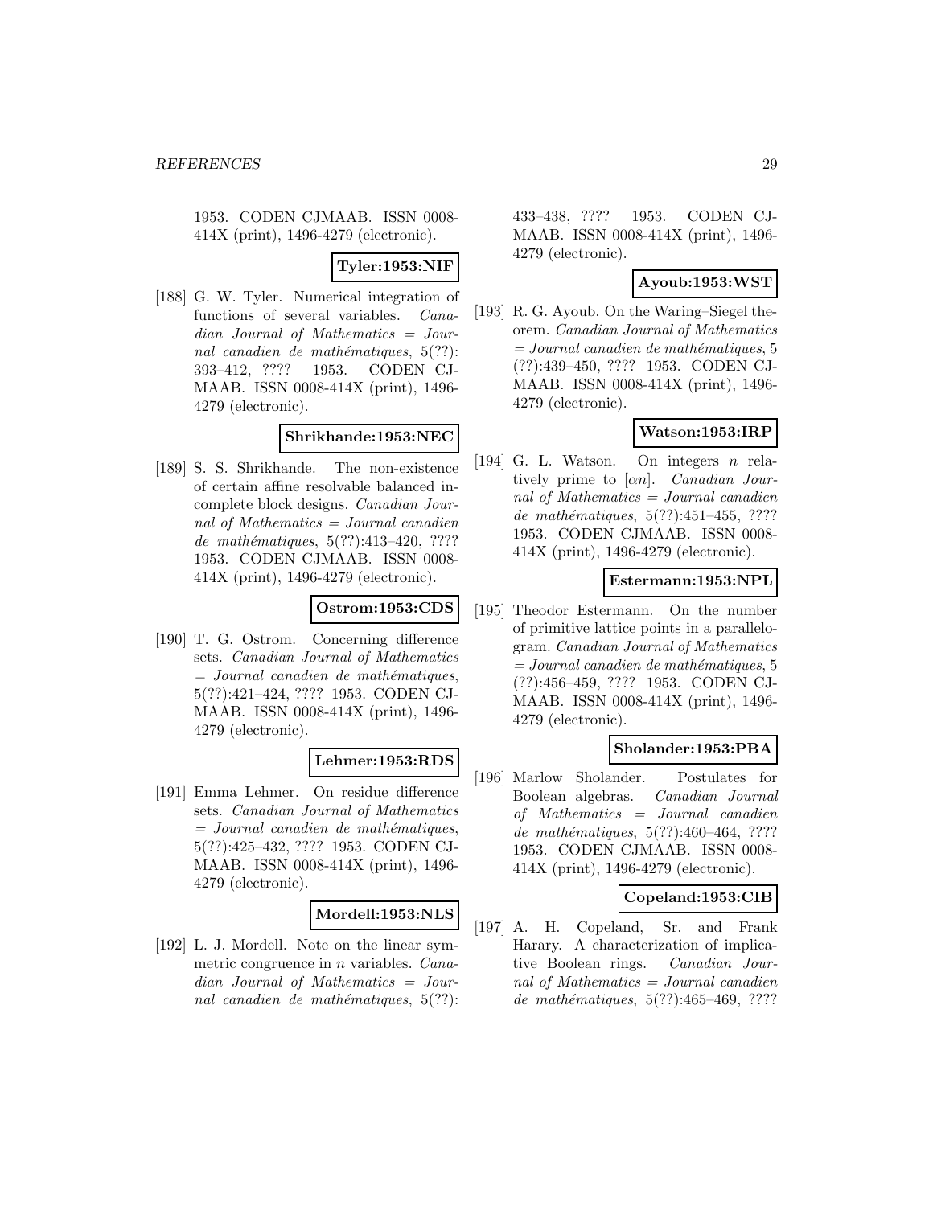1953. CODEN CJMAAB. ISSN 0008-414X (print), 1496-4279 (electronic).

**Tyler:1953:NIF**

[188] G. W. Tyler. Numerical integration of functions of several variables. *Canadian Journal of Mathematics = Journal canadien de mathématiques*, 5(??): 393–412, ???? 1953. CODEN CJMAAB. ISSN 0008-414X (print), 1496-4279 (electronic).

**Shrikhande:1953:NEC**

[189] S. S. Shrikhande. The non-existence of certain affine resolvable balanced incomplete block designs. *Canadian Journal of Mathematics = Journal canadien de mathématiques*, 5(??):413–420, ???? 1953. CODEN CJMAAB. ISSN 0008-414X (print), 1496-4279 (electronic).

**Ostrom:1953:CDS**

[190] T. G. Ostrom. Concerning difference sets. *Canadian Journal of Mathematics = Journal canadien de mathématiques*, 5(??):421–424, ???? 1953. CODEN CJMAAB. ISSN 0008-414X (print), 1496-4279 (electronic).

**Lehmer:1953:RDS**

[191] Emma Lehmer. On residue difference sets. *Canadian Journal of Mathematics = Journal canadien de mathématiques*, 5(??):425–432, ???? 1953. CODEN CJMAAB. ISSN 0008-414X (print), 1496-4279 (electronic).

**Mordell:1953:NLS**

[192] L. J. Mordell. Note on the linear symmetric congruence in $n$ variables. *Canadian Journal of Mathematics = Journal canadien de mathématiques*, 5(??): 433–438, ???? 1953. CODEN CJMAAB. ISSN 0008-414X (print), 1496-4279 (electronic).

**Ayoub:1953:WST**

[193] R. G. Ayoub. On the Waring–Siegel theorem. *Canadian Journal of Mathematics = Journal canadien de mathématiques*, 5 (??):439–450, ???? 1953. CODEN CJMAAB. ISSN 0008-414X (print), 1496-4279 (electronic).

**Watson:1953:IRP**

[194] G. L. Watson. On integers $n$ relatively prime to $[\alpha n]$. *Canadian Journal of Mathematics = Journal canadien de mathématiques*, 5(??):451–455, ???? 1953. CODEN CJMAAB. ISSN 0008-414X (print), 1496-4279 (electronic).

**Estermann:1953:NPL**

[195] Theodor Estermann. On the number of primitive lattice points in a parallelogram. *Canadian Journal of Mathematics = Journal canadien de mathématiques*, 5 (??):456–459, ???? 1953. CODEN CJMAAB. ISSN 0008-414X (print), 1496-4279 (electronic).

**Sholander:1953:PBA**

[196] Marlow Sholander. Postulates for Boolean algebras. *Canadian Journal of Mathematics = Journal canadien de mathématiques*, 5(??):460–464, ???? 1953. CODEN CJMAAB. ISSN 0008-414X (print), 1496-4279 (electronic).

**Copeland:1953:CIB**

[197] A. H. Copeland, Sr. and Frank Harary. A characterization of implicative Boolean rings. *Canadian Journal of Mathematics = Journal canadien de mathématiques*, 5(??):465–469, ????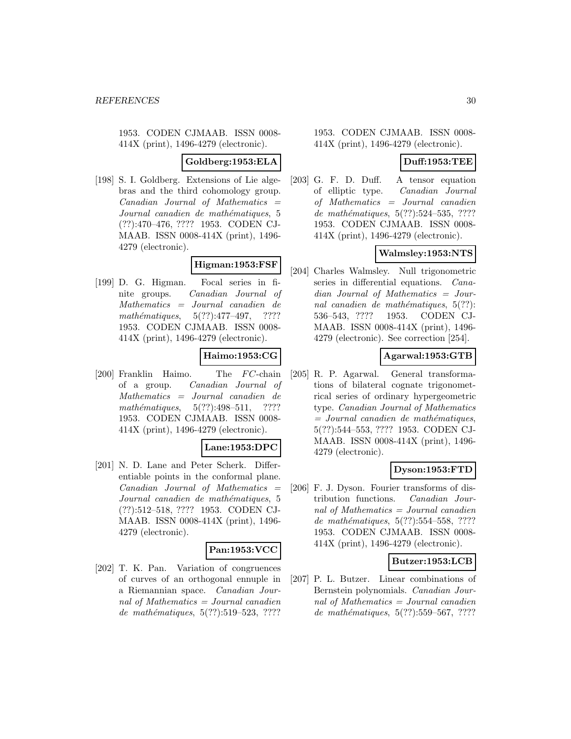1953. CODEN CJMAAB. ISSN 0008-414X (print), 1496-4279 (electronic).

**Goldberg:1953:ELA**

[198] S. I. Goldberg. Extensions of Lie algebras and the third cohomology group. *Canadian Journal of Mathematics = Journal canadien de mathématiques*, 5 (??):470–476, ???? 1953. CODEN CJMAAB. ISSN 0008-414X (print), 1496-4279 (electronic).

**Higman:1953:FSF**

[199] D. G. Higman. Focal series in finite groups. *Canadian Journal of Mathematics = Journal canadien de mathématiques*, 5(??):477–497, ???? 1953. CODEN CJMAAB. ISSN 0008-414X (print), 1496-4279 (electronic).

**Haimo:1953:CG**

[200] Franklin Haimo. The *FC*-chain of a group. *Canadian Journal of Mathematics = Journal canadien de mathématiques*, 5(??):498–511, ???? 1953. CODEN CJMAAB. ISSN 0008-414X (print), 1496-4279 (electronic).

**Lane:1953:DPC**

[201] N. D. Lane and Peter Scherk. Differentiable points in the conformal plane. *Canadian Journal of Mathematics = Journal canadien de mathématiques*, 5 (??):512–518, ???? 1953. CODEN CJMAAB. ISSN 0008-414X (print), 1496-4279 (electronic).

**Pan:1953:VCC**

[202] T. K. Pan. Variation of congruences of curves of an orthogonal ennuple in a Riemannian space. *Canadian Journal of Mathematics = Journal canadien de mathématiques*, 5(??):519–523, ???? 1953. CODEN CJMAAB. ISSN 0008-414X (print), 1496-4279 (electronic).

**Duff:1953:TEE**

[203] G. F. D. Duff. A tensor equation of elliptic type. *Canadian Journal of Mathematics = Journal canadien de mathématiques*, 5(??):524–535, ???? 1953. CODEN CJMAAB. ISSN 0008-414X (print), 1496-4279 (electronic).

**Walmsley:1953:NTS**

[204] Charles Walmsley. Null trigonometric series in differential equations. *Canadian Journal of Mathematics = Journal canadien de mathématiques*, 5(??):536–543, ???? 1953. CODEN CJMAAB. ISSN 0008-414X (print), 1496-4279 (electronic). See correction [254].

**Agarwal:1953:GTB**

[205] R. P. Agarwal. General transformations of bilateral cognate trigonometrical series of ordinary hypergeometric type. *Canadian Journal of Mathematics = Journal canadien de mathématiques*, 5(??):544–553, ???? 1953. CODEN CJMAAB. ISSN 0008-414X (print), 1496-4279 (electronic).

**Dyson:1953:FTD**

[206] F. J. Dyson. Fourier transforms of distribution functions. *Canadian Journal of Mathematics = Journal canadien de mathématiques*, 5(??):554–558, ???? 1953. CODEN CJMAAB. ISSN 0008-414X (print), 1496-4279 (electronic).

**Butzer:1953:LCB**

[207] P. L. Butzer. Linear combinations of Bernstein polynomials. *Canadian Journal of Mathematics = Journal canadien de mathématiques*, 5(??):559–567, ????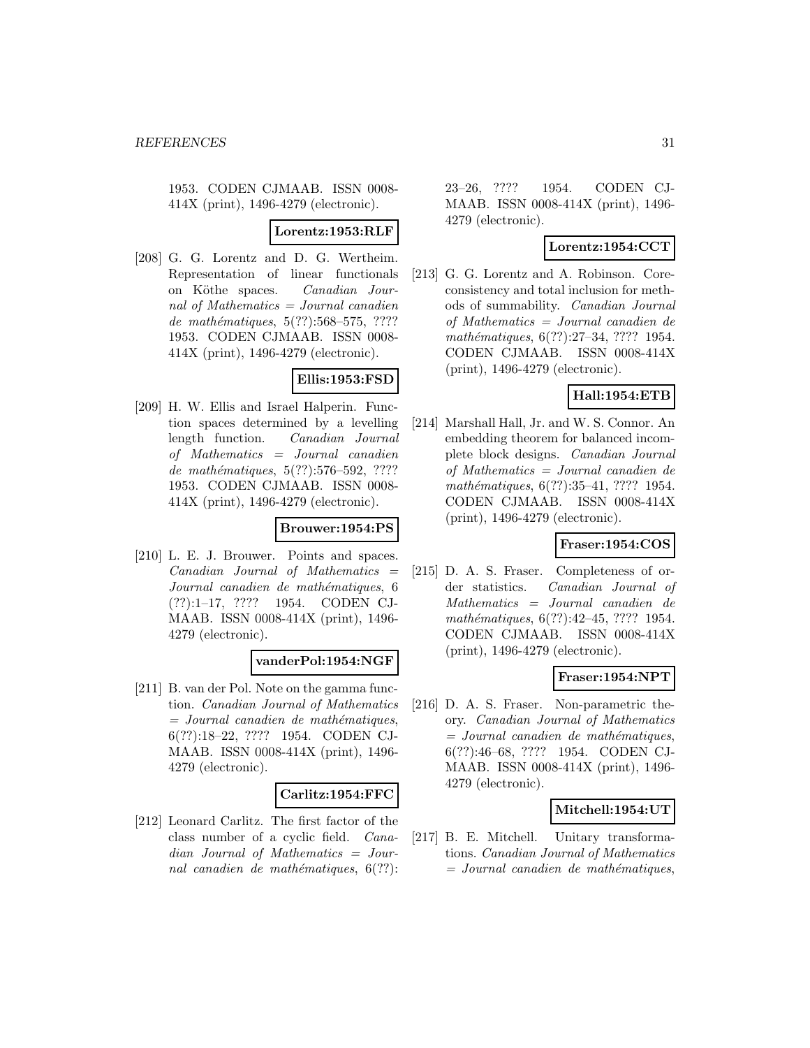1953. CODEN CJMAAB. ISSN 0008-414X (print), 1496-4279 (electronic).

**Lorentz:1953:RLF**

[208] G. G. Lorentz and D. G. Wertheim. Representation of linear functionals on Köthe spaces. *Canadian Journal of Mathematics = Journal canadien de mathématiques*, 5(??):568–575, ???? 1953. CODEN CJMAAB. ISSN 0008-414X (print), 1496-4279 (electronic).

**Ellis:1953:FSD**

[209] H. W. Ellis and Israel Halperin. Function spaces determined by a levelling length function. *Canadian Journal of Mathematics = Journal canadien de mathématiques*, 5(??):576–592, ???? 1953. CODEN CJMAAB. ISSN 0008-414X (print), 1496-4279 (electronic).

**Brouwer:1954:PS**

[210] L. E. J. Brouwer. Points and spaces. *Canadian Journal of Mathematics = Journal canadien de mathématiques*, 6 (??):1–17, ???? 1954. CODEN CJMAAB. ISSN 0008-414X (print), 1496-4279 (electronic).

**vanderPol:1954:NGF**

[211] B. van der Pol. Note on the gamma function. *Canadian Journal of Mathematics = Journal canadien de mathématiques*, 6(??):18–22, ???? 1954. CODEN CJMAAB. ISSN 0008-414X (print), 1496-4279 (electronic).

**Carlitz:1954:FFC**

[212] Leonard Carlitz. The first factor of the class number of a cyclic field. *Canadian Journal of Mathematics = Journal canadien de mathématiques*, 6(??):23–26, ???? 1954. CODEN CJMAAB. ISSN 0008-414X (print), 1496-4279 (electronic).

**Lorentz:1954:CCT**

[213] G. G. Lorentz and A. Robinson. Core-consistency and total inclusion for methods of summability. *Canadian Journal of Mathematics = Journal canadien de mathématiques*, 6(??):27–34, ???? 1954. CODEN CJMAAB. ISSN 0008-414X (print), 1496-4279 (electronic).

**Hall:1954:ETB**

[214] Marshall Hall, Jr. and W. S. Connor. An embedding theorem for balanced incomplete block designs. *Canadian Journal of Mathematics = Journal canadien de mathématiques*, 6(??):35–41, ???? 1954. CODEN CJMAAB. ISSN 0008-414X (print), 1496-4279 (electronic).

**Fraser:1954:COS**

[215] D. A. S. Fraser. Completeness of order statistics. *Canadian Journal of Mathematics = Journal canadien de mathématiques*, 6(??):42–45, ???? 1954. CODEN CJMAAB. ISSN 0008-414X (print), 1496-4279 (electronic).

**Fraser:1954:NPT**

[216] D. A. S. Fraser. Non-parametric theory. *Canadian Journal of Mathematics = Journal canadien de mathématiques*, 6(??):46–68, ???? 1954. CODEN CJMAAB. ISSN 0008-414X (print), 1496-4279 (electronic).

**Mitchell:1954:UT**

[217] B. E. Mitchell. Unitary transformations. *Canadian Journal of Mathematics = Journal canadien de mathématiques*,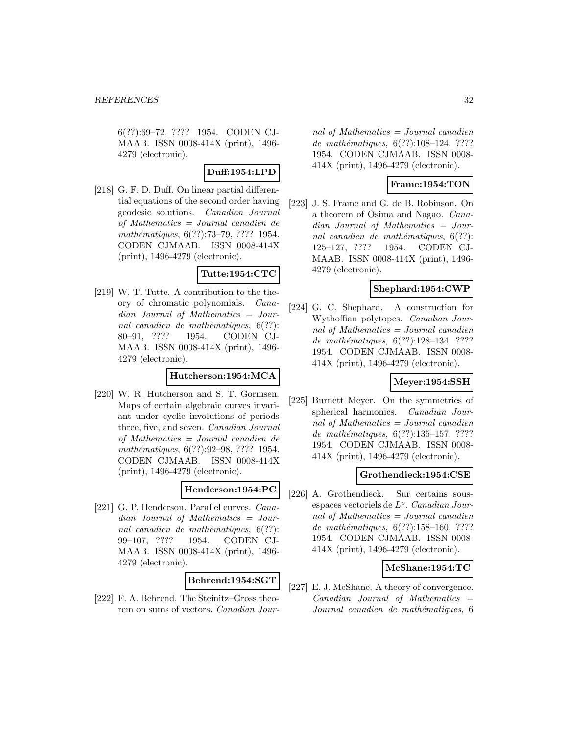6(??):69–72, ???? 1954. CODEN CJMAAB. ISSN 0008-414X (print), 1496-4279 (electronic).

**Duff:1954:LPD**

[218] G. F. D. Duff. On linear partial differential equations of the second order having geodesic solutions. *Canadian Journal of Mathematics = Journal canadien de mathématiques*, 6(??):73–79, ???? 1954. CODEN CJMAAB. ISSN 0008-414X (print), 1496-4279 (electronic).

**Tutte:1954:CTC**

[219] W. T. Tutte. A contribution to the theory of chromatic polynomials. *Canadian Journal of Mathematics = Journal canadien de mathématiques*, 6(??): 80–91, ???? 1954. CODEN CJMAAB. ISSN 0008-414X (print), 1496-4279 (electronic).

**Hutcherson:1954:MCA**

[220] W. R. Hutcherson and S. T. Gormsen. Maps of certain algebraic curves invariant under cyclic involutions of periods three, five, and seven. *Canadian Journal of Mathematics = Journal canadien de mathématiques*, 6(??):92–98, ???? 1954. CODEN CJMAAB. ISSN 0008-414X (print), 1496-4279 (electronic).

**Henderson:1954:PC**

[221] G. P. Henderson. Parallel curves. *Canadian Journal of Mathematics = Journal canadien de mathématiques*, 6(??): 99–107, ???? 1954. CODEN CJMAAB. ISSN 0008-414X (print), 1496-4279 (electronic).

**Behrend:1954:SGT**

[222] F. A. Behrend. The Steinitz–Gross theorem on sums of vectors. *Canadian Journal of Mathematics = Journal canadien de mathématiques*, 6(??):108–124, ???? 1954. CODEN CJMAAB. ISSN 0008-414X (print), 1496-4279 (electronic).

**Frame:1954:TON**

[223] J. S. Frame and G. de B. Robinson. On a theorem of Osima and Nagao. *Canadian Journal of Mathematics = Journal canadien de mathématiques*, 6(??): 125–127, ???? 1954. CODEN CJMAAB. ISSN 0008-414X (print), 1496-4279 (electronic).

**Shephard:1954:CWP**

[224] G. C. Shephard. A construction for Wythoffian polytopes. *Canadian Journal of Mathematics = Journal canadien de mathématiques*, 6(??):128–134, ???? 1954. CODEN CJMAAB. ISSN 0008-414X (print), 1496-4279 (electronic).

**Meyer:1954:SSH**

[225] Burnett Meyer. On the symmetries of spherical harmonics. *Canadian Journal of Mathematics = Journal canadien de mathématiques*, 6(??):135–157, ???? 1954. CODEN CJMAAB. ISSN 0008-414X (print), 1496-4279 (electronic).

**Grothendieck:1954:CSE**

[226] A. Grothendieck. Sur certains sous-espaces vectoriels de $L^p$. *Canadian Journal of Mathematics = Journal canadien de mathématiques*, 6(??):158–160, ???? 1954. CODEN CJMAAB. ISSN 0008-414X (print), 1496-4279 (electronic).

**McShane:1954:TC**

[227] E. J. McShane. A theory of convergence. *Canadian Journal of Mathematics = Journal canadien de mathématiques*, 6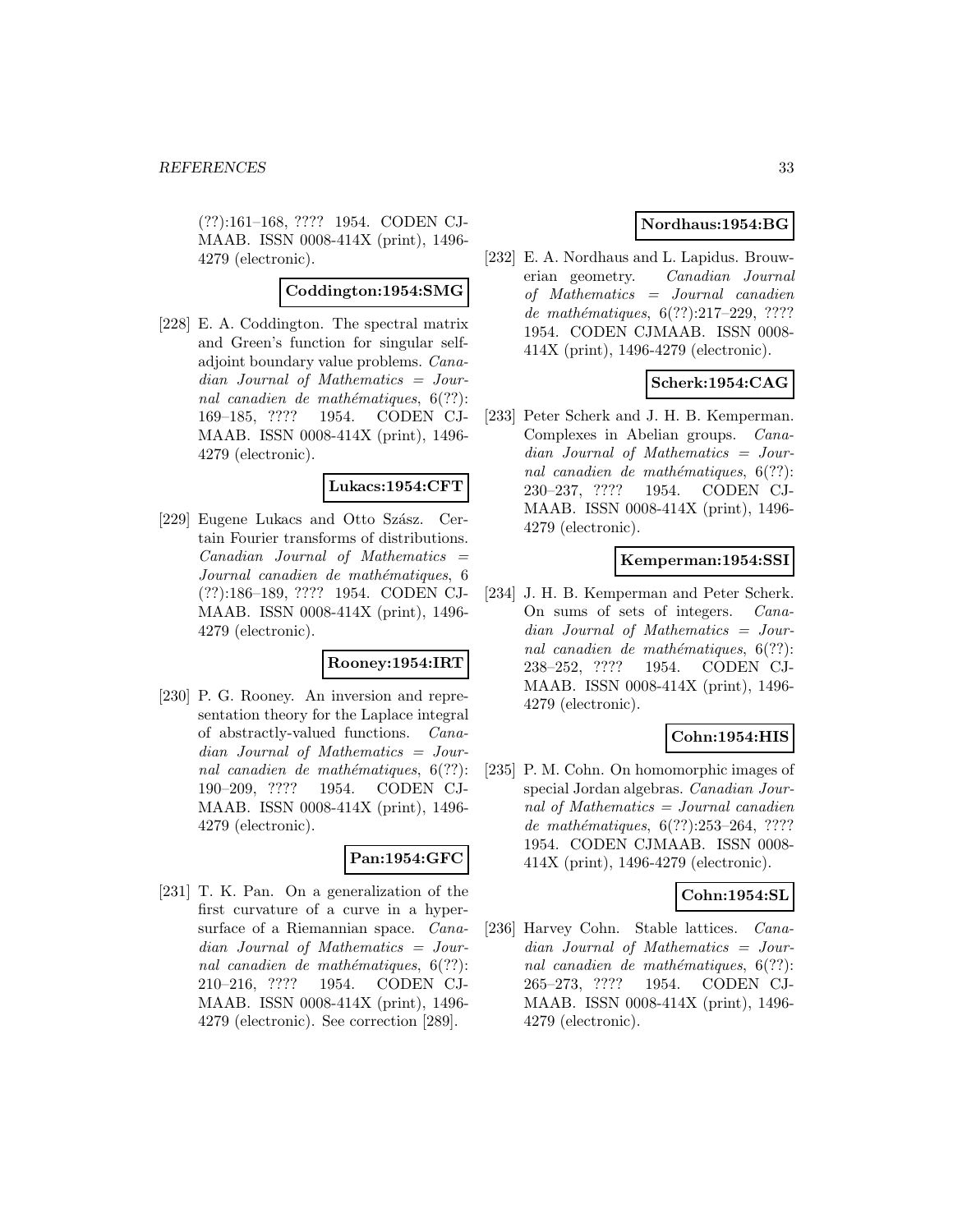(??):161–168, ???? 1954. CODEN CJMAAB. ISSN 0008-414X (print), 1496-4279 (electronic).

**Coddington:1954:SMG**

[228] E. A. Coddington. The spectral matrix and Green's function for singular self-adjoint boundary value problems. *Canadian Journal of Mathematics = Journal canadien de mathématiques*, 6(??): 169–185, ???? 1954. CODEN CJMAAB. ISSN 0008-414X (print), 1496-4279 (electronic).

**Lukacs:1954:CFT**

[229] Eugene Lukacs and Otto Szász. Certain Fourier transforms of distributions. *Canadian Journal of Mathematics = Journal canadien de mathématiques*, 6 (??):186–189, ???? 1954. CODEN CJMAAB. ISSN 0008-414X (print), 1496-4279 (electronic).

**Rooney:1954:IRT**

[230] P. G. Rooney. An inversion and representation theory for the Laplace integral of abstractly-valued functions. *Canadian Journal of Mathematics = Journal canadien de mathématiques*, 6(??): 190–209, ???? 1954. CODEN CJMAAB. ISSN 0008-414X (print), 1496-4279 (electronic).

**Pan:1954:GFC**

[231] T. K. Pan. On a generalization of the first curvature of a curve in a hypersurface of a Riemannian space. *Canadian Journal of Mathematics = Journal canadien de mathématiques*, 6(??): 210–216, ???? 1954. CODEN CJMAAB. ISSN 0008-414X (print), 1496-4279 (electronic). See correction [289].

**Nordhaus:1954:BG**

[232] E. A. Nordhaus and L. Lapidus. Brouwerian geometry. *Canadian Journal of Mathematics = Journal canadien de mathématiques*, 6(??):217–229, ???? 1954. CODEN CJMAAB. ISSN 0008-414X (print), 1496-4279 (electronic).

**Scherk:1954:CAG**

[233] Peter Scherk and J. H. B. Kemperman. Complexes in Abelian groups. *Canadian Journal of Mathematics = Journal canadien de mathématiques*, 6(??): 230–237, ???? 1954. CODEN CJMAAB. ISSN 0008-414X (print), 1496-4279 (electronic).

**Kemperman:1954:SSI**

[234] J. H. B. Kemperman and Peter Scherk. On sums of sets of integers. *Canadian Journal of Mathematics = Journal canadien de mathématiques*, 6(??): 238–252, ???? 1954. CODEN CJMAAB. ISSN 0008-414X (print), 1496-4279 (electronic).

**Cohn:1954:HIS**

[235] P. M. Cohn. On homomorphic images of special Jordan algebras. *Canadian Journal of Mathematics = Journal canadien de mathématiques*, 6(??):253–264, ???? 1954. CODEN CJMAAB. ISSN 0008-414X (print), 1496-4279 (electronic).

**Cohn:1954:SL**

[236] Harvey Cohn. Stable lattices. *Canadian Journal of Mathematics = Journal canadien de mathématiques*, 6(??): 265–273, ???? 1954. CODEN CJMAAB. ISSN 0008-414X (print), 1496-4279 (electronic).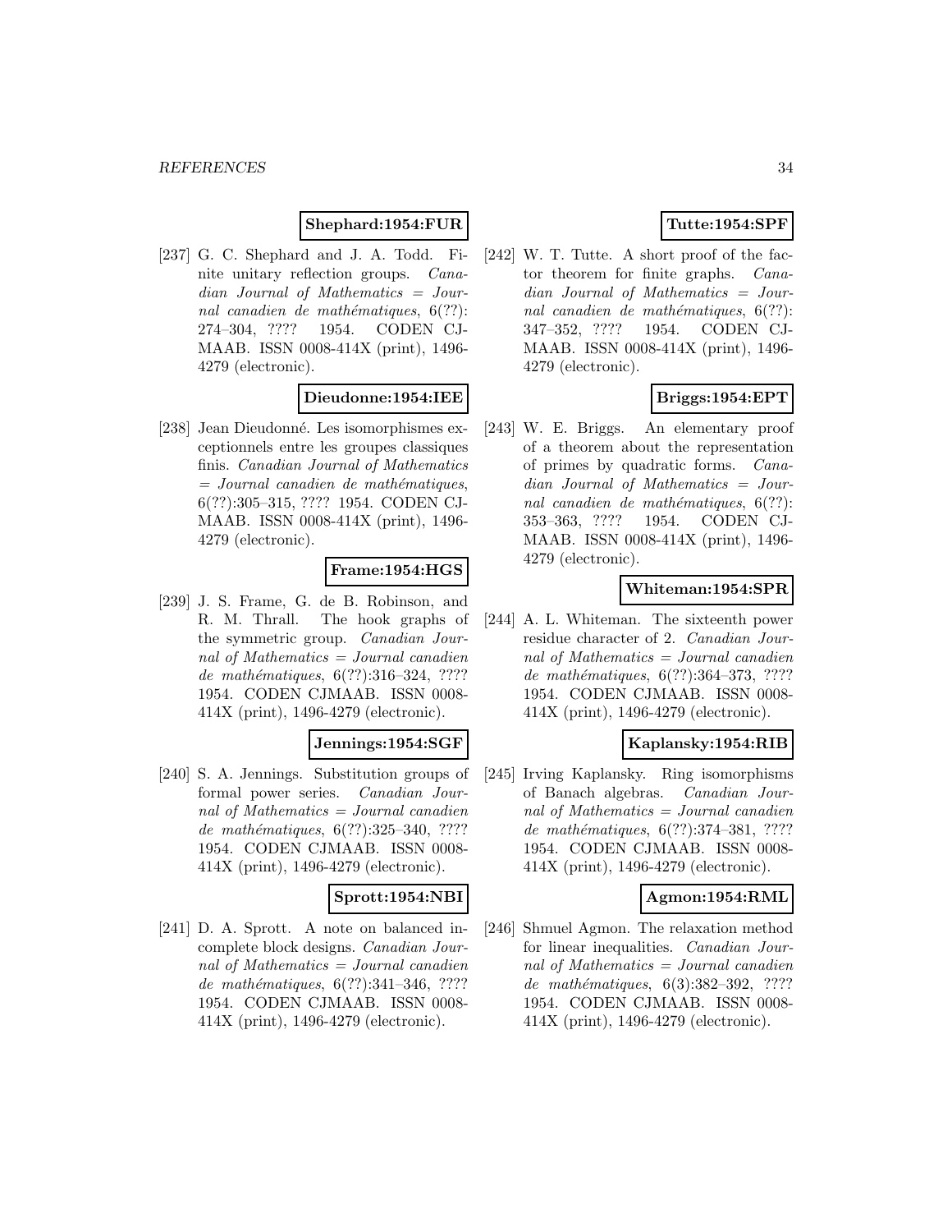**Shephard:1954:FUR**

[237] G. C. Shephard and J. A. Todd. Finite unitary reflection groups. *Canadian Journal of Mathematics = Journal canadien de mathématiques*, 6(??): 274–304, ???? 1954. CODEN CJMAAB. ISSN 0008-414X (print), 1496-4279 (electronic).

**Dieudonne:1954:IEE**

[238] Jean Dieudonné. Les isomorphismes exceptionnels entre les groupes classiques finis. *Canadian Journal of Mathematics = Journal canadien de mathématiques*, 6(??):305–315, ???? 1954. CODEN CJMAAB. ISSN 0008-414X (print), 1496-4279 (electronic).

**Frame:1954:HGS**

[239] J. S. Frame, G. de B. Robinson, and R. M. Thrall. The hook graphs of the symmetric group. *Canadian Journal of Mathematics = Journal canadien de mathématiques*, 6(??):316–324, ???? 1954. CODEN CJMAAB. ISSN 0008-414X (print), 1496-4279 (electronic).

**Jennings:1954:SGF**

[240] S. A. Jennings. Substitution groups of formal power series. *Canadian Journal of Mathematics = Journal canadien de mathématiques*, 6(??):325–340, ???? 1954. CODEN CJMAAB. ISSN 0008-414X (print), 1496-4279 (electronic).

**Sprott:1954:NBI**

[241] D. A. Sprott. A note on balanced incomplete block designs. *Canadian Journal of Mathematics = Journal canadien de mathématiques*, 6(??):341–346, ???? 1954. CODEN CJMAAB. ISSN 0008-414X (print), 1496-4279 (electronic).

**Tutte:1954:SPF**

[242] W. T. Tutte. A short proof of the factor theorem for finite graphs. *Canadian Journal of Mathematics = Journal canadien de mathématiques*, 6(??): 347–352, ???? 1954. CODEN CJMAAB. ISSN 0008-414X (print), 1496-4279 (electronic).

**Briggs:1954:EPT**

[243] W. E. Briggs. An elementary proof of a theorem about the representation of primes by quadratic forms. *Canadian Journal of Mathematics = Journal canadien de mathématiques*, 6(??): 353–363, ???? 1954. CODEN CJMAAB. ISSN 0008-414X (print), 1496-4279 (electronic).

**Whiteman:1954:SPR**

[244] A. L. Whiteman. The sixteenth power residue character of 2. *Canadian Journal of Mathematics = Journal canadien de mathématiques*, 6(??):364–373, ???? 1954. CODEN CJMAAB. ISSN 0008-414X (print), 1496-4279 (electronic).

**Kaplansky:1954:RIB**

[245] Irving Kaplansky. Ring isomorphisms of Banach algebras. *Canadian Journal of Mathematics = Journal canadien de mathématiques*, 6(??):374–381, ???? 1954. CODEN CJMAAB. ISSN 0008-414X (print), 1496-4279 (electronic).

**Agmon:1954:RML**

[246] Shmuel Agmon. The relaxation method for linear inequalities. *Canadian Journal of Mathematics = Journal canadien de mathématiques*, 6(3):382–392, ???? 1954. CODEN CJMAAB. ISSN 0008-414X (print), 1496-4279 (electronic).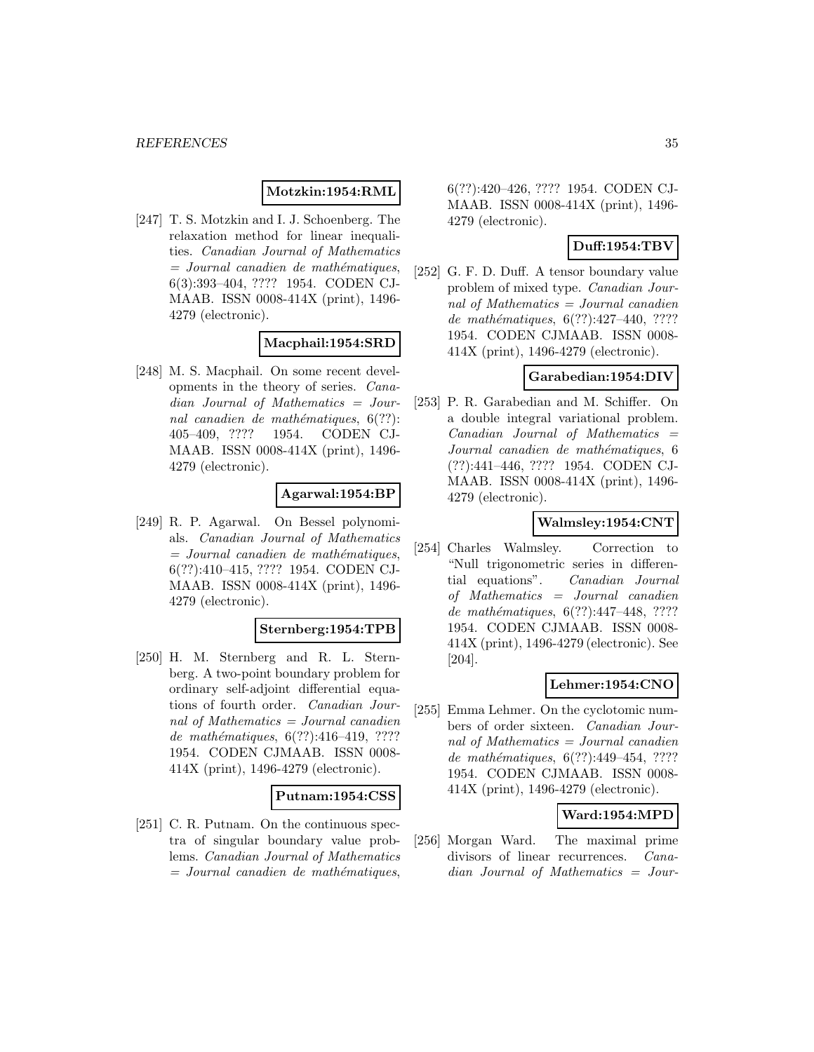**Motzkin:1954:RML**

[247] T. S. Motzkin and I. J. Schoenberg. The relaxation method for linear inequalities. *Canadian Journal of Mathematics = Journal canadien de mathématiques*, 6(3):393–404, ???? 1954. CODEN CJMAAB. ISSN 0008-414X (print), 1496-4279 (electronic).

**Macphail:1954:SRD**

[248] M. S. Macphail. On some recent developments in the theory of series. *Canadian Journal of Mathematics = Journal canadien de mathématiques*, 6(??): 405–409, ???? 1954. CODEN CJMAAB. ISSN 0008-414X (print), 1496-4279 (electronic).

**Agarwal:1954:BP**

[249] R. P. Agarwal. On Bessel polynomials. *Canadian Journal of Mathematics = Journal canadien de mathématiques*, 6(??):410–415, ???? 1954. CODEN CJMAAB. ISSN 0008-414X (print), 1496-4279 (electronic).

**Sternberg:1954:TPB**

[250] H. M. Sternberg and R. L. Sternberg. A two-point boundary problem for ordinary self-adjoint differential equations of fourth order. *Canadian Journal of Mathematics = Journal canadien de mathématiques*, 6(??):416–419, ???? 1954. CODEN CJMAAB. ISSN 0008-414X (print), 1496-4279 (electronic).

**Putnam:1954:CSS**

[251] C. R. Putnam. On the continuous spectra of singular boundary value problems. *Canadian Journal of Mathematics = Journal canadien de mathématiques*, 6(??):420–426, ???? 1954. CODEN CJMAAB. ISSN 0008-414X (print), 1496-4279 (electronic).

**Duff:1954:TBV**

[252] G. F. D. Duff. A tensor boundary value problem of mixed type. *Canadian Journal of Mathematics = Journal canadien de mathématiques*, 6(??):427–440, ???? 1954. CODEN CJMAAB. ISSN 0008-414X (print), 1496-4279 (electronic).

**Garabedian:1954:DIV**

[253] P. R. Garabedian and M. Schiffer. On a double integral variational problem. *Canadian Journal of Mathematics = Journal canadien de mathématiques*, 6 (??):441–446, ???? 1954. CODEN CJMAAB. ISSN 0008-414X (print), 1496-4279 (electronic).

**Walmsley:1954:CNT**

[254] Charles Walmsley. Correction to "Null trigonometric series in differential equations". *Canadian Journal of Mathematics = Journal canadien de mathématiques*, 6(??):447–448, ???? 1954. CODEN CJMAAB. ISSN 0008-414X (print), 1496-4279 (electronic). See [204].

**Lehmer:1954:CNO**

[255] Emma Lehmer. On the cyclotomic numbers of order sixteen. *Canadian Journal of Mathematics = Journal canadien de mathématiques*, 6(??):449–454, ???? 1954. CODEN CJMAAB. ISSN 0008-414X (print), 1496-4279 (electronic).

**Ward:1954:MPD**

[256] Morgan Ward. The maximal prime divisors of linear recurrences. *Canadian Journal of Mathematics = Jour-*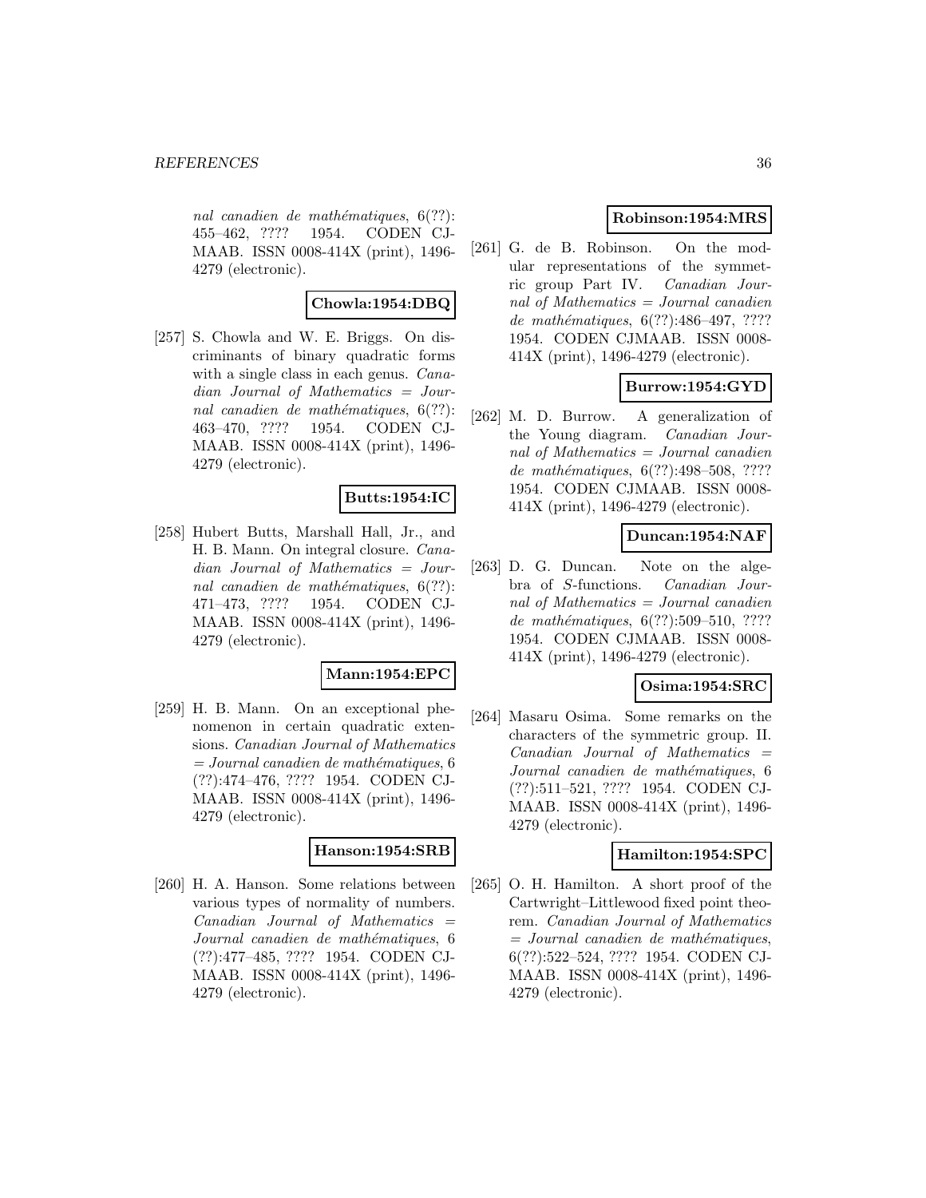nal canadien de mathématiques*, 6(??): 455–462, ???? 1954. CODEN CJMAAB. ISSN 0008-414X (print), 1496-4279 (electronic).

**Chowla:1954:DBQ**

[257] S. Chowla and W. E. Briggs. On discriminants of binary quadratic forms with a single class in each genus. *Canadian Journal of Mathematics = Journal canadien de mathématiques*, 6(??): 463–470, ???? 1954. CODEN CJMAAB. ISSN 0008-414X (print), 1496-4279 (electronic).

**Butts:1954:IC**

[258] Hubert Butts, Marshall Hall, Jr., and H. B. Mann. On integral closure. *Canadian Journal of Mathematics = Journal canadien de mathématiques*, 6(??): 471–473, ???? 1954. CODEN CJMAAB. ISSN 0008-414X (print), 1496-4279 (electronic).

**Mann:1954:EPC**

[259] H. B. Mann. On an exceptional phenomenon in certain quadratic extensions. *Canadian Journal of Mathematics = Journal canadien de mathématiques*, 6 (??):474–476, ???? 1954. CODEN CJMAAB. ISSN 0008-414X (print), 1496-4279 (electronic).

**Hanson:1954:SRB**

[260] H. A. Hanson. Some relations between various types of normality of numbers. *Canadian Journal of Mathematics = Journal canadien de mathématiques*, 6 (??):477–485, ???? 1954. CODEN CJMAAB. ISSN 0008-414X (print), 1496-4279 (electronic).

**Robinson:1954:MRS**

[261] G. de B. Robinson. On the modular representations of the symmetric group Part IV. *Canadian Journal of Mathematics = Journal canadien de mathématiques*, 6(??):486–497, ???? 1954. CODEN CJMAAB. ISSN 0008-414X (print), 1496-4279 (electronic).

**Burrow:1954:GYD**

[262] M. D. Burrow. A generalization of the Young diagram. *Canadian Journal of Mathematics = Journal canadien de mathématiques*, 6(??):498–508, ???? 1954. CODEN CJMAAB. ISSN 0008-414X (print), 1496-4279 (electronic).

**Duncan:1954:NAF**

[263] D. G. Duncan. Note on the algebra of $S$-functions. *Canadian Journal of Mathematics = Journal canadien de mathématiques*, 6(??):509–510, ???? 1954. CODEN CJMAAB. ISSN 0008-414X (print), 1496-4279 (electronic).

**Osima:1954:SRC**

[264] Masaru Osima. Some remarks on the characters of the symmetric group. II. *Canadian Journal of Mathematics = Journal canadien de mathématiques*, 6 (??):511–521, ???? 1954. CODEN CJMAAB. ISSN 0008-414X (print), 1496-4279 (electronic).

**Hamilton:1954:SPC**

[265] O. H. Hamilton. A short proof of the Cartwright–Littlewood fixed point theorem. *Canadian Journal of Mathematics = Journal canadien de mathématiques*, 6(??):522–524, ???? 1954. CODEN CJMAAB. ISSN 0008-414X (print), 1496-4279 (electronic).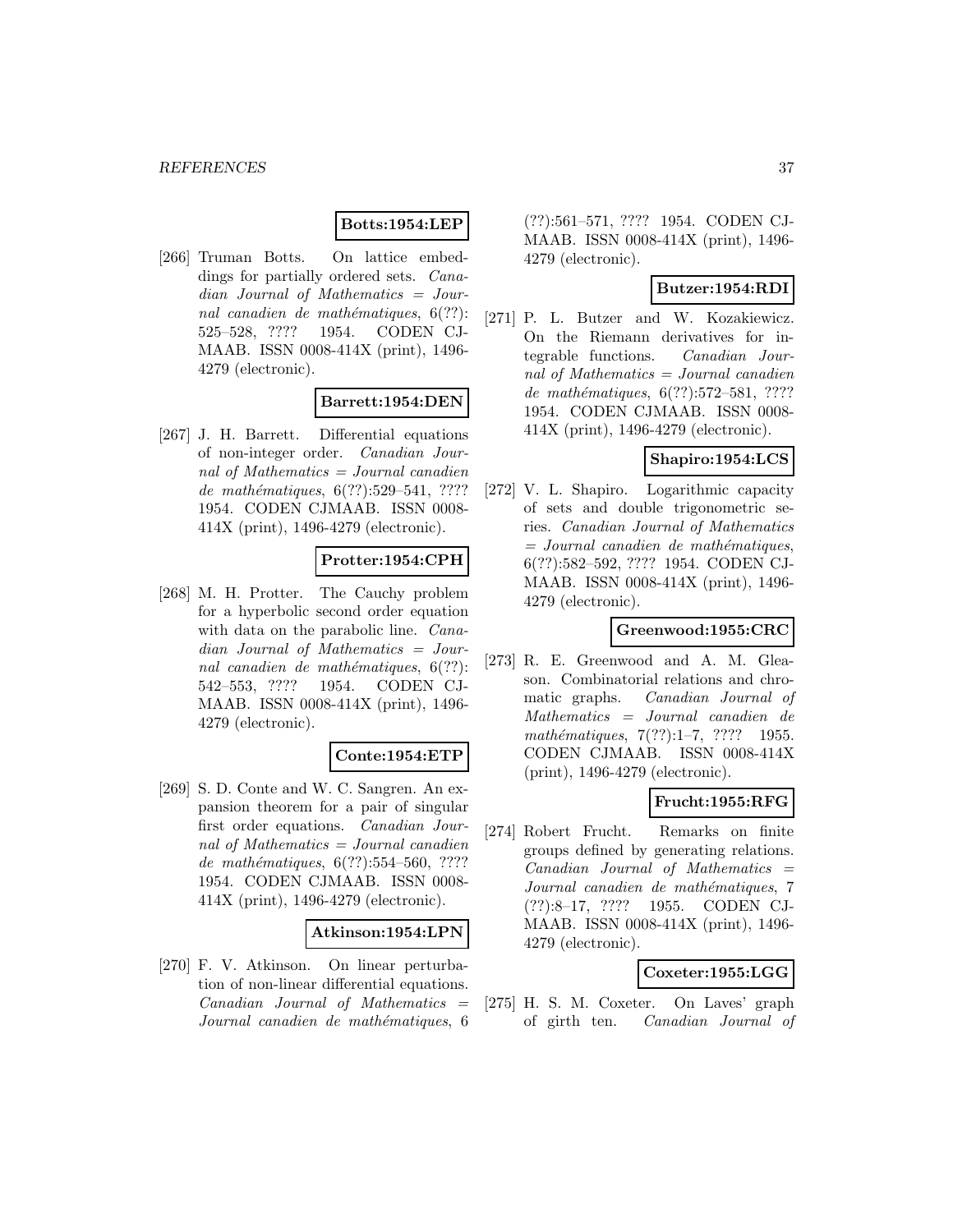**Botts:1954:LEP**

[266] Truman Botts. On lattice embeddings for partially ordered sets. *Canadian Journal of Mathematics = Journal canadien de mathématiques*, 6(??): 525–528, ???? 1954. CODEN CJMAAB. ISSN 0008-414X (print), 1496-4279 (electronic).

**Barrett:1954:DEN**

[267] J. H. Barrett. Differential equations of non-integer order. *Canadian Journal of Mathematics = Journal canadien de mathématiques*, 6(??):529–541, ???? 1954. CODEN CJMAAB. ISSN 0008-414X (print), 1496-4279 (electronic).

**Protter:1954:CPH**

[268] M. H. Protter. The Cauchy problem for a hyperbolic second order equation with data on the parabolic line. *Canadian Journal of Mathematics = Journal canadien de mathématiques*, 6(??): 542–553, ???? 1954. CODEN CJMAAB. ISSN 0008-414X (print), 1496-4279 (electronic).

**Conte:1954:ETP**

[269] S. D. Conte and W. C. Sangren. An expansion theorem for a pair of singular first order equations. *Canadian Journal of Mathematics = Journal canadien de mathématiques*, 6(??):554–560, ???? 1954. CODEN CJMAAB. ISSN 0008-414X (print), 1496-4279 (electronic).

**Atkinson:1954:LPN**

[270] F. V. Atkinson. On linear perturbation of non-linear differential equations. *Canadian Journal of Mathematics = Journal canadien de mathématiques*, 6 (??):561–571, ???? 1954. CODEN CJMAAB. ISSN 0008-414X (print), 1496-4279 (electronic).

**Butzer:1954:RDI**

[271] P. L. Butzer and W. Kozakiewicz. On the Riemann derivatives for integrable functions. *Canadian Journal of Mathematics = Journal canadien de mathématiques*, 6(??):572–581, ???? 1954. CODEN CJMAAB. ISSN 0008-414X (print), 1496-4279 (electronic).

**Shapiro:1954:LCS**

[272] V. L. Shapiro. Logarithmic capacity of sets and double trigonometric series. *Canadian Journal of Mathematics = Journal canadien de mathématiques*, 6(??):582–592, ???? 1954. CODEN CJMAAB. ISSN 0008-414X (print), 1496-4279 (electronic).

**Greenwood:1955:CRC**

[273] R. E. Greenwood and A. M. Gleason. Combinatorial relations and chromatic graphs. *Canadian Journal of Mathematics = Journal canadien de mathématiques*, 7(??):1–7, ???? 1955. CODEN CJMAAB. ISSN 0008-414X (print), 1496-4279 (electronic).

**Frucht:1955:RFG**

[274] Robert Frucht. Remarks on finite groups defined by generating relations. *Canadian Journal of Mathematics = Journal canadien de mathématiques*, 7 (??):8–17, ???? 1955. CODEN CJMAAB. ISSN 0008-414X (print), 1496-4279 (electronic).

**Coxeter:1955:LGG**

[275] H. S. M. Coxeter. On Laves' graph of girth ten. *Canadian Journal of*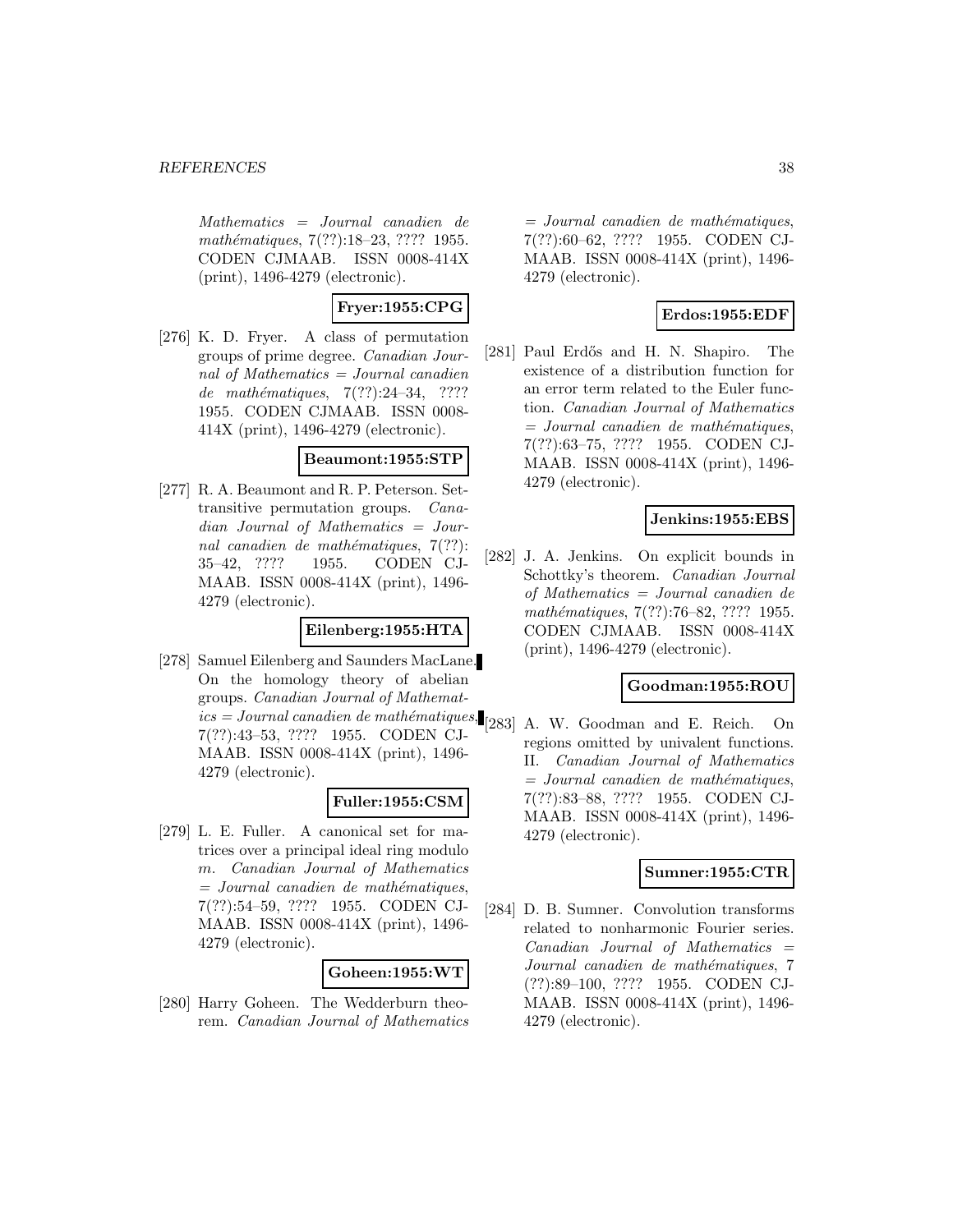*Mathematics = Journal canadien de mathématiques*, 7(??):18–23, ???? 1955. CODEN CJMAAB. ISSN 0008-414X (print), 1496-4279 (electronic).

**Fryer:1955:CPG**

[276] K. D. Fryer. A class of permutation groups of prime degree. *Canadian Journal of Mathematics = Journal canadien de mathématiques*, 7(??):24–34, ???? 1955. CODEN CJMAAB. ISSN 0008-414X (print), 1496-4279 (electronic).

**Beaumont:1955:STP**

[277] R. A. Beaumont and R. P. Peterson. Set-transitive permutation groups. *Canadian Journal of Mathematics = Journal canadien de mathématiques*, 7(??): 35–42, ???? 1955. CODEN CJMAAB. ISSN 0008-414X (print), 1496-4279 (electronic).

**Eilenberg:1955:HTA**

[278] Samuel Eilenberg and Saunders MacLane. On the homology theory of abelian groups. *Canadian Journal of Mathematics = Journal canadien de mathématiques*, 7(??):43–53, ???? 1955. CODEN CJMAAB. ISSN 0008-414X (print), 1496-4279 (electronic).

**Fuller:1955:CSM**

[279] L. E. Fuller. A canonical set for matrices over a principal ideal ring modulo $m$. *Canadian Journal of Mathematics = Journal canadien de mathématiques*, 7(??):54–59, ???? 1955. CODEN CJMAAB. ISSN 0008-414X (print), 1496-4279 (electronic).

**Goheen:1955:WT**

[280] Harry Goheen. The Wedderburn theorem. *Canadian Journal of Mathematics = Journal canadien de mathématiques*, 7(??):60–62, ???? 1955. CODEN CJMAAB. ISSN 0008-414X (print), 1496-4279 (electronic).

**Erdos:1955:EDF**

[281] Paul Erdős and H. N. Shapiro. The existence of a distribution function for an error term related to the Euler function. *Canadian Journal of Mathematics = Journal canadien de mathématiques*, 7(??):63–75, ???? 1955. CODEN CJMAAB. ISSN 0008-414X (print), 1496-4279 (electronic).

**Jenkins:1955:EBS**

[282] J. A. Jenkins. On explicit bounds in Schottky's theorem. *Canadian Journal of Mathematics = Journal canadien de mathématiques*, 7(??):76–82, ???? 1955. CODEN CJMAAB. ISSN 0008-414X (print), 1496-4279 (electronic).

**Goodman:1955:ROU**

[283] A. W. Goodman and E. Reich. On regions omitted by univalent functions. II. *Canadian Journal of Mathematics = Journal canadien de mathématiques*, 7(??):83–88, ???? 1955. CODEN CJMAAB. ISSN 0008-414X (print), 1496-4279 (electronic).

**Sumner:1955:CTR**

[284] D. B. Sumner. Convolution transforms related to nonharmonic Fourier series. *Canadian Journal of Mathematics = Journal canadien de mathématiques*, 7 (??):89–100, ???? 1955. CODEN CJMAAB. ISSN 0008-414X (print), 1496-4279 (electronic).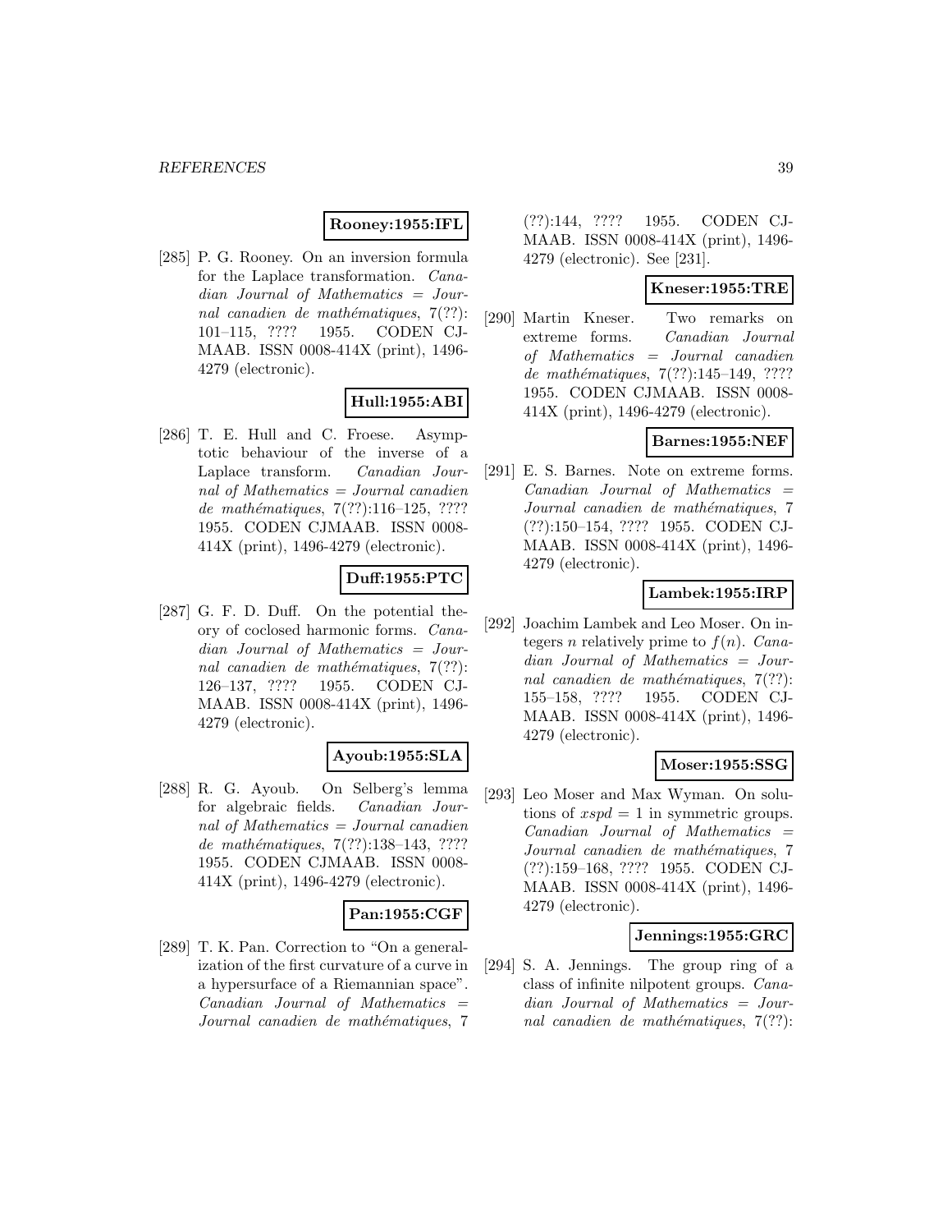**Rooney:1955:IFL**

[285] P. G. Rooney. On an inversion formula for the Laplace transformation. *Canadian Journal of Mathematics = Journal canadien de mathématiques*, 7(??): 101–115, ???? 1955. CODEN CJMAAB. ISSN 0008-414X (print), 1496-4279 (electronic).

**Hull:1955:ABI**

[286] T. E. Hull and C. Froese. Asymptotic behaviour of the inverse of a Laplace transform. *Canadian Journal of Mathematics = Journal canadien de mathématiques*, 7(??):116–125, ???? 1955. CODEN CJMAAB. ISSN 0008-414X (print), 1496-4279 (electronic).

**Duff:1955:PTC**

[287] G. F. D. Duff. On the potential theory of coclosed harmonic forms. *Canadian Journal of Mathematics = Journal canadien de mathématiques*, 7(??): 126–137, ???? 1955. CODEN CJMAAB. ISSN 0008-414X (print), 1496-4279 (electronic).

**Ayoub:1955:SLA**

[288] R. G. Ayoub. On Selberg's lemma for algebraic fields. *Canadian Journal of Mathematics = Journal canadien de mathématiques*, 7(??):138–143, ???? 1955. CODEN CJMAAB. ISSN 0008-414X (print), 1496-4279 (electronic).

**Pan:1955:CGF**

[289] T. K. Pan. Correction to "On a generalization of the first curvature of a curve in a hypersurface of a Riemannian space". *Canadian Journal of Mathematics = Journal canadien de mathématiques*, 7 (??):144, ???? 1955. CODEN CJMAAB. ISSN 0008-414X (print), 1496-4279 (electronic). See [231].

**Kneser:1955:TRE**

[290] Martin Kneser. Two remarks on extreme forms. *Canadian Journal of Mathematics = Journal canadien de mathématiques*, 7(??):145–149, ???? 1955. CODEN CJMAAB. ISSN 0008-414X (print), 1496-4279 (electronic).

**Barnes:1955:NEF**

[291] E. S. Barnes. Note on extreme forms. *Canadian Journal of Mathematics = Journal canadien de mathématiques*, 7 (??):150–154, ???? 1955. CODEN CJMAAB. ISSN 0008-414X (print), 1496-4279 (electronic).

**Lambek:1955:IRP**

[292] Joachim Lambek and Leo Moser. On integers $n$ relatively prime to $f(n)$. *Canadian Journal of Mathematics = Journal canadien de mathématiques*, 7(??): 155–158, ???? 1955. CODEN CJMAAB. ISSN 0008-414X (print), 1496-4279 (electronic).

**Moser:1955:SSG**

[293] Leo Moser and Max Wyman. On solutions of $xspd = 1$ in symmetric groups. *Canadian Journal of Mathematics = Journal canadien de mathématiques*, 7 (??):159–168, ???? 1955. CODEN CJMAAB. ISSN 0008-414X (print), 1496-4279 (electronic).

**Jennings:1955:GRC**

[294] S. A. Jennings. The group ring of a class of infinite nilpotent groups. *Canadian Journal of Mathematics = Journal canadien de mathématiques*, 7(??):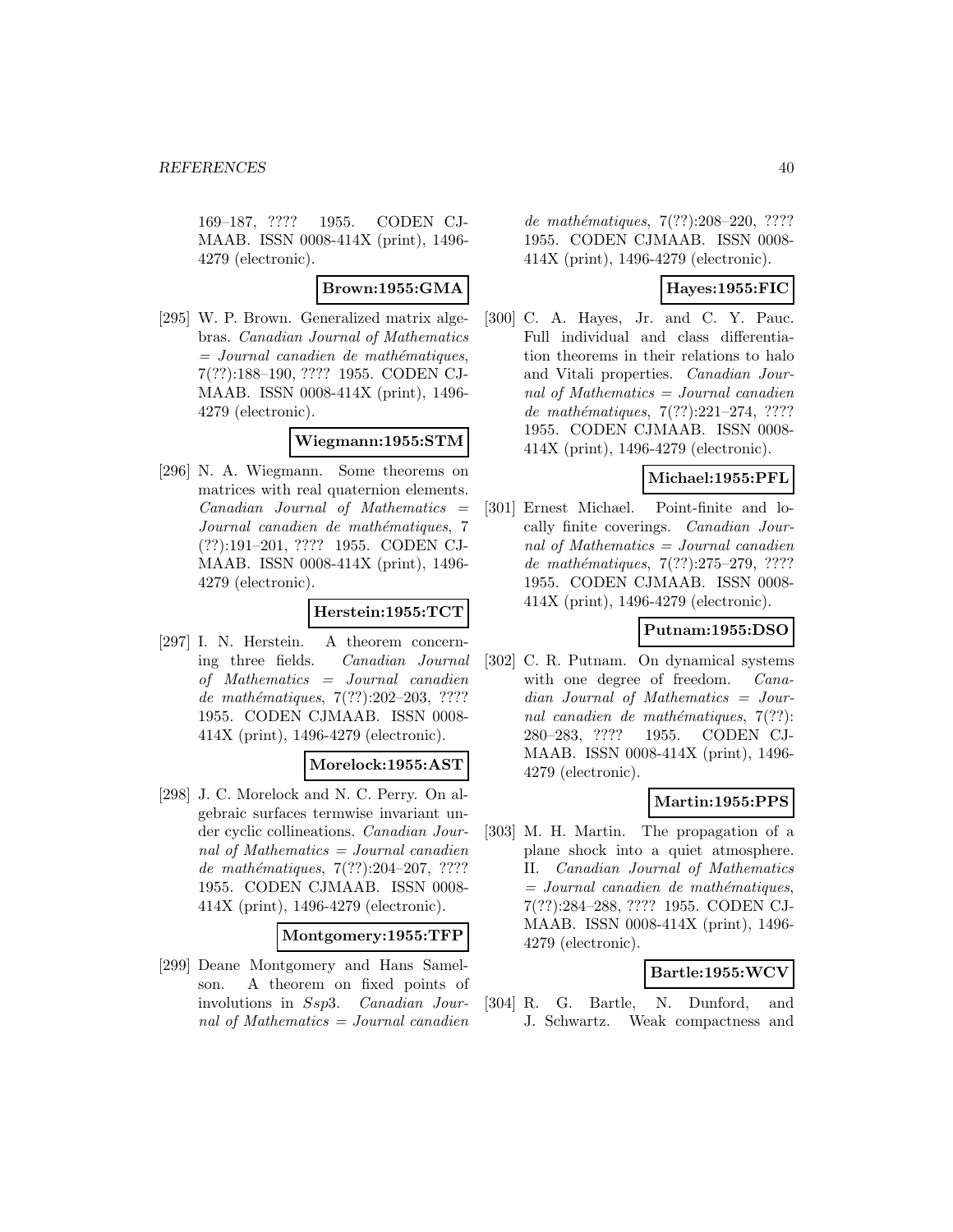169–187, ???? 1955. CODEN CJMAAB. ISSN 0008-414X (print), 1496-4279 (electronic).

**Brown:1955:GMA**

[295] W. P. Brown. Generalized matrix algebras. *Canadian Journal of Mathematics = Journal canadien de mathématiques*, 7(??):188–190, ???? 1955. CODEN CJMAAB. ISSN 0008-414X (print), 1496-4279 (electronic).

**Wiegmann:1955:STM**

[296] N. A. Wiegmann. Some theorems on matrices with real quaternion elements. *Canadian Journal of Mathematics = Journal canadien de mathématiques*, 7 (??):191–201, ???? 1955. CODEN CJMAAB. ISSN 0008-414X (print), 1496-4279 (electronic).

**Herstein:1955:TCT**

[297] I. N. Herstein. A theorem concerning three fields. *Canadian Journal of Mathematics = Journal canadien de mathématiques*, 7(??):202–203, ???? 1955. CODEN CJMAAB. ISSN 0008-414X (print), 1496-4279 (electronic).

**Morelock:1955:AST**

[298] J. C. Morelock and N. C. Perry. On algebraic surfaces termwise invariant under cyclic collineations. *Canadian Journal of Mathematics = Journal canadien de mathématiques*, 7(??):204–207, ???? 1955. CODEN CJMAAB. ISSN 0008-414X (print), 1496-4279 (electronic).

**Montgomery:1955:TFP**

[299] Deane Montgomery and Hans Samelson. A theorem on fixed points of involutions in $Ssp3$. *Canadian Journal of Mathematics = Journal canadien de mathématiques*, 7(??):208–220, ???? 1955. CODEN CJMAAB. ISSN 0008-414X (print), 1496-4279 (electronic).

**Hayes:1955:FIC**

[300] C. A. Hayes, Jr. and C. Y. Pauc. Full individual and class differentiation theorems in their relations to halo and Vitali properties. *Canadian Journal of Mathematics = Journal canadien de mathématiques*, 7(??):221–274, ???? 1955. CODEN CJMAAB. ISSN 0008-414X (print), 1496-4279 (electronic).

**Michael:1955:PFL**

[301] Ernest Michael. Point-finite and locally finite coverings. *Canadian Journal of Mathematics = Journal canadien de mathématiques*, 7(??):275–279, ???? 1955. CODEN CJMAAB. ISSN 0008-414X (print), 1496-4279 (electronic).

**Putnam:1955:DSO**

[302] C. R. Putnam. On dynamical systems with one degree of freedom. *Canadian Journal of Mathematics = Journal canadien de mathématiques*, 7(??): 280–283, ???? 1955. CODEN CJMAAB. ISSN 0008-414X (print), 1496-4279 (electronic).

**Martin:1955:PPS**

[303] M. H. Martin. The propagation of a plane shock into a quiet atmosphere. II. *Canadian Journal of Mathematics = Journal canadien de mathématiques*, 7(??):284–288, ???? 1955. CODEN CJMAAB. ISSN 0008-414X (print), 1496-4279 (electronic).

**Bartle:1955:WCV**

[304] R. G. Bartle, N. Dunford, and J. Schwartz. Weak compactness and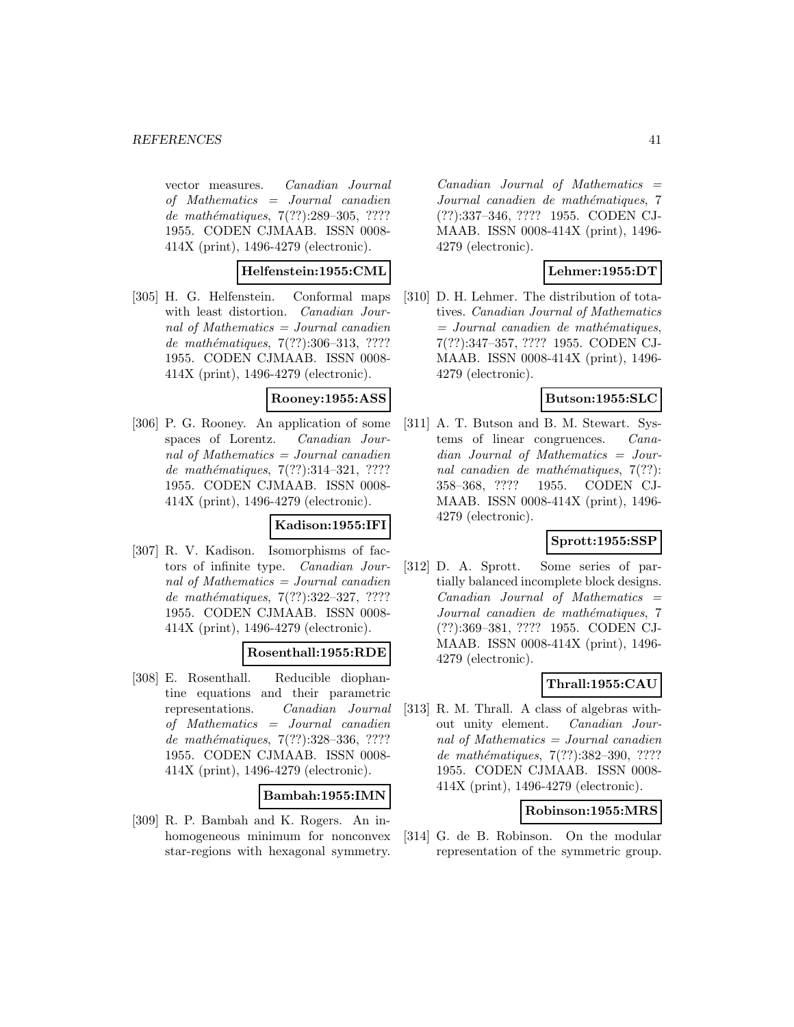vector measures. *Canadian Journal of Mathematics = Journal canadien de mathématiques*, 7(??):289–305, ???? 1955. CODEN CJMAAB. ISSN 0008-414X (print), 1496-4279 (electronic).

**Helfenstein:1955:CML**

[305] H. G. Helfenstein. Conformal maps with least distortion. *Canadian Journal of Mathematics = Journal canadien de mathématiques*, 7(??):306–313, ???? 1955. CODEN CJMAAB. ISSN 0008-414X (print), 1496-4279 (electronic).

**Rooney:1955:ASS**

[306] P. G. Rooney. An application of some spaces of Lorentz. *Canadian Journal of Mathematics = Journal canadien de mathématiques*, 7(??):314–321, ???? 1955. CODEN CJMAAB. ISSN 0008-414X (print), 1496-4279 (electronic).

**Kadison:1955:IFI**

[307] R. V. Kadison. Isomorphisms of factors of infinite type. *Canadian Journal of Mathematics = Journal canadien de mathématiques*, 7(??):322–327, ???? 1955. CODEN CJMAAB. ISSN 0008-414X (print), 1496-4279 (electronic).

**Rosenthall:1955:RDE**

[308] E. Rosenthall. Reducible diophantine equations and their parametric representations. *Canadian Journal of Mathematics = Journal canadien de mathématiques*, 7(??):328–336, ???? 1955. CODEN CJMAAB. ISSN 0008-414X (print), 1496-4279 (electronic).

**Bambah:1955:IMN**

[309] R. P. Bambah and K. Rogers. An inhomogeneous minimum for nonconvex star-regions with hexagonal symmetry. *Canadian Journal of Mathematics = Journal canadien de mathématiques*, 7 (??):337–346, ???? 1955. CODEN CJMAAB. ISSN 0008-414X (print), 1496-4279 (electronic).

**Lehmer:1955:DT**

[310] D. H. Lehmer. The distribution of totatives. *Canadian Journal of Mathematics = Journal canadien de mathématiques*, 7(??):347–357, ???? 1955. CODEN CJMAAB. ISSN 0008-414X (print), 1496-4279 (electronic).

**Butson:1955:SLC**

[311] A. T. Butson and B. M. Stewart. Systems of linear congruences. *Canadian Journal of Mathematics = Journal canadien de mathématiques*, 7(??): 358–368, ???? 1955. CODEN CJMAAB. ISSN 0008-414X (print), 1496-4279 (electronic).

**Sprott:1955:SSP**

[312] D. A. Sprott. Some series of partially balanced incomplete block designs. *Canadian Journal of Mathematics = Journal canadien de mathématiques*, 7 (??):369–381, ???? 1955. CODEN CJMAAB. ISSN 0008-414X (print), 1496-4279 (electronic).

**Thrall:1955:CAU**

[313] R. M. Thrall. A class of algebras without unity element. *Canadian Journal of Mathematics = Journal canadien de mathématiques*, 7(??):382–390, ???? 1955. CODEN CJMAAB. ISSN 0008-414X (print), 1496-4279 (electronic).

**Robinson:1955:MRS**

[314] G. de B. Robinson. On the modular representation of the symmetric group.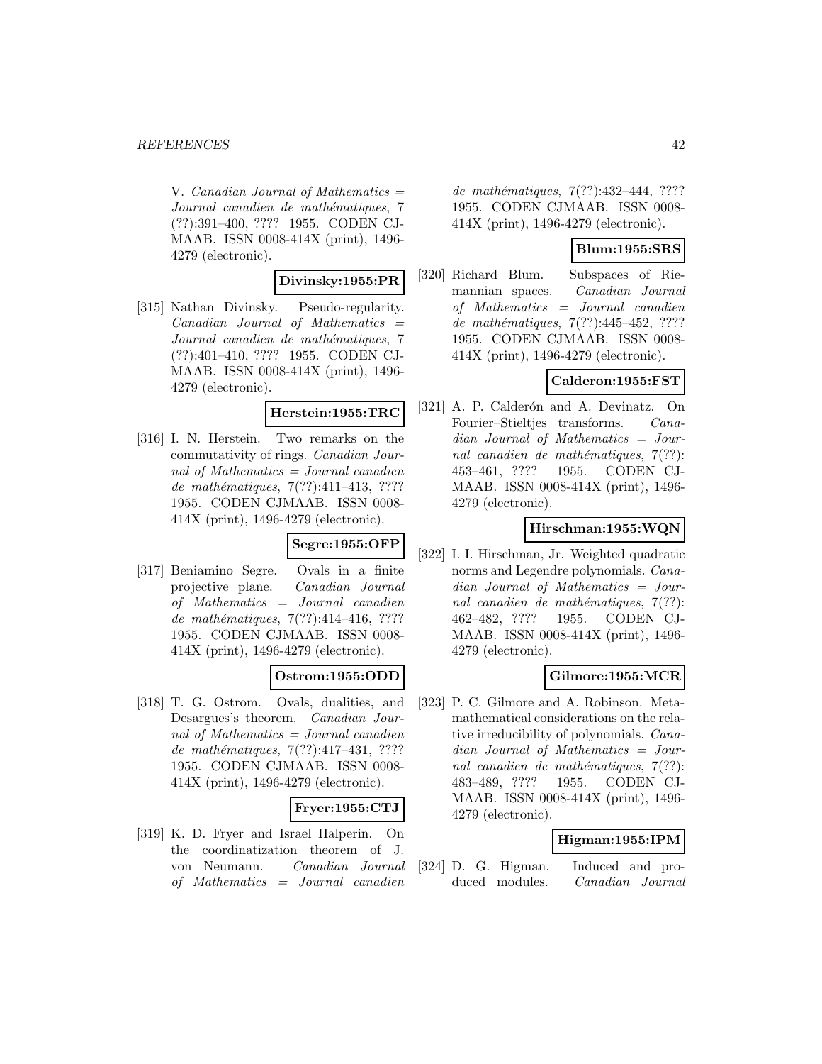V. *Canadian Journal of Mathematics = Journal canadien de mathématiques*, 7 (??):391–400, ???? 1955. CODEN CJMAAB. ISSN 0008-414X (print), 1496-4279 (electronic).

**Divinsky:1955:PR**

[315] Nathan Divinsky. Pseudo-regularity. *Canadian Journal of Mathematics = Journal canadien de mathématiques*, 7 (??):401–410, ???? 1955. CODEN CJMAAB. ISSN 0008-414X (print), 1496-4279 (electronic).

**Herstein:1955:TRC**

[316] I. N. Herstein. Two remarks on the commutativity of rings. *Canadian Journal of Mathematics = Journal canadien de mathématiques*, 7(??):411–413, ???? 1955. CODEN CJMAAB. ISSN 0008-414X (print), 1496-4279 (electronic).

**Segre:1955:OFP**

[317] Beniamino Segre. Ovals in a finite projective plane. *Canadian Journal of Mathematics = Journal canadien de mathématiques*, 7(??):414–416, ???? 1955. CODEN CJMAAB. ISSN 0008-414X (print), 1496-4279 (electronic).

**Ostrom:1955:ODD**

[318] T. G. Ostrom. Ovals, dualities, and Desargues's theorem. *Canadian Journal of Mathematics = Journal canadien de mathématiques*, 7(??):417–431, ???? 1955. CODEN CJMAAB. ISSN 0008-414X (print), 1496-4279 (electronic).

**Fryer:1955:CTJ**

[319] K. D. Fryer and Israel Halperin. On the coordinatization theorem of J. von Neumann. *Canadian Journal of Mathematics = Journal canadien de mathématiques*, 7(??):432–444, ???? 1955. CODEN CJMAAB. ISSN 0008-414X (print), 1496-4279 (electronic).

**Blum:1955:SRS**

[320] Richard Blum. Subspaces of Riemannian spaces. *Canadian Journal of Mathematics = Journal canadien de mathématiques*, 7(??):445–452, ???? 1955. CODEN CJMAAB. ISSN 0008-414X (print), 1496-4279 (electronic).

**Calderon:1955:FST**

[321] A. P. Calderón and A. Devinatz. On Fourier–Stieltjes transforms. *Canadian Journal of Mathematics = Journal canadien de mathématiques*, 7(??): 453–461, ???? 1955. CODEN CJMAAB. ISSN 0008-414X (print), 1496-4279 (electronic).

**Hirschman:1955:WQN**

[322] I. I. Hirschman, Jr. Weighted quadratic norms and Legendre polynomials. *Canadian Journal of Mathematics = Journal canadien de mathématiques*, 7(??): 462–482, ???? 1955. CODEN CJMAAB. ISSN 0008-414X (print), 1496-4279 (electronic).

**Gilmore:1955:MCR**

[323] P. C. Gilmore and A. Robinson. Metamathematical considerations on the relative irreducibility of polynomials. *Canadian Journal of Mathematics = Journal canadien de mathématiques*, 7(??): 483–489, ???? 1955. CODEN CJMAAB. ISSN 0008-414X (print), 1496-4279 (electronic).

**Higman:1955:IPM**

[324] D. G. Higman. Induced and produced modules. *Canadian Journal*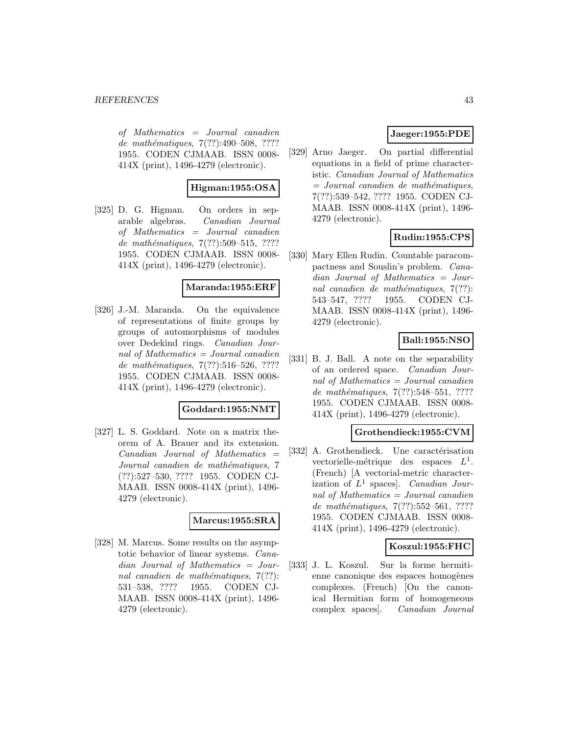*of Mathematics = Journal canadien de mathématiques*, 7(??):490–508, ???? 1955. CODEN CJMAAB. ISSN 0008-414X (print), 1496-4279 (electronic).

**Higman:1955:OSA**

[325] D. G. Higman. On orders in separable algebras. *Canadian Journal of Mathematics = Journal canadien de mathématiques*, 7(??):509–515, ???? 1955. CODEN CJMAAB. ISSN 0008-414X (print), 1496-4279 (electronic).

**Maranda:1955:ERF**

[326] J.-M. Maranda. On the equivalence of representations of finite groups by groups of automorphisms of modules over Dedekind rings. *Canadian Journal of Mathematics = Journal canadien de mathématiques*, 7(??):516–526, ???? 1955. CODEN CJMAAB. ISSN 0008-414X (print), 1496-4279 (electronic).

**Goddard:1955:NMT**

[327] L. S. Goddard. Note on a matrix theorem of A. Brauer and its extension. *Canadian Journal of Mathematics = Journal canadien de mathématiques*, 7 (??):527–530, ???? 1955. CODEN CJMAAB. ISSN 0008-414X (print), 1496-4279 (electronic).

**Marcus:1955:SRA**

[328] M. Marcus. Some results on the asymptotic behavior of linear systems. *Canadian Journal of Mathematics = Journal canadien de mathématiques*, 7(??): 531–538, ???? 1955. CODEN CJMAAB. ISSN 0008-414X (print), 1496-4279 (electronic).

**Jaeger:1955:PDE**

[329] Arno Jaeger. On partial differential equations in a field of prime characteristic. *Canadian Journal of Mathematics = Journal canadien de mathématiques*, 7(??):539–542, ???? 1955. CODEN CJMAAB. ISSN 0008-414X (print), 1496-4279 (electronic).

**Rudin:1955:CPS**

[330] Mary Ellen Rudin. Countable paracompactness and Souslin's problem. *Canadian Journal of Mathematics = Journal canadien de mathématiques*, 7(??): 543–547, ???? 1955. CODEN CJMAAB. ISSN 0008-414X (print), 1496-4279 (electronic).

**Ball:1955:NSO**

[331] B. J. Ball. A note on the separability of an ordered space. *Canadian Journal of Mathematics = Journal canadien de mathématiques*, 7(??):548–551, ???? 1955. CODEN CJMAAB. ISSN 0008-414X (print), 1496-4279 (electronic).

**Grothendieck:1955:CVM**

[332] A. Grothendieck. Une caractérisation vectorielle-métrique des espaces $L^1$. (French) [A vectorial-metric characterization of $L^1$ spaces]. *Canadian Journal of Mathematics = Journal canadien de mathématiques*, 7(??):552–561, ???? 1955. CODEN CJMAAB. ISSN 0008-414X (print), 1496-4279 (electronic).

**Koszul:1955:FHC**

[333] J. L. Koszul. Sur la forme hermitienne canonique des espaces homogènes complexes. (French) [On the canonical Hermitian form of homogeneous complex spaces]. *Canadian Journal*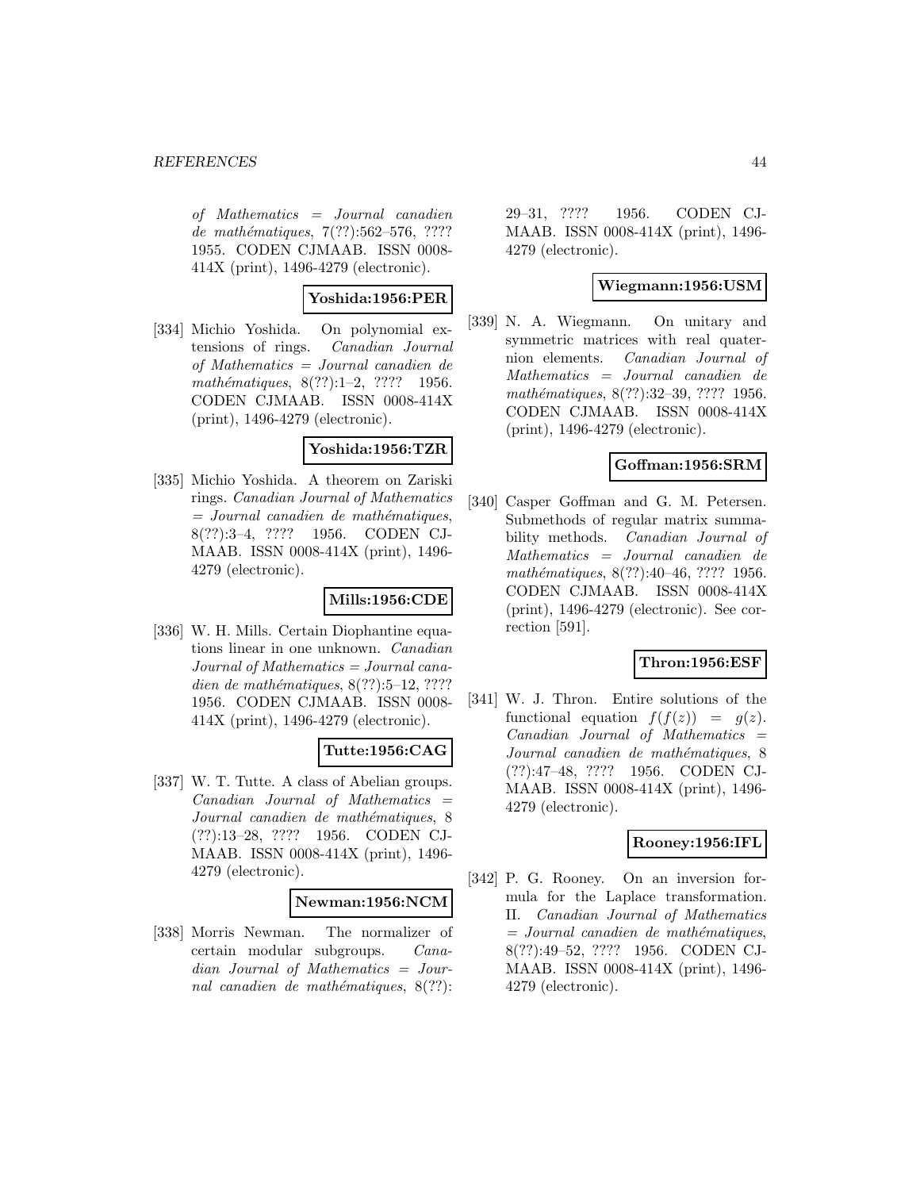of Mathematics = Journal canadien de mathématiques, 7(??):562–576, ???? 1955. CODEN CJMAAB. ISSN 0008-414X (print), 1496-4279 (electronic).

**Yoshida:1956:PER**

[334] Michio Yoshida. On polynomial extensions of rings. *Canadian Journal of Mathematics = Journal canadien de mathématiques*, 8(??):1–2, ???? 1956. CODEN CJMAAB. ISSN 0008-414X (print), 1496-4279 (electronic).

**Yoshida:1956:TZR**

[335] Michio Yoshida. A theorem on Zariski rings. *Canadian Journal of Mathematics = Journal canadien de mathématiques*, 8(??):3–4, ???? 1956. CODEN CJMAAB. ISSN 0008-414X (print), 1496-4279 (electronic).

**Mills:1956:CDE**

[336] W. H. Mills. Certain Diophantine equations linear in one unknown. *Canadian Journal of Mathematics = Journal canadien de mathématiques*, 8(??):5–12, ???? 1956. CODEN CJMAAB. ISSN 0008-414X (print), 1496-4279 (electronic).

**Tutte:1956:CAG**

[337] W. T. Tutte. A class of Abelian groups. *Canadian Journal of Mathematics = Journal canadien de mathématiques*, 8 (??):13–28, ???? 1956. CODEN CJMAAB. ISSN 0008-414X (print), 1496-4279 (electronic).

**Newman:1956:NCM**

[338] Morris Newman. The normalizer of certain modular subgroups. *Canadian Journal of Mathematics = Journal canadien de mathématiques*, 8(??):29–31, ???? 1956. CODEN CJMAAB. ISSN 0008-414X (print), 1496-4279 (electronic).

**Wiegmann:1956:USM**

[339] N. A. Wiegmann. On unitary and symmetric matrices with real quaternion elements. *Canadian Journal of Mathematics = Journal canadien de mathématiques*, 8(??):32–39, ???? 1956. CODEN CJMAAB. ISSN 0008-414X (print), 1496-4279 (electronic).

**Goffman:1956:SRM**

[340] Casper Goffman and G. M. Petersen. Submethods of regular matrix summability methods. *Canadian Journal of Mathematics = Journal canadien de mathématiques*, 8(??):40–46, ???? 1956. CODEN CJMAAB. ISSN 0008-414X (print), 1496-4279 (electronic). See correction [591].

**Thron:1956:ESF**

[341] W. J. Thron. Entire solutions of the functional equation $f(f(z)) = g(z)$. *Canadian Journal of Mathematics = Journal canadien de mathématiques*, 8 (??):47–48, ???? 1956. CODEN CJMAAB. ISSN 0008-414X (print), 1496-4279 (electronic).

**Rooney:1956:IFL**

[342] P. G. Rooney. On an inversion formula for the Laplace transformation. II. *Canadian Journal of Mathematics = Journal canadien de mathématiques*, 8(??):49–52, ???? 1956. CODEN CJMAAB. ISSN 0008-414X (print), 1496-4279 (electronic).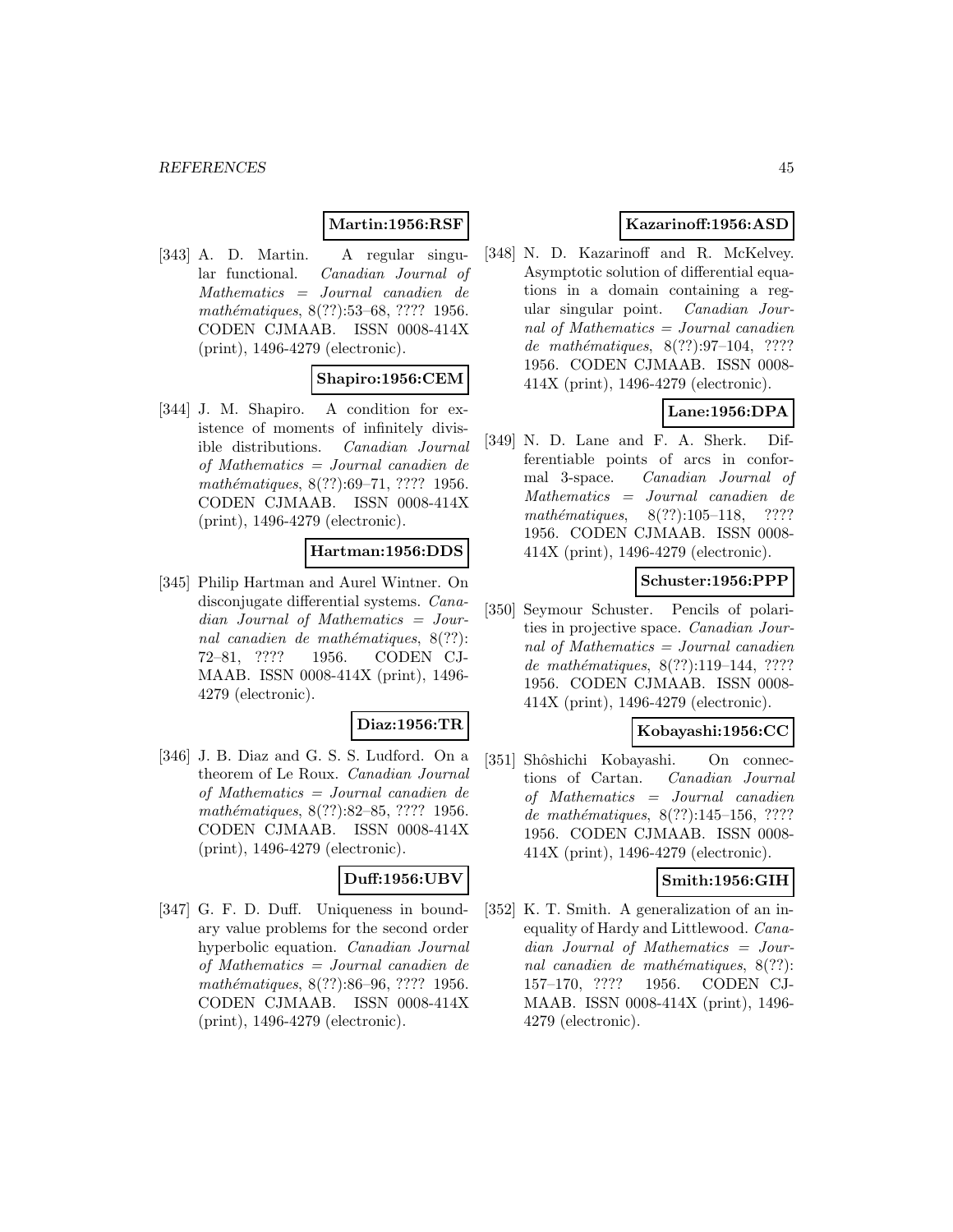**Martin:1956:RSF**

[343] A. D. Martin. A regular singular functional. *Canadian Journal of Mathematics = Journal canadien de mathématiques*, 8(??):53–68, ???? 1956. CODEN CJMAAB. ISSN 0008-414X (print), 1496-4279 (electronic).

**Shapiro:1956:CEM**

[344] J. M. Shapiro. A condition for existence of moments of infinitely divisible distributions. *Canadian Journal of Mathematics = Journal canadien de mathématiques*, 8(??):69–71, ???? 1956. CODEN CJMAAB. ISSN 0008-414X (print), 1496-4279 (electronic).

**Hartman:1956:DDS**

[345] Philip Hartman and Aurel Wintner. On disconjugate differential systems. *Canadian Journal of Mathematics = Journal canadien de mathématiques*, 8(??): 72–81, ???? 1956. CODEN CJMAAB. ISSN 0008-414X (print), 1496-4279 (electronic).

**Diaz:1956:TR**

[346] J. B. Diaz and G. S. S. Ludford. On a theorem of Le Roux. *Canadian Journal of Mathematics = Journal canadien de mathématiques*, 8(??):82–85, ???? 1956. CODEN CJMAAB. ISSN 0008-414X (print), 1496-4279 (electronic).

**Duff:1956:UBV**

[347] G. F. D. Duff. Uniqueness in boundary value problems for the second order hyperbolic equation. *Canadian Journal of Mathematics = Journal canadien de mathématiques*, 8(??):86–96, ???? 1956. CODEN CJMAAB. ISSN 0008-414X (print), 1496-4279 (electronic).

**Kazarinoff:1956:ASD**

[348] N. D. Kazarinoff and R. McKelvey. Asymptotic solution of differential equations in a domain containing a regular singular point. *Canadian Journal of Mathematics = Journal canadien de mathématiques*, 8(??):97–104, ???? 1956. CODEN CJMAAB. ISSN 0008-414X (print), 1496-4279 (electronic).

**Lane:1956:DPA**

[349] N. D. Lane and F. A. Sherk. Differentiable points of arcs in conformal 3-space. *Canadian Journal of Mathematics = Journal canadien de mathématiques*, 8(??):105–118, ???? 1956. CODEN CJMAAB. ISSN 0008-414X (print), 1496-4279 (electronic).

**Schuster:1956:PPP**

[350] Seymour Schuster. Pencils of polarities in projective space. *Canadian Journal of Mathematics = Journal canadien de mathématiques*, 8(??):119–144, ???? 1956. CODEN CJMAAB. ISSN 0008-414X (print), 1496-4279 (electronic).

**Kobayashi:1956:CC**

[351] Shôshichi Kobayashi. On connections of Cartan. *Canadian Journal of Mathematics = Journal canadien de mathématiques*, 8(??):145–156, ???? 1956. CODEN CJMAAB. ISSN 0008-414X (print), 1496-4279 (electronic).

**Smith:1956:GIH**

[352] K. T. Smith. A generalization of an inequality of Hardy and Littlewood. *Canadian Journal of Mathematics = Journal canadien de mathématiques*, 8(??): 157–170, ???? 1956. CODEN CJMAAB. ISSN 0008-414X (print), 1496-4279 (electronic).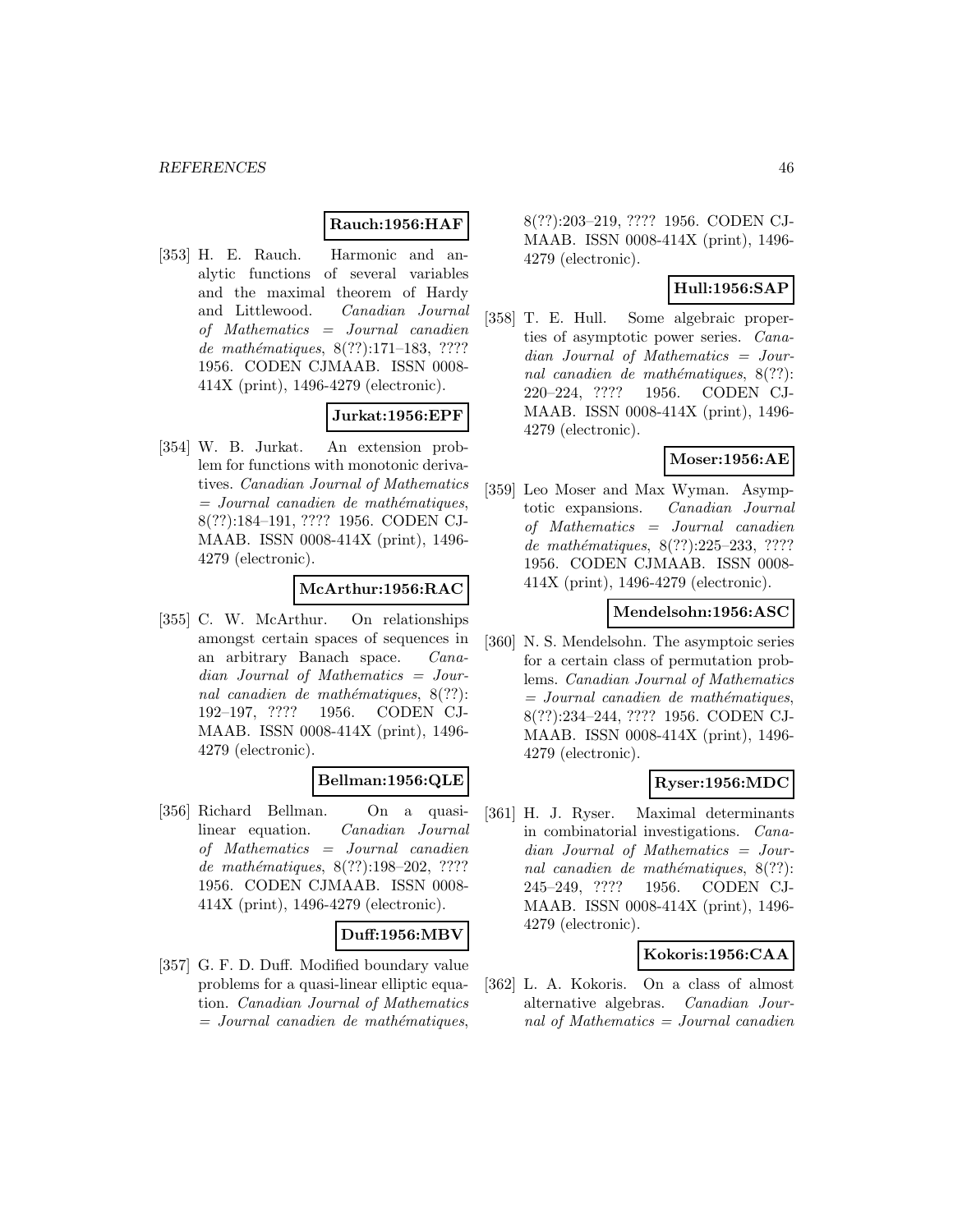**Rauch:1956:HAF**

[353] H. E. Rauch. Harmonic and analytic functions of several variables and the maximal theorem of Hardy and Littlewood. *Canadian Journal of Mathematics = Journal canadien de mathématiques*, 8(??):171–183, ???? 1956. CODEN CJMAAB. ISSN 0008-414X (print), 1496-4279 (electronic).

**Jurkat:1956:EPF**

[354] W. B. Jurkat. An extension problem for functions with monotonic derivatives. *Canadian Journal of Mathematics = Journal canadien de mathématiques*, 8(??):184–191, ???? 1956. CODEN CJMAAB. ISSN 0008-414X (print), 1496-4279 (electronic).

**McArthur:1956:RAC**

[355] C. W. McArthur. On relationships amongst certain spaces of sequences in an arbitrary Banach space. *Canadian Journal of Mathematics = Journal canadien de mathématiques*, 8(??): 192–197, ???? 1956. CODEN CJMAAB. ISSN 0008-414X (print), 1496-4279 (electronic).

**Bellman:1956:QLE**

[356] Richard Bellman. On a quasilinear equation. *Canadian Journal of Mathematics = Journal canadien de mathématiques*, 8(??):198–202, ???? 1956. CODEN CJMAAB. ISSN 0008-414X (print), 1496-4279 (electronic).

**Duff:1956:MBV**

[357] G. F. D. Duff. Modified boundary value problems for a quasi-linear elliptic equation. *Canadian Journal of Mathematics = Journal canadien de mathématiques*, 8(??):203–219, ???? 1956. CODEN CJMAAB. ISSN 0008-414X (print), 1496-4279 (electronic).

**Hull:1956:SAP**

[358] T. E. Hull. Some algebraic properties of asymptotic power series. *Canadian Journal of Mathematics = Journal canadien de mathématiques*, 8(??): 220–224, ???? 1956. CODEN CJMAAB. ISSN 0008-414X (print), 1496-4279 (electronic).

**Moser:1956:AE**

[359] Leo Moser and Max Wyman. Asymptotic expansions. *Canadian Journal of Mathematics = Journal canadien de mathématiques*, 8(??):225–233, ???? 1956. CODEN CJMAAB. ISSN 0008-414X (print), 1496-4279 (electronic).

**Mendelsohn:1956:ASC**

[360] N. S. Mendelsohn. The asymptoic series for a certain class of permutation problems. *Canadian Journal of Mathematics = Journal canadien de mathématiques*, 8(??):234–244, ???? 1956. CODEN CJMAAB. ISSN 0008-414X (print), 1496-4279 (electronic).

**Ryser:1956:MDC**

[361] H. J. Ryser. Maximal determinants in combinatorial investigations. *Canadian Journal of Mathematics = Journal canadien de mathématiques*, 8(??): 245–249, ???? 1956. CODEN CJMAAB. ISSN 0008-414X (print), 1496-4279 (electronic).

**Kokoris:1956:CAA**

[362] L. A. Kokoris. On a class of almost alternative algebras. *Canadian Journal of Mathematics = Journal canadien*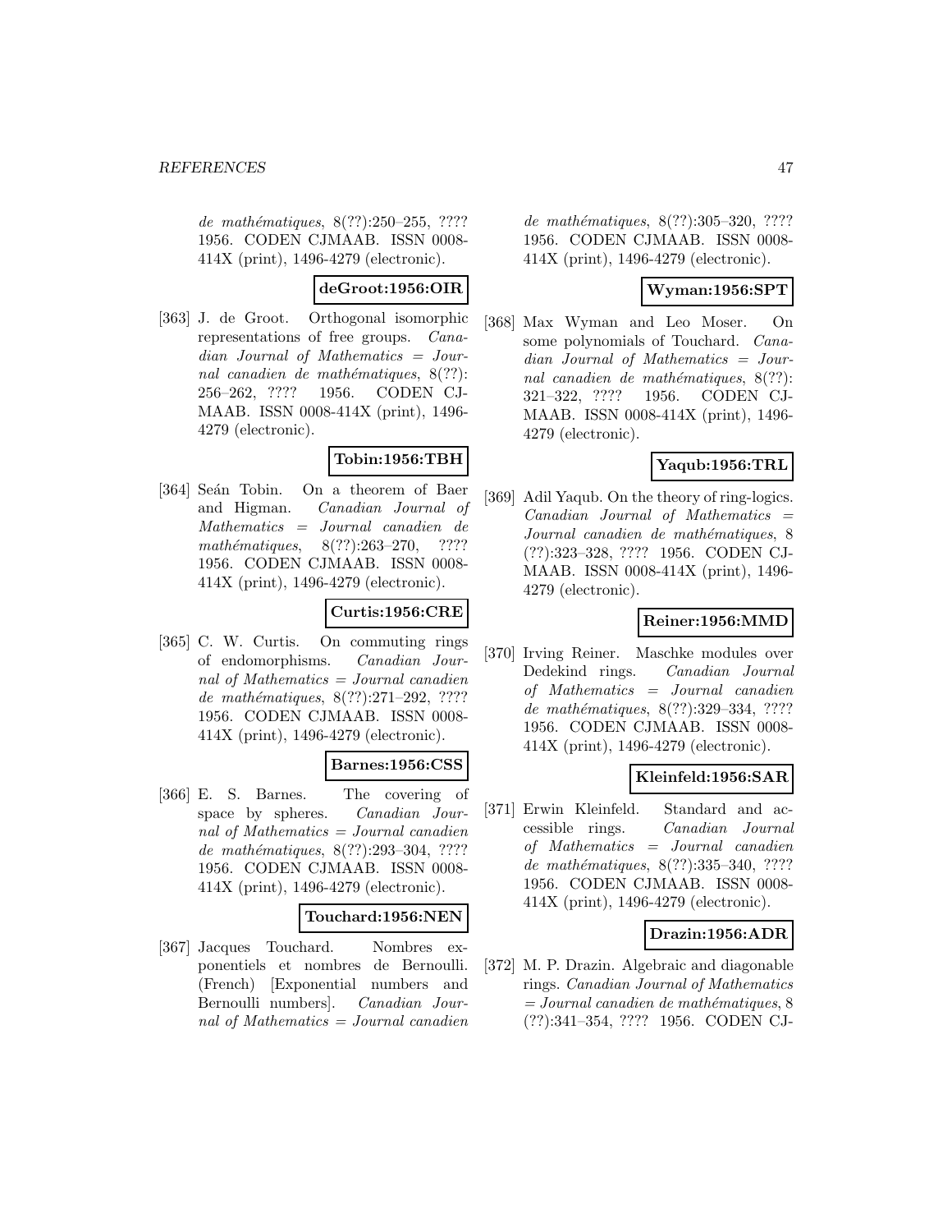*de mathématiques*, 8(??):250–255, ???? 1956. CODEN CJMAAB. ISSN 0008-414X (print), 1496-4279 (electronic).

**deGroot:1956:OIR**

[363] J. de Groot. Orthogonal isomorphic representations of free groups. *Canadian Journal of Mathematics = Journal canadien de mathématiques*, 8(??): 256–262, ???? 1956. CODEN CJMAAB. ISSN 0008-414X (print), 1496-4279 (electronic).

**Tobin:1956:TBH**

[364] Seán Tobin. On a theorem of Baer and Higman. *Canadian Journal of Mathematics = Journal canadien de mathématiques*, 8(??):263–270, ???? 1956. CODEN CJMAAB. ISSN 0008-414X (print), 1496-4279 (electronic).

**Curtis:1956:CRE**

[365] C. W. Curtis. On commuting rings of endomorphisms. *Canadian Journal of Mathematics = Journal canadien de mathématiques*, 8(??):271–292, ???? 1956. CODEN CJMAAB. ISSN 0008-414X (print), 1496-4279 (electronic).

**Barnes:1956:CSS**

[366] E. S. Barnes. The covering of space by spheres. *Canadian Journal of Mathematics = Journal canadien de mathématiques*, 8(??):293–304, ???? 1956. CODEN CJMAAB. ISSN 0008-414X (print), 1496-4279 (electronic).

**Touchard:1956:NEN**

[367] Jacques Touchard. Nombres exponentiels et nombres de Bernoulli. (French) [Exponential numbers and Bernoulli numbers]. *Canadian Journal of Mathematics = Journal canadien de mathématiques*, 8(??):305–320, ???? 1956. CODEN CJMAAB. ISSN 0008-414X (print), 1496-4279 (electronic).

**Wyman:1956:SPT**

[368] Max Wyman and Leo Moser. On some polynomials of Touchard. *Canadian Journal of Mathematics = Journal canadien de mathématiques*, 8(??): 321–322, ???? 1956. CODEN CJMAAB. ISSN 0008-414X (print), 1496-4279 (electronic).

**Yaqub:1956:TRL**

[369] Adil Yaqub. On the theory of ring-logics. *Canadian Journal of Mathematics = Journal canadien de mathématiques*, 8 (??):323–328, ???? 1956. CODEN CJMAAB. ISSN 0008-414X (print), 1496-4279 (electronic).

**Reiner:1956:MMD**

[370] Irving Reiner. Maschke modules over Dedekind rings. *Canadian Journal of Mathematics = Journal canadien de mathématiques*, 8(??):329–334, ???? 1956. CODEN CJMAAB. ISSN 0008-414X (print), 1496-4279 (electronic).

**Kleinfeld:1956:SAR**

[371] Erwin Kleinfeld. Standard and accessible rings. *Canadian Journal of Mathematics = Journal canadien de mathématiques*, 8(??):335–340, ???? 1956. CODEN CJMAAB. ISSN 0008-414X (print), 1496-4279 (electronic).

**Drazin:1956:ADR**

[372] M. P. Drazin. Algebraic and diagonable rings. *Canadian Journal of Mathematics = Journal canadien de mathématiques*, 8 (??):341–354, ???? 1956. CODEN CJ-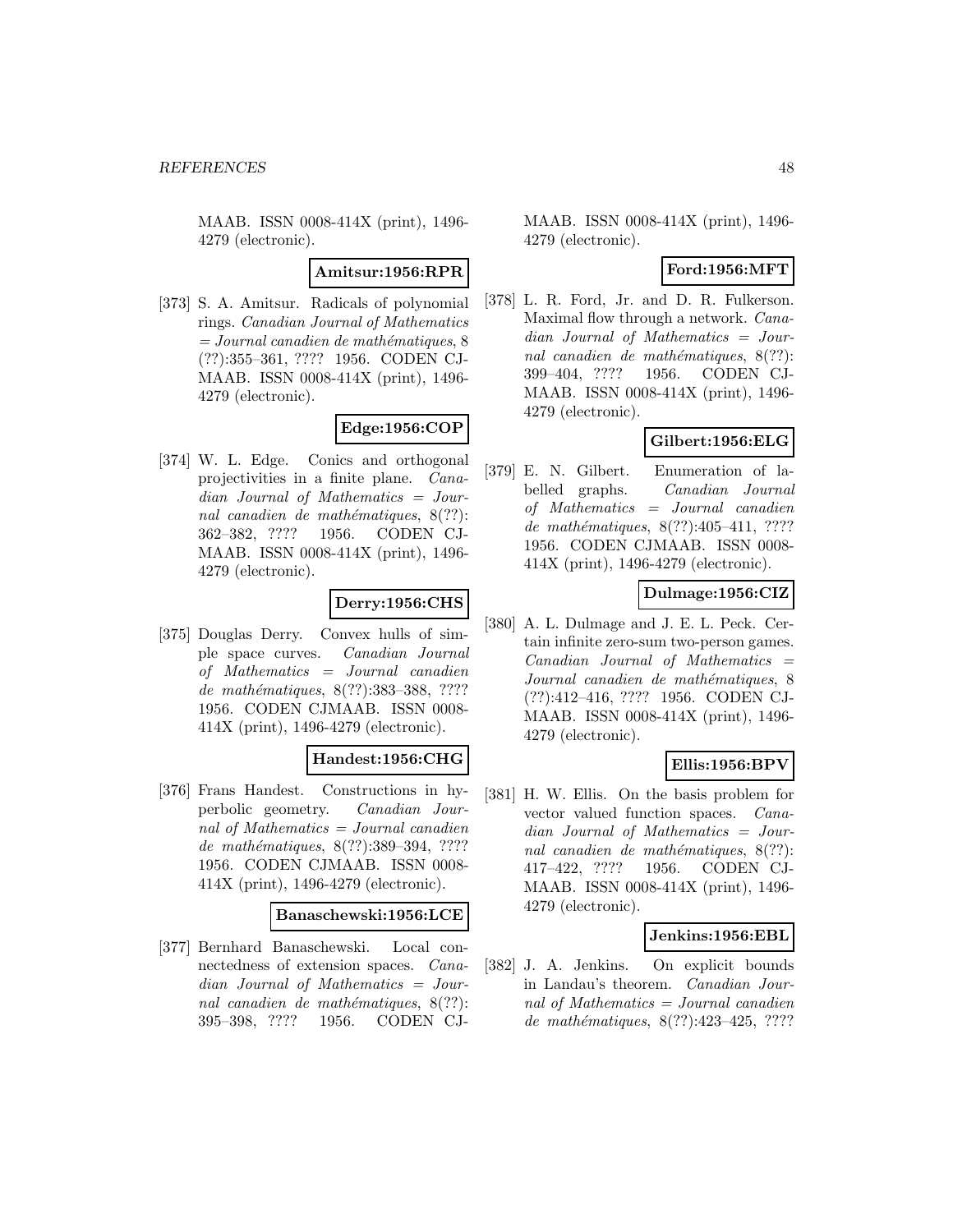MAAB. ISSN 0008-414X (print), 1496-4279 (electronic).

**Amitsur:1956:RPR**

[373] S. A. Amitsur. Radicals of polynomial rings. *Canadian Journal of Mathematics = Journal canadien de mathématiques*, 8 (??):355–361, ???? 1956. CODEN CJ-MAAB. ISSN 0008-414X (print), 1496-4279 (electronic).

**Edge:1956:COP**

[374] W. L. Edge. Conics and orthogonal projectivities in a finite plane. *Canadian Journal of Mathematics = Journal canadien de mathématiques*, 8(??): 362–382, ???? 1956. CODEN CJ-MAAB. ISSN 0008-414X (print), 1496-4279 (electronic).

**Derry:1956:CHS**

[375] Douglas Derry. Convex hulls of simple space curves. *Canadian Journal of Mathematics = Journal canadien de mathématiques*, 8(??):383–388, ???? 1956. CODEN CJMAAB. ISSN 0008-414X (print), 1496-4279 (electronic).

**Handest:1956:CHG**

[376] Frans Handest. Constructions in hyperbolic geometry. *Canadian Journal of Mathematics = Journal canadien de mathématiques*, 8(??):389–394, ???? 1956. CODEN CJMAAB. ISSN 0008-414X (print), 1496-4279 (electronic).

**Banaschewski:1956:LCE**

[377] Bernhard Banaschewski. Local connectedness of extension spaces. *Canadian Journal of Mathematics = Journal canadien de mathématiques*, 8(??): 395–398, ???? 1956. CODEN CJ-MAAB. ISSN 0008-414X (print), 1496-4279 (electronic).

**Ford:1956:MFT**

[378] L. R. Ford, Jr. and D. R. Fulkerson. Maximal flow through a network. *Canadian Journal of Mathematics = Journal canadien de mathématiques*, 8(??): 399–404, ???? 1956. CODEN CJ-MAAB. ISSN 0008-414X (print), 1496-4279 (electronic).

**Gilbert:1956:ELG**

[379] E. N. Gilbert. Enumeration of labelled graphs. *Canadian Journal of Mathematics = Journal canadien de mathématiques*, 8(??):405–411, ???? 1956. CODEN CJMAAB. ISSN 0008-414X (print), 1496-4279 (electronic).

**Dulmage:1956:CIZ**

[380] A. L. Dulmage and J. E. L. Peck. Certain infinite zero-sum two-person games. *Canadian Journal of Mathematics = Journal canadien de mathématiques*, 8 (??):412–416, ???? 1956. CODEN CJ-MAAB. ISSN 0008-414X (print), 1496-4279 (electronic).

**Ellis:1956:BPV**

[381] H. W. Ellis. On the basis problem for vector valued function spaces. *Canadian Journal of Mathematics = Journal canadien de mathématiques*, 8(??): 417–422, ???? 1956. CODEN CJ-MAAB. ISSN 0008-414X (print), 1496-4279 (electronic).

**Jenkins:1956:EBL**

[382] J. A. Jenkins. On explicit bounds in Landau's theorem. *Canadian Journal of Mathematics = Journal canadien de mathématiques*, 8(??):423–425, ????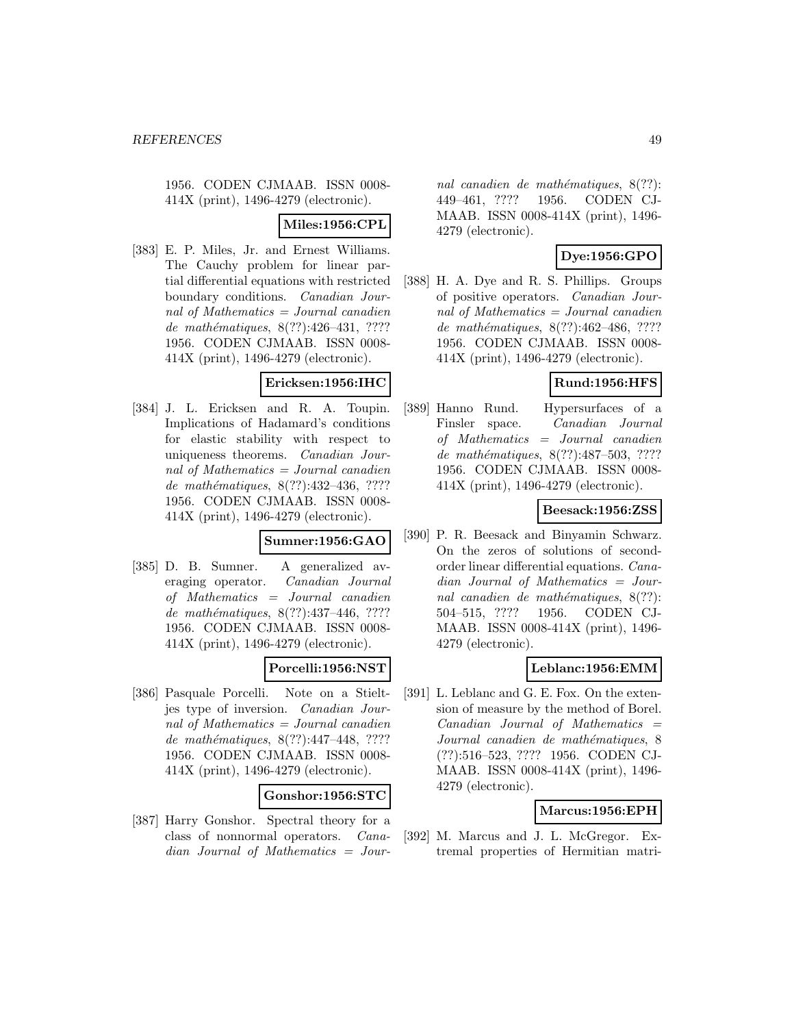1956. CODEN CJMAAB. ISSN 0008-414X (print), 1496-4279 (electronic).

**Miles:1956:CPL**

[383] E. P. Miles, Jr. and Ernest Williams. The Cauchy problem for linear partial differential equations with restricted boundary conditions. *Canadian Journal of Mathematics = Journal canadien de mathématiques*, 8(??):426–431, ???? 1956. CODEN CJMAAB. ISSN 0008-414X (print), 1496-4279 (electronic).

**Ericksen:1956:IHC**

[384] J. L. Ericksen and R. A. Toupin. Implications of Hadamard's conditions for elastic stability with respect to uniqueness theorems. *Canadian Journal of Mathematics = Journal canadien de mathématiques*, 8(??):432–436, ???? 1956. CODEN CJMAAB. ISSN 0008-414X (print), 1496-4279 (electronic).

**Sumner:1956:GAO**

[385] D. B. Sumner. A generalized averaging operator. *Canadian Journal of Mathematics = Journal canadien de mathématiques*, 8(??):437–446, ???? 1956. CODEN CJMAAB. ISSN 0008-414X (print), 1496-4279 (electronic).

**Porcelli:1956:NST**

[386] Pasquale Porcelli. Note on a Stieltjes type of inversion. *Canadian Journal of Mathematics = Journal canadien de mathématiques*, 8(??):447–448, ???? 1956. CODEN CJMAAB. ISSN 0008-414X (print), 1496-4279 (electronic).

**Gonshor:1956:STC**

[387] Harry Gonshor. Spectral theory for a class of nonnormal operators. *Canadian Journal of Mathematics = Journal canadien de mathématiques*, 8(??): 449–461, ???? 1956. CODEN CJMAAB. ISSN 0008-414X (print), 1496-4279 (electronic).

**Dye:1956:GPO**

[388] H. A. Dye and R. S. Phillips. Groups of positive operators. *Canadian Journal of Mathematics = Journal canadien de mathématiques*, 8(??):462–486, ???? 1956. CODEN CJMAAB. ISSN 0008-414X (print), 1496-4279 (electronic).

**Rund:1956:HFS**

[389] Hanno Rund. Hypersurfaces of a Finsler space. *Canadian Journal of Mathematics = Journal canadien de mathématiques*, 8(??):487–503, ???? 1956. CODEN CJMAAB. ISSN 0008-414X (print), 1496-4279 (electronic).

**Beesack:1956:ZSS**

[390] P. R. Beesack and Binyamin Schwarz. On the zeros of solutions of second-order linear differential equations. *Canadian Journal of Mathematics = Journal canadien de mathématiques*, 8(??): 504–515, ???? 1956. CODEN CJMAAB. ISSN 0008-414X (print), 1496-4279 (electronic).

**Leblanc:1956:EMM**

[391] L. Leblanc and G. E. Fox. On the extension of measure by the method of Borel. *Canadian Journal of Mathematics = Journal canadien de mathématiques*, 8 (??):516–523, ???? 1956. CODEN CJMAAB. ISSN 0008-414X (print), 1496-4279 (electronic).

**Marcus:1956:EPH**

[392] M. Marcus and J. L. McGregor. Extremal properties of Hermitian matri-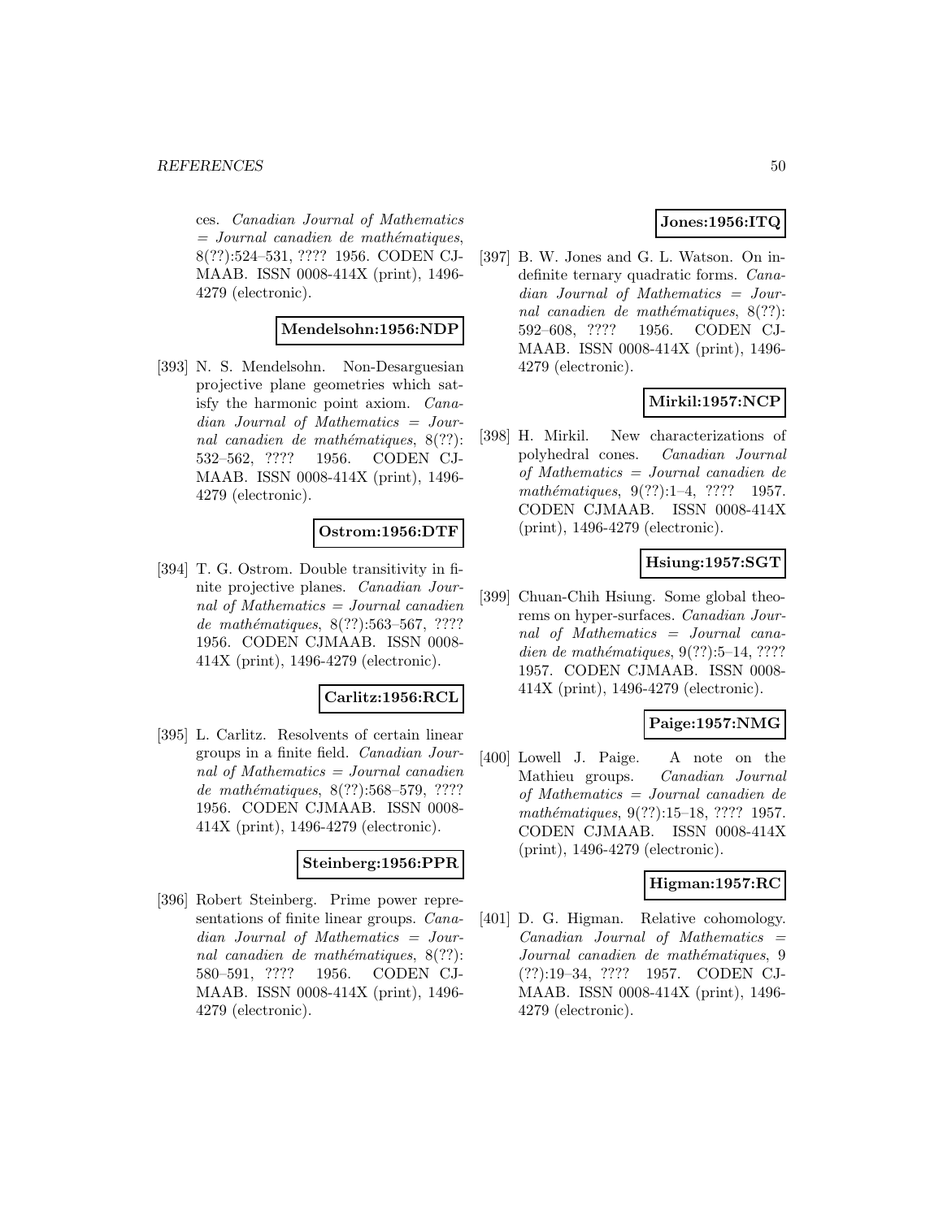ces. *Canadian Journal of Mathematics = Journal canadien de mathématiques*, 8(??):524–531, ???? 1956. CODEN CJMAAB. ISSN 0008-414X (print), 1496-4279 (electronic).

**Mendelsohn:1956:NDP**

[393] N. S. Mendelsohn. Non-Desarguesian projective plane geometries which satisfy the harmonic point axiom. *Canadian Journal of Mathematics = Journal canadien de mathématiques*, 8(??):532–562, ???? 1956. CODEN CJMAAB. ISSN 0008-414X (print), 1496-4279 (electronic).

**Ostrom:1956:DTF**

[394] T. G. Ostrom. Double transitivity in finite projective planes. *Canadian Journal of Mathematics = Journal canadien de mathématiques*, 8(??):563–567, ???? 1956. CODEN CJMAAB. ISSN 0008-414X (print), 1496-4279 (electronic).

**Carlitz:1956:RCL**

[395] L. Carlitz. Resolvents of certain linear groups in a finite field. *Canadian Journal of Mathematics = Journal canadien de mathématiques*, 8(??):568–579, ???? 1956. CODEN CJMAAB. ISSN 0008-414X (print), 1496-4279 (electronic).

**Steinberg:1956:PPR**

[396] Robert Steinberg. Prime power representations of finite linear groups. *Canadian Journal of Mathematics = Journal canadien de mathématiques*, 8(??):580–591, ???? 1956. CODEN CJMAAB. ISSN 0008-414X (print), 1496-4279 (electronic).

**Jones:1956:ITQ**

[397] B. W. Jones and G. L. Watson. On indefinite ternary quadratic forms. *Canadian Journal of Mathematics = Journal canadien de mathématiques*, 8(??):592–608, ???? 1956. CODEN CJMAAB. ISSN 0008-414X (print), 1496-4279 (electronic).

**Mirkil:1957:NCP**

[398] H. Mirkil. New characterizations of polyhedral cones. *Canadian Journal of Mathematics = Journal canadien de mathématiques*, 9(??):1–4, ???? 1957. CODEN CJMAAB. ISSN 0008-414X (print), 1496-4279 (electronic).

**Hsiung:1957:SGT**

[399] Chuan-Chih Hsiung. Some global theorems on hyper-surfaces. *Canadian Journal of Mathematics = Journal canadien de mathématiques*, 9(??):5–14, ???? 1957. CODEN CJMAAB. ISSN 0008-414X (print), 1496-4279 (electronic).

**Paige:1957:NMG**

[400] Lowell J. Paige. A note on the Mathieu groups. *Canadian Journal of Mathematics = Journal canadien de mathématiques*, 9(??):15–18, ???? 1957. CODEN CJMAAB. ISSN 0008-414X (print), 1496-4279 (electronic).

**Higman:1957:RC**

[401] D. G. Higman. Relative cohomology. *Canadian Journal of Mathematics = Journal canadien de mathématiques*, 9 (??):19–34, ???? 1957. CODEN CJMAAB. ISSN 0008-414X (print), 1496-4279 (electronic).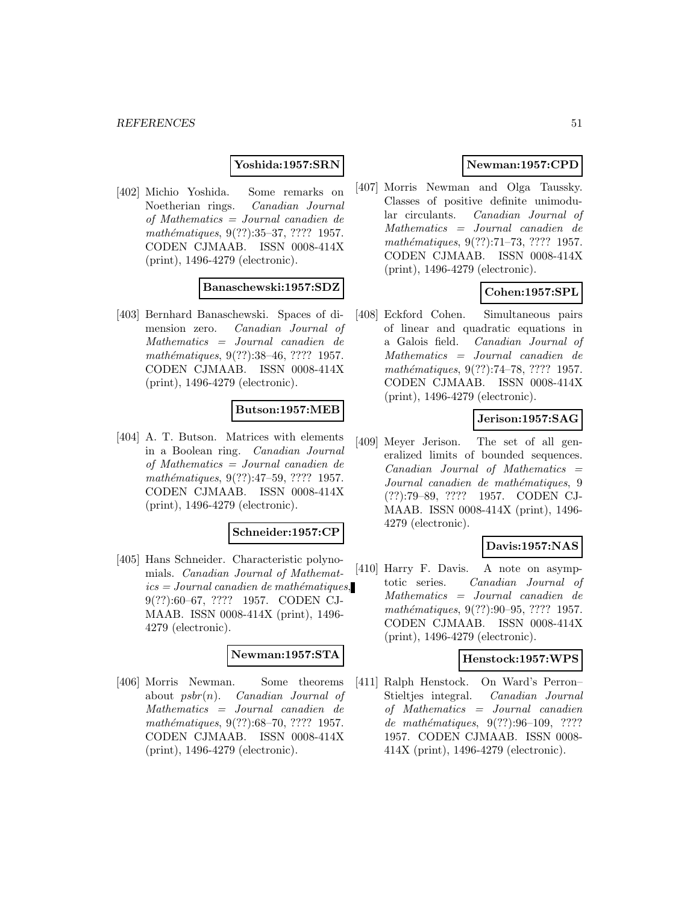**Yoshida:1957:SRN**

[402] Michio Yoshida. Some remarks on Noetherian rings. *Canadian Journal of Mathematics = Journal canadien de mathématiques*, 9(??):35–37, ???? 1957. CODEN CJMAAB. ISSN 0008-414X (print), 1496-4279 (electronic).

**Banaschewski:1957:SDZ**

[403] Bernhard Banaschewski. Spaces of dimension zero. *Canadian Journal of Mathematics = Journal canadien de mathématiques*, 9(??):38–46, ???? 1957. CODEN CJMAAB. ISSN 0008-414X (print), 1496-4279 (electronic).

**Butson:1957:MEB**

[404] A. T. Butson. Matrices with elements in a Boolean ring. *Canadian Journal of Mathematics = Journal canadien de mathématiques*, 9(??):47–59, ???? 1957. CODEN CJMAAB. ISSN 0008-414X (print), 1496-4279 (electronic).

**Schneider:1957:CP**

[405] Hans Schneider. Characteristic polynomials. *Canadian Journal of Mathematics = Journal canadien de mathématiques*, 9(??):60–67, ???? 1957. CODEN CJMAAB. ISSN 0008-414X (print), 1496-4279 (electronic).

**Newman:1957:STA**

[406] Morris Newman. Some theorems about $psbr(n)$. *Canadian Journal of Mathematics = Journal canadien de mathématiques*, 9(??):68–70, ???? 1957. CODEN CJMAAB. ISSN 0008-414X (print), 1496-4279 (electronic).

**Newman:1957:CPD**

[407] Morris Newman and Olga Taussky. Classes of positive definite unimodular circulants. *Canadian Journal of Mathematics = Journal canadien de mathématiques*, 9(??):71–73, ???? 1957. CODEN CJMAAB. ISSN 0008-414X (print), 1496-4279 (electronic).

**Cohen:1957:SPL**

[408] Eckford Cohen. Simultaneous pairs of linear and quadratic equations in a Galois field. *Canadian Journal of Mathematics = Journal canadien de mathématiques*, 9(??):74–78, ???? 1957. CODEN CJMAAB. ISSN 0008-414X (print), 1496-4279 (electronic).

**Jerison:1957:SAG**

[409] Meyer Jerison. The set of all generalized limits of bounded sequences. *Canadian Journal of Mathematics = Journal canadien de mathématiques*, 9 (??):79–89, ???? 1957. CODEN CJMAAB. ISSN 0008-414X (print), 1496-4279 (electronic).

**Davis:1957:NAS**

[410] Harry F. Davis. A note on asymptotic series. *Canadian Journal of Mathematics = Journal canadien de mathématiques*, 9(??):90–95, ???? 1957. CODEN CJMAAB. ISSN 0008-414X (print), 1496-4279 (electronic).

**Henstock:1957:WPS**

[411] Ralph Henstock. On Ward's Perron–Stieltjes integral. *Canadian Journal of Mathematics = Journal canadien de mathématiques*, 9(??):96–109, ???? 1957. CODEN CJMAAB. ISSN 0008-414X (print), 1496-4279 (electronic).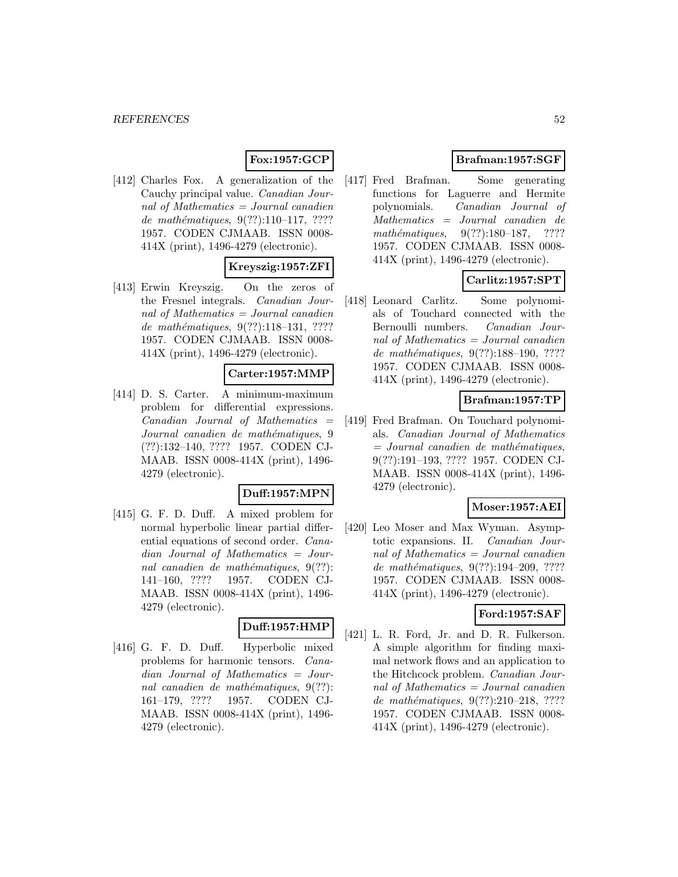**Fox:1957:GCP**

[412] Charles Fox. A generalization of the Cauchy principal value. *Canadian Journal of Mathematics = Journal canadien de mathématiques*, 9(??):110–117, ???? 1957. CODEN CJMAAB. ISSN 0008-414X (print), 1496-4279 (electronic).

**Kreyszig:1957:ZFI**

[413] Erwin Kreyszig. On the zeros of the Fresnel integrals. *Canadian Journal of Mathematics = Journal canadien de mathématiques*, 9(??):118–131, ???? 1957. CODEN CJMAAB. ISSN 0008-414X (print), 1496-4279 (electronic).

**Carter:1957:MMP**

[414] D. S. Carter. A minimum-maximum problem for differential expressions. *Canadian Journal of Mathematics = Journal canadien de mathématiques*, 9 (??):132–140, ???? 1957. CODEN CJMAAB. ISSN 0008-414X (print), 1496-4279 (electronic).

**Duff:1957:MPN**

[415] G. F. D. Duff. A mixed problem for normal hyperbolic linear partial differential equations of second order. *Canadian Journal of Mathematics = Journal canadien de mathématiques*, 9(??): 141–160, ???? 1957. CODEN CJMAAB. ISSN 0008-414X (print), 1496-4279 (electronic).

**Duff:1957:HMP**

[416] G. F. D. Duff. Hyperbolic mixed problems for harmonic tensors. *Canadian Journal of Mathematics = Journal canadien de mathématiques*, 9(??): 161–179, ???? 1957. CODEN CJMAAB. ISSN 0008-414X (print), 1496-4279 (electronic).

**Brafman:1957:SGF**

[417] Fred Brafman. Some generating functions for Laguerre and Hermite polynomials. *Canadian Journal of Mathematics = Journal canadien de mathématiques*, 9(??):180–187, ???? 1957. CODEN CJMAAB. ISSN 0008-414X (print), 1496-4279 (electronic).

**Carlitz:1957:SPT**

[418] Leonard Carlitz. Some polynomials of Touchard connected with the Bernoulli numbers. *Canadian Journal of Mathematics = Journal canadien de mathématiques*, 9(??):188–190, ???? 1957. CODEN CJMAAB. ISSN 0008-414X (print), 1496-4279 (electronic).

**Brafman:1957:TP**

[419] Fred Brafman. On Touchard polynomials. *Canadian Journal of Mathematics = Journal canadien de mathématiques*, 9(??):191–193, ???? 1957. CODEN CJMAAB. ISSN 0008-414X (print), 1496-4279 (electronic).

**Moser:1957:AEI**

[420] Leo Moser and Max Wyman. Asymptotic expansions. II. *Canadian Journal of Mathematics = Journal canadien de mathématiques*, 9(??):194–209, ???? 1957. CODEN CJMAAB. ISSN 0008-414X (print), 1496-4279 (electronic).

**Ford:1957:SAF**

[421] L. R. Ford, Jr. and D. R. Fulkerson. A simple algorithm for finding maximal network flows and an application to the Hitchcock problem. *Canadian Journal of Mathematics = Journal canadien de mathématiques*, 9(??):210–218, ???? 1957. CODEN CJMAAB. ISSN 0008-414X (print), 1496-4279 (electronic).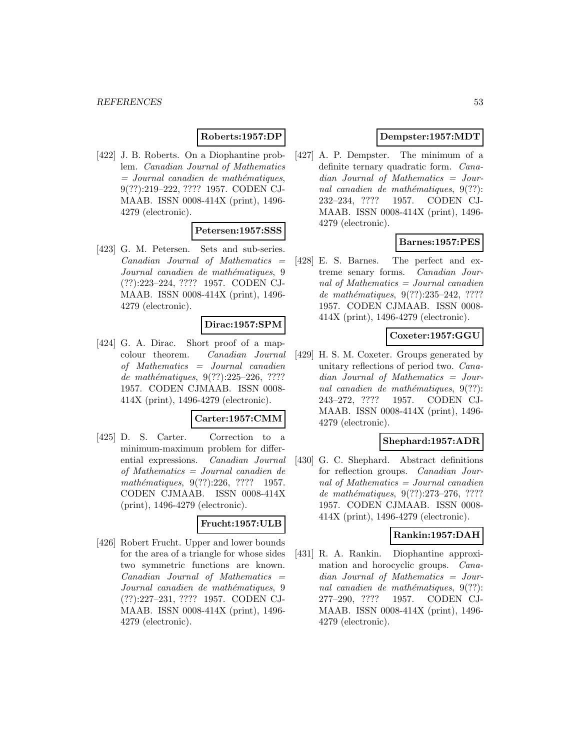**Roberts:1957:DP**

[422] J. B. Roberts. On a Diophantine problem. *Canadian Journal of Mathematics = Journal canadien de mathématiques*, 9(??):219–222, ???? 1957. CODEN CJMAAB. ISSN 0008-414X (print), 1496-4279 (electronic).

**Petersen:1957:SSS**

[423] G. M. Petersen. Sets and sub-series. *Canadian Journal of Mathematics = Journal canadien de mathématiques*, 9 (??):223–224, ???? 1957. CODEN CJMAAB. ISSN 0008-414X (print), 1496-4279 (electronic).

**Dirac:1957:SPM**

[424] G. A. Dirac. Short proof of a mapcolour theorem. *Canadian Journal of Mathematics = Journal canadien de mathématiques*, 9(??):225–226, ???? 1957. CODEN CJMAAB. ISSN 0008-414X (print), 1496-4279 (electronic).

**Carter:1957:CMM**

[425] D. S. Carter. Correction to a minimum-maximum problem for differential expressions. *Canadian Journal of Mathematics = Journal canadien de mathématiques*, 9(??):226, ???? 1957. CODEN CJMAAB. ISSN 0008-414X (print), 1496-4279 (electronic).

**Frucht:1957:ULB**

[426] Robert Frucht. Upper and lower bounds for the area of a triangle for whose sides two symmetric functions are known. *Canadian Journal of Mathematics = Journal canadien de mathématiques*, 9 (??):227–231, ???? 1957. CODEN CJMAAB. ISSN 0008-414X (print), 1496-4279 (electronic).

**Dempster:1957:MDT**

[427] A. P. Dempster. The minimum of a definite ternary quadratic form. *Canadian Journal of Mathematics = Journal canadien de mathématiques*, 9(??):232–234, ???? 1957. CODEN CJMAAB. ISSN 0008-414X (print), 1496-4279 (electronic).

**Barnes:1957:PES**

[428] E. S. Barnes. The perfect and extreme senary forms. *Canadian Journal of Mathematics = Journal canadien de mathématiques*, 9(??):235–242, ???? 1957. CODEN CJMAAB. ISSN 0008-414X (print), 1496-4279 (electronic).

**Coxeter:1957:GGU**

[429] H. S. M. Coxeter. Groups generated by unitary reflections of period two. *Canadian Journal of Mathematics = Journal canadien de mathématiques*, 9(??):243–272, ???? 1957. CODEN CJMAAB. ISSN 0008-414X (print), 1496-4279 (electronic).

**Shephard:1957:ADR**

[430] G. C. Shephard. Abstract definitions for reflection groups. *Canadian Journal of Mathematics = Journal canadien de mathématiques*, 9(??):273–276, ???? 1957. CODEN CJMAAB. ISSN 0008-414X (print), 1496-4279 (electronic).

**Rankin:1957:DAH**

[431] R. A. Rankin. Diophantine approximation and horocyclic groups. *Canadian Journal of Mathematics = Journal canadien de mathématiques*, 9(??):277–290, ???? 1957. CODEN CJMAAB. ISSN 0008-414X (print), 1496-4279 (electronic).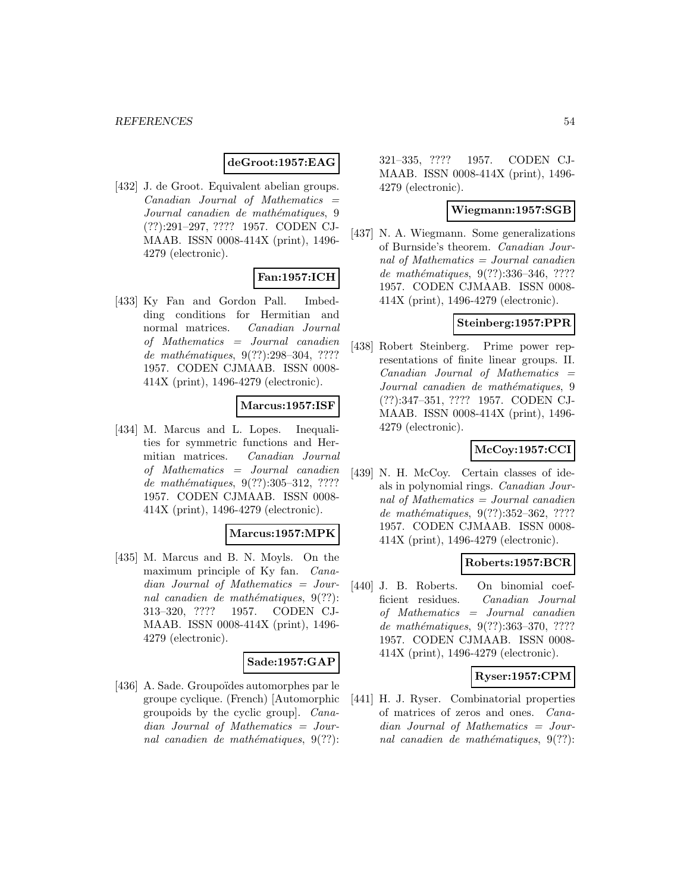**deGroot:1957:EAG**

[432] J. de Groot. Equivalent abelian groups. *Canadian Journal of Mathematics = Journal canadien de mathématiques*, 9 (??):291–297, ???? 1957. CODEN CJMAAB. ISSN 0008-414X (print), 1496-4279 (electronic).

**Fan:1957:ICH**

[433] Ky Fan and Gordon Pall. Imbedding conditions for Hermitian and normal matrices. *Canadian Journal of Mathematics = Journal canadien de mathématiques*, 9(??):298–304, ???? 1957. CODEN CJMAAB. ISSN 0008-414X (print), 1496-4279 (electronic).

**Marcus:1957:ISF**

[434] M. Marcus and L. Lopes. Inequalities for symmetric functions and Hermitian matrices. *Canadian Journal of Mathematics = Journal canadien de mathématiques*, 9(??):305–312, ???? 1957. CODEN CJMAAB. ISSN 0008-414X (print), 1496-4279 (electronic).

**Marcus:1957:MPK**

[435] M. Marcus and B. N. Moyls. On the maximum principle of Ky fan. *Canadian Journal of Mathematics = Journal canadien de mathématiques*, 9(??): 313–320, ???? 1957. CODEN CJMAAB. ISSN 0008-414X (print), 1496-4279 (electronic).

**Sade:1957:GAP**

[436] A. Sade. Groupoïdes automorphes par le groupe cyclique. (French) [Automorphic groupoids by the cyclic group]. *Canadian Journal of Mathematics = Journal canadien de mathématiques*, 9(??): 321–335, ???? 1957. CODEN CJMAAB. ISSN 0008-414X (print), 1496-4279 (electronic).

**Wiegmann:1957:SGB**

[437] N. A. Wiegmann. Some generalizations of Burnside's theorem. *Canadian Journal of Mathematics = Journal canadien de mathématiques*, 9(??):336–346, ???? 1957. CODEN CJMAAB. ISSN 0008-414X (print), 1496-4279 (electronic).

**Steinberg:1957:PPR**

[438] Robert Steinberg. Prime power representations of finite linear groups. II. *Canadian Journal of Mathematics = Journal canadien de mathématiques*, 9 (??):347–351, ???? 1957. CODEN CJMAAB. ISSN 0008-414X (print), 1496-4279 (electronic).

**McCoy:1957:CCI**

[439] N. H. McCoy. Certain classes of ideals in polynomial rings. *Canadian Journal of Mathematics = Journal canadien de mathématiques*, 9(??):352–362, ???? 1957. CODEN CJMAAB. ISSN 0008-414X (print), 1496-4279 (electronic).

**Roberts:1957:BCR**

[440] J. B. Roberts. On binomial coefficient residues. *Canadian Journal of Mathematics = Journal canadien de mathématiques*, 9(??):363–370, ???? 1957. CODEN CJMAAB. ISSN 0008-414X (print), 1496-4279 (electronic).

**Ryser:1957:CPM**

[441] H. J. Ryser. Combinatorial properties of matrices of zeros and ones. *Canadian Journal of Mathematics = Journal canadien de mathématiques*, 9(??):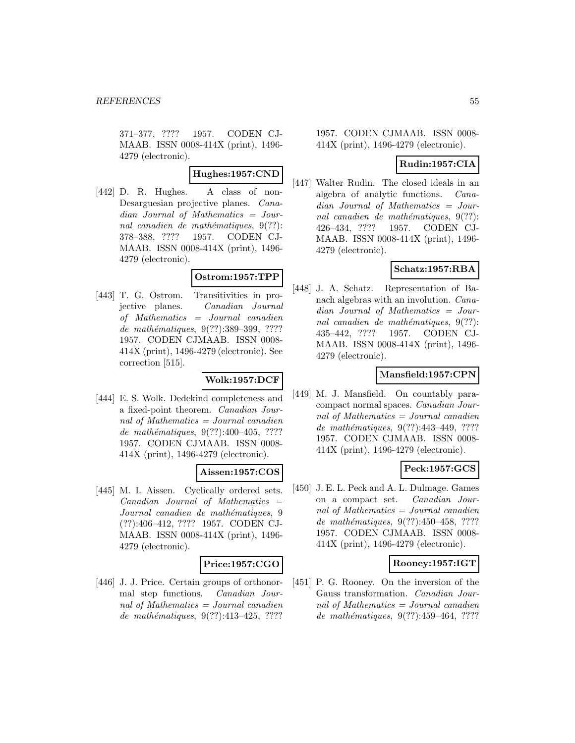371–377, ???? 1957. CODEN CJMAAB. ISSN 0008-414X (print), 1496-4279 (electronic).

**Hughes:1957:CND**

[442] D. R. Hughes. A class of non-Desarguesian projective planes. *Canadian Journal of Mathematics = Journal canadien de mathématiques*, 9(??): 378–388, ???? 1957. CODEN CJMAAB. ISSN 0008-414X (print), 1496-4279 (electronic).

**Ostrom:1957:TPP**

[443] T. G. Ostrom. Transitivities in projective planes. *Canadian Journal of Mathematics = Journal canadien de mathématiques*, 9(??):389–399, ???? 1957. CODEN CJMAAB. ISSN 0008-414X (print), 1496-4279 (electronic). See correction [515].

**Wolk:1957:DCF**

[444] E. S. Wolk. Dedekind completeness and a fixed-point theorem. *Canadian Journal of Mathematics = Journal canadien de mathématiques*, 9(??):400–405, ???? 1957. CODEN CJMAAB. ISSN 0008-414X (print), 1496-4279 (electronic).

**Aissen:1957:COS**

[445] M. I. Aissen. Cyclically ordered sets. *Canadian Journal of Mathematics = Journal canadien de mathématiques*, 9 (??):406–412, ???? 1957. CODEN CJMAAB. ISSN 0008-414X (print), 1496-4279 (electronic).

**Price:1957:CGO**

[446] J. J. Price. Certain groups of orthonormal step functions. *Canadian Journal of Mathematics = Journal canadien de mathématiques*, 9(??):413–425, ???? 1957. CODEN CJMAAB. ISSN 0008-414X (print), 1496-4279 (electronic).

**Rudin:1957:CIA**

[447] Walter Rudin. The closed ideals in an algebra of analytic functions. *Canadian Journal of Mathematics = Journal canadien de mathématiques*, 9(??): 426–434, ???? 1957. CODEN CJMAAB. ISSN 0008-414X (print), 1496-4279 (electronic).

**Schatz:1957:RBA**

[448] J. A. Schatz. Representation of Banach algebras with an involution. *Canadian Journal of Mathematics = Journal canadien de mathématiques*, 9(??): 435–442, ???? 1957. CODEN CJMAAB. ISSN 0008-414X (print), 1496-4279 (electronic).

**Mansfield:1957:CPN**

[449] M. J. Mansfield. On countably paracompact normal spaces. *Canadian Journal of Mathematics = Journal canadien de mathématiques*, 9(??):443–449, ???? 1957. CODEN CJMAAB. ISSN 0008-414X (print), 1496-4279 (electronic).

**Peck:1957:GCS**

[450] J. E. L. Peck and A. L. Dulmage. Games on a compact set. *Canadian Journal of Mathematics = Journal canadien de mathématiques*, 9(??):450–458, ???? 1957. CODEN CJMAAB. ISSN 0008-414X (print), 1496-4279 (electronic).

**Rooney:1957:IGT**

[451] P. G. Rooney. On the inversion of the Gauss transformation. *Canadian Journal of Mathematics = Journal canadien de mathématiques*, 9(??):459–464, ????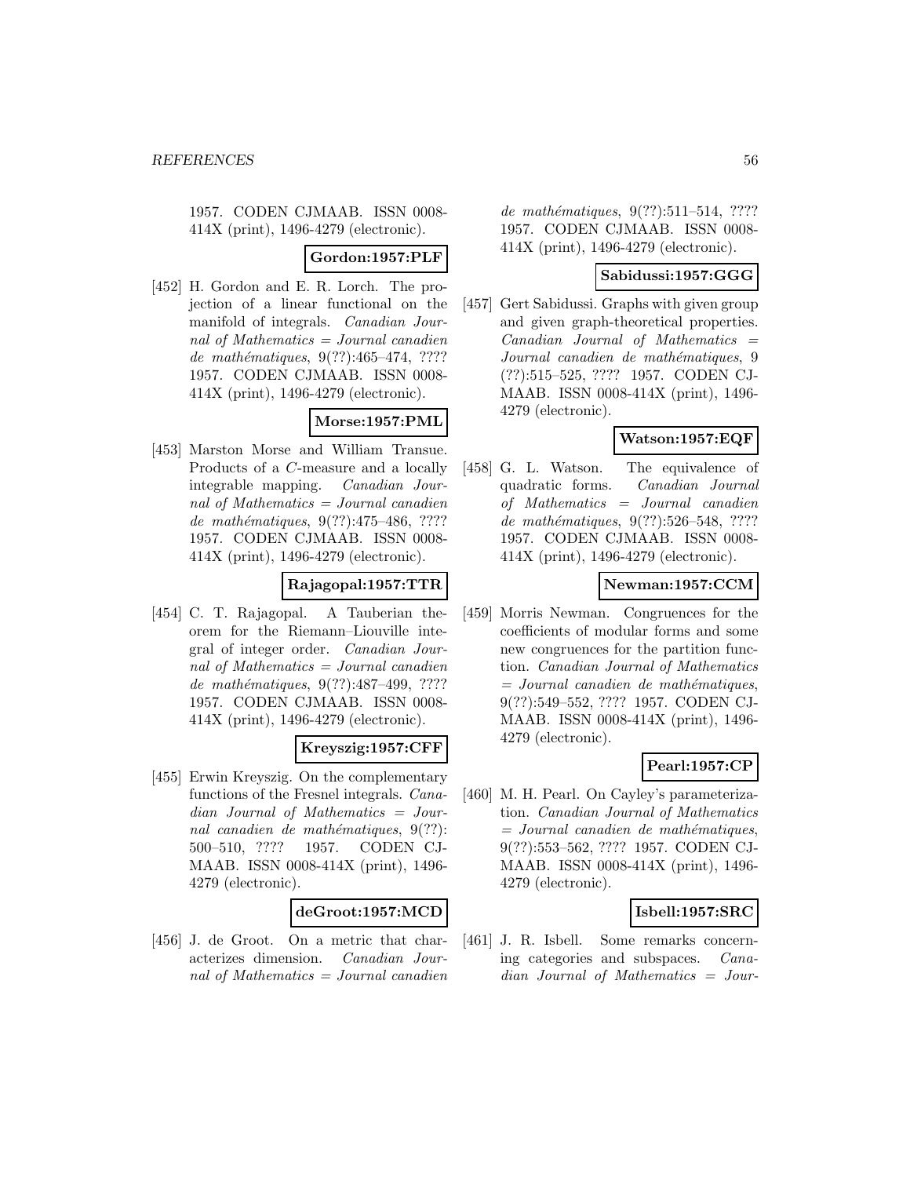1957. CODEN CJMAAB. ISSN 0008-414X (print), 1496-4279 (electronic).

**Gordon:1957:PLF**

[452] H. Gordon and E. R. Lorch. The projection of a linear functional on the manifold of integrals. *Canadian Journal of Mathematics = Journal canadien de mathématiques*, 9(??):465–474, ???? 1957. CODEN CJMAAB. ISSN 0008-414X (print), 1496-4279 (electronic).

**Morse:1957:PML**

[453] Marston Morse and William Transue. Products of a $C$-measure and a locally integrable mapping. *Canadian Journal of Mathematics = Journal canadien de mathématiques*, 9(??):475–486, ???? 1957. CODEN CJMAAB. ISSN 0008-414X (print), 1496-4279 (electronic).

**Rajagopal:1957:TTR**

[454] C. T. Rajagopal. A Tauberian theorem for the Riemann–Liouville integral of integer order. *Canadian Journal of Mathematics = Journal canadien de mathématiques*, 9(??):487–499, ???? 1957. CODEN CJMAAB. ISSN 0008-414X (print), 1496-4279 (electronic).

**Kreyszig:1957:CFF**

[455] Erwin Kreyszig. On the complementary functions of the Fresnel integrals. *Canadian Journal of Mathematics = Journal canadien de mathématiques*, 9(??): 500–510, ???? 1957. CODEN CJMAAB. ISSN 0008-414X (print), 1496-4279 (electronic).

**deGroot:1957:MCD**

[456] J. de Groot. On a metric that characterizes dimension. *Canadian Journal of Mathematics = Journal canadien de mathématiques*, 9(??):511–514, ???? 1957. CODEN CJMAAB. ISSN 0008-414X (print), 1496-4279 (electronic).

**Sabidussi:1957:GGG**

[457] Gert Sabidussi. Graphs with given group and given graph-theoretical properties. *Canadian Journal of Mathematics = Journal canadien de mathématiques*, 9 (??):515–525, ???? 1957. CODEN CJMAAB. ISSN 0008-414X (print), 1496-4279 (electronic).

**Watson:1957:EQF**

[458] G. L. Watson. The equivalence of quadratic forms. *Canadian Journal of Mathematics = Journal canadien de mathématiques*, 9(??):526–548, ???? 1957. CODEN CJMAAB. ISSN 0008-414X (print), 1496-4279 (electronic).

**Newman:1957:CCM**

[459] Morris Newman. Congruences for the coefficients of modular forms and some new congruences for the partition function. *Canadian Journal of Mathematics = Journal canadien de mathématiques*, 9(??):549–552, ???? 1957. CODEN CJMAAB. ISSN 0008-414X (print), 1496-4279 (electronic).

**Pearl:1957:CP**

[460] M. H. Pearl. On Cayley's parameterization. *Canadian Journal of Mathematics = Journal canadien de mathématiques*, 9(??):553–562, ???? 1957. CODEN CJMAAB. ISSN 0008-414X (print), 1496-4279 (electronic).

**Isbell:1957:SRC**

[461] J. R. Isbell. Some remarks concerning categories and subspaces. *Canadian Journal of Mathematics = Jour-*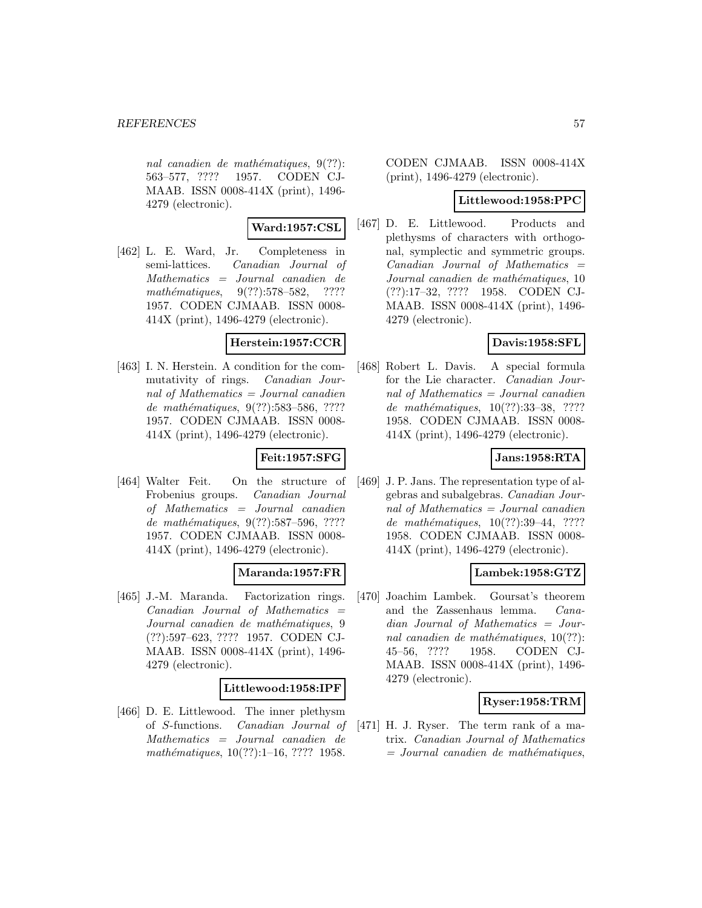nal canadien de mathématiques*, 9(??): 563–577, ???? 1957. CODEN CJMAAB. ISSN 0008-414X (print), 1496-4279 (electronic).

**Ward:1957:CSL**

[462] L. E. Ward, Jr. Completeness in semi-lattices. *Canadian Journal of Mathematics = Journal canadien de mathématiques*, 9(??):578–582, ???? 1957. CODEN CJMAAB. ISSN 0008-414X (print), 1496-4279 (electronic).

**Herstein:1957:CCR**

[463] I. N. Herstein. A condition for the commutativity of rings. *Canadian Journal of Mathematics = Journal canadien de mathématiques*, 9(??):583–586, ???? 1957. CODEN CJMAAB. ISSN 0008-414X (print), 1496-4279 (electronic).

**Feit:1957:SFG**

[464] Walter Feit. On the structure of Frobenius groups. *Canadian Journal of Mathematics = Journal canadien de mathématiques*, 9(??):587–596, ???? 1957. CODEN CJMAAB. ISSN 0008-414X (print), 1496-4279 (electronic).

**Maranda:1957:FR**

[465] J.-M. Maranda. Factorization rings. *Canadian Journal of Mathematics = Journal canadien de mathématiques*, 9 (??):597–623, ???? 1957. CODEN CJMAAB. ISSN 0008-414X (print), 1496-4279 (electronic).

**Littlewood:1958:IPF**

[466] D. E. Littlewood. The inner plethysm of *S*-functions. *Canadian Journal of Mathematics = Journal canadien de mathématiques*, 10(??):1–16, ???? 1958. CODEN CJMAAB. ISSN 0008-414X (print), 1496-4279 (electronic).

**Littlewood:1958:PPC**

[467] D. E. Littlewood. Products and plethysms of characters with orthogonal, symplectic and symmetric groups. *Canadian Journal of Mathematics = Journal canadien de mathématiques*, 10 (??):17–32, ???? 1958. CODEN CJMAAB. ISSN 0008-414X (print), 1496-4279 (electronic).

**Davis:1958:SFL**

[468] Robert L. Davis. A special formula for the Lie character. *Canadian Journal of Mathematics = Journal canadien de mathématiques*, 10(??):33–38, ???? 1958. CODEN CJMAAB. ISSN 0008-414X (print), 1496-4279 (electronic).

**Jans:1958:RTA**

[469] J. P. Jans. The representation type of algebras and subalgebras. *Canadian Journal of Mathematics = Journal canadien de mathématiques*, 10(??):39–44, ???? 1958. CODEN CJMAAB. ISSN 0008-414X (print), 1496-4279 (electronic).

**Lambek:1958:GTZ**

[470] Joachim Lambek. Goursat's theorem and the Zassenhaus lemma. *Canadian Journal of Mathematics = Journal canadien de mathématiques*, 10(??): 45–56, ???? 1958. CODEN CJMAAB. ISSN 0008-414X (print), 1496-4279 (electronic).

**Ryser:1958:TRM**

[471] H. J. Ryser. The term rank of a matrix. *Canadian Journal of Mathematics = Journal canadien de mathématiques*,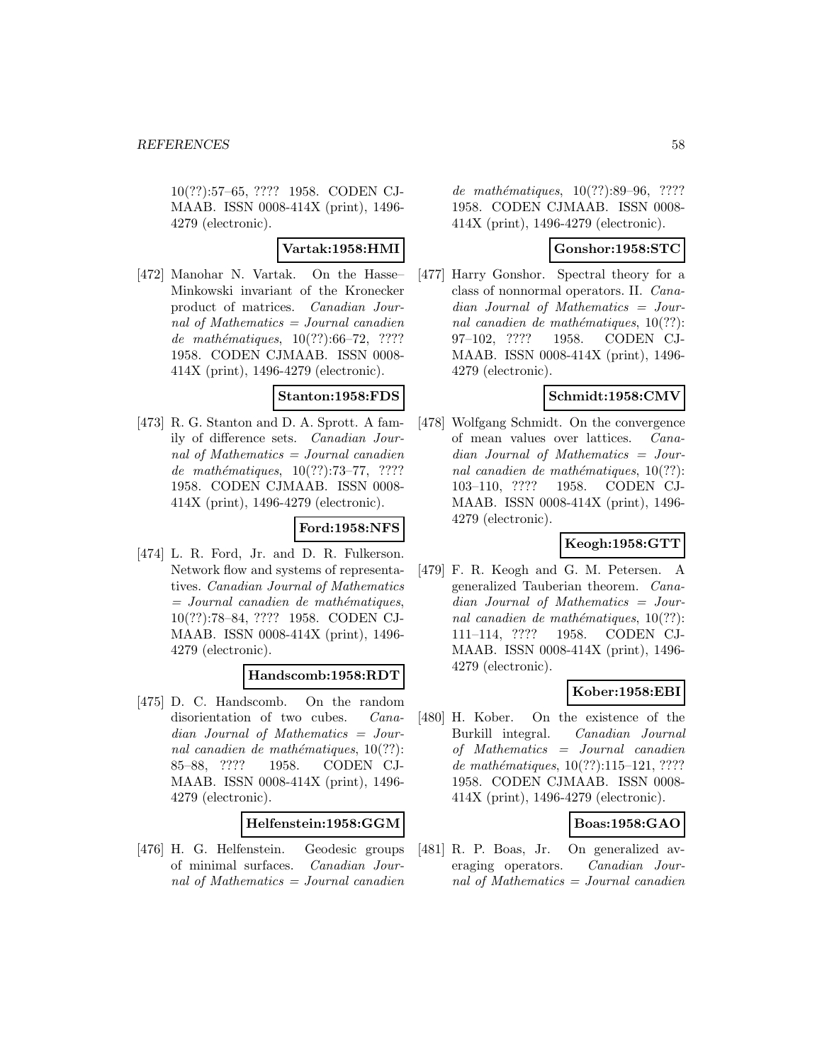10(??):57–65, ???? 1958. CODEN CJMAAB. ISSN 0008-414X (print), 1496-4279 (electronic).

**Vartak:1958:HMI**

[472] Manohar N. Vartak. On the Hasse–Minkowski invariant of the Kronecker product of matrices. *Canadian Journal of Mathematics = Journal canadien de mathématiques*, 10(??):66–72, ???? 1958. CODEN CJMAAB. ISSN 0008-414X (print), 1496-4279 (electronic).

**Stanton:1958:FDS**

[473] R. G. Stanton and D. A. Sprott. A family of difference sets. *Canadian Journal of Mathematics = Journal canadien de mathématiques*, 10(??):73–77, ???? 1958. CODEN CJMAAB. ISSN 0008-414X (print), 1496-4279 (electronic).

**Ford:1958:NFS**

[474] L. R. Ford, Jr. and D. R. Fulkerson. Network flow and systems of representatives. *Canadian Journal of Mathematics = Journal canadien de mathématiques*, 10(??):78–84, ???? 1958. CODEN CJMAAB. ISSN 0008-414X (print), 1496-4279 (electronic).

**Handscomb:1958:RDT**

[475] D. C. Handscomb. On the random disorientation of two cubes. *Canadian Journal of Mathematics = Journal canadien de mathématiques*, 10(??):85–88, ???? 1958. CODEN CJMAAB. ISSN 0008-414X (print), 1496-4279 (electronic).

**Helfenstein:1958:GGM**

[476] H. G. Helfenstein. Geodesic groups of minimal surfaces. *Canadian Journal of Mathematics = Journal canadien de mathématiques*, 10(??):89–96, ???? 1958. CODEN CJMAAB. ISSN 0008-414X (print), 1496-4279 (electronic).

**Gonshor:1958:STC**

[477] Harry Gonshor. Spectral theory for a class of nonnormal operators. II. *Canadian Journal of Mathematics = Journal canadien de mathématiques*, 10(??):97–102, ???? 1958. CODEN CJMAAB. ISSN 0008-414X (print), 1496-4279 (electronic).

**Schmidt:1958:CMV**

[478] Wolfgang Schmidt. On the convergence of mean values over lattices. *Canadian Journal of Mathematics = Journal canadien de mathématiques*, 10(??):103–110, ???? 1958. CODEN CJMAAB. ISSN 0008-414X (print), 1496-4279 (electronic).

**Keogh:1958:GTT**

[479] F. R. Keogh and G. M. Petersen. A generalized Tauberian theorem. *Canadian Journal of Mathematics = Journal canadien de mathématiques*, 10(??):111–114, ???? 1958. CODEN CJMAAB. ISSN 0008-414X (print), 1496-4279 (electronic).

**Kober:1958:EBI**

[480] H. Kober. On the existence of the Burkill integral. *Canadian Journal of Mathematics = Journal canadien de mathématiques*, 10(??):115–121, ???? 1958. CODEN CJMAAB. ISSN 0008-414X (print), 1496-4279 (electronic).

**Boas:1958:GAO**

[481] R. P. Boas, Jr. On generalized averaging operators. *Canadian Journal of Mathematics = Journal canadien*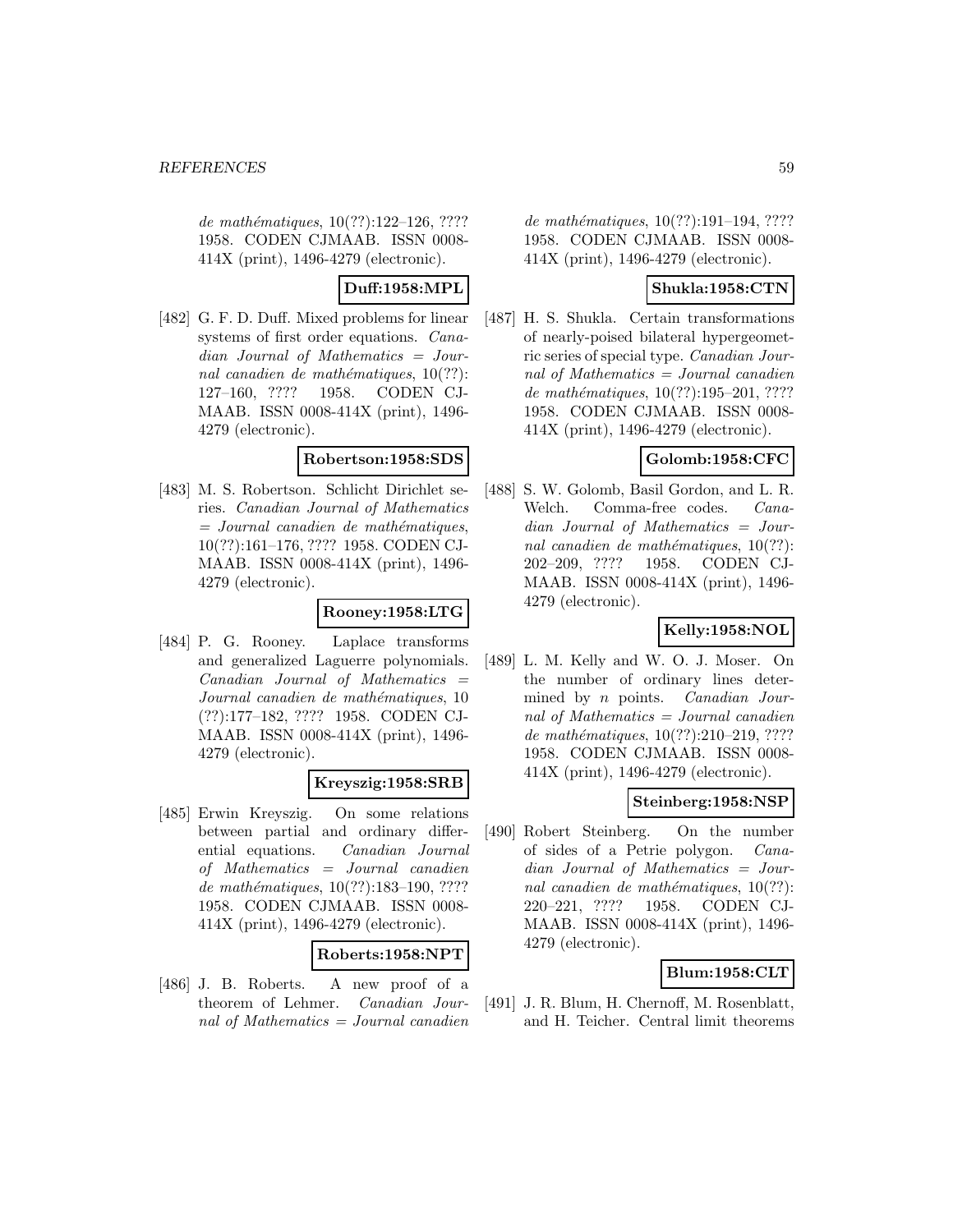*de mathématiques*, 10(??):122–126, ???? 1958. CODEN CJMAAB. ISSN 0008-414X (print), 1496-4279 (electronic).

**Duff:1958:MPL**

[482] G. F. D. Duff. Mixed problems for linear systems of first order equations. *Canadian Journal of Mathematics = Journal canadien de mathématiques*, 10(??): 127–160, ???? 1958. CODEN CJMAAB. ISSN 0008-414X (print), 1496-4279 (electronic).

**Robertson:1958:SDS**

[483] M. S. Robertson. Schlicht Dirichlet series. *Canadian Journal of Mathematics = Journal canadien de mathématiques*, 10(??):161–176, ???? 1958. CODEN CJMAAB. ISSN 0008-414X (print), 1496-4279 (electronic).

**Rooney:1958:LTG**

[484] P. G. Rooney. Laplace transforms and generalized Laguerre polynomials. *Canadian Journal of Mathematics = Journal canadien de mathématiques*, 10 (??):177–182, ???? 1958. CODEN CJMAAB. ISSN 0008-414X (print), 1496-4279 (electronic).

**Kreyszig:1958:SRB**

[485] Erwin Kreyszig. On some relations between partial and ordinary differential equations. *Canadian Journal of Mathematics = Journal canadien de mathématiques*, 10(??):183–190, ???? 1958. CODEN CJMAAB. ISSN 0008-414X (print), 1496-4279 (electronic).

**Roberts:1958:NPT**

[486] J. B. Roberts. A new proof of a theorem of Lehmer. *Canadian Journal of Mathematics = Journal canadien de mathématiques*, 10(??):191–194, ???? 1958. CODEN CJMAAB. ISSN 0008-414X (print), 1496-4279 (electronic).

**Shukla:1958:CTN**

[487] H. S. Shukla. Certain transformations of nearly-poised bilateral hypergeometric series of special type. *Canadian Journal of Mathematics = Journal canadien de mathématiques*, 10(??):195–201, ???? 1958. CODEN CJMAAB. ISSN 0008-414X (print), 1496-4279 (electronic).

**Golomb:1958:CFC**

[488] S. W. Golomb, Basil Gordon, and L. R. Welch. Comma-free codes. *Canadian Journal of Mathematics = Journal canadien de mathématiques*, 10(??): 202–209, ???? 1958. CODEN CJMAAB. ISSN 0008-414X (print), 1496-4279 (electronic).

**Kelly:1958:NOL**

[489] L. M. Kelly and W. O. J. Moser. On the number of ordinary lines determined by $n$ points. *Canadian Journal of Mathematics = Journal canadien de mathématiques*, 10(??):210–219, ???? 1958. CODEN CJMAAB. ISSN 0008-414X (print), 1496-4279 (electronic).

**Steinberg:1958:NSP**

[490] Robert Steinberg. On the number of sides of a Petrie polygon. *Canadian Journal of Mathematics = Journal canadien de mathématiques*, 10(??): 220–221, ???? 1958. CODEN CJMAAB. ISSN 0008-414X (print), 1496-4279 (electronic).

**Blum:1958:CLT**

[491] J. R. Blum, H. Chernoff, M. Rosenblatt, and H. Teicher. Central limit theorems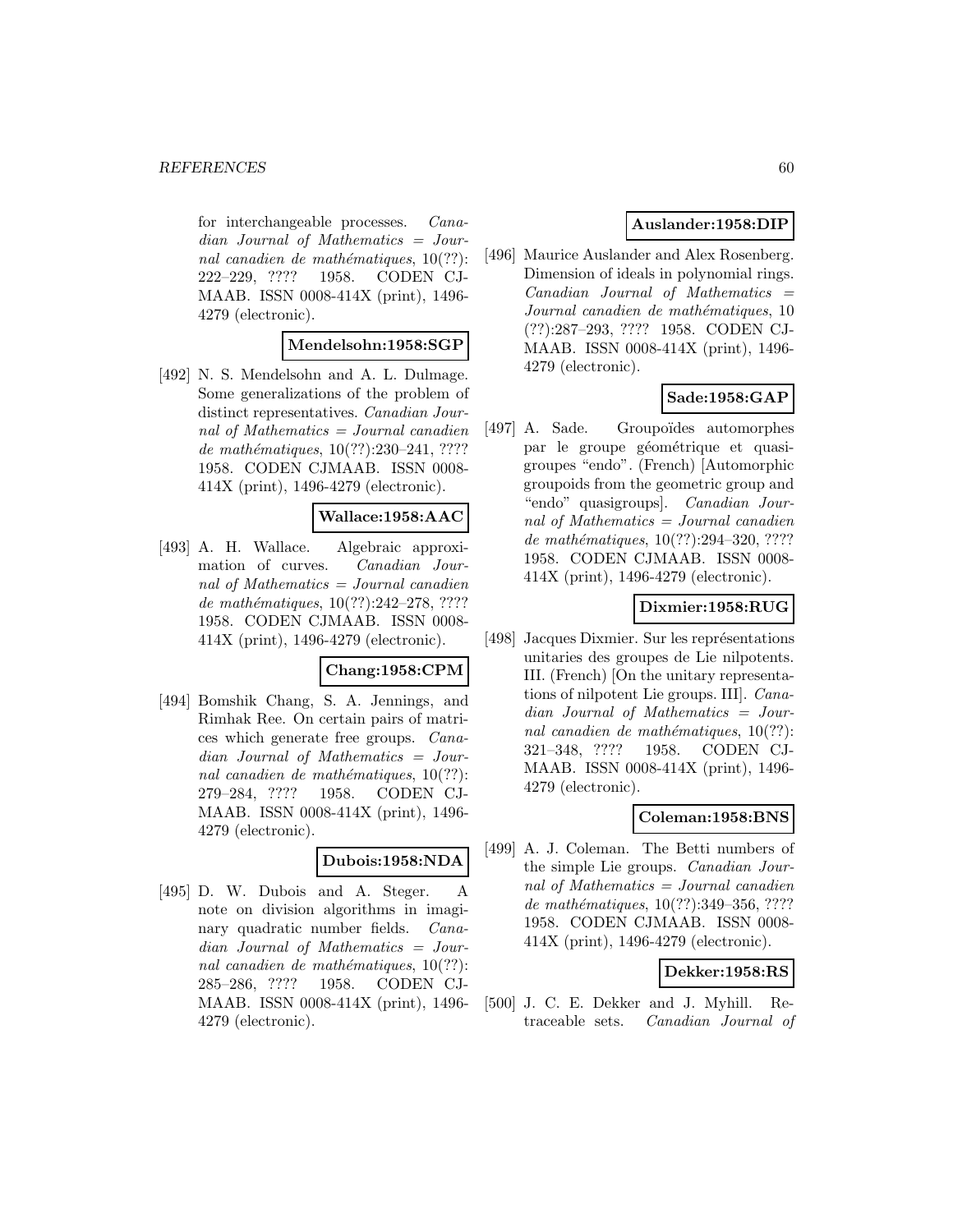for interchangeable processes. *Canadian Journal of Mathematics = Journal canadien de mathématiques*, 10(??): 222–229, ???? 1958. CODEN CJMAAB. ISSN 0008-414X (print), 1496-4279 (electronic).

**Mendelsohn:1958:SGP**

[492] N. S. Mendelsohn and A. L. Dulmage. Some generalizations of the problem of distinct representatives. *Canadian Journal of Mathematics = Journal canadien de mathématiques*, 10(??):230–241, ???? 1958. CODEN CJMAAB. ISSN 0008-414X (print), 1496-4279 (electronic).

**Wallace:1958:AAC**

[493] A. H. Wallace. Algebraic approximation of curves. *Canadian Journal of Mathematics = Journal canadien de mathématiques*, 10(??):242–278, ???? 1958. CODEN CJMAAB. ISSN 0008-414X (print), 1496-4279 (electronic).

**Chang:1958:CPM**

[494] Bomshik Chang, S. A. Jennings, and Rimhak Ree. On certain pairs of matrices which generate free groups. *Canadian Journal of Mathematics = Journal canadien de mathématiques*, 10(??): 279–284, ???? 1958. CODEN CJMAAB. ISSN 0008-414X (print), 1496-4279 (electronic).

**Dubois:1958:NDA**

[495] D. W. Dubois and A. Steger. A note on division algorithms in imaginary quadratic number fields. *Canadian Journal of Mathematics = Journal canadien de mathématiques*, 10(??): 285–286, ???? 1958. CODEN CJMAAB. ISSN 0008-414X (print), 1496-4279 (electronic).

**Auslander:1958:DIP**

[496] Maurice Auslander and Alex Rosenberg. Dimension of ideals in polynomial rings. *Canadian Journal of Mathematics = Journal canadien de mathématiques*, 10 (??):287–293, ???? 1958. CODEN CJMAAB. ISSN 0008-414X (print), 1496-4279 (electronic).

**Sade:1958:GAP**

[497] A. Sade. Groupoïdes automorphes par le groupe géométrique et quasigroupes "endo". (French) [Automorphic groupoids from the geometric group and "endo" quasigroups]. *Canadian Journal of Mathematics = Journal canadien de mathématiques*, 10(??):294–320, ???? 1958. CODEN CJMAAB. ISSN 0008-414X (print), 1496-4279 (electronic).

**Dixmier:1958:RUG**

[498] Jacques Dixmier. Sur les représentations unitaries des groupes de Lie nilpotents. III. (French) [On the unitary representations of nilpotent Lie groups. III]. *Canadian Journal of Mathematics = Journal canadien de mathématiques*, 10(??): 321–348, ???? 1958. CODEN CJMAAB. ISSN 0008-414X (print), 1496-4279 (electronic).

**Coleman:1958:BNS**

[499] A. J. Coleman. The Betti numbers of the simple Lie groups. *Canadian Journal of Mathematics = Journal canadien de mathématiques*, 10(??):349–356, ???? 1958. CODEN CJMAAB. ISSN 0008-414X (print), 1496-4279 (electronic).

**Dekker:1958:RS**

[500] J. C. E. Dekker and J. Myhill. Retraceable sets. *Canadian Journal of*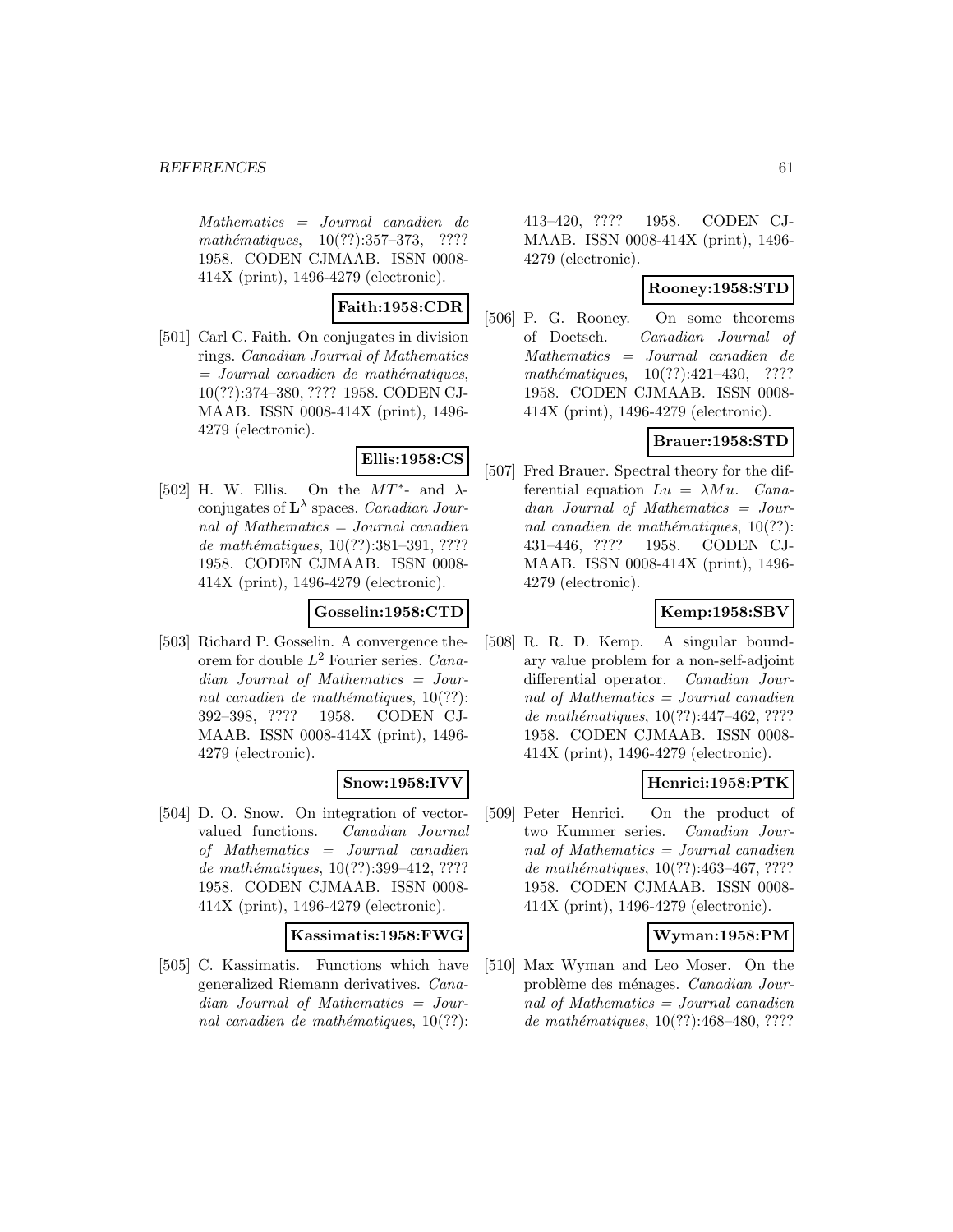*Mathematics = Journal canadien de mathématiques*, 10(??):357–373, ???? 1958. CODEN CJMAAB. ISSN 0008-414X (print), 1496-4279 (electronic).

**Faith:1958:CDR**

[501] Carl C. Faith. On conjugates in division rings. *Canadian Journal of Mathematics = Journal canadien de mathématiques*, 10(??):374–380, ???? 1958. CODEN CJMAAB. ISSN 0008-414X (print), 1496-4279 (electronic).

**Ellis:1958:CS**

[502] H. W. Ellis. On the $MT^*$- and $\lambda$-conjugates of $\mathbf{L}^\lambda$ spaces. *Canadian Journal of Mathematics = Journal canadien de mathématiques*, 10(??):381–391, ???? 1958. CODEN CJMAAB. ISSN 0008-414X (print), 1496-4279 (electronic).

**Gosselin:1958:CTD**

[503] Richard P. Gosselin. A convergence theorem for double $L^2$ Fourier series. *Canadian Journal of Mathematics = Journal canadien de mathématiques*, 10(??):392–398, ???? 1958. CODEN CJMAAB. ISSN 0008-414X (print), 1496-4279 (electronic).

**Snow:1958:IVV**

[504] D. O. Snow. On integration of vector-valued functions. *Canadian Journal of Mathematics = Journal canadien de mathématiques*, 10(??):399–412, ???? 1958. CODEN CJMAAB. ISSN 0008-414X (print), 1496-4279 (electronic).

**Kassimatis:1958:FWG**

[505] C. Kassimatis. Functions which have generalized Riemann derivatives. *Canadian Journal of Mathematics = Journal canadien de mathématiques*, 10(??):413–420, ???? 1958. CODEN CJMAAB. ISSN 0008-414X (print), 1496-4279 (electronic).

**Rooney:1958:STD**

[506] P. G. Rooney. On some theorems of Doetsch. *Canadian Journal of Mathematics = Journal canadien de mathématiques*, 10(??):421–430, ???? 1958. CODEN CJMAAB. ISSN 0008-414X (print), 1496-4279 (electronic).

**Brauer:1958:STD**

[507] Fred Brauer. Spectral theory for the differential equation $Lu = \lambda Mu$. *Canadian Journal of Mathematics = Journal canadien de mathématiques*, 10(??):431–446, ???? 1958. CODEN CJMAAB. ISSN 0008-414X (print), 1496-4279 (electronic).

**Kemp:1958:SBV**

[508] R. R. D. Kemp. A singular boundary value problem for a non-self-adjoint differential operator. *Canadian Journal of Mathematics = Journal canadien de mathématiques*, 10(??):447–462, ???? 1958. CODEN CJMAAB. ISSN 0008-414X (print), 1496-4279 (electronic).

**Henrici:1958:PTK**

[509] Peter Henrici. On the product of two Kummer series. *Canadian Journal of Mathematics = Journal canadien de mathématiques*, 10(??):463–467, ???? 1958. CODEN CJMAAB. ISSN 0008-414X (print), 1496-4279 (electronic).

**Wyman:1958:PM**

[510] Max Wyman and Leo Moser. On the problème des ménages. *Canadian Journal of Mathematics = Journal canadien de mathématiques*, 10(??):468–480, ????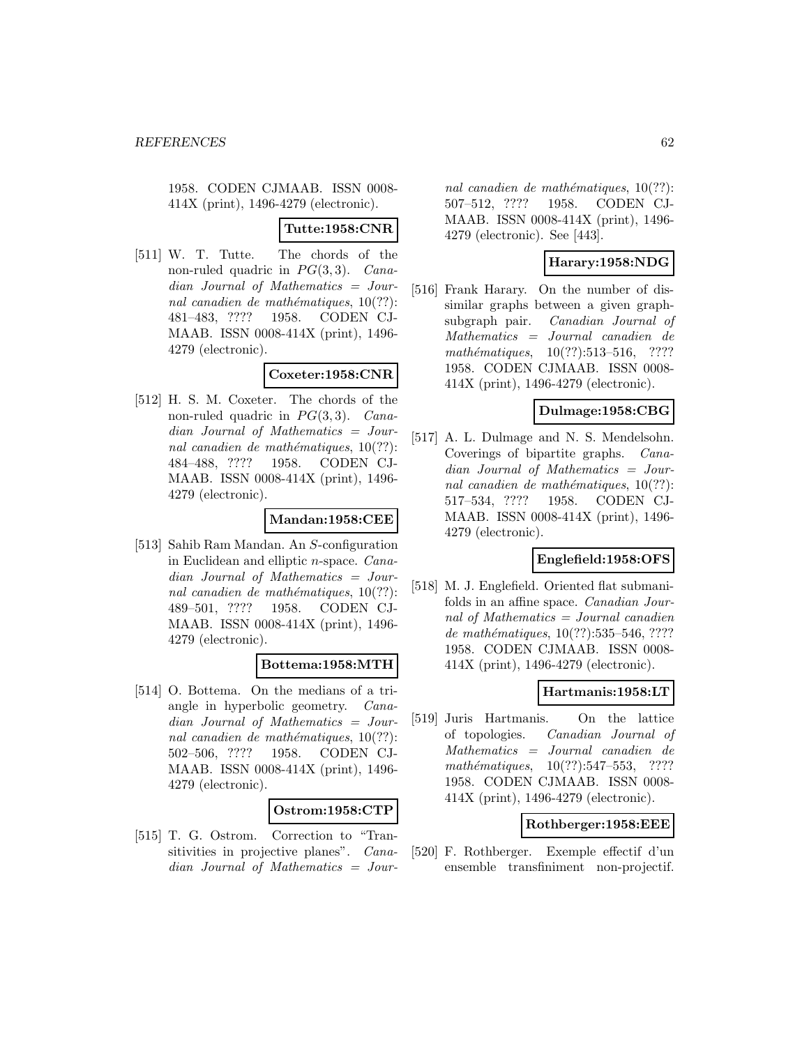1958. CODEN CJMAAB. ISSN 0008-414X (print), 1496-4279 (electronic).

**Tutte:1958:CNR**

[511] W. T. Tutte. The chords of the non-ruled quadric in $PG(3, 3)$. *Canadian Journal of Mathematics = Journal canadien de mathématiques*, 10(??): 481–483, ???? 1958. CODEN CJMAAB. ISSN 0008-414X (print), 1496-4279 (electronic).

**Coxeter:1958:CNR**

[512] H. S. M. Coxeter. The chords of the non-ruled quadric in $PG(3, 3)$. *Canadian Journal of Mathematics = Journal canadien de mathématiques*, 10(??): 484–488, ???? 1958. CODEN CJMAAB. ISSN 0008-414X (print), 1496-4279 (electronic).

**Mandan:1958:CEE**

[513] Sahib Ram Mandan. An $S$-configuration in Euclidean and elliptic $n$-space. *Canadian Journal of Mathematics = Journal canadien de mathématiques*, 10(??): 489–501, ???? 1958. CODEN CJMAAB. ISSN 0008-414X (print), 1496-4279 (electronic).

**Bottema:1958:MTH**

[514] O. Bottema. On the medians of a triangle in hyperbolic geometry. *Canadian Journal of Mathematics = Journal canadien de mathématiques*, 10(??): 502–506, ???? 1958. CODEN CJMAAB. ISSN 0008-414X (print), 1496-4279 (electronic).

**Ostrom:1958:CTP**

[515] T. G. Ostrom. Correction to "Transitivities in projective planes". *Canadian Journal of Mathematics = Journal canadien de mathématiques*, 10(??): 507–512, ???? 1958. CODEN CJMAAB. ISSN 0008-414X (print), 1496-4279 (electronic). See [443].

**Harary:1958:NDG**

[516] Frank Harary. On the number of dissimilar graphs between a given graph-subgraph pair. *Canadian Journal of Mathematics = Journal canadien de mathématiques*, 10(??):513–516, ???? 1958. CODEN CJMAAB. ISSN 0008-414X (print), 1496-4279 (electronic).

**Dulmage:1958:CBG**

[517] A. L. Dulmage and N. S. Mendelsohn. Coverings of bipartite graphs. *Canadian Journal of Mathematics = Journal canadien de mathématiques*, 10(??): 517–534, ???? 1958. CODEN CJMAAB. ISSN 0008-414X (print), 1496-4279 (electronic).

**Englefield:1958:OFS**

[518] M. J. Englefield. Oriented flat submanifolds in an affine space. *Canadian Journal of Mathematics = Journal canadien de mathématiques*, 10(??):535–546, ???? 1958. CODEN CJMAAB. ISSN 0008-414X (print), 1496-4279 (electronic).

**Hartmanis:1958:LT**

[519] Juris Hartmanis. On the lattice of topologies. *Canadian Journal of Mathematics = Journal canadien de mathématiques*, 10(??):547–553, ???? 1958. CODEN CJMAAB. ISSN 0008-414X (print), 1496-4279 (electronic).

**Rothberger:1958:EEE**

[520] F. Rothberger. Exemple effectif d'un ensemble transfiniment non-projectif.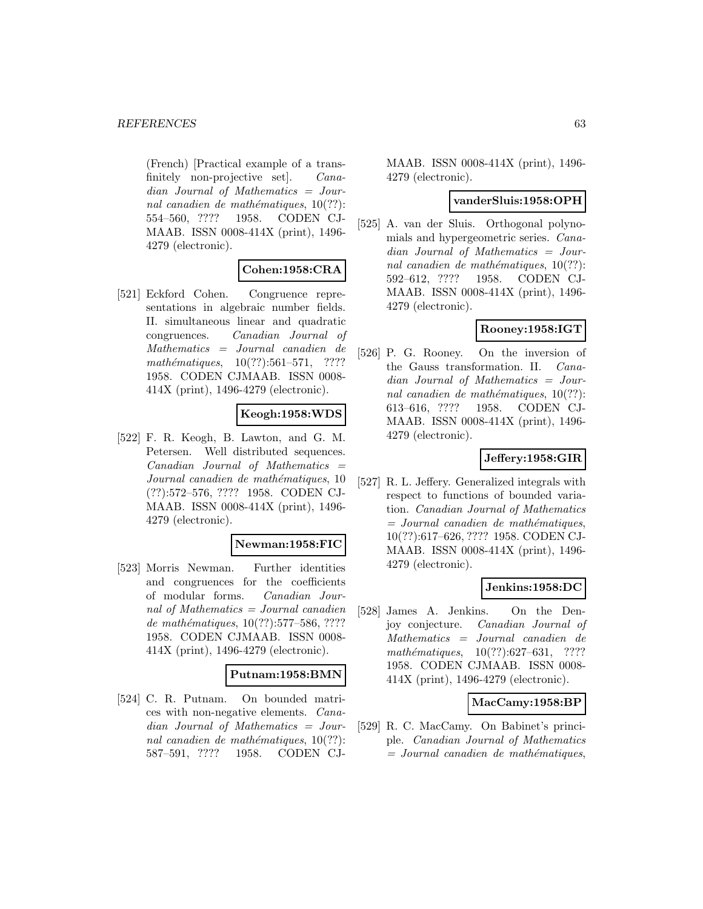(French) [Practical example of a transfinitely non-projective set]. *Canadian Journal of Mathematics = Journal canadien de mathématiques*, 10(??): 554–560, ???? 1958. CODEN CJMAAB. ISSN 0008-414X (print), 1496-4279 (electronic).

**Cohen:1958:CRA**

[521] Eckford Cohen. Congruence representations in algebraic number fields. II. simultaneous linear and quadratic congruences. *Canadian Journal of Mathematics = Journal canadien de mathématiques*, 10(??):561–571, ???? 1958. CODEN CJMAAB. ISSN 0008-414X (print), 1496-4279 (electronic).

**Keogh:1958:WDS**

[522] F. R. Keogh, B. Lawton, and G. M. Petersen. Well distributed sequences. *Canadian Journal of Mathematics = Journal canadien de mathématiques*, 10 (??):572–576, ???? 1958. CODEN CJMAAB. ISSN 0008-414X (print), 1496-4279 (electronic).

**Newman:1958:FIC**

[523] Morris Newman. Further identities and congruences for the coefficients of modular forms. *Canadian Journal of Mathematics = Journal canadien de mathématiques*, 10(??):577–586, ???? 1958. CODEN CJMAAB. ISSN 0008-414X (print), 1496-4279 (electronic).

**Putnam:1958:BMN**

[524] C. R. Putnam. On bounded matrices with non-negative elements. *Canadian Journal of Mathematics = Journal canadien de mathématiques*, 10(??): 587–591, ???? 1958. CODEN CJMAAB. ISSN 0008-414X (print), 1496-4279 (electronic).

**vanderSluis:1958:OPH**

[525] A. van der Sluis. Orthogonal polynomials and hypergeometric series. *Canadian Journal of Mathematics = Journal canadien de mathématiques*, 10(??): 592–612, ???? 1958. CODEN CJMAAB. ISSN 0008-414X (print), 1496-4279 (electronic).

**Rooney:1958:IGT**

[526] P. G. Rooney. On the inversion of the Gauss transformation. II. *Canadian Journal of Mathematics = Journal canadien de mathématiques*, 10(??): 613–616, ???? 1958. CODEN CJMAAB. ISSN 0008-414X (print), 1496-4279 (electronic).

**Jeffery:1958:GIR**

[527] R. L. Jeffery. Generalized integrals with respect to functions of bounded variation. *Canadian Journal of Mathematics = Journal canadien de mathématiques*, 10(??):617–626, ???? 1958. CODEN CJMAAB. ISSN 0008-414X (print), 1496-4279 (electronic).

**Jenkins:1958:DC**

[528] James A. Jenkins. On the Denjoy conjecture. *Canadian Journal of Mathematics = Journal canadien de mathématiques*, 10(??):627–631, ???? 1958. CODEN CJMAAB. ISSN 0008-414X (print), 1496-4279 (electronic).

**MacCamy:1958:BP**

[529] R. C. MacCamy. On Babinet's principle. *Canadian Journal of Mathematics = Journal canadien de mathématiques*,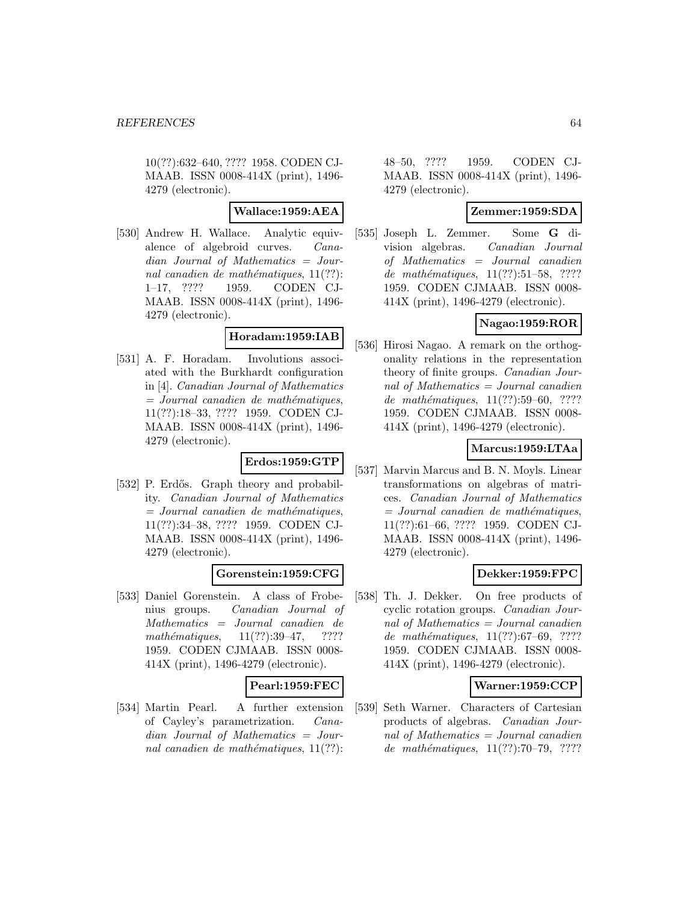10(??):632–640, ???? 1958. CODEN CJMAAB. ISSN 0008-414X (print), 1496-4279 (electronic).

**Wallace:1959:AEA**

[530] Andrew H. Wallace. Analytic equivalence of algebroid curves. *Canadian Journal of Mathematics = Journal canadien de mathématiques*, 11(??): 1–17, ???? 1959. CODEN CJMAAB. ISSN 0008-414X (print), 1496-4279 (electronic).

**Horadam:1959:IAB**

[531] A. F. Horadam. Involutions associated with the Burkhardt configuration in [4]. *Canadian Journal of Mathematics = Journal canadien de mathématiques*, 11(??):18–33, ???? 1959. CODEN CJMAAB. ISSN 0008-414X (print), 1496-4279 (electronic).

**Erdos:1959:GTP**

[532] P. Erdős. Graph theory and probability. *Canadian Journal of Mathematics = Journal canadien de mathématiques*, 11(??):34–38, ???? 1959. CODEN CJMAAB. ISSN 0008-414X (print), 1496-4279 (electronic).

**Gorenstein:1959:CFG**

[533] Daniel Gorenstein. A class of Frobenius groups. *Canadian Journal of Mathematics = Journal canadien de mathématiques*, 11(??):39–47, ???? 1959. CODEN CJMAAB. ISSN 0008-414X (print), 1496-4279 (electronic).

**Pearl:1959:FEC**

[534] Martin Pearl. A further extension of Cayley's parametrization. *Canadian Journal of Mathematics = Journal canadien de mathématiques*, 11(??): 48–50, ???? 1959. CODEN CJMAAB. ISSN 0008-414X (print), 1496-4279 (electronic).

**Zemmer:1959:SDA**

[535] Joseph L. Zemmer. Some **G** division algebras. *Canadian Journal of Mathematics = Journal canadien de mathématiques*, 11(??):51–58, ???? 1959. CODEN CJMAAB. ISSN 0008-414X (print), 1496-4279 (electronic).

**Nagao:1959:ROR**

[536] Hirosi Nagao. A remark on the orthogonality relations in the representation theory of finite groups. *Canadian Journal of Mathematics = Journal canadien de mathématiques*, 11(??):59–60, ???? 1959. CODEN CJMAAB. ISSN 0008-414X (print), 1496-4279 (electronic).

**Marcus:1959:LTAa**

[537] Marvin Marcus and B. N. Moyls. Linear transformations on algebras of matrices. *Canadian Journal of Mathematics = Journal canadien de mathématiques*, 11(??):61–66, ???? 1959. CODEN CJMAAB. ISSN 0008-414X (print), 1496-4279 (electronic).

**Dekker:1959:FPC**

[538] Th. J. Dekker. On free products of cyclic rotation groups. *Canadian Journal of Mathematics = Journal canadien de mathématiques*, 11(??):67–69, ???? 1959. CODEN CJMAAB. ISSN 0008-414X (print), 1496-4279 (electronic).

**Warner:1959:CCP**

[539] Seth Warner. Characters of Cartesian products of algebras. *Canadian Journal of Mathematics = Journal canadien de mathématiques*, 11(??):70–79, ????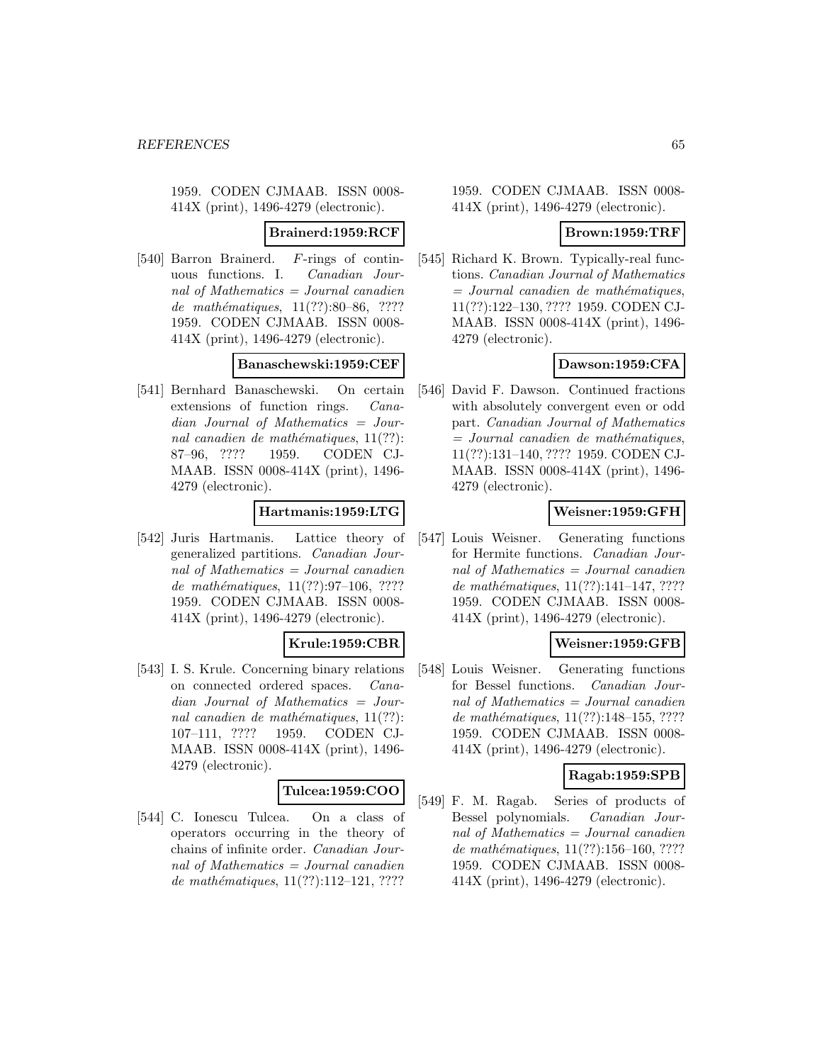1959. CODEN CJMAAB. ISSN 0008-414X (print), 1496-4279 (electronic).

**Brainerd:1959:RCF**

[540] Barron Brainerd. $F$-rings of continuous functions. I. *Canadian Journal of Mathematics = Journal canadien de mathématiques*, 11(??):80–86, ???? 1959. CODEN CJMAAB. ISSN 0008-414X (print), 1496-4279 (electronic).

**Banaschewski:1959:CEF**

[541] Bernhard Banaschewski. On certain extensions of function rings. *Canadian Journal of Mathematics = Journal canadien de mathématiques*, 11(??):87–96, ???? 1959. CODEN CJMAAB. ISSN 0008-414X (print), 1496-4279 (electronic).

**Hartmanis:1959:LTG**

[542] Juris Hartmanis. Lattice theory of generalized partitions. *Canadian Journal of Mathematics = Journal canadien de mathématiques*, 11(??):97–106, ???? 1959. CODEN CJMAAB. ISSN 0008-414X (print), 1496-4279 (electronic).

**Krule:1959:CBR**

[543] I. S. Krule. Concerning binary relations on connected ordered spaces. *Canadian Journal of Mathematics = Journal canadien de mathématiques*, 11(??):107–111, ???? 1959. CODEN CJMAAB. ISSN 0008-414X (print), 1496-4279 (electronic).

**Tulcea:1959:COO**

[544] C. Ionescu Tulcea. On a class of operators occurring in the theory of chains of infinite order. *Canadian Journal of Mathematics = Journal canadien de mathématiques*, 11(??):112–121, ???? 1959. CODEN CJMAAB. ISSN 0008-414X (print), 1496-4279 (electronic).

**Brown:1959:TRF**

[545] Richard K. Brown. Typically-real functions. *Canadian Journal of Mathematics = Journal canadien de mathématiques*, 11(??):122–130, ???? 1959. CODEN CJMAAB. ISSN 0008-414X (print), 1496-4279 (electronic).

**Dawson:1959:CFA**

[546] David F. Dawson. Continued fractions with absolutely convergent even or odd part. *Canadian Journal of Mathematics = Journal canadien de mathématiques*, 11(??):131–140, ???? 1959. CODEN CJMAAB. ISSN 0008-414X (print), 1496-4279 (electronic).

**Weisner:1959:GFH**

[547] Louis Weisner. Generating functions for Hermite functions. *Canadian Journal of Mathematics = Journal canadien de mathématiques*, 11(??):141–147, ???? 1959. CODEN CJMAAB. ISSN 0008-414X (print), 1496-4279 (electronic).

**Weisner:1959:GFB**

[548] Louis Weisner. Generating functions for Bessel functions. *Canadian Journal of Mathematics = Journal canadien de mathématiques*, 11(??):148–155, ???? 1959. CODEN CJMAAB. ISSN 0008-414X (print), 1496-4279 (electronic).

**Ragab:1959:SPB**

[549] F. M. Ragab. Series of products of Bessel polynomials. *Canadian Journal of Mathematics = Journal canadien de mathématiques*, 11(??):156–160, ???? 1959. CODEN CJMAAB. ISSN 0008-414X (print), 1496-4279 (electronic).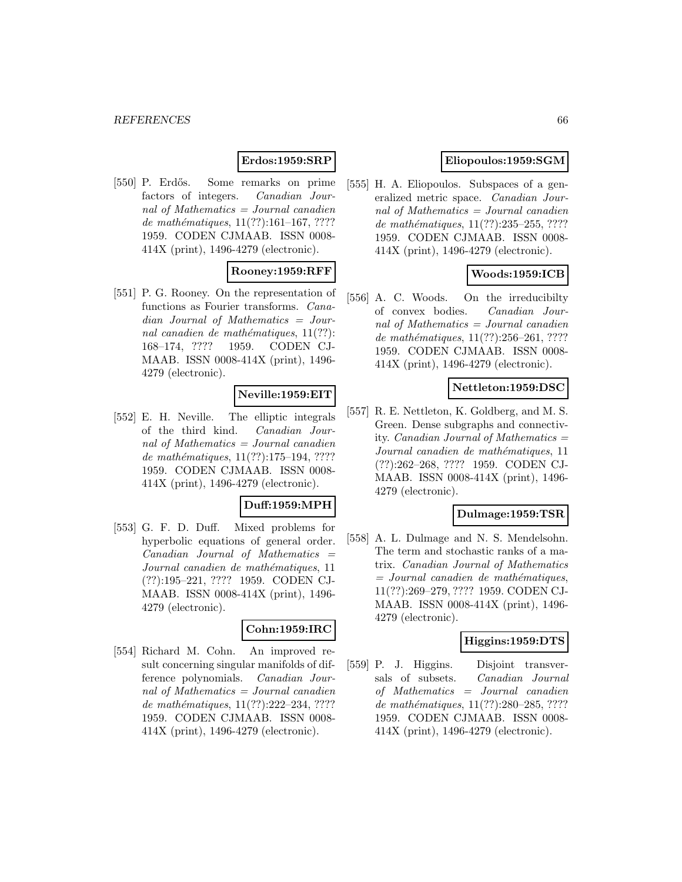**Erdos:1959:SRP**

[550] P. Erdős. Some remarks on prime factors of integers. *Canadian Journal of Mathematics = Journal canadien de mathématiques*, 11(??):161–167, ???? 1959. CODEN CJMAAB. ISSN 0008-414X (print), 1496-4279 (electronic).

**Rooney:1959:RFF**

[551] P. G. Rooney. On the representation of functions as Fourier transforms. *Canadian Journal of Mathematics = Journal canadien de mathématiques*, 11(??): 168–174, ???? 1959. CODEN CJMAAB. ISSN 0008-414X (print), 1496-4279 (electronic).

**Neville:1959:EIT**

[552] E. H. Neville. The elliptic integrals of the third kind. *Canadian Journal of Mathematics = Journal canadien de mathématiques*, 11(??):175–194, ???? 1959. CODEN CJMAAB. ISSN 0008-414X (print), 1496-4279 (electronic).

**Duff:1959:MPH**

[553] G. F. D. Duff. Mixed problems for hyperbolic equations of general order. *Canadian Journal of Mathematics = Journal canadien de mathématiques*, 11 (??):195–221, ???? 1959. CODEN CJMAAB. ISSN 0008-414X (print), 1496-4279 (electronic).

**Cohn:1959:IRC**

[554] Richard M. Cohn. An improved result concerning singular manifolds of difference polynomials. *Canadian Journal of Mathematics = Journal canadien de mathématiques*, 11(??):222–234, ???? 1959. CODEN CJMAAB. ISSN 0008-414X (print), 1496-4279 (electronic).

**Eliopoulos:1959:SGM**

[555] H. A. Eliopoulos. Subspaces of a generalized metric space. *Canadian Journal of Mathematics = Journal canadien de mathématiques*, 11(??):235–255, ???? 1959. CODEN CJMAAB. ISSN 0008-414X (print), 1496-4279 (electronic).

**Woods:1959:ICB**

[556] A. C. Woods. On the irreducibilty of convex bodies. *Canadian Journal of Mathematics = Journal canadien de mathématiques*, 11(??):256–261, ???? 1959. CODEN CJMAAB. ISSN 0008-414X (print), 1496-4279 (electronic).

**Nettleton:1959:DSC**

[557] R. E. Nettleton, K. Goldberg, and M. S. Green. Dense subgraphs and connectivity. *Canadian Journal of Mathematics = Journal canadien de mathématiques*, 11 (??):262–268, ???? 1959. CODEN CJMAAB. ISSN 0008-414X (print), 1496-4279 (electronic).

**Dulmage:1959:TSR**

[558] A. L. Dulmage and N. S. Mendelsohn. The term and stochastic ranks of a matrix. *Canadian Journal of Mathematics = Journal canadien de mathématiques*, 11(??):269–279, ???? 1959. CODEN CJMAAB. ISSN 0008-414X (print), 1496-4279 (electronic).

**Higgins:1959:DTS**

[559] P. J. Higgins. Disjoint transversals of subsets. *Canadian Journal of Mathematics = Journal canadien de mathématiques*, 11(??):280–285, ???? 1959. CODEN CJMAAB. ISSN 0008-414X (print), 1496-4279 (electronic).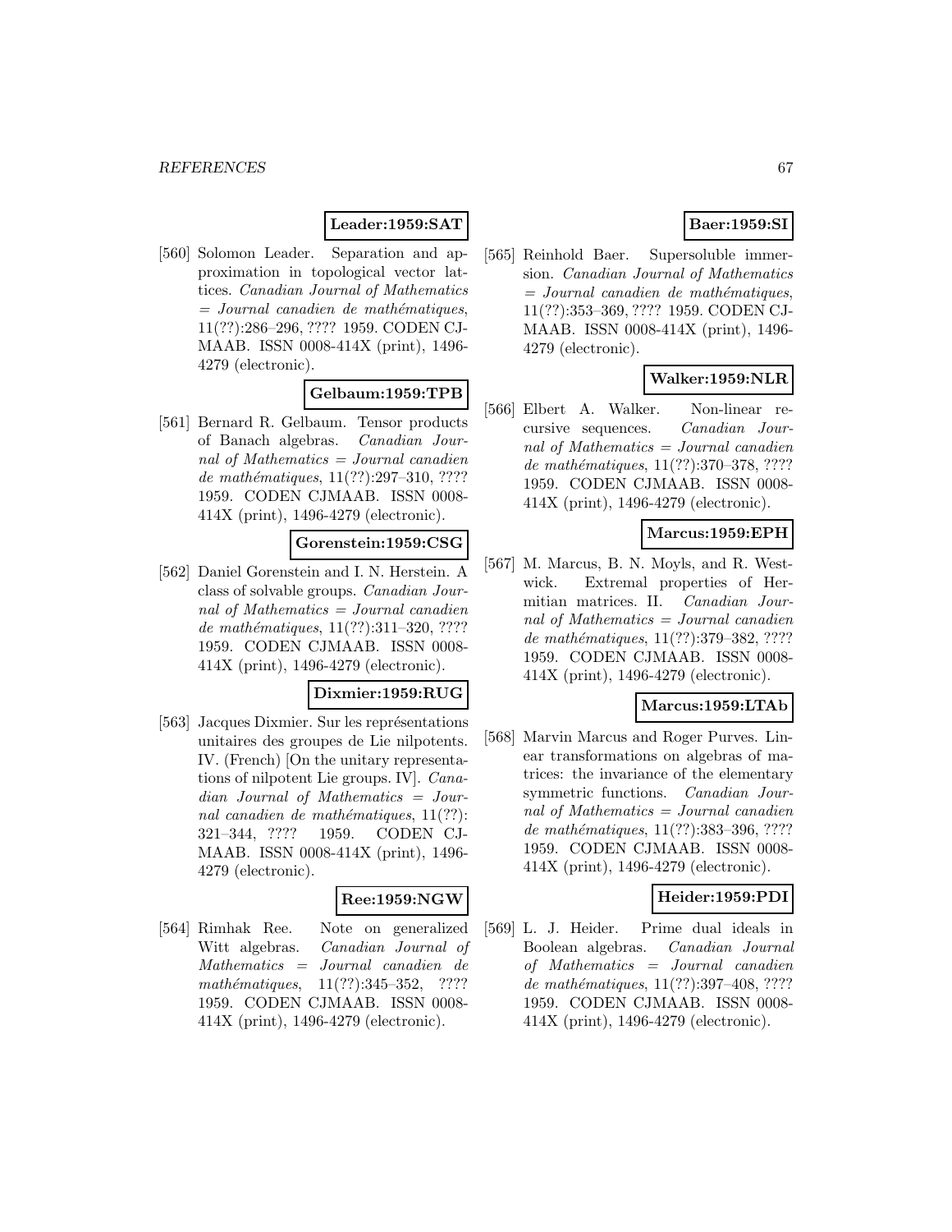**Leader:1959:SAT**

[560] Solomon Leader. Separation and approximation in topological vector lattices. *Canadian Journal of Mathematics = Journal canadien de mathématiques*, 11(??):286–296, ???? 1959. CODEN CJMAAB. ISSN 0008-414X (print), 1496-4279 (electronic).

**Gelbaum:1959:TPB**

[561] Bernard R. Gelbaum. Tensor products of Banach algebras. *Canadian Journal of Mathematics = Journal canadien de mathématiques*, 11(??):297–310, ???? 1959. CODEN CJMAAB. ISSN 0008-414X (print), 1496-4279 (electronic).

**Gorenstein:1959:CSG**

[562] Daniel Gorenstein and I. N. Herstein. A class of solvable groups. *Canadian Journal of Mathematics = Journal canadien de mathématiques*, 11(??):311–320, ???? 1959. CODEN CJMAAB. ISSN 0008-414X (print), 1496-4279 (electronic).

**Dixmier:1959:RUG**

[563] Jacques Dixmier. Sur les représentations unitaires des groupes de Lie nilpotents. IV. (French) [On the unitary representations of nilpotent Lie groups. IV]. *Canadian Journal of Mathematics = Journal canadien de mathématiques*, 11(??): 321–344, ???? 1959. CODEN CJMAAB. ISSN 0008-414X (print), 1496-4279 (electronic).

**Ree:1959:NGW**

[564] Rimhak Ree. Note on generalized Witt algebras. *Canadian Journal of Mathematics = Journal canadien de mathématiques*, 11(??):345–352, ???? 1959. CODEN CJMAAB. ISSN 0008-414X (print), 1496-4279 (electronic).

**Baer:1959:SI**

[565] Reinhold Baer. Supersoluble immersion. *Canadian Journal of Mathematics = Journal canadien de mathématiques*, 11(??):353–369, ???? 1959. CODEN CJMAAB. ISSN 0008-414X (print), 1496-4279 (electronic).

**Walker:1959:NLR**

[566] Elbert A. Walker. Non-linear recursive sequences. *Canadian Journal of Mathematics = Journal canadien de mathématiques*, 11(??):370–378, ???? 1959. CODEN CJMAAB. ISSN 0008-414X (print), 1496-4279 (electronic).

**Marcus:1959:EPH**

[567] M. Marcus, B. N. Moyls, and R. Westwick. Extremal properties of Hermitian matrices. II. *Canadian Journal of Mathematics = Journal canadien de mathématiques*, 11(??):379–382, ???? 1959. CODEN CJMAAB. ISSN 0008-414X (print), 1496-4279 (electronic).

**Marcus:1959:LTAb**

[568] Marvin Marcus and Roger Purves. Linear transformations on algebras of matrices: the invariance of the elementary symmetric functions. *Canadian Journal of Mathematics = Journal canadien de mathématiques*, 11(??):383–396, ???? 1959. CODEN CJMAAB. ISSN 0008-414X (print), 1496-4279 (electronic).

**Heider:1959:PDI**

[569] L. J. Heider. Prime dual ideals in Boolean algebras. *Canadian Journal of Mathematics = Journal canadien de mathématiques*, 11(??):397–408, ???? 1959. CODEN CJMAAB. ISSN 0008-414X (print), 1496-4279 (electronic).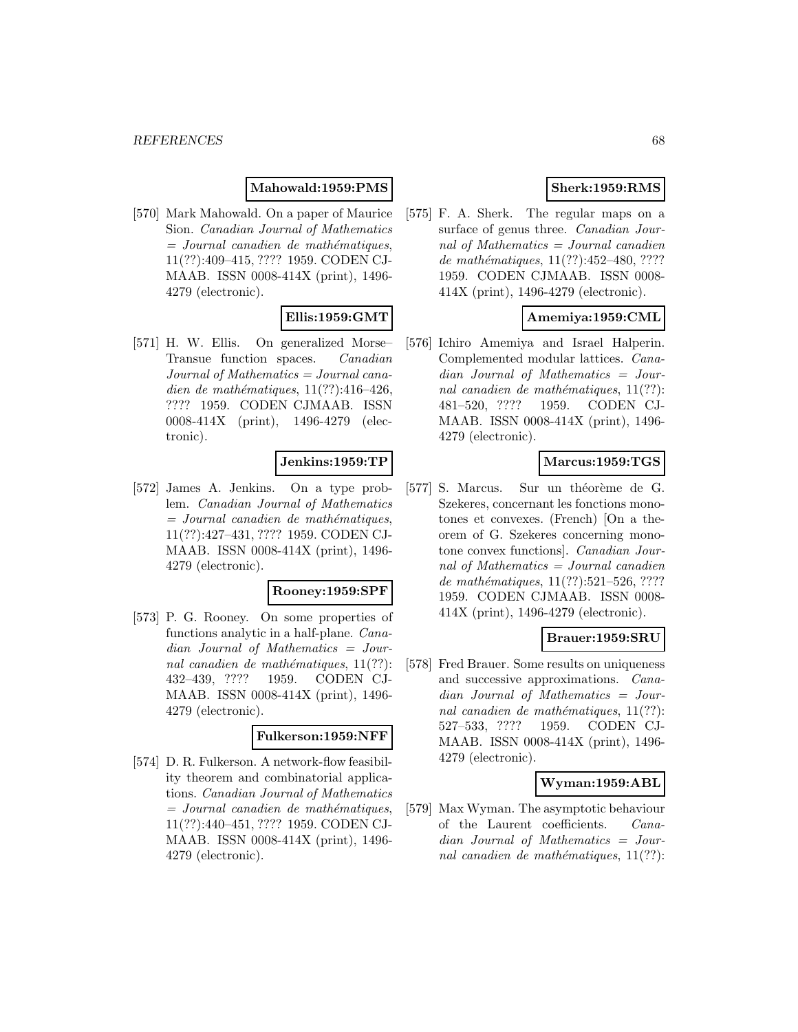**Mahowald:1959:PMS**

[570] Mark Mahowald. On a paper of Maurice Sion. *Canadian Journal of Mathematics = Journal canadien de mathématiques*, 11(??):409–415, ???? 1959. CODEN CJMAAB. ISSN 0008-414X (print), 1496-4279 (electronic).

**Ellis:1959:GMT**

[571] H. W. Ellis. On generalized Morse–Transue function spaces. *Canadian Journal of Mathematics = Journal canadien de mathématiques*, 11(??):416–426, ???? 1959. CODEN CJMAAB. ISSN 0008-414X (print), 1496-4279 (electronic).

**Jenkins:1959:TP**

[572] James A. Jenkins. On a type problem. *Canadian Journal of Mathematics = Journal canadien de mathématiques*, 11(??):427–431, ???? 1959. CODEN CJMAAB. ISSN 0008-414X (print), 1496-4279 (electronic).

**Rooney:1959:SPF**

[573] P. G. Rooney. On some properties of functions analytic in a half-plane. *Canadian Journal of Mathematics = Journal canadien de mathématiques*, 11(??): 432–439, ???? 1959. CODEN CJMAAB. ISSN 0008-414X (print), 1496-4279 (electronic).

**Fulkerson:1959:NFF**

[574] D. R. Fulkerson. A network-flow feasibility theorem and combinatorial applications. *Canadian Journal of Mathematics = Journal canadien de mathématiques*, 11(??):440–451, ???? 1959. CODEN CJMAAB. ISSN 0008-414X (print), 1496-4279 (electronic).

**Sherk:1959:RMS**

[575] F. A. Sherk. The regular maps on a surface of genus three. *Canadian Journal of Mathematics = Journal canadien de mathématiques*, 11(??):452–480, ???? 1959. CODEN CJMAAB. ISSN 0008-414X (print), 1496-4279 (electronic).

**Amemiya:1959:CML**

[576] Ichiro Amemiya and Israel Halperin. Complemented modular lattices. *Canadian Journal of Mathematics = Journal canadien de mathématiques*, 11(??): 481–520, ???? 1959. CODEN CJMAAB. ISSN 0008-414X (print), 1496-4279 (electronic).

**Marcus:1959:TGS**

[577] S. Marcus. Sur un théorème de G. Szekeres, concernant les fonctions monotones et convexes. (French) [On a theorem of G. Szekeres concerning monotone convex functions]. *Canadian Journal of Mathematics = Journal canadien de mathématiques*, 11(??):521–526, ???? 1959. CODEN CJMAAB. ISSN 0008-414X (print), 1496-4279 (electronic).

**Brauer:1959:SRU**

[578] Fred Brauer. Some results on uniqueness and successive approximations. *Canadian Journal of Mathematics = Journal canadien de mathématiques*, 11(??): 527–533, ???? 1959. CODEN CJMAAB. ISSN 0008-414X (print), 1496-4279 (electronic).

**Wyman:1959:ABL**

[579] Max Wyman. The asymptotic behaviour of the Laurent coefficients. *Canadian Journal of Mathematics = Journal canadien de mathématiques*, 11(??):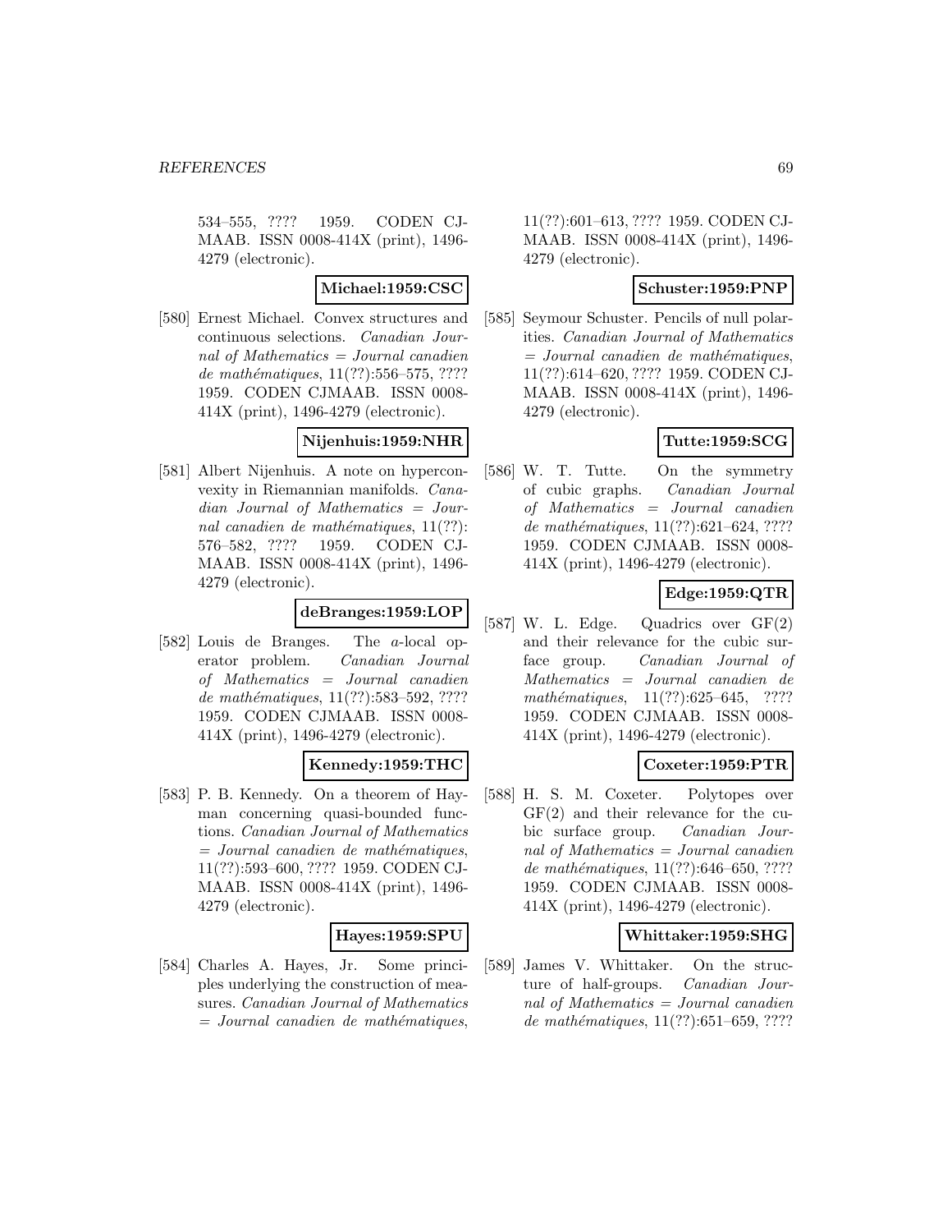534–555, ???? 1959. CODEN CJMAAB. ISSN 0008-414X (print), 1496-4279 (electronic).

**Michael:1959:CSC**

[580] Ernest Michael. Convex structures and continuous selections. *Canadian Journal of Mathematics = Journal canadien de mathématiques*, 11(??):556–575, ???? 1959. CODEN CJMAAB. ISSN 0008-414X (print), 1496-4279 (electronic).

**Nijenhuis:1959:NHR**

[581] Albert Nijenhuis. A note on hyperconvexity in Riemannian manifolds. *Canadian Journal of Mathematics = Journal canadien de mathématiques*, 11(??):576–582, ???? 1959. CODEN CJMAAB. ISSN 0008-414X (print), 1496-4279 (electronic).

**deBranges:1959:LOP**

[582] Louis de Branges. The *a*-local operator problem. *Canadian Journal of Mathematics = Journal canadien de mathématiques*, 11(??):583–592, ???? 1959. CODEN CJMAAB. ISSN 0008-414X (print), 1496-4279 (electronic).

**Kennedy:1959:THC**

[583] P. B. Kennedy. On a theorem of Hayman concerning quasi-bounded functions. *Canadian Journal of Mathematics = Journal canadien de mathématiques*, 11(??):593–600, ???? 1959. CODEN CJMAAB. ISSN 0008-414X (print), 1496-4279 (electronic).

**Hayes:1959:SPU**

[584] Charles A. Hayes, Jr. Some principles underlying the construction of measures. *Canadian Journal of Mathematics = Journal canadien de mathématiques*, 11(??):601–613, ???? 1959. CODEN CJMAAB. ISSN 0008-414X (print), 1496-4279 (electronic).

**Schuster:1959:PNP**

[585] Seymour Schuster. Pencils of null polarities. *Canadian Journal of Mathematics = Journal canadien de mathématiques*, 11(??):614–620, ???? 1959. CODEN CJMAAB. ISSN 0008-414X (print), 1496-4279 (electronic).

**Tutte:1959:SCG**

[586] W. T. Tutte. On the symmetry of cubic graphs. *Canadian Journal of Mathematics = Journal canadien de mathématiques*, 11(??):621–624, ???? 1959. CODEN CJMAAB. ISSN 0008-414X (print), 1496-4279 (electronic).

**Edge:1959:QTR**

[587] W. L. Edge. Quadrics over GF(2) and their relevance for the cubic surface group. *Canadian Journal of Mathematics = Journal canadien de mathématiques*, 11(??):625–645, ???? 1959. CODEN CJMAAB. ISSN 0008-414X (print), 1496-4279 (electronic).

**Coxeter:1959:PTR**

[588] H. S. M. Coxeter. Polytopes over GF(2) and their relevance for the cubic surface group. *Canadian Journal of Mathematics = Journal canadien de mathématiques*, 11(??):646–650, ???? 1959. CODEN CJMAAB. ISSN 0008-414X (print), 1496-4279 (electronic).

**Whittaker:1959:SHG**

[589] James V. Whittaker. On the structure of half-groups. *Canadian Journal of Mathematics = Journal canadien de mathématiques*, 11(??):651–659, ????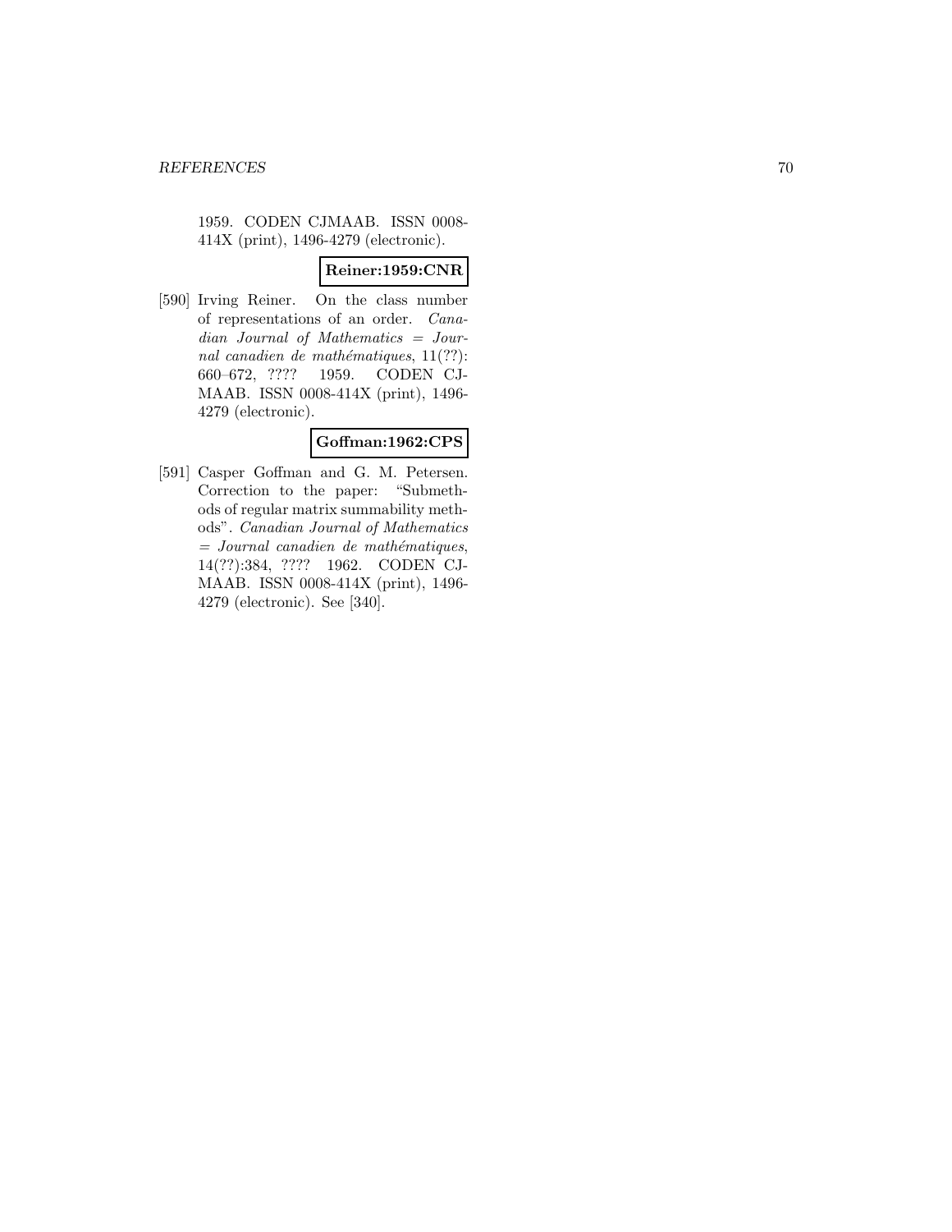1959. CODEN CJMAAB. ISSN 0008-414X (print), 1496-4279 (electronic).

**Reiner:1959:CNR**

[590] Irving Reiner. On the class number of representations of an order. *Canadian Journal of Mathematics = Journal canadien de mathématiques*, 11(??): 660–672, ???? 1959. CODEN CJMAAB. ISSN 0008-414X (print), 1496-4279 (electronic).

**Goffman:1962:CPS**

[591] Casper Goffman and G. M. Petersen. Correction to the paper: "Submethods of regular matrix summability methods". *Canadian Journal of Mathematics = Journal canadien de mathématiques*, 14(??):384, ???? 1962. CODEN CJMAAB. ISSN 0008-414X (print), 1496-4279 (electronic). See [340].